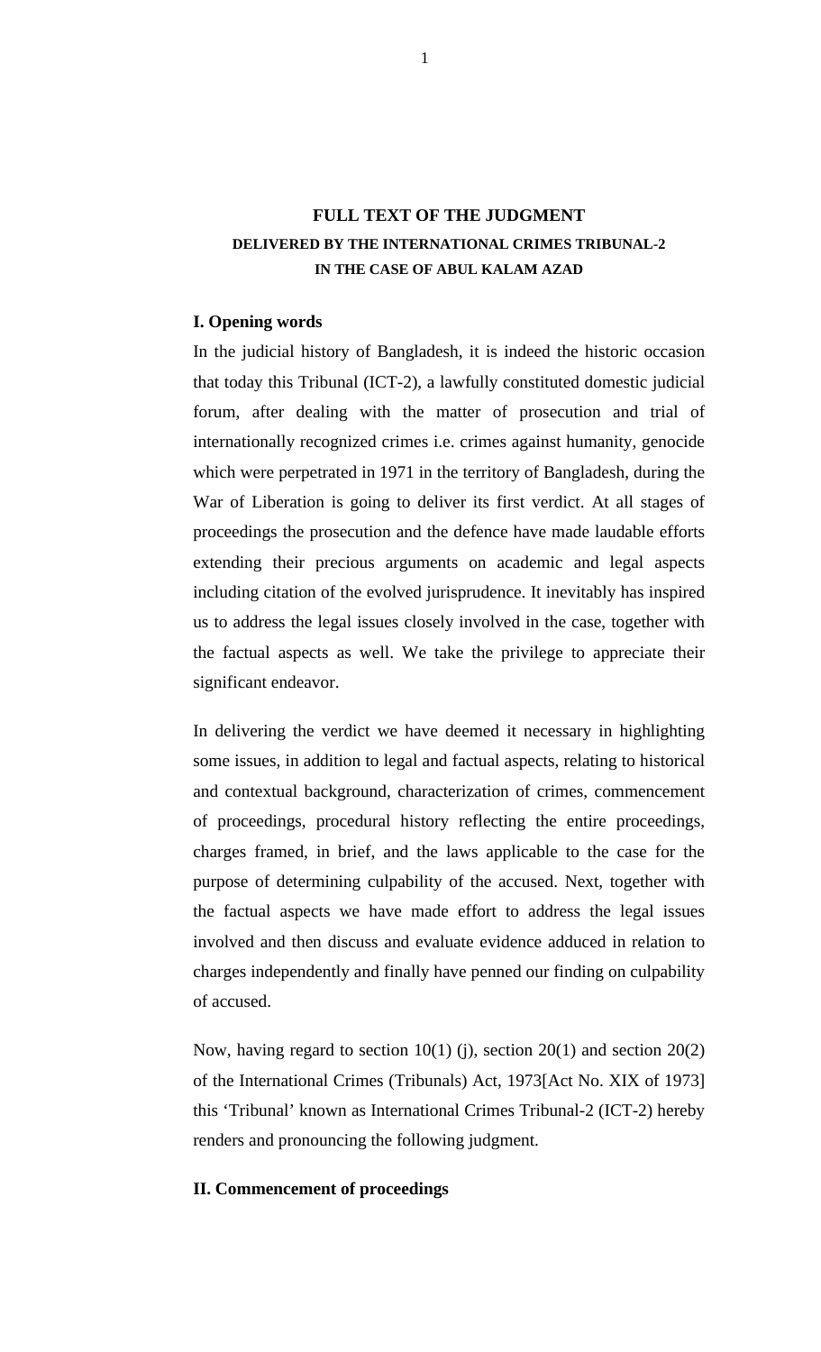# FULL TEXT OF THE JUDGMENT

## DELIVERED BY THE INTERNATIONAL CRIMES TRIBUNAL-2 IN THE CASE OF ABUL KALAM AZAD

### I. Opening words

In the judicial history of Bangladesh, it is indeed the historic occasion that today this Tribunal (ICT-2), a lawfully constituted domestic judicial forum, after dealing with the matter of prosecution and trial of internationally recognized crimes i.e. crimes against humanity, genocide which were perpetrated in 1971 in the territory of Bangladesh, during the War of Liberation is going to deliver its first verdict. At all stages of proceedings the prosecution and the defence have made laudable efforts extending their precious arguments on academic and legal aspects including citation of the evolved jurisprudence. It inevitably has inspired us to address the legal issues closely involved in the case, together with the factual aspects as well. We take the privilege to appreciate their significant endeavor.

In delivering the verdict we have deemed it necessary in highlighting some issues, in addition to legal and factual aspects, relating to historical and contextual background, characterization of crimes, commencement of proceedings, procedural history reflecting the entire proceedings, charges framed, in brief, and the laws applicable to the case for the purpose of determining culpability of the accused. Next, together with the factual aspects we have made effort to address the legal issues involved and then discuss and evaluate evidence adduced in relation to charges independently and finally have penned our finding on culpability of accused.

Now, having regard to section 10(1) (j), section 20(1) and section 20(2) of the International Crimes (Tribunals) Act, 1973[Act No. XIX of 1973] this 'Tribunal' known as International Crimes Tribunal-2 (ICT-2) hereby renders and pronouncing the following judgment.

### II. Commencement of proceedings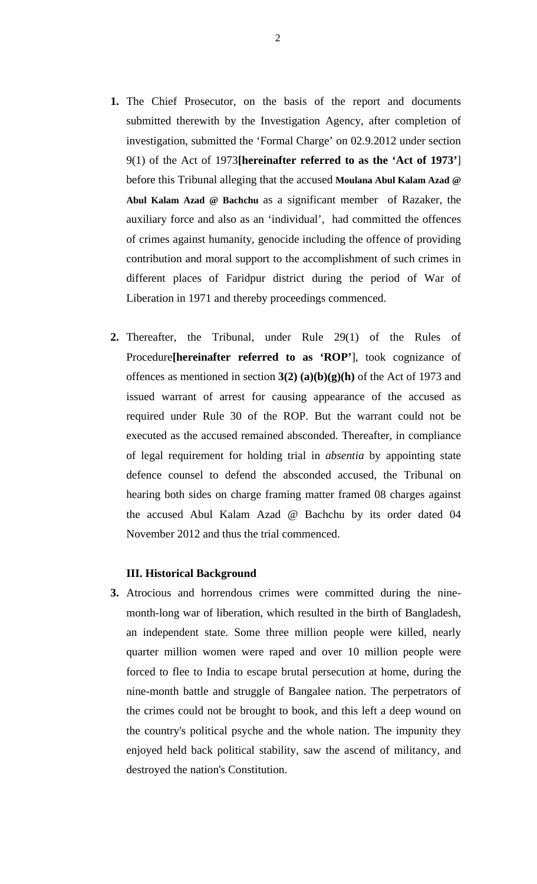1. The Chief Prosecutor, on the basis of the report and documents submitted therewith by the Investigation Agency, after completion of investigation, submitted the 'Formal Charge' on 02.9.2012 under section 9(1) of the Act of 1973**[hereinafter referred to as the 'Act of 1973'**] before this Tribunal alleging that the accused **Moulana Abul Kalam Azad @ Abul Kalam Azad @ Bachchu** as a significant member of Razaker, the auxiliary force and also as an 'individual', had committed the offences of crimes against humanity, genocide including the offence of providing contribution and moral support to the accomplishment of such crimes in different places of Faridpur district during the period of War of Liberation in 1971 and thereby proceedings commenced.

2. Thereafter, the Tribunal, under Rule 29(1) of the Rules of Procedure**[hereinafter referred to as 'ROP'**], took cognizance of offences as mentioned in section **3(2) (a)(b)(g)(h)** of the Act of 1973 and issued warrant of arrest for causing appearance of the accused as required under Rule 30 of the ROP. But the warrant could not be executed as the accused remained absconded. Thereafter, in compliance of legal requirement for holding trial in *absentia* by appointing state defence counsel to defend the absconded accused, the Tribunal on hearing both sides on charge framing matter framed 08 charges against the accused Abul Kalam Azad @ Bachchu by its order dated 04 November 2012 and thus the trial commenced.

### III. Historical Background

3. Atrocious and horrendous crimes were committed during the nine-month-long war of liberation, which resulted in the birth of Bangladesh, an independent state. Some three million people were killed, nearly quarter million women were raped and over 10 million people were forced to flee to India to escape brutal persecution at home, during the nine-month battle and struggle of Bangalee nation. The perpetrators of the crimes could not be brought to book, and this left a deep wound on the country's political psyche and the whole nation. The impunity they enjoyed held back political stability, saw the ascend of militancy, and destroyed the nation's Constitution.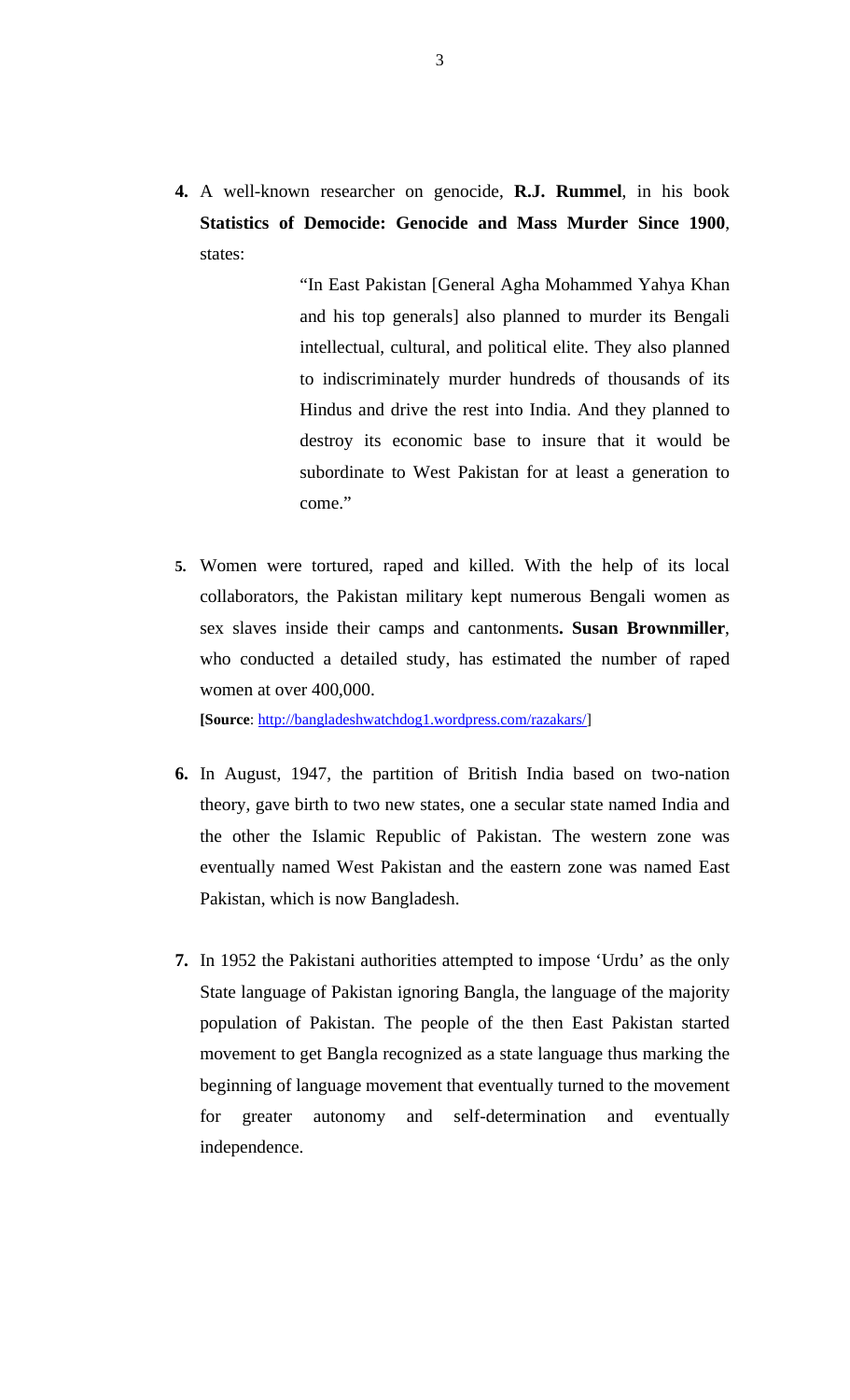4. A well-known researcher on genocide, **R.J. Rummel**, in his book **Statistics of Democide: Genocide and Mass Murder Since 1900**, states:

> "In East Pakistan [General Agha Mohammed Yahya Khan and his top generals] also planned to murder its Bengali intellectual, cultural, and political elite. They also planned to indiscriminately murder hundreds of thousands of its Hindus and drive the rest into India. And they planned to destroy its economic base to insure that it would be subordinate to West Pakistan for at least a generation to come."

5. Women were tortured, raped and killed. With the help of its local collaborators, the Pakistan military kept numerous Bengali women as sex slaves inside their camps and cantonments**. Susan Brownmiller**, who conducted a detailed study, has estimated the number of raped women at over 400,000.

   **[Source**: http://bangladeshwatchdog1.wordpress.com/razakars/]

6. In August, 1947, the partition of British India based on two-nation theory, gave birth to two new states, one a secular state named India and the other the Islamic Republic of Pakistan. The western zone was eventually named West Pakistan and the eastern zone was named East Pakistan, which is now Bangladesh.

7. In 1952 the Pakistani authorities attempted to impose 'Urdu' as the only State language of Pakistan ignoring Bangla, the language of the majority population of Pakistan. The people of the then East Pakistan started movement to get Bangla recognized as a state language thus marking the beginning of language movement that eventually turned to the movement for greater autonomy and self-determination and eventually independence.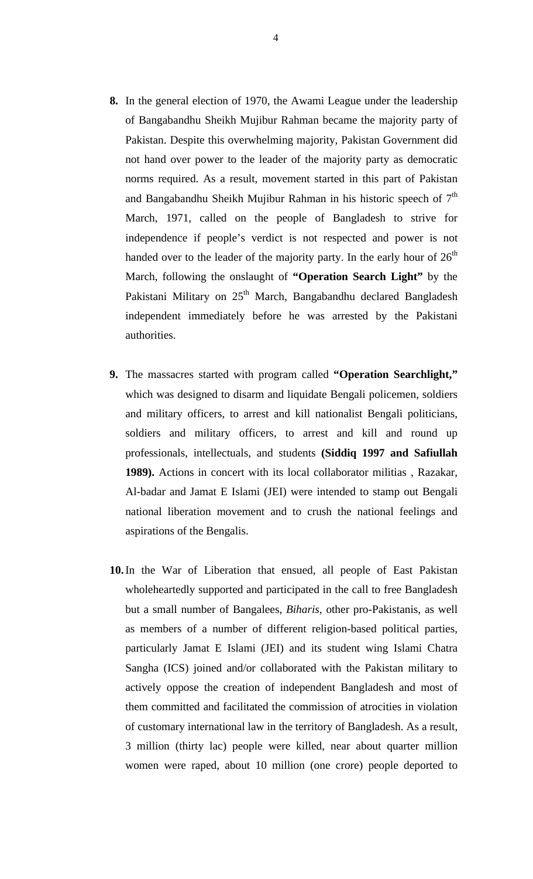**8.** In the general election of 1970, the Awami League under the leadership of Bangabandhu Sheikh Mujibur Rahman became the majority party of Pakistan. Despite this overwhelming majority, Pakistan Government did not hand over power to the leader of the majority party as democratic norms required. As a result, movement started in this part of Pakistan and Bangabandhu Sheikh Mujibur Rahman in his historic speech of 7th March, 1971, called on the people of Bangladesh to strive for independence if people's verdict is not respected and power is not handed over to the leader of the majority party. In the early hour of 26th March, following the onslaught of **"Operation Search Light"** by the Pakistani Military on 25th March, Bangabandhu declared Bangladesh independent immediately before he was arrested by the Pakistani authorities.

**9.** The massacres started with program called **"Operation Searchlight,"** which was designed to disarm and liquidate Bengali policemen, soldiers and military officers, to arrest and kill nationalist Bengali politicians, soldiers and military officers, to arrest and kill and round up professionals, intellectuals, and students **(Siddiq 1997 and Safiullah 1989).** Actions in concert with its local collaborator militias , Razakar, Al-badar and Jamat E Islami (JEI) were intended to stamp out Bengali national liberation movement and to crush the national feelings and aspirations of the Bengalis.

**10.** In the War of Liberation that ensued, all people of East Pakistan wholeheartedly supported and participated in the call to free Bangladesh but a small number of Bangalees, *Biharis*, other pro-Pakistanis, as well as members of a number of different religion-based political parties, particularly Jamat E Islami (JEI) and its student wing Islami Chatra Sangha (ICS) joined and/or collaborated with the Pakistan military to actively oppose the creation of independent Bangladesh and most of them committed and facilitated the commission of atrocities in violation of customary international law in the territory of Bangladesh. As a result, 3 million (thirty lac) people were killed, near about quarter million women were raped, about 10 million (one crore) people deported to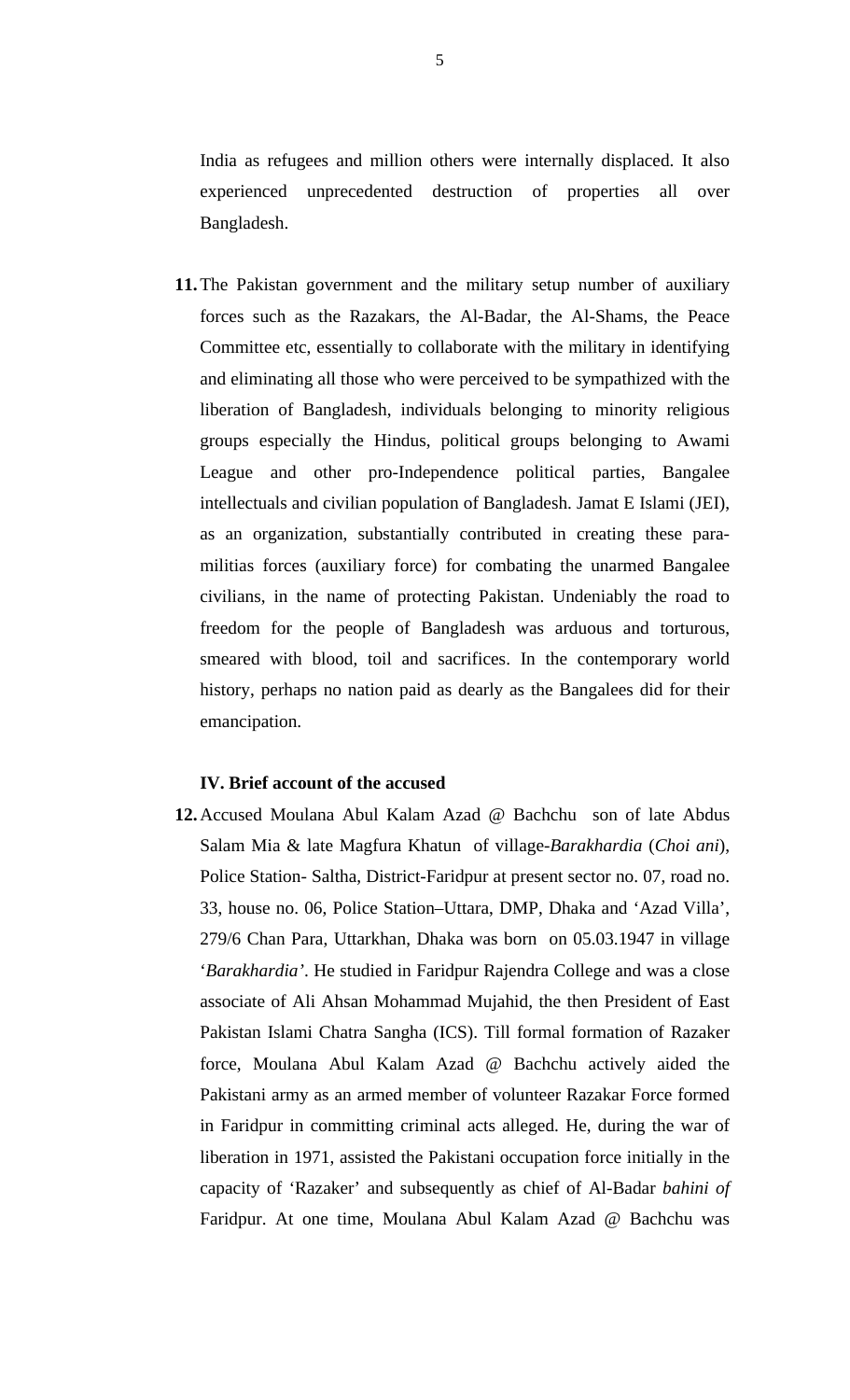India as refugees and million others were internally displaced. It also experienced unprecedented destruction of properties all over Bangladesh.

**11.** The Pakistan government and the military setup number of auxiliary forces such as the Razakars, the Al-Badar, the Al-Shams, the Peace Committee etc, essentially to collaborate with the military in identifying and eliminating all those who were perceived to be sympathized with the liberation of Bangladesh, individuals belonging to minority religious groups especially the Hindus, political groups belonging to Awami League and other pro-Independence political parties, Bangalee intellectuals and civilian population of Bangladesh. Jamat E Islami (JEI), as an organization, substantially contributed in creating these para-militias forces (auxiliary force) for combating the unarmed Bangalee civilians, in the name of protecting Pakistan. Undeniably the road to freedom for the people of Bangladesh was arduous and torturous, smeared with blood, toil and sacrifices. In the contemporary world history, perhaps no nation paid as dearly as the Bangalees did for their emancipation.

**IV. Brief account of the accused**

**12.** Accused Moulana Abul Kalam Azad @ Bachchu son of late Abdus Salam Mia & late Magfura Khatun of village-*Barakhardia* (*Choi ani*), Police Station- Saltha, District-Faridpur at present sector no. 07, road no. 33, house no. 06, Police Station–Uttara, DMP, Dhaka and 'Azad Villa', 279/6 Chan Para, Uttarkhan, Dhaka was born on 05.03.1947 in village '*Barakhardia*'. He studied in Faridpur Rajendra College and was a close associate of Ali Ahsan Mohammad Mujahid, the then President of East Pakistan Islami Chatra Sangha (ICS). Till formal formation of Razaker force, Moulana Abul Kalam Azad @ Bachchu actively aided the Pakistani army as an armed member of volunteer Razakar Force formed in Faridpur in committing criminal acts alleged. He, during the war of liberation in 1971, assisted the Pakistani occupation force initially in the capacity of 'Razaker' and subsequently as chief of Al-Badar *bahini of* Faridpur. At one time, Moulana Abul Kalam Azad @ Bachchu was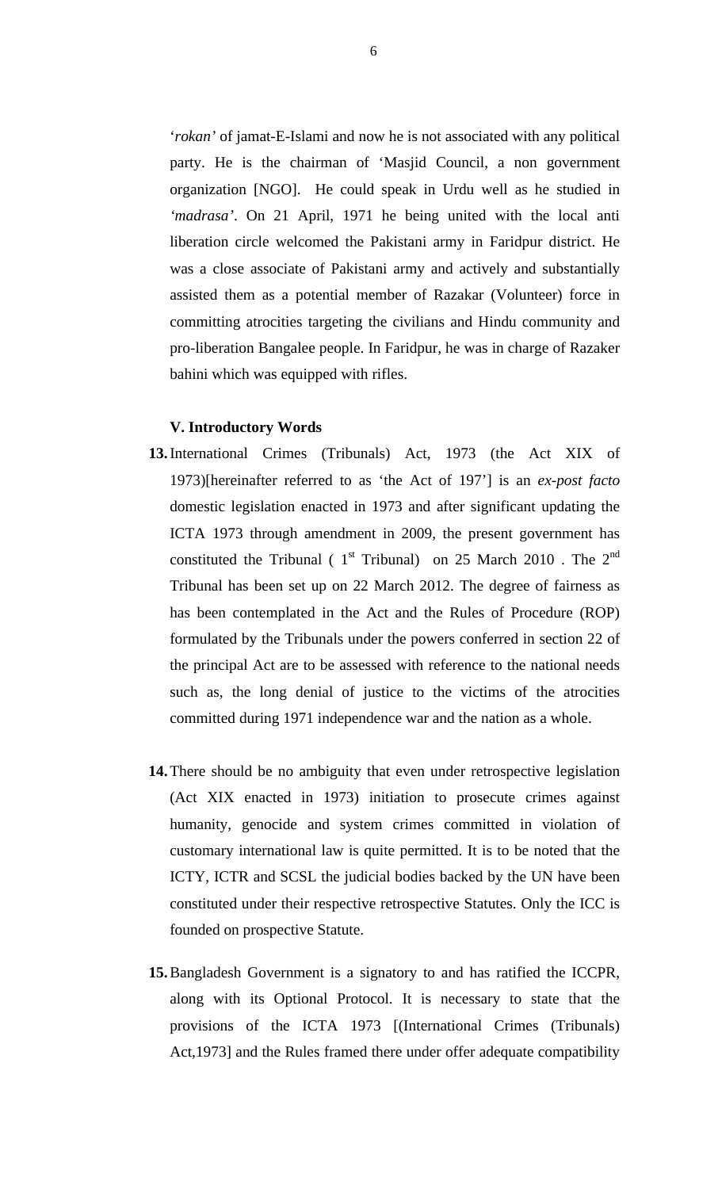'*rokan*' of jamat-E-Islami and now he is not associated with any political party. He is the chairman of 'Masjid Council, a non government organization [NGO]. He could speak in Urdu well as he studied in '*madrasa*'. On 21 April, 1971 he being united with the local anti liberation circle welcomed the Pakistani army in Faridpur district. He was a close associate of Pakistani army and actively and substantially assisted them as a potential member of Razakar (Volunteer) force in committing atrocities targeting the civilians and Hindu community and pro-liberation Bangalee people. In Faridpur, he was in charge of Razaker bahini which was equipped with rifles.

**V. Introductory Words**

**13.** International Crimes (Tribunals) Act, 1973 (the Act XIX of 1973)[hereinafter referred to as 'the Act of 197'] is an *ex-post facto* domestic legislation enacted in 1973 and after significant updating the ICTA 1973 through amendment in 2009, the present government has constituted the Tribunal ( 1st Tribunal) on 25 March 2010 . The 2nd Tribunal has been set up on 22 March 2012. The degree of fairness as has been contemplated in the Act and the Rules of Procedure (ROP) formulated by the Tribunals under the powers conferred in section 22 of the principal Act are to be assessed with reference to the national needs such as, the long denial of justice to the victims of the atrocities committed during 1971 independence war and the nation as a whole.

**14.** There should be no ambiguity that even under retrospective legislation (Act XIX enacted in 1973) initiation to prosecute crimes against humanity, genocide and system crimes committed in violation of customary international law is quite permitted. It is to be noted that the ICTY, ICTR and SCSL the judicial bodies backed by the UN have been constituted under their respective retrospective Statutes. Only the ICC is founded on prospective Statute.

**15.** Bangladesh Government is a signatory to and has ratified the ICCPR, along with its Optional Protocol. It is necessary to state that the provisions of the ICTA 1973 [(International Crimes (Tribunals) Act,1973] and the Rules framed there under offer adequate compatibility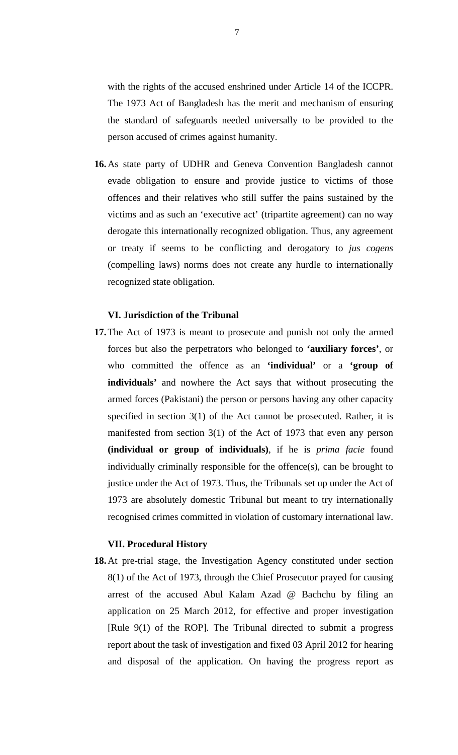with the rights of the accused enshrined under Article 14 of the ICCPR. The 1973 Act of Bangladesh has the merit and mechanism of ensuring the standard of safeguards needed universally to be provided to the person accused of crimes against humanity.

**16.** As state party of UDHR and Geneva Convention Bangladesh cannot evade obligation to ensure and provide justice to victims of those offences and their relatives who still suffer the pains sustained by the victims and as such an 'executive act' (tripartite agreement) can no way derogate this internationally recognized obligation. Thus, any agreement or treaty if seems to be conflicting and derogatory to *jus cogens* (compelling laws) norms does not create any hurdle to internationally recognized state obligation.

### VI. Jurisdiction of the Tribunal

**17.** The Act of 1973 is meant to prosecute and punish not only the armed forces but also the perpetrators who belonged to **'auxiliary forces'**, or who committed the offence as an **'individual'** or a **'group of individuals'** and nowhere the Act says that without prosecuting the armed forces (Pakistani) the person or persons having any other capacity specified in section 3(1) of the Act cannot be prosecuted. Rather, it is manifested from section 3(1) of the Act of 1973 that even any person **(individual or group of individuals)**, if he is *prima facie* found individually criminally responsible for the offence(s), can be brought to justice under the Act of 1973. Thus, the Tribunals set up under the Act of 1973 are absolutely domestic Tribunal but meant to try internationally recognised crimes committed in violation of customary international law.

### VII. Procedural History

**18.** At pre-trial stage, the Investigation Agency constituted under section 8(1) of the Act of 1973, through the Chief Prosecutor prayed for causing arrest of the accused Abul Kalam Azad @ Bachchu by filing an application on 25 March 2012, for effective and proper investigation [Rule 9(1) of the ROP]. The Tribunal directed to submit a progress report about the task of investigation and fixed 03 April 2012 for hearing and disposal of the application. On having the progress report as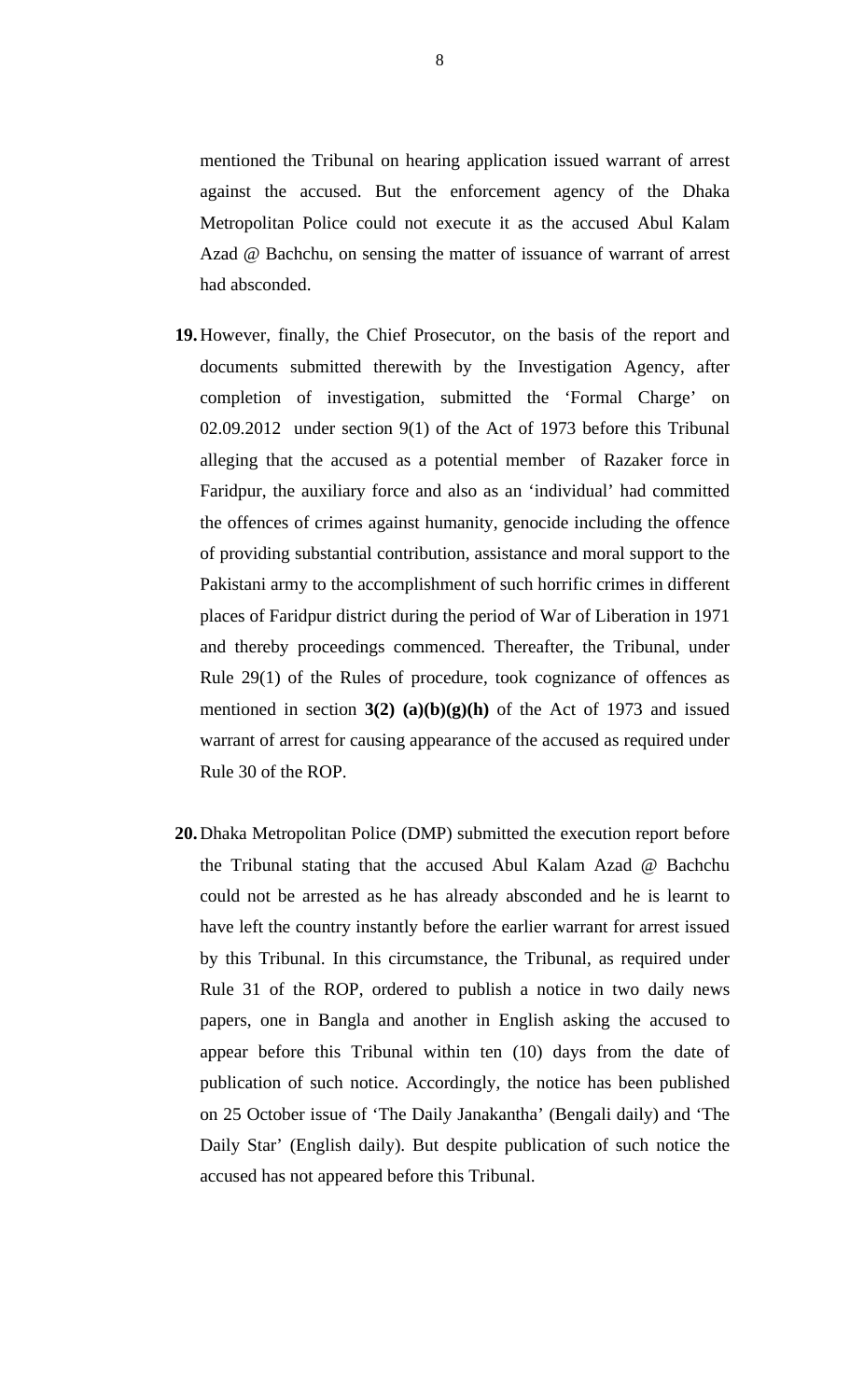mentioned the Tribunal on hearing application issued warrant of arrest against the accused. But the enforcement agency of the Dhaka Metropolitan Police could not execute it as the accused Abul Kalam Azad @ Bachchu, on sensing the matter of issuance of warrant of arrest had absconded.

**19.** However, finally, the Chief Prosecutor, on the basis of the report and documents submitted therewith by the Investigation Agency, after completion of investigation, submitted the 'Formal Charge' on 02.09.2012 under section 9(1) of the Act of 1973 before this Tribunal alleging that the accused as a potential member of Razaker force in Faridpur, the auxiliary force and also as an 'individual' had committed the offences of crimes against humanity, genocide including the offence of providing substantial contribution, assistance and moral support to the Pakistani army to the accomplishment of such horrific crimes in different places of Faridpur district during the period of War of Liberation in 1971 and thereby proceedings commenced. Thereafter, the Tribunal, under Rule 29(1) of the Rules of procedure, took cognizance of offences as mentioned in section **3(2) (a)(b)(g)(h)** of the Act of 1973 and issued warrant of arrest for causing appearance of the accused as required under Rule 30 of the ROP.

**20.** Dhaka Metropolitan Police (DMP) submitted the execution report before the Tribunal stating that the accused Abul Kalam Azad @ Bachchu could not be arrested as he has already absconded and he is learnt to have left the country instantly before the earlier warrant for arrest issued by this Tribunal. In this circumstance, the Tribunal, as required under Rule 31 of the ROP, ordered to publish a notice in two daily news papers, one in Bangla and another in English asking the accused to appear before this Tribunal within ten (10) days from the date of publication of such notice. Accordingly, the notice has been published on 25 October issue of 'The Daily Janakantha' (Bengali daily) and 'The Daily Star' (English daily). But despite publication of such notice the accused has not appeared before this Tribunal.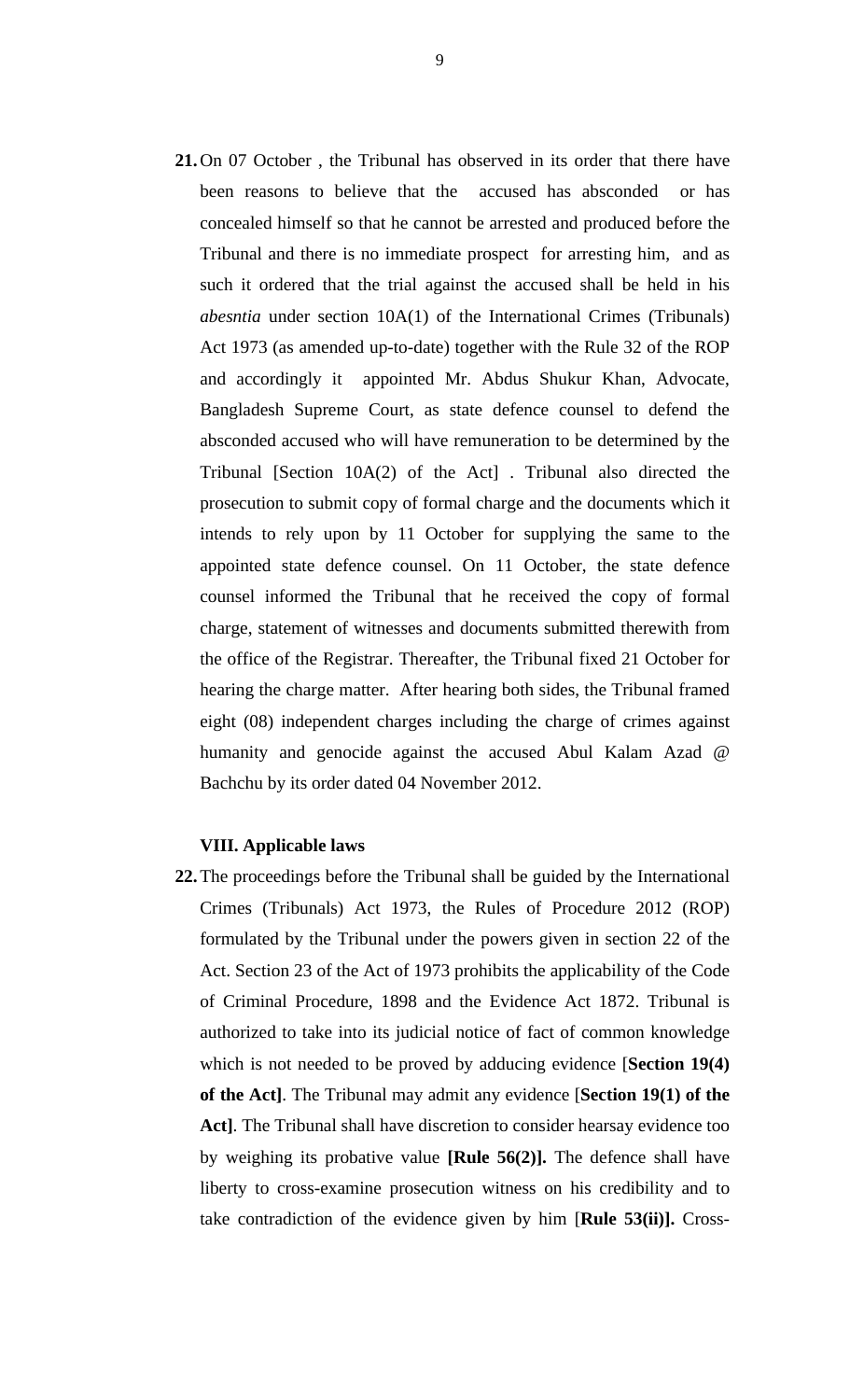21. On 07 October , the Tribunal has observed in its order that there have been reasons to believe that the accused has absconded or has concealed himself so that he cannot be arrested and produced before the Tribunal and there is no immediate prospect for arresting him, and as such it ordered that the trial against the accused shall be held in his *abesntia* under section 10A(1) of the International Crimes (Tribunals) Act 1973 (as amended up-to-date) together with the Rule 32 of the ROP and accordingly it appointed Mr. Abdus Shukur Khan, Advocate, Bangladesh Supreme Court, as state defence counsel to defend the absconded accused who will have remuneration to be determined by the Tribunal [Section 10A(2) of the Act] . Tribunal also directed the prosecution to submit copy of formal charge and the documents which it intends to rely upon by 11 October for supplying the same to the appointed state defence counsel. On 11 October, the state defence counsel informed the Tribunal that he received the copy of formal charge, statement of witnesses and documents submitted therewith from the office of the Registrar. Thereafter, the Tribunal fixed 21 October for hearing the charge matter. After hearing both sides, the Tribunal framed eight (08) independent charges including the charge of crimes against humanity and genocide against the accused Abul Kalam Azad @ Bachchu by its order dated 04 November 2012.

### VIII. Applicable laws

22. The proceedings before the Tribunal shall be guided by the International Crimes (Tribunals) Act 1973, the Rules of Procedure 2012 (ROP) formulated by the Tribunal under the powers given in section 22 of the Act. Section 23 of the Act of 1973 prohibits the applicability of the Code of Criminal Procedure, 1898 and the Evidence Act 1872. Tribunal is authorized to take into its judicial notice of fact of common knowledge which is not needed to be proved by adducing evidence [**Section 19(4) of the Act]**. The Tribunal may admit any evidence [**Section 19(1) of the Act]**. The Tribunal shall have discretion to consider hearsay evidence too by weighing its probative value **[Rule 56(2)].** The defence shall have liberty to cross-examine prosecution witness on his credibility and to take contradiction of the evidence given by him [**Rule 53(ii)].** Cross-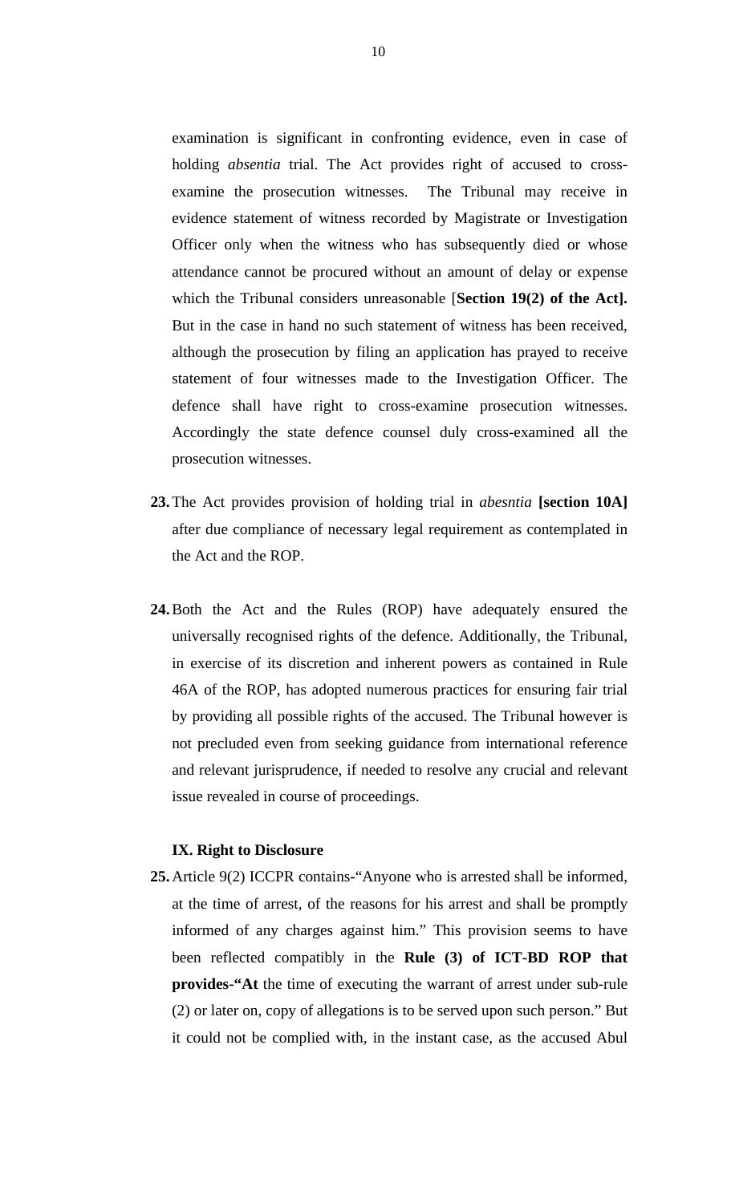examination is significant in confronting evidence, even in case of holding *absentia* trial. The Act provides right of accused to cross-examine the prosecution witnesses. The Tribunal may receive in evidence statement of witness recorded by Magistrate or Investigation Officer only when the witness who has subsequently died or whose attendance cannot be procured without an amount of delay or expense which the Tribunal considers unreasonable [**Section 19(2) of the Act].** But in the case in hand no such statement of witness has been received, although the prosecution by filing an application has prayed to receive statement of four witnesses made to the Investigation Officer. The defence shall have right to cross-examine prosecution witnesses. Accordingly the state defence counsel duly cross-examined all the prosecution witnesses.

**23.** The Act provides provision of holding trial in *abesntia* **[section 10A]** after due compliance of necessary legal requirement as contemplated in the Act and the ROP.

**24.** Both the Act and the Rules (ROP) have adequately ensured the universally recognised rights of the defence. Additionally, the Tribunal, in exercise of its discretion and inherent powers as contained in Rule 46A of the ROP, has adopted numerous practices for ensuring fair trial by providing all possible rights of the accused. The Tribunal however is not precluded even from seeking guidance from international reference and relevant jurisprudence, if needed to resolve any crucial and relevant issue revealed in course of proceedings.

### IX. Right to Disclosure

**25.** Article 9(2) ICCPR contains-"Anyone who is arrested shall be informed, at the time of arrest, of the reasons for his arrest and shall be promptly informed of any charges against him." This provision seems to have been reflected compatibly in the **Rule (3) of ICT-BD ROP that provides-"At** the time of executing the warrant of arrest under sub-rule (2) or later on, copy of allegations is to be served upon such person." But it could not be complied with, in the instant case, as the accused Abul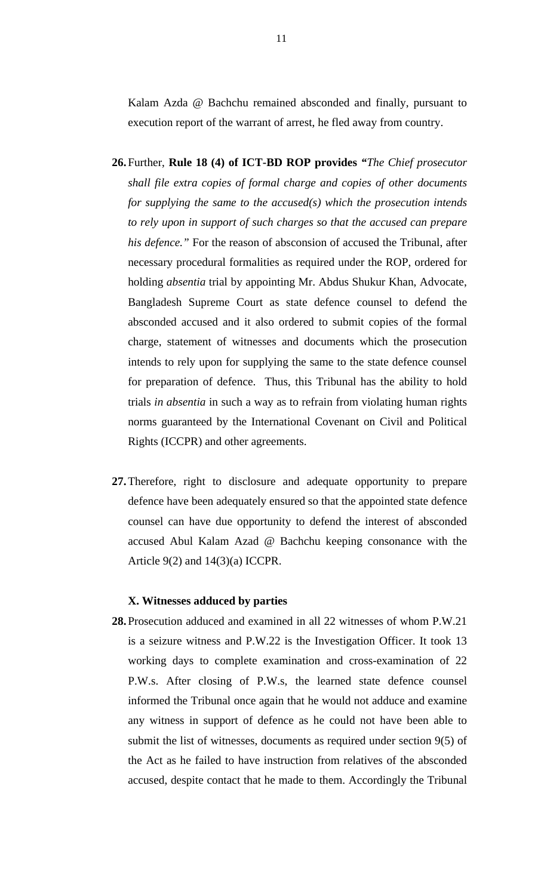Kalam Azda @ Bachchu remained absconded and finally, pursuant to execution report of the warrant of arrest, he fled away from country.

**26.** Further, **Rule 18 (4) of ICT-BD ROP provides "***The Chief prosecutor shall file extra copies of formal charge and copies of other documents for supplying the same to the accused(s) which the prosecution intends to rely upon in support of such charges so that the accused can prepare his defence."* For the reason of absconsion of accused the Tribunal, after necessary procedural formalities as required under the ROP, ordered for holding *absentia* trial by appointing Mr. Abdus Shukur Khan, Advocate, Bangladesh Supreme Court as state defence counsel to defend the absconded accused and it also ordered to submit copies of the formal charge, statement of witnesses and documents which the prosecution intends to rely upon for supplying the same to the state defence counsel for preparation of defence. Thus, this Tribunal has the ability to hold trials *in absentia* in such a way as to refrain from violating human rights norms guaranteed by the International Covenant on Civil and Political Rights (ICCPR) and other agreements.

**27.** Therefore, right to disclosure and adequate opportunity to prepare defence have been adequately ensured so that the appointed state defence counsel can have due opportunity to defend the interest of absconded accused Abul Kalam Azad @ Bachchu keeping consonance with the Article 9(2) and 14(3)(a) ICCPR.

**X. Witnesses adduced by parties**

**28.** Prosecution adduced and examined in all 22 witnesses of whom P.W.21 is a seizure witness and P.W.22 is the Investigation Officer. It took 13 working days to complete examination and cross-examination of 22 P.W.s. After closing of P.W.s, the learned state defence counsel informed the Tribunal once again that he would not adduce and examine any witness in support of defence as he could not have been able to submit the list of witnesses, documents as required under section 9(5) of the Act as he failed to have instruction from relatives of the absconded accused, despite contact that he made to them. Accordingly the Tribunal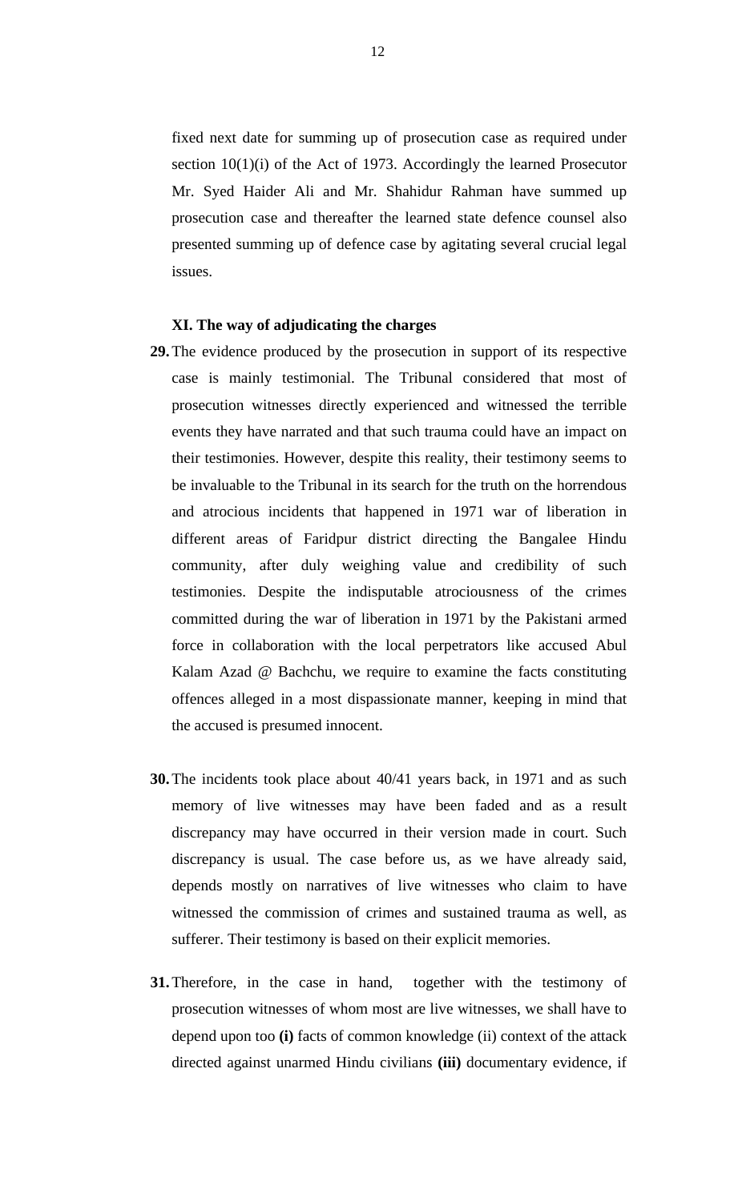fixed next date for summing up of prosecution case as required under section 10(1)(i) of the Act of 1973. Accordingly the learned Prosecutor Mr. Syed Haider Ali and Mr. Shahidur Rahman have summed up prosecution case and thereafter the learned state defence counsel also presented summing up of defence case by agitating several crucial legal issues.

### XI. The way of adjudicating the charges

**29.** The evidence produced by the prosecution in support of its respective case is mainly testimonial. The Tribunal considered that most of prosecution witnesses directly experienced and witnessed the terrible events they have narrated and that such trauma could have an impact on their testimonies. However, despite this reality, their testimony seems to be invaluable to the Tribunal in its search for the truth on the horrendous and atrocious incidents that happened in 1971 war of liberation in different areas of Faridpur district directing the Bangalee Hindu community, after duly weighing value and credibility of such testimonies. Despite the indisputable atrociousness of the crimes committed during the war of liberation in 1971 by the Pakistani armed force in collaboration with the local perpetrators like accused Abul Kalam Azad @ Bachchu, we require to examine the facts constituting offences alleged in a most dispassionate manner, keeping in mind that the accused is presumed innocent.

**30.** The incidents took place about 40/41 years back, in 1971 and as such memory of live witnesses may have been faded and as a result discrepancy may have occurred in their version made in court. Such discrepancy is usual. The case before us, as we have already said, depends mostly on narratives of live witnesses who claim to have witnessed the commission of crimes and sustained trauma as well, as sufferer. Their testimony is based on their explicit memories.

**31.** Therefore, in the case in hand, together with the testimony of prosecution witnesses of whom most are live witnesses, we shall have to depend upon too **(i)** facts of common knowledge (ii) context of the attack directed against unarmed Hindu civilians **(iii)** documentary evidence, if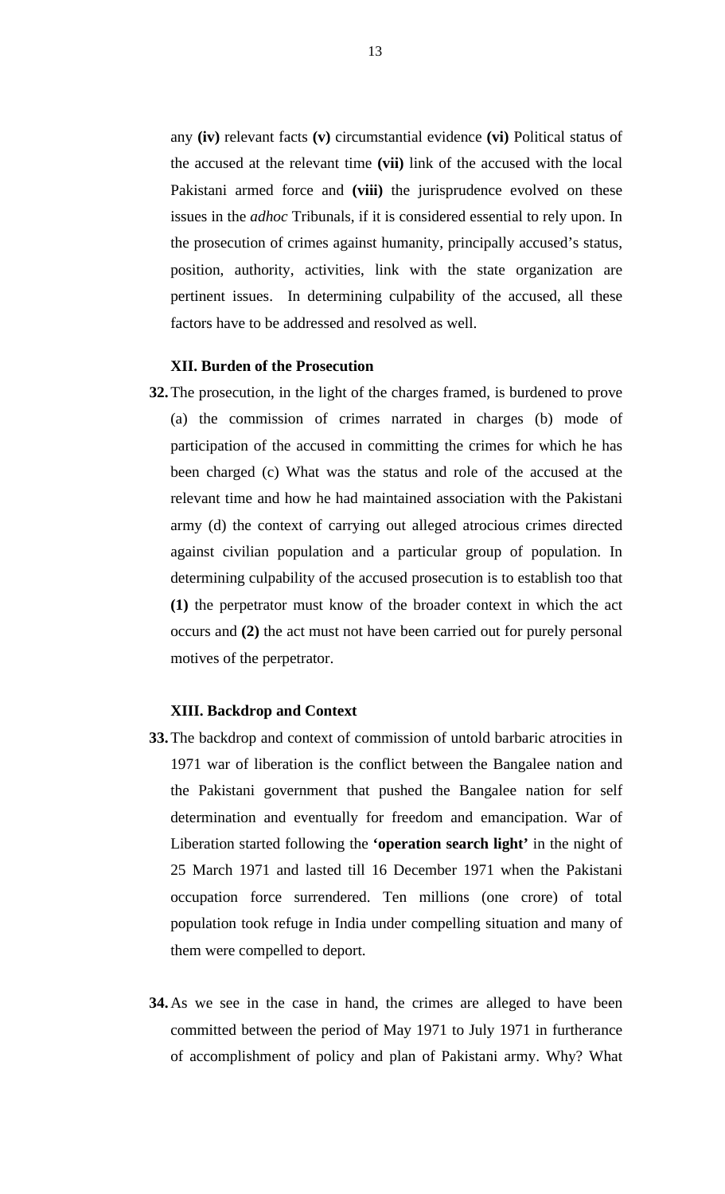any **(iv)** relevant facts **(v)** circumstantial evidence **(vi)** Political status of the accused at the relevant time **(vii)** link of the accused with the local Pakistani armed force and **(viii)** the jurisprudence evolved on these issues in the *adhoc* Tribunals, if it is considered essential to rely upon. In the prosecution of crimes against humanity, principally accused's status, position, authority, activities, link with the state organization are pertinent issues. In determining culpability of the accused, all these factors have to be addressed and resolved as well.

**XII. Burden of the Prosecution**

**32.** The prosecution, in the light of the charges framed, is burdened to prove (a) the commission of crimes narrated in charges (b) mode of participation of the accused in committing the crimes for which he has been charged (c) What was the status and role of the accused at the relevant time and how he had maintained association with the Pakistani army (d) the context of carrying out alleged atrocious crimes directed against civilian population and a particular group of population. In determining culpability of the accused prosecution is to establish too that **(1)** the perpetrator must know of the broader context in which the act occurs and **(2)** the act must not have been carried out for purely personal motives of the perpetrator.

**XIII. Backdrop and Context**

**33.** The backdrop and context of commission of untold barbaric atrocities in 1971 war of liberation is the conflict between the Bangalee nation and the Pakistani government that pushed the Bangalee nation for self determination and eventually for freedom and emancipation. War of Liberation started following the **'operation search light'** in the night of 25 March 1971 and lasted till 16 December 1971 when the Pakistani occupation force surrendered. Ten millions (one crore) of total population took refuge in India under compelling situation and many of them were compelled to deport.

**34.** As we see in the case in hand, the crimes are alleged to have been committed between the period of May 1971 to July 1971 in furtherance of accomplishment of policy and plan of Pakistani army. Why? What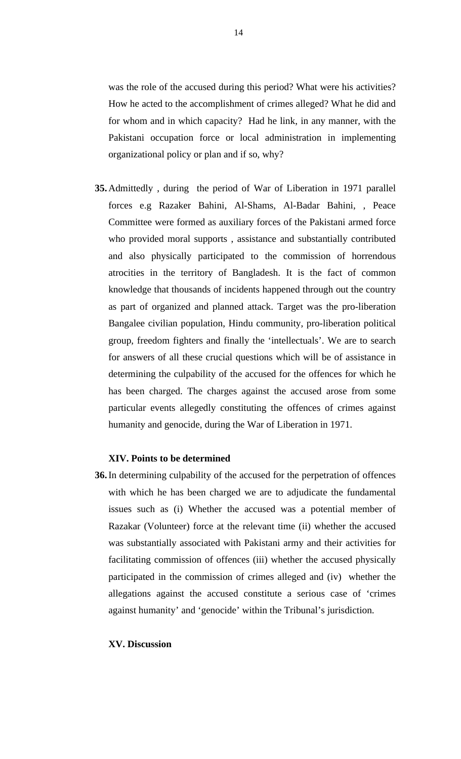was the role of the accused during this period? What were his activities? How he acted to the accomplishment of crimes alleged? What he did and for whom and in which capacity? Had he link, in any manner, with the Pakistani occupation force or local administration in implementing organizational policy or plan and if so, why?

**35.** Admittedly , during the period of War of Liberation in 1971 parallel forces e.g Razaker Bahini, Al-Shams, Al-Badar Bahini, , Peace Committee were formed as auxiliary forces of the Pakistani armed force who provided moral supports , assistance and substantially contributed and also physically participated to the commission of horrendous atrocities in the territory of Bangladesh. It is the fact of common knowledge that thousands of incidents happened through out the country as part of organized and planned attack. Target was the pro-liberation Bangalee civilian population, Hindu community, pro-liberation political group, freedom fighters and finally the 'intellectuals'. We are to search for answers of all these crucial questions which will be of assistance in determining the culpability of the accused for the offences for which he has been charged. The charges against the accused arose from some particular events allegedly constituting the offences of crimes against humanity and genocide, during the War of Liberation in 1971.

**XIV. Points to be determined**

**36.** In determining culpability of the accused for the perpetration of offences with which he has been charged we are to adjudicate the fundamental issues such as (i) Whether the accused was a potential member of Razakar (Volunteer) force at the relevant time (ii) whether the accused was substantially associated with Pakistani army and their activities for facilitating commission of offences (iii) whether the accused physically participated in the commission of crimes alleged and (iv) whether the allegations against the accused constitute a serious case of 'crimes against humanity' and 'genocide' within the Tribunal's jurisdiction.

**XV. Discussion**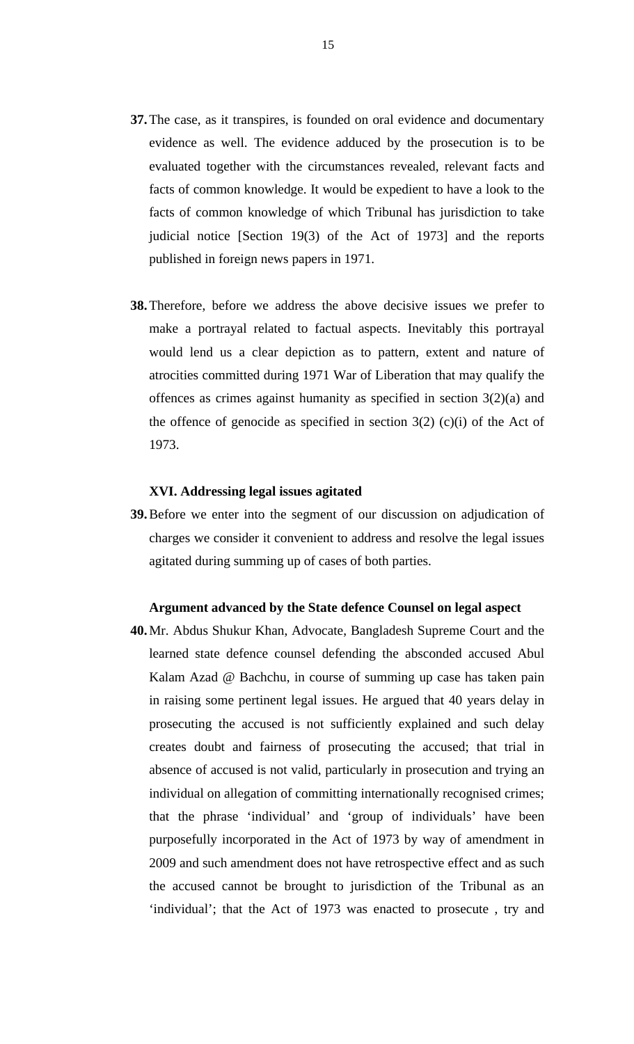**37.** The case, as it transpires, is founded on oral evidence and documentary evidence as well. The evidence adduced by the prosecution is to be evaluated together with the circumstances revealed, relevant facts and facts of common knowledge. It would be expedient to have a look to the facts of common knowledge of which Tribunal has jurisdiction to take judicial notice [Section 19(3) of the Act of 1973] and the reports published in foreign news papers in 1971.

**38.** Therefore, before we address the above decisive issues we prefer to make a portrayal related to factual aspects. Inevitably this portrayal would lend us a clear depiction as to pattern, extent and nature of atrocities committed during 1971 War of Liberation that may qualify the offences as crimes against humanity as specified in section 3(2)(a) and the offence of genocide as specified in section 3(2) (c)(i) of the Act of 1973.

### XVI. Addressing legal issues agitated

**39.** Before we enter into the segment of our discussion on adjudication of charges we consider it convenient to address and resolve the legal issues agitated during summing up of cases of both parties.

#### Argument advanced by the State defence Counsel on legal aspect

**40.** Mr. Abdus Shukur Khan, Advocate, Bangladesh Supreme Court and the learned state defence counsel defending the absconded accused Abul Kalam Azad @ Bachchu, in course of summing up case has taken pain in raising some pertinent legal issues. He argued that 40 years delay in prosecuting the accused is not sufficiently explained and such delay creates doubt and fairness of prosecuting the accused; that trial in absence of accused is not valid, particularly in prosecution and trying an individual on allegation of committing internationally recognised crimes; that the phrase 'individual' and 'group of individuals' have been purposefully incorporated in the Act of 1973 by way of amendment in 2009 and such amendment does not have retrospective effect and as such the accused cannot be brought to jurisdiction of the Tribunal as an 'individual'; that the Act of 1973 was enacted to prosecute , try and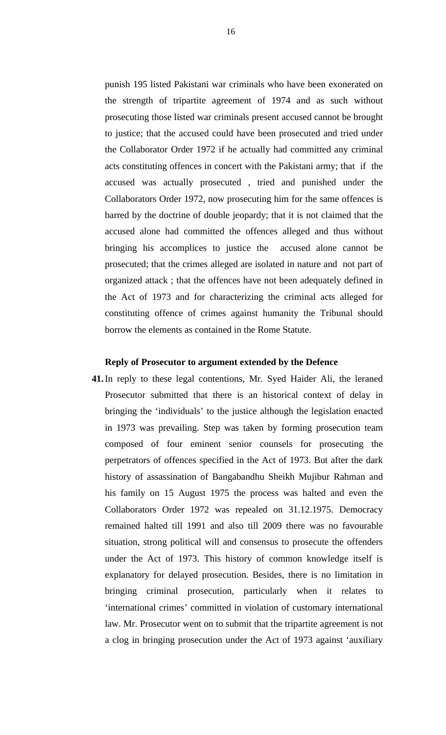punish 195 listed Pakistani war criminals who have been exonerated on the strength of tripartite agreement of 1974 and as such without prosecuting those listed war criminals present accused cannot be brought to justice; that the accused could have been prosecuted and tried under the Collaborator Order 1972 if he actually had committed any criminal acts constituting offences in concert with the Pakistani army; that if the accused was actually prosecuted , tried and punished under the Collaborators Order 1972, now prosecuting him for the same offences is barred by the doctrine of double jeopardy; that it is not claimed that the accused alone had committed the offences alleged and thus without bringing his accomplices to justice the accused alone cannot be prosecuted; that the crimes alleged are isolated in nature and not part of organized attack ; that the offences have not been adequately defined in the Act of 1973 and for characterizing the criminal acts alleged for constituting offence of crimes against humanity the Tribunal should borrow the elements as contained in the Rome Statute.

**Reply of Prosecutor to argument extended by the Defence**

**41.** In reply to these legal contentions, Mr. Syed Haider Ali, the leraned Prosecutor submitted that there is an historical context of delay in bringing the 'individuals' to the justice although the legislation enacted in 1973 was prevailing. Step was taken by forming prosecution team composed of four eminent senior counsels for prosecuting the perpetrators of offences specified in the Act of 1973. But after the dark history of assassination of Bangabandhu Sheikh Mujibur Rahman and his family on 15 August 1975 the process was halted and even the Collaborators Order 1972 was repealed on 31.12.1975. Democracy remained halted till 1991 and also till 2009 there was no favourable situation, strong political will and consensus to prosecute the offenders under the Act of 1973. This history of common knowledge itself is explanatory for delayed prosecution. Besides, there is no limitation in bringing criminal prosecution, particularly when it relates to 'international crimes' committed in violation of customary international law. Mr. Prosecutor went on to submit that the tripartite agreement is not a clog in bringing prosecution under the Act of 1973 against 'auxiliary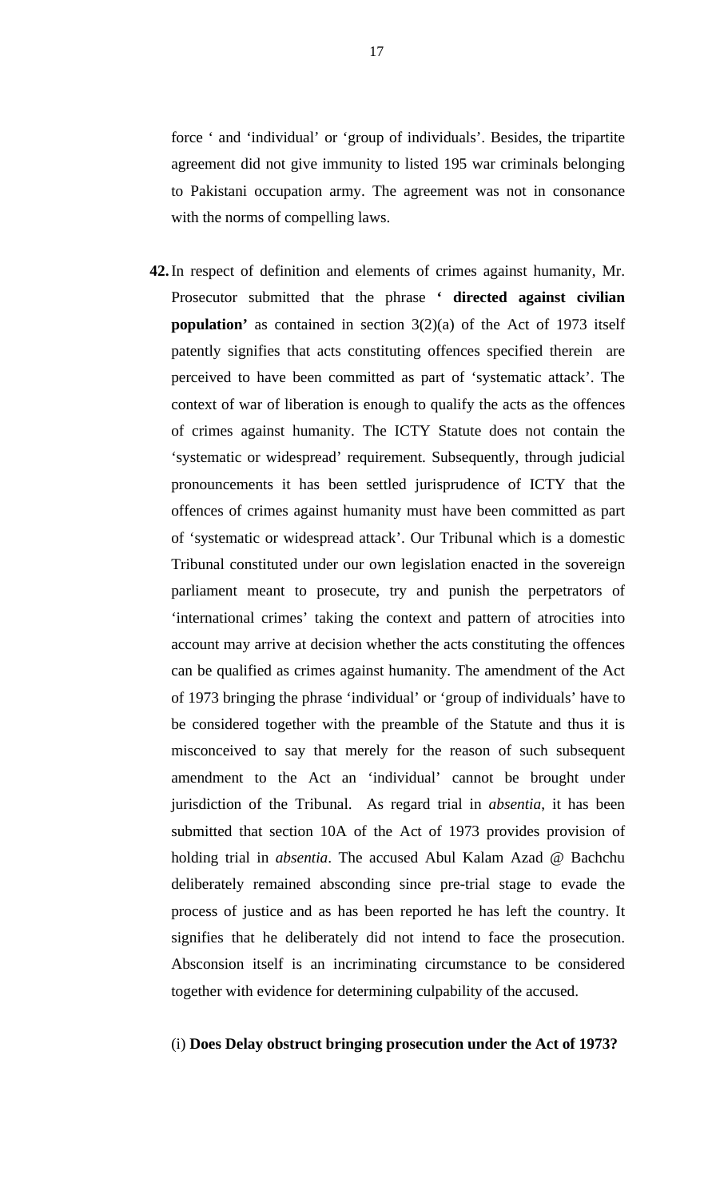force ' and 'individual' or 'group of individuals'. Besides, the tripartite agreement did not give immunity to listed 195 war criminals belonging to Pakistani occupation army. The agreement was not in consonance with the norms of compelling laws.

**42.** In respect of definition and elements of crimes against humanity, Mr. Prosecutor submitted that the phrase **' directed against civilian population'** as contained in section 3(2)(a) of the Act of 1973 itself patently signifies that acts constituting offences specified therein are perceived to have been committed as part of 'systematic attack'. The context of war of liberation is enough to qualify the acts as the offences of crimes against humanity. The ICTY Statute does not contain the 'systematic or widespread' requirement. Subsequently, through judicial pronouncements it has been settled jurisprudence of ICTY that the offences of crimes against humanity must have been committed as part of 'systematic or widespread attack'. Our Tribunal which is a domestic Tribunal constituted under our own legislation enacted in the sovereign parliament meant to prosecute, try and punish the perpetrators of 'international crimes' taking the context and pattern of atrocities into account may arrive at decision whether the acts constituting the offences can be qualified as crimes against humanity. The amendment of the Act of 1973 bringing the phrase 'individual' or 'group of individuals' have to be considered together with the preamble of the Statute and thus it is misconceived to say that merely for the reason of such subsequent amendment to the Act an 'individual' cannot be brought under jurisdiction of the Tribunal. As regard trial in *absentia*, it has been submitted that section 10A of the Act of 1973 provides provision of holding trial in *absentia*. The accused Abul Kalam Azad @ Bachchu deliberately remained absconding since pre-trial stage to evade the process of justice and as has been reported he has left the country. It signifies that he deliberately did not intend to face the prosecution. Absconsion itself is an incriminating circumstance to be considered together with evidence for determining culpability of the accused.

(i) **Does Delay obstruct bringing prosecution under the Act of 1973?**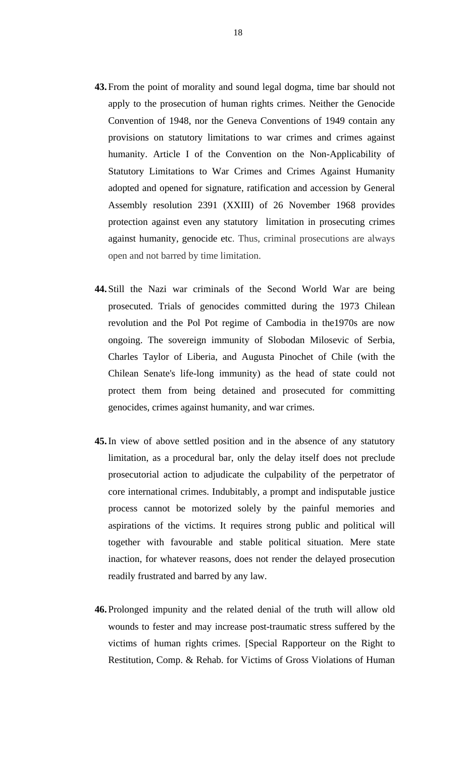**43.** From the point of morality and sound legal dogma, time bar should not apply to the prosecution of human rights crimes. Neither the Genocide Convention of 1948, nor the Geneva Conventions of 1949 contain any provisions on statutory limitations to war crimes and crimes against humanity. Article I of the Convention on the Non-Applicability of Statutory Limitations to War Crimes and Crimes Against Humanity adopted and opened for signature, ratification and accession by General Assembly resolution 2391 (XXIII) of 26 November 1968 provides protection against even any statutory limitation in prosecuting crimes against humanity, genocide etc. Thus, criminal prosecutions are always open and not barred by time limitation.

**44.** Still the Nazi war criminals of the Second World War are being prosecuted. Trials of genocides committed during the 1973 Chilean revolution and the Pol Pot regime of Cambodia in the1970s are now ongoing. The sovereign immunity of Slobodan Milosevic of Serbia, Charles Taylor of Liberia, and Augusta Pinochet of Chile (with the Chilean Senate's life-long immunity) as the head of state could not protect them from being detained and prosecuted for committing genocides, crimes against humanity, and war crimes.

**45.** In view of above settled position and in the absence of any statutory limitation, as a procedural bar, only the delay itself does not preclude prosecutorial action to adjudicate the culpability of the perpetrator of core international crimes. Indubitably, a prompt and indisputable justice process cannot be motorized solely by the painful memories and aspirations of the victims. It requires strong public and political will together with favourable and stable political situation. Mere state inaction, for whatever reasons, does not render the delayed prosecution readily frustrated and barred by any law.

**46.** Prolonged impunity and the related denial of the truth will allow old wounds to fester and may increase post-traumatic stress suffered by the victims of human rights crimes. [Special Rapporteur on the Right to Restitution, Comp. & Rehab. for Victims of Gross Violations of Human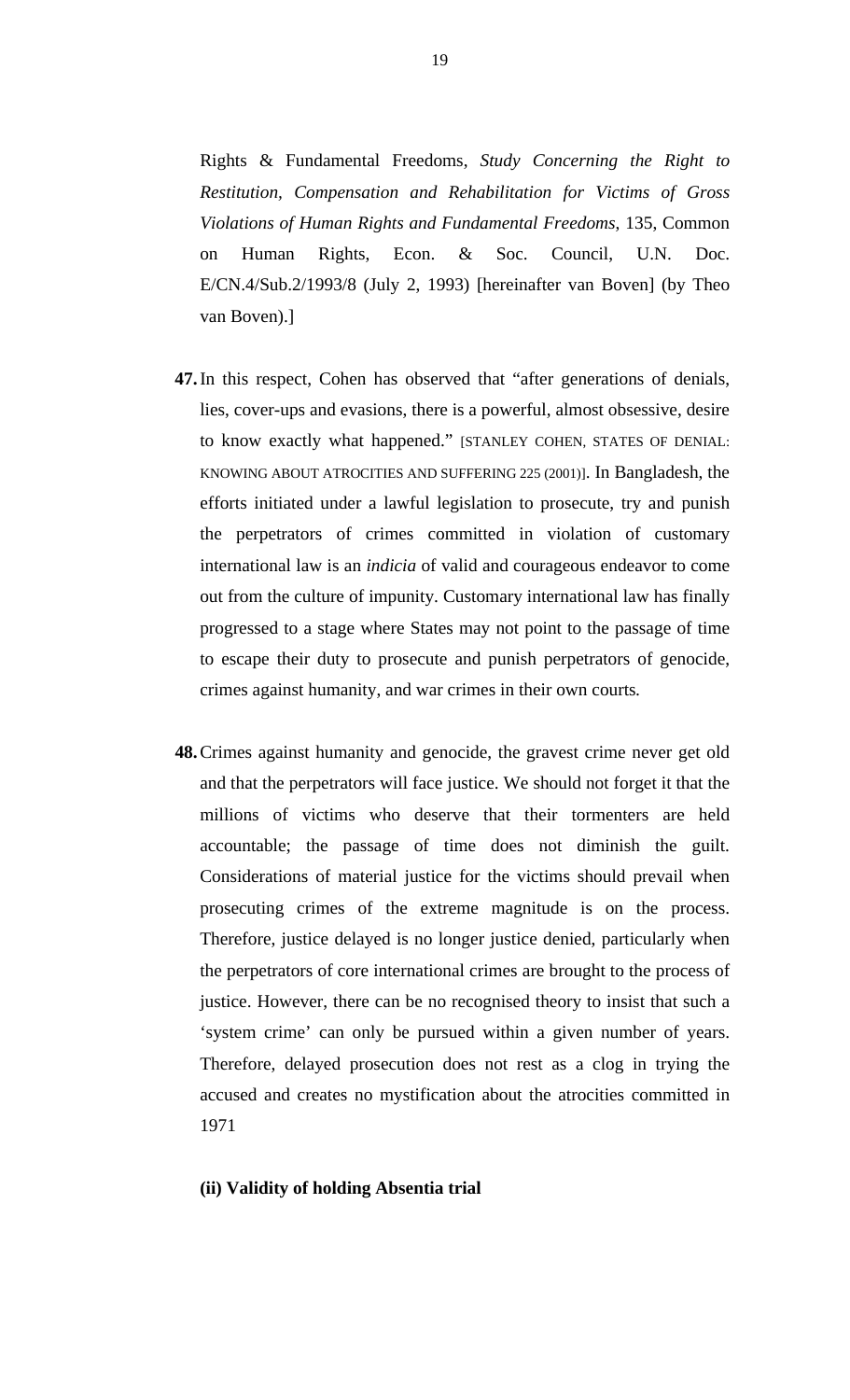Rights & Fundamental Freedoms, *Study Concerning the Right to Restitution, Compensation and Rehabilitation for Victims of Gross Violations of Human Rights and Fundamental Freedoms*, 135, Common on Human Rights, Econ. & Soc. Council, U.N. Doc. E/CN.4/Sub.2/1993/8 (July 2, 1993) [hereinafter van Boven] (by Theo van Boven).]

**47.** In this respect, Cohen has observed that "after generations of denials, lies, cover-ups and evasions, there is a powerful, almost obsessive, desire to know exactly what happened." [STANLEY COHEN, STATES OF DENIAL: KNOWING ABOUT ATROCITIES AND SUFFERING 225 (2001)]. In Bangladesh, the efforts initiated under a lawful legislation to prosecute, try and punish the perpetrators of crimes committed in violation of customary international law is an *indicia* of valid and courageous endeavor to come out from the culture of impunity. Customary international law has finally progressed to a stage where States may not point to the passage of time to escape their duty to prosecute and punish perpetrators of genocide, crimes against humanity, and war crimes in their own courts.

**48.** Crimes against humanity and genocide, the gravest crime never get old and that the perpetrators will face justice. We should not forget it that the millions of victims who deserve that their tormenters are held accountable; the passage of time does not diminish the guilt. Considerations of material justice for the victims should prevail when prosecuting crimes of the extreme magnitude is on the process. Therefore, justice delayed is no longer justice denied, particularly when the perpetrators of core international crimes are brought to the process of justice. However, there can be no recognised theory to insist that such a 'system crime' can only be pursued within a given number of years. Therefore, delayed prosecution does not rest as a clog in trying the accused and creates no mystification about the atrocities committed in 1971

**(ii) Validity of holding Absentia trial**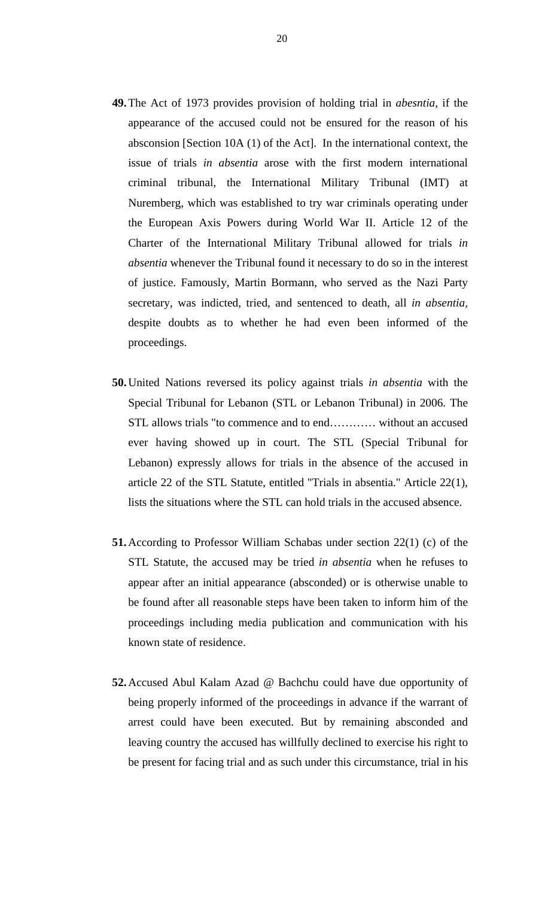**49.** The Act of 1973 provides provision of holding trial in *abesntia*, if the appearance of the accused could not be ensured for the reason of his absconsion [Section 10A (1) of the Act]. In the international context, the issue of trials *in absentia* arose with the first modern international criminal tribunal, the International Military Tribunal (IMT) at Nuremberg, which was established to try war criminals operating under the European Axis Powers during World War II. Article 12 of the Charter of the International Military Tribunal allowed for trials *in absentia* whenever the Tribunal found it necessary to do so in the interest of justice. Famously, Martin Bormann, who served as the Nazi Party secretary, was indicted, tried, and sentenced to death, all *in absentia*, despite doubts as to whether he had even been informed of the proceedings.

**50.** United Nations reversed its policy against trials *in absentia* with the Special Tribunal for Lebanon (STL or Lebanon Tribunal) in 2006. The STL allows trials "to commence and to end………… without an accused ever having showed up in court. The STL (Special Tribunal for Lebanon) expressly allows for trials in the absence of the accused in article 22 of the STL Statute, entitled "Trials in absentia." Article 22(1), lists the situations where the STL can hold trials in the accused absence.

**51.** According to Professor William Schabas under section 22(1) (c) of the STL Statute, the accused may be tried *in absentia* when he refuses to appear after an initial appearance (absconded) or is otherwise unable to be found after all reasonable steps have been taken to inform him of the proceedings including media publication and communication with his known state of residence.

**52.** Accused Abul Kalam Azad @ Bachchu could have due opportunity of being properly informed of the proceedings in advance if the warrant of arrest could have been executed. But by remaining absconded and leaving country the accused has willfully declined to exercise his right to be present for facing trial and as such under this circumstance, trial in his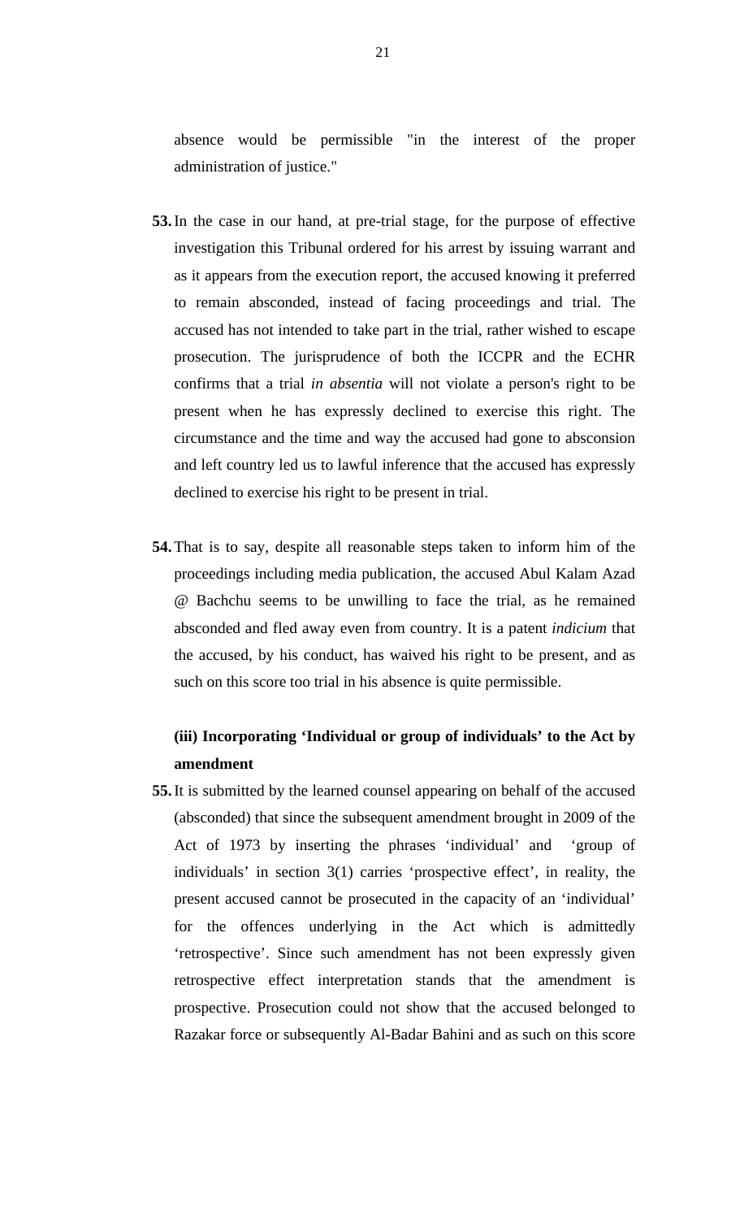absence would be permissible "in the interest of the proper administration of justice."

**53.** In the case in our hand, at pre-trial stage, for the purpose of effective investigation this Tribunal ordered for his arrest by issuing warrant and as it appears from the execution report, the accused knowing it preferred to remain absconded, instead of facing proceedings and trial. The accused has not intended to take part in the trial, rather wished to escape prosecution. The jurisprudence of both the ICCPR and the ECHR confirms that a trial *in absentia* will not violate a person's right to be present when he has expressly declined to exercise this right. The circumstance and the time and way the accused had gone to absconsion and left country led us to lawful inference that the accused has expressly declined to exercise his right to be present in trial.

**54.** That is to say, despite all reasonable steps taken to inform him of the proceedings including media publication, the accused Abul Kalam Azad @ Bachchu seems to be unwilling to face the trial, as he remained absconded and fled away even from country. It is a patent *indicium* that the accused, by his conduct, has waived his right to be present, and as such on this score too trial in his absence is quite permissible.

**(iii) Incorporating 'Individual or group of individuals' to the Act by amendment**

**55.** It is submitted by the learned counsel appearing on behalf of the accused (absconded) that since the subsequent amendment brought in 2009 of the Act of 1973 by inserting the phrases 'individual' and 'group of individuals' in section 3(1) carries 'prospective effect', in reality, the present accused cannot be prosecuted in the capacity of an 'individual' for the offences underlying in the Act which is admittedly 'retrospective'. Since such amendment has not been expressly given retrospective effect interpretation stands that the amendment is prospective. Prosecution could not show that the accused belonged to Razakar force or subsequently Al-Badar Bahini and as such on this score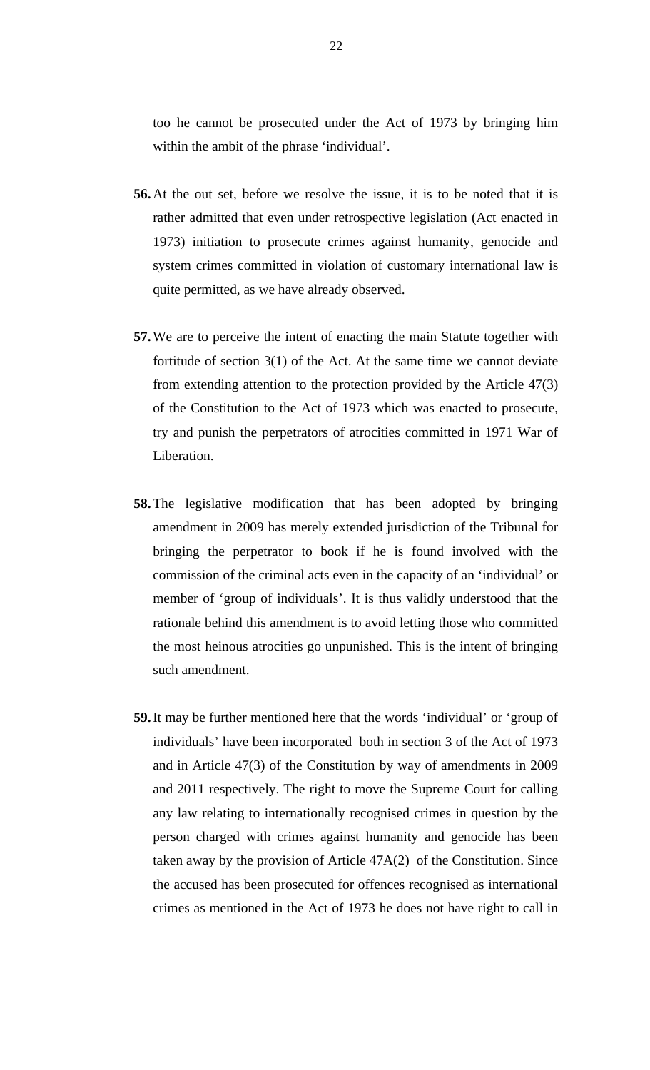too he cannot be prosecuted under the Act of 1973 by bringing him within the ambit of the phrase 'individual'.

**56.** At the out set, before we resolve the issue, it is to be noted that it is rather admitted that even under retrospective legislation (Act enacted in 1973) initiation to prosecute crimes against humanity, genocide and system crimes committed in violation of customary international law is quite permitted, as we have already observed.

**57.** We are to perceive the intent of enacting the main Statute together with fortitude of section 3(1) of the Act. At the same time we cannot deviate from extending attention to the protection provided by the Article 47(3) of the Constitution to the Act of 1973 which was enacted to prosecute, try and punish the perpetrators of atrocities committed in 1971 War of Liberation.

**58.** The legislative modification that has been adopted by bringing amendment in 2009 has merely extended jurisdiction of the Tribunal for bringing the perpetrator to book if he is found involved with the commission of the criminal acts even in the capacity of an 'individual' or member of 'group of individuals'. It is thus validly understood that the rationale behind this amendment is to avoid letting those who committed the most heinous atrocities go unpunished. This is the intent of bringing such amendment.

**59.** It may be further mentioned here that the words 'individual' or 'group of individuals' have been incorporated both in section 3 of the Act of 1973 and in Article 47(3) of the Constitution by way of amendments in 2009 and 2011 respectively. The right to move the Supreme Court for calling any law relating to internationally recognised crimes in question by the person charged with crimes against humanity and genocide has been taken away by the provision of Article 47A(2) of the Constitution. Since the accused has been prosecuted for offences recognised as international crimes as mentioned in the Act of 1973 he does not have right to call in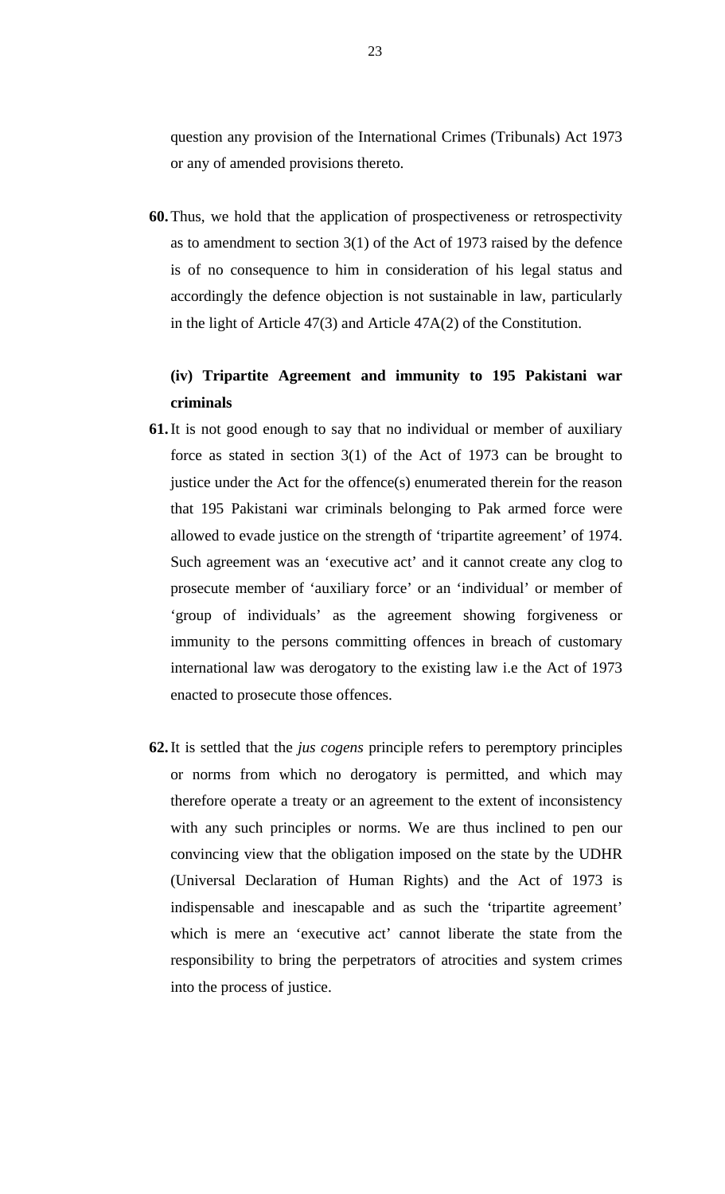question any provision of the International Crimes (Tribunals) Act 1973 or any of amended provisions thereto.

**60.** Thus, we hold that the application of prospectiveness or retrospectivity as to amendment to section 3(1) of the Act of 1973 raised by the defence is of no consequence to him in consideration of his legal status and accordingly the defence objection is not sustainable in law, particularly in the light of Article 47(3) and Article 47A(2) of the Constitution.

**(iv) Tripartite Agreement and immunity to 195 Pakistani war criminals**

**61.** It is not good enough to say that no individual or member of auxiliary force as stated in section 3(1) of the Act of 1973 can be brought to justice under the Act for the offence(s) enumerated therein for the reason that 195 Pakistani war criminals belonging to Pak armed force were allowed to evade justice on the strength of 'tripartite agreement' of 1974. Such agreement was an 'executive act' and it cannot create any clog to prosecute member of 'auxiliary force' or an 'individual' or member of 'group of individuals' as the agreement showing forgiveness or immunity to the persons committing offences in breach of customary international law was derogatory to the existing law i.e the Act of 1973 enacted to prosecute those offences.

**62.** It is settled that the *jus cogens* principle refers to peremptory principles or norms from which no derogatory is permitted, and which may therefore operate a treaty or an agreement to the extent of inconsistency with any such principles or norms. We are thus inclined to pen our convincing view that the obligation imposed on the state by the UDHR (Universal Declaration of Human Rights) and the Act of 1973 is indispensable and inescapable and as such the 'tripartite agreement' which is mere an 'executive act' cannot liberate the state from the responsibility to bring the perpetrators of atrocities and system crimes into the process of justice.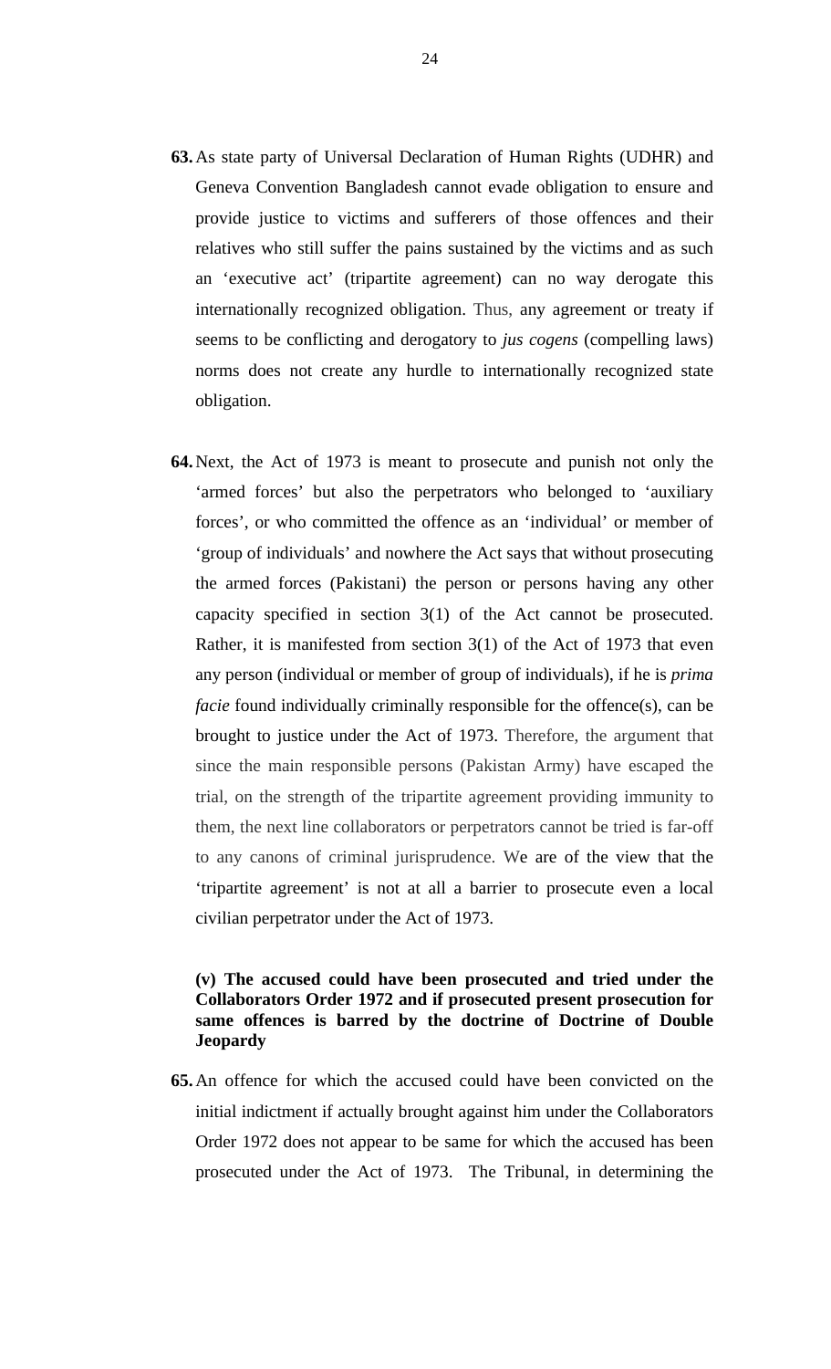**63.** As state party of Universal Declaration of Human Rights (UDHR) and Geneva Convention Bangladesh cannot evade obligation to ensure and provide justice to victims and sufferers of those offences and their relatives who still suffer the pains sustained by the victims and as such an 'executive act' (tripartite agreement) can no way derogate this internationally recognized obligation. Thus, any agreement or treaty if seems to be conflicting and derogatory to *jus cogens* (compelling laws) norms does not create any hurdle to internationally recognized state obligation.

**64.** Next, the Act of 1973 is meant to prosecute and punish not only the 'armed forces' but also the perpetrators who belonged to 'auxiliary forces', or who committed the offence as an 'individual' or member of 'group of individuals' and nowhere the Act says that without prosecuting the armed forces (Pakistani) the person or persons having any other capacity specified in section 3(1) of the Act cannot be prosecuted. Rather, it is manifested from section 3(1) of the Act of 1973 that even any person (individual or member of group of individuals), if he is *prima facie* found individually criminally responsible for the offence(s), can be brought to justice under the Act of 1973. Therefore, the argument that since the main responsible persons (Pakistan Army) have escaped the trial, on the strength of the tripartite agreement providing immunity to them, the next line collaborators or perpetrators cannot be tried is far-off to any canons of criminal jurisprudence. We are of the view that the 'tripartite agreement' is not at all a barrier to prosecute even a local civilian perpetrator under the Act of 1973.

**(v) The accused could have been prosecuted and tried under the Collaborators Order 1972 and if prosecuted present prosecution for same offences is barred by the doctrine of Doctrine of Double Jeopardy**

**65.** An offence for which the accused could have been convicted on the initial indictment if actually brought against him under the Collaborators Order 1972 does not appear to be same for which the accused has been prosecuted under the Act of 1973. The Tribunal, in determining the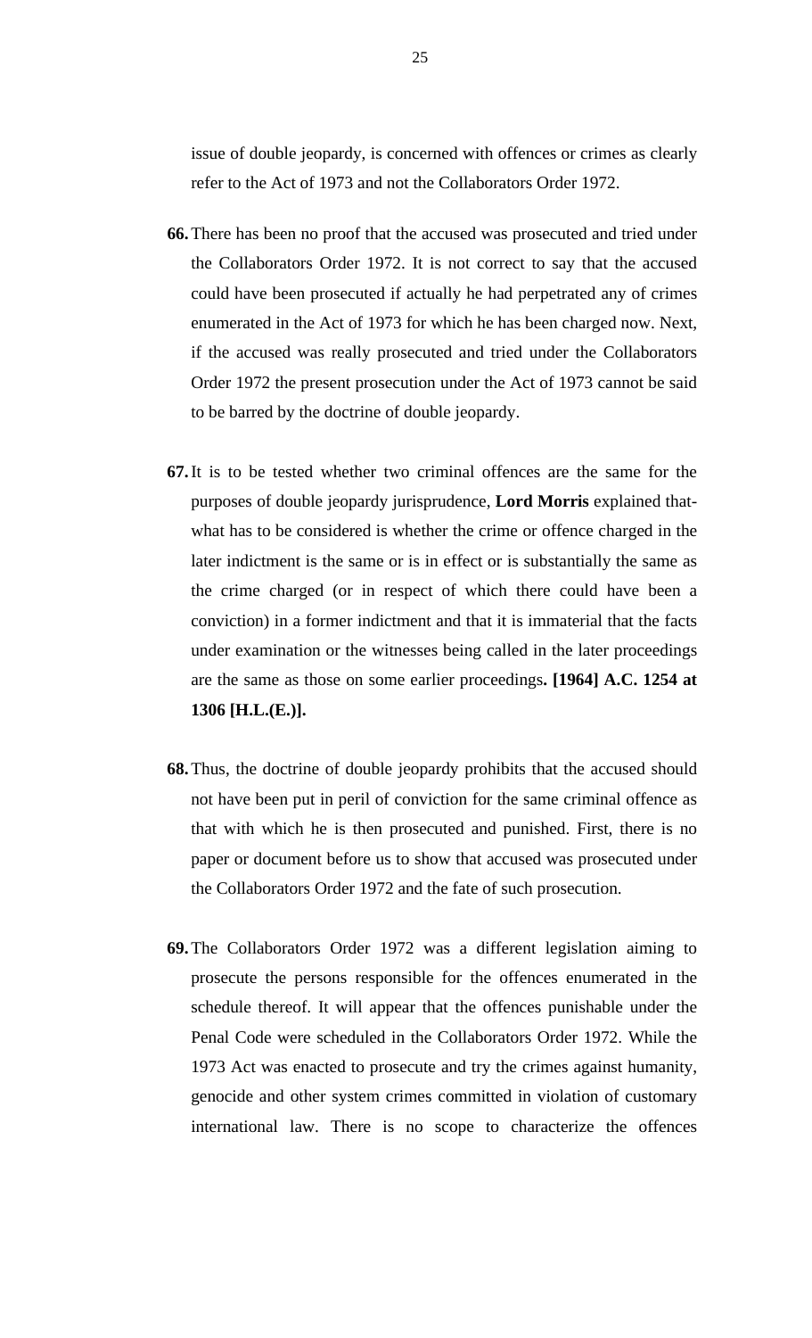issue of double jeopardy, is concerned with offences or crimes as clearly refer to the Act of 1973 and not the Collaborators Order 1972.

**66.** There has been no proof that the accused was prosecuted and tried under the Collaborators Order 1972. It is not correct to say that the accused could have been prosecuted if actually he had perpetrated any of crimes enumerated in the Act of 1973 for which he has been charged now. Next, if the accused was really prosecuted and tried under the Collaborators Order 1972 the present prosecution under the Act of 1973 cannot be said to be barred by the doctrine of double jeopardy.

**67.** It is to be tested whether two criminal offences are the same for the purposes of double jeopardy jurisprudence, **Lord Morris** explained that- what has to be considered is whether the crime or offence charged in the later indictment is the same or is in effect or is substantially the same as the crime charged (or in respect of which there could have been a conviction) in a former indictment and that it is immaterial that the facts under examination or the witnesses being called in the later proceedings are the same as those on some earlier proceedings**. [1964] A.C. 1254 at 1306 [H.L.(E.)].**

**68.** Thus, the doctrine of double jeopardy prohibits that the accused should not have been put in peril of conviction for the same criminal offence as that with which he is then prosecuted and punished. First, there is no paper or document before us to show that accused was prosecuted under the Collaborators Order 1972 and the fate of such prosecution.

**69.** The Collaborators Order 1972 was a different legislation aiming to prosecute the persons responsible for the offences enumerated in the schedule thereof. It will appear that the offences punishable under the Penal Code were scheduled in the Collaborators Order 1972. While the 1973 Act was enacted to prosecute and try the crimes against humanity, genocide and other system crimes committed in violation of customary international law. There is no scope to characterize the offences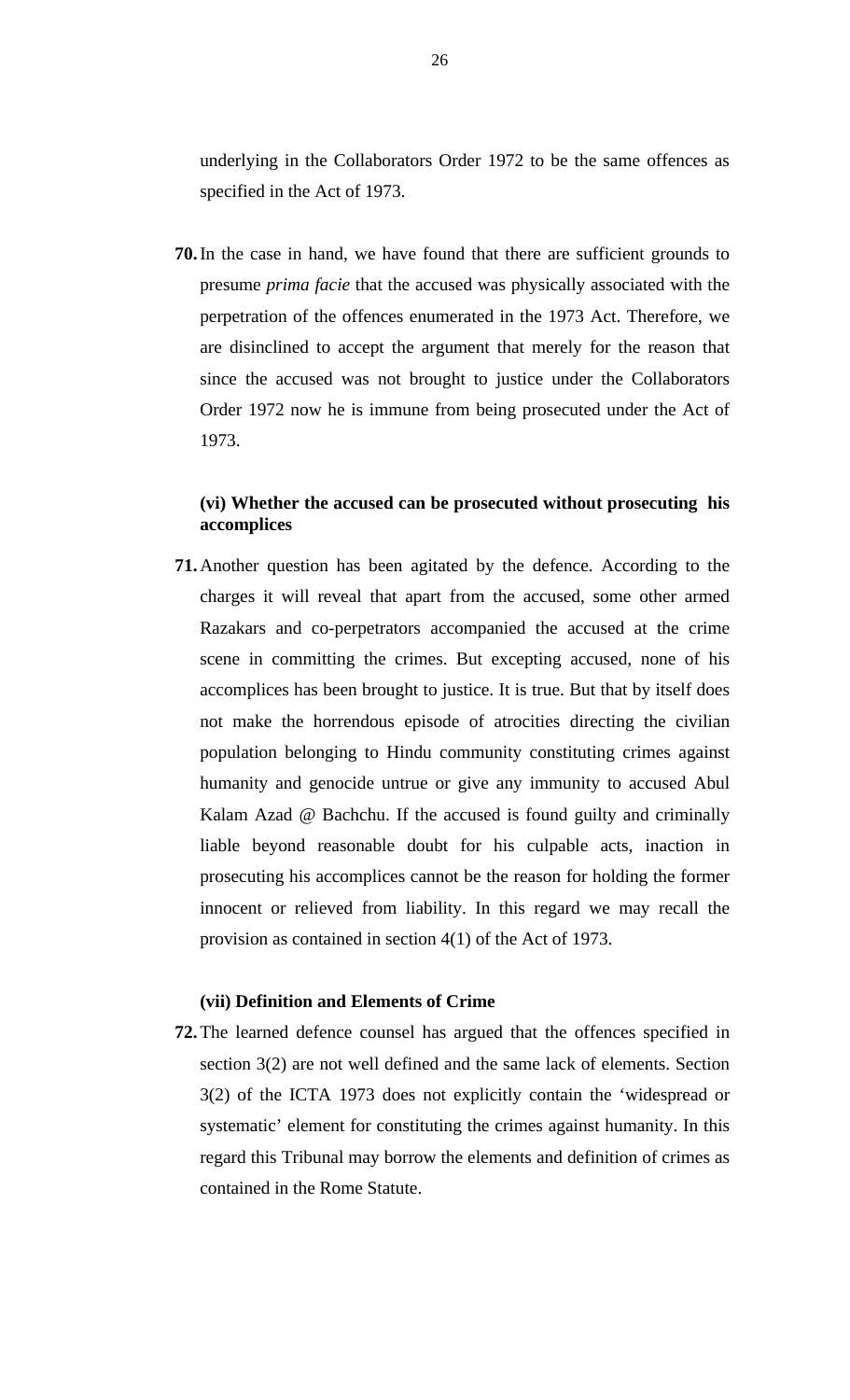underlying in the Collaborators Order 1972 to be the same offences as specified in the Act of 1973.

**70.** In the case in hand, we have found that there are sufficient grounds to presume *prima facie* that the accused was physically associated with the perpetration of the offences enumerated in the 1973 Act. Therefore, we are disinclined to accept the argument that merely for the reason that since the accused was not brought to justice under the Collaborators Order 1972 now he is immune from being prosecuted under the Act of 1973.

**(vi) Whether the accused can be prosecuted without prosecuting his accomplices**

**71.** Another question has been agitated by the defence. According to the charges it will reveal that apart from the accused, some other armed Razakars and co-perpetrators accompanied the accused at the crime scene in committing the crimes. But excepting accused, none of his accomplices has been brought to justice. It is true. But that by itself does not make the horrendous episode of atrocities directing the civilian population belonging to Hindu community constituting crimes against humanity and genocide untrue or give any immunity to accused Abul Kalam Azad @ Bachchu. If the accused is found guilty and criminally liable beyond reasonable doubt for his culpable acts, inaction in prosecuting his accomplices cannot be the reason for holding the former innocent or relieved from liability. In this regard we may recall the provision as contained in section 4(1) of the Act of 1973.

**(vii) Definition and Elements of Crime**

**72.** The learned defence counsel has argued that the offences specified in section 3(2) are not well defined and the same lack of elements. Section 3(2) of the ICTA 1973 does not explicitly contain the 'widespread or systematic' element for constituting the crimes against humanity. In this regard this Tribunal may borrow the elements and definition of crimes as contained in the Rome Statute.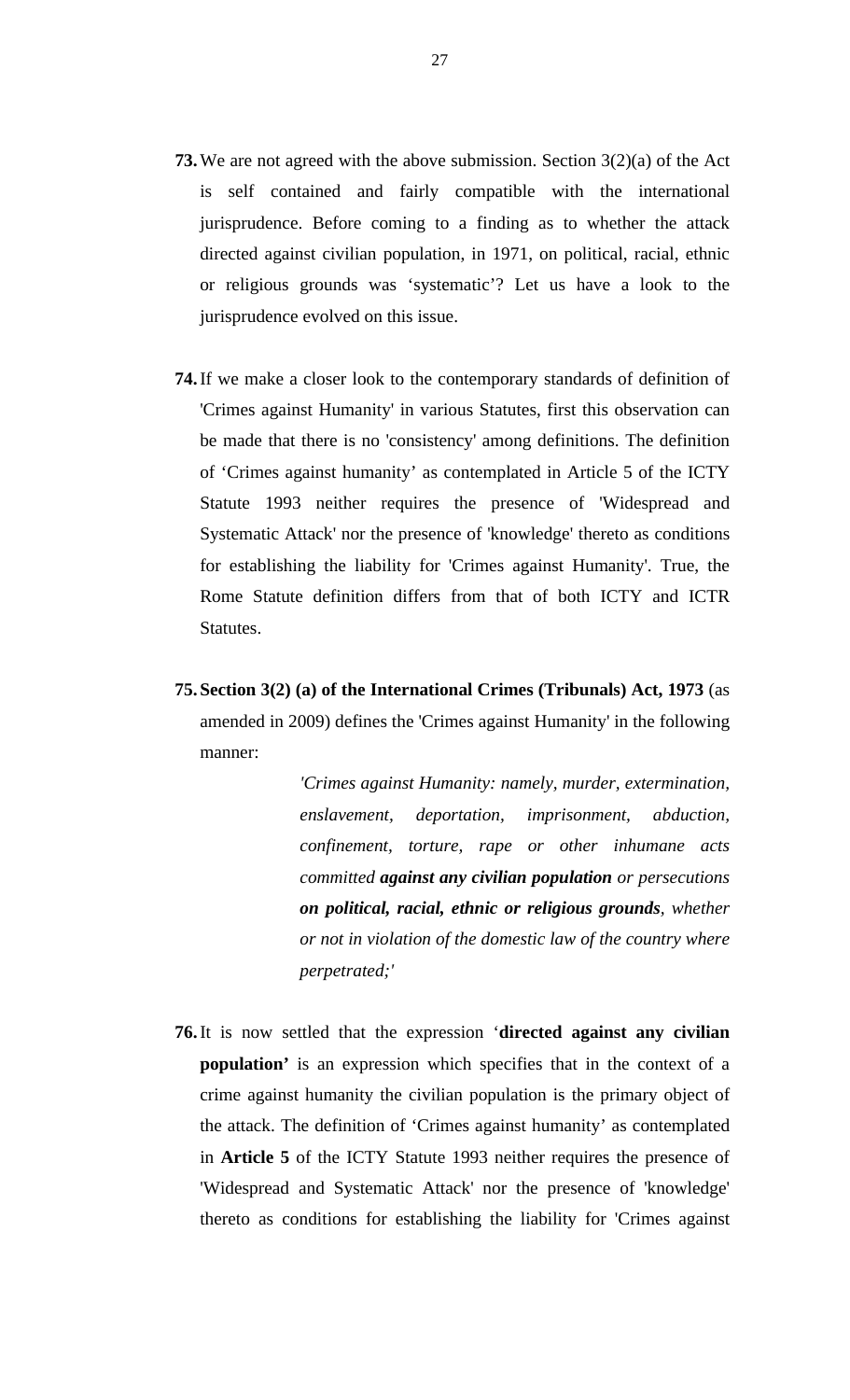**73.** We are not agreed with the above submission. Section 3(2)(a) of the Act is self contained and fairly compatible with the international jurisprudence. Before coming to a finding as to whether the attack directed against civilian population, in 1971, on political, racial, ethnic or religious grounds was 'systematic'? Let us have a look to the jurisprudence evolved on this issue.

**74.** If we make a closer look to the contemporary standards of definition of 'Crimes against Humanity' in various Statutes, first this observation can be made that there is no 'consistency' among definitions. The definition of 'Crimes against humanity' as contemplated in Article 5 of the ICTY Statute 1993 neither requires the presence of 'Widespread and Systematic Attack' nor the presence of 'knowledge' thereto as conditions for establishing the liability for 'Crimes against Humanity'. True, the Rome Statute definition differs from that of both ICTY and ICTR Statutes.

**75.** **Section 3(2) (a) of the International Crimes (Tribunals) Act, 1973** (as amended in 2009) defines the 'Crimes against Humanity' in the following manner:

> *'Crimes against Humanity: namely, murder, extermination, enslavement, deportation, imprisonment, abduction, confinement, torture, rape or other inhumane acts committed* ***against any civilian population*** *or persecutions* ***on political, racial, ethnic or religious grounds****, whether or not in violation of the domestic law of the country where perpetrated;'*

**76.** It is now settled that the expression '**directed against any civilian population'** is an expression which specifies that in the context of a crime against humanity the civilian population is the primary object of the attack. The definition of 'Crimes against humanity' as contemplated in **Article 5** of the ICTY Statute 1993 neither requires the presence of 'Widespread and Systematic Attack' nor the presence of 'knowledge' thereto as conditions for establishing the liability for 'Crimes against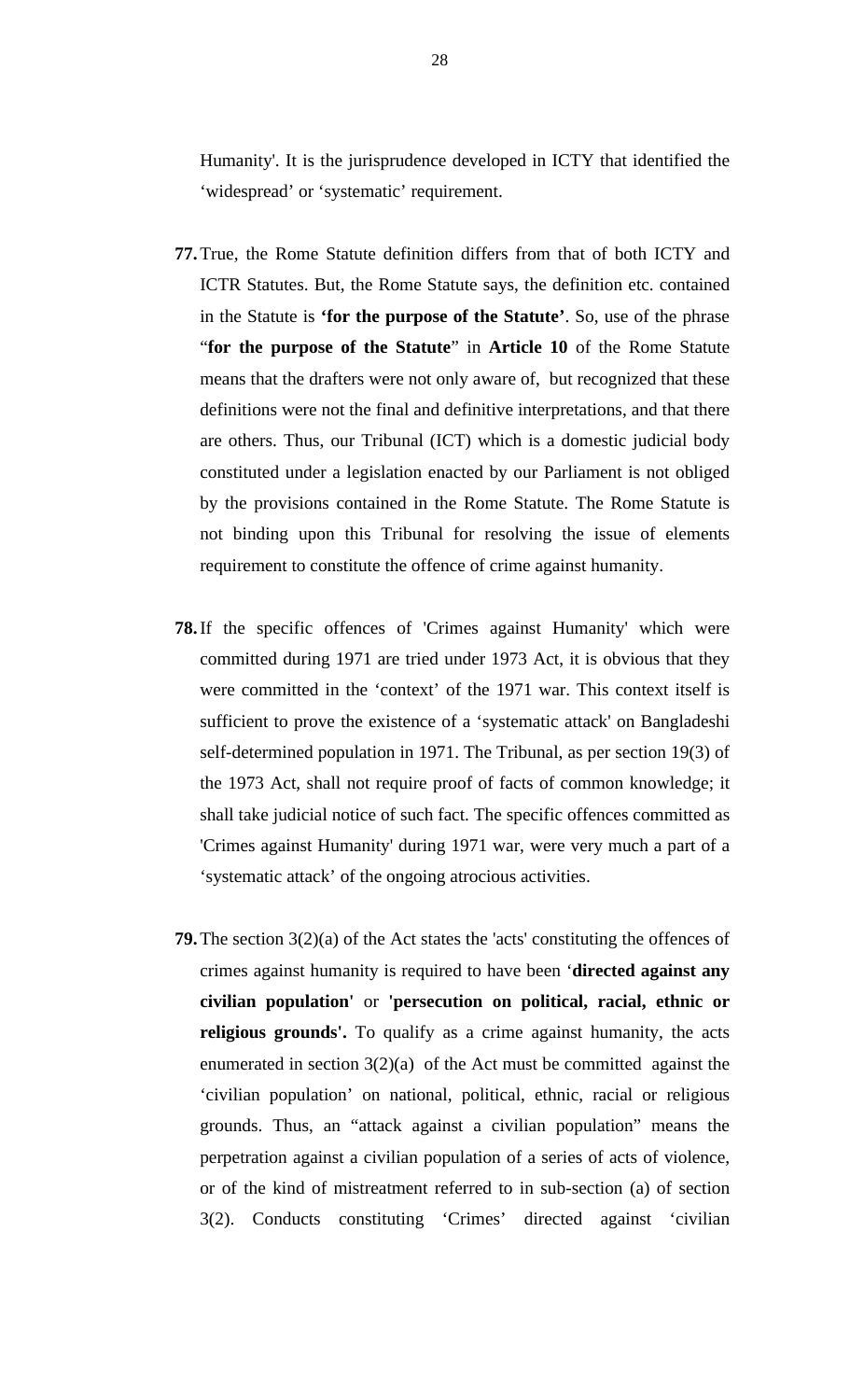Humanity'. It is the jurisprudence developed in ICTY that identified the 'widespread' or 'systematic' requirement.

**77.** True, the Rome Statute definition differs from that of both ICTY and ICTR Statutes. But, the Rome Statute says, the definition etc. contained in the Statute is **'for the purpose of the Statute'**. So, use of the phrase "**for the purpose of the Statute**" in **Article 10** of the Rome Statute means that the drafters were not only aware of, but recognized that these definitions were not the final and definitive interpretations, and that there are others. Thus, our Tribunal (ICT) which is a domestic judicial body constituted under a legislation enacted by our Parliament is not obliged by the provisions contained in the Rome Statute. The Rome Statute is not binding upon this Tribunal for resolving the issue of elements requirement to constitute the offence of crime against humanity.

**78.** If the specific offences of 'Crimes against Humanity' which were committed during 1971 are tried under 1973 Act, it is obvious that they were committed in the 'context' of the 1971 war. This context itself is sufficient to prove the existence of a 'systematic attack' on Bangladeshi self-determined population in 1971. The Tribunal, as per section 19(3) of the 1973 Act, shall not require proof of facts of common knowledge; it shall take judicial notice of such fact. The specific offences committed as 'Crimes against Humanity' during 1971 war, were very much a part of a 'systematic attack' of the ongoing atrocious activities.

**79.** The section 3(2)(a) of the Act states the 'acts' constituting the offences of crimes against humanity is required to have been '**directed against any civilian population'** or **'persecution on political, racial, ethnic or religious grounds'.** To qualify as a crime against humanity, the acts enumerated in section 3(2)(a) of the Act must be committed against the 'civilian population' on national, political, ethnic, racial or religious grounds. Thus, an "attack against a civilian population" means the perpetration against a civilian population of a series of acts of violence, or of the kind of mistreatment referred to in sub-section (a) of section 3(2). Conducts constituting 'Crimes' directed against 'civilian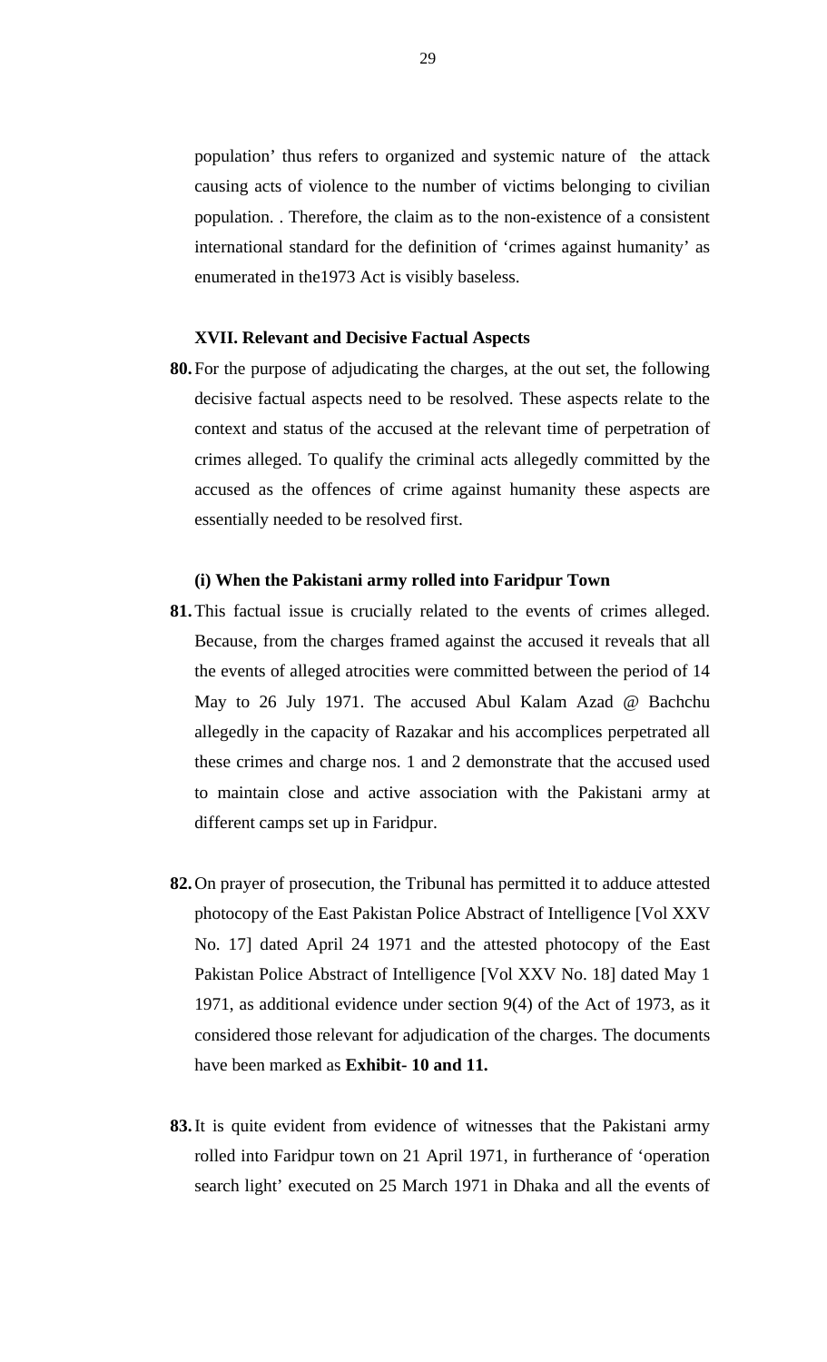population' thus refers to organized and systemic nature of the attack causing acts of violence to the number of victims belonging to civilian population. . Therefore, the claim as to the non-existence of a consistent international standard for the definition of 'crimes against humanity' as enumerated in the1973 Act is visibly baseless.

### XVII. Relevant and Decisive Factual Aspects

**80.** For the purpose of adjudicating the charges, at the out set, the following decisive factual aspects need to be resolved. These aspects relate to the context and status of the accused at the relevant time of perpetration of crimes alleged. To qualify the criminal acts allegedly committed by the accused as the offences of crime against humanity these aspects are essentially needed to be resolved first.

#### (i) When the Pakistani army rolled into Faridpur Town

**81.** This factual issue is crucially related to the events of crimes alleged. Because, from the charges framed against the accused it reveals that all the events of alleged atrocities were committed between the period of 14 May to 26 July 1971. The accused Abul Kalam Azad @ Bachchu allegedly in the capacity of Razakar and his accomplices perpetrated all these crimes and charge nos. 1 and 2 demonstrate that the accused used to maintain close and active association with the Pakistani army at different camps set up in Faridpur.

**82.** On prayer of prosecution, the Tribunal has permitted it to adduce attested photocopy of the East Pakistan Police Abstract of Intelligence [Vol XXV No. 17] dated April 24 1971 and the attested photocopy of the East Pakistan Police Abstract of Intelligence [Vol XXV No. 18] dated May 1 1971, as additional evidence under section 9(4) of the Act of 1973, as it considered those relevant for adjudication of the charges. The documents have been marked as **Exhibit- 10 and 11.**

**83.** It is quite evident from evidence of witnesses that the Pakistani army rolled into Faridpur town on 21 April 1971, in furtherance of 'operation search light' executed on 25 March 1971 in Dhaka and all the events of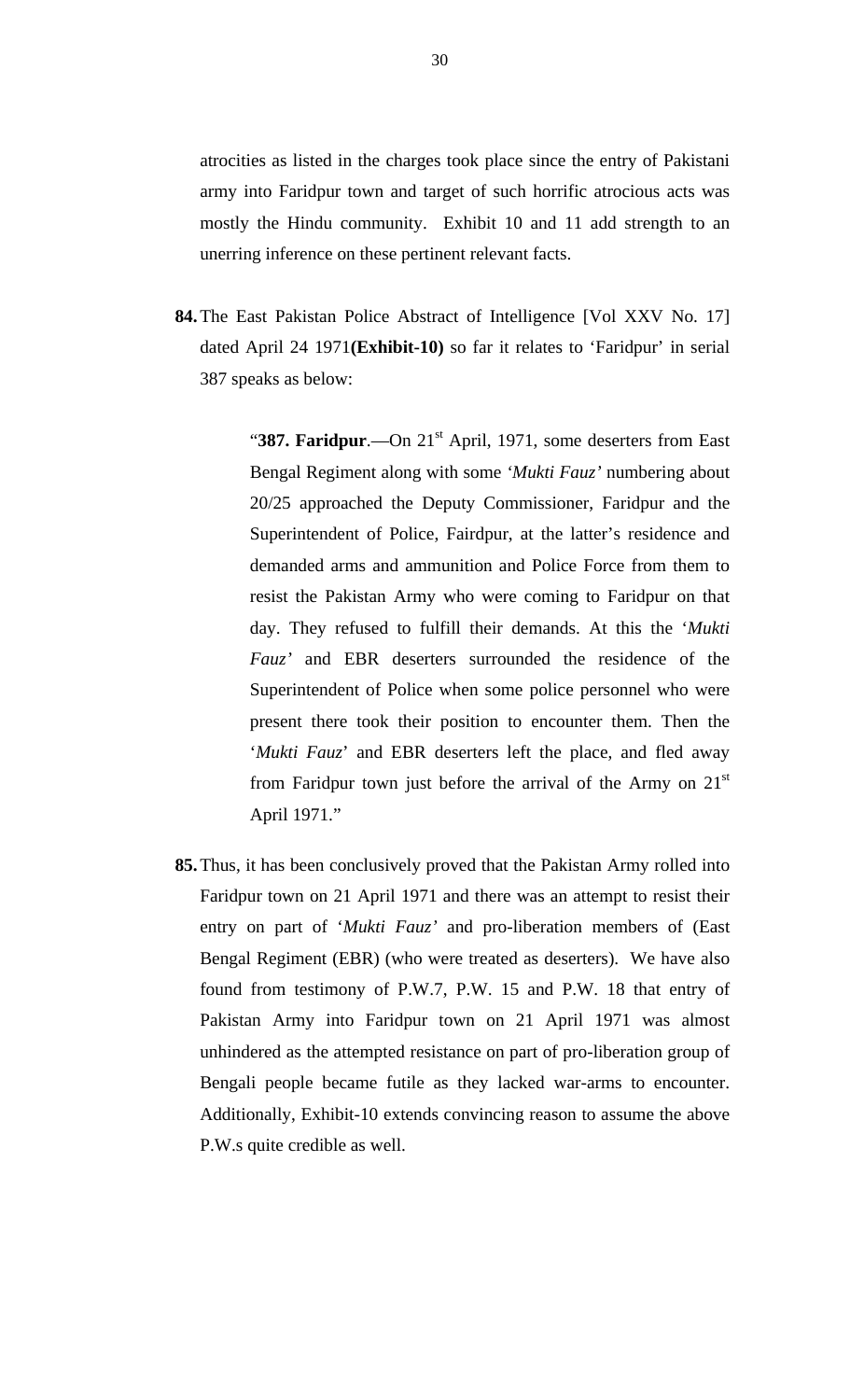atrocities as listed in the charges took place since the entry of Pakistani army into Faridpur town and target of such horrific atrocious acts was mostly the Hindu community. Exhibit 10 and 11 add strength to an unerring inference on these pertinent relevant facts.

**84.** The East Pakistan Police Abstract of Intelligence [Vol XXV No. 17] dated April 24 1971 **(Exhibit-10)** so far it relates to 'Faridpur' in serial 387 speaks as below:

> "**387. Faridpur**.—On 21st April, 1971, some deserters from East Bengal Regiment along with some '*Mukti Fauz*' numbering about 20/25 approached the Deputy Commissioner, Faridpur and the Superintendent of Police, Fairdpur, at the latter's residence and demanded arms and ammunition and Police Force from them to resist the Pakistan Army who were coming to Faridpur on that day. They refused to fulfill their demands. At this the '*Mukti Fauz*' and EBR deserters surrounded the residence of the Superintendent of Police when some police personnel who were present there took their position to encounter them. Then the '*Mukti Fauz*' and EBR deserters left the place, and fled away from Faridpur town just before the arrival of the Army on 21st April 1971."

**85.** Thus, it has been conclusively proved that the Pakistan Army rolled into Faridpur town on 21 April 1971 and there was an attempt to resist their entry on part of '*Mukti Fauz*' and pro-liberation members of (East Bengal Regiment (EBR) (who were treated as deserters). We have also found from testimony of P.W.7, P.W. 15 and P.W. 18 that entry of Pakistan Army into Faridpur town on 21 April 1971 was almost unhindered as the attempted resistance on part of pro-liberation group of Bengali people became futile as they lacked war-arms to encounter. Additionally, Exhibit-10 extends convincing reason to assume the above P.W.s quite credible as well.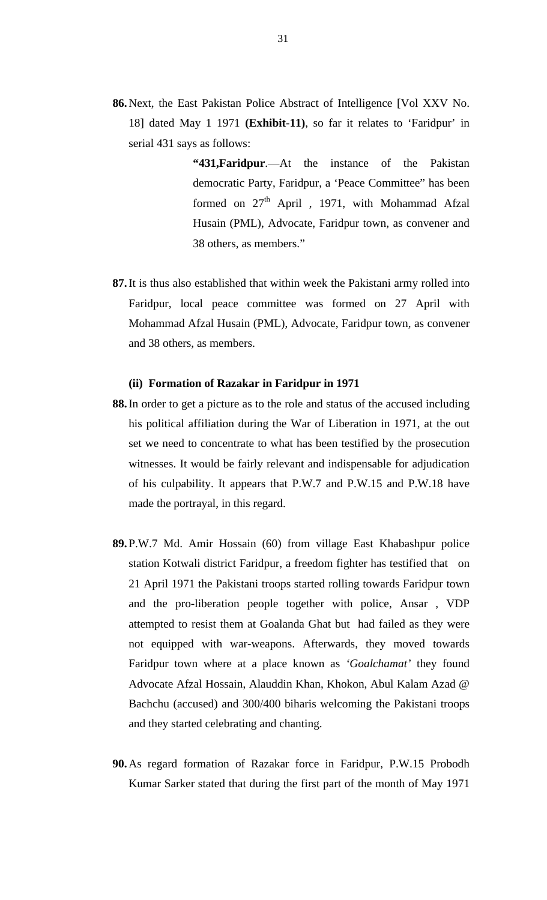**86.** Next, the East Pakistan Police Abstract of Intelligence [Vol XXV No. 18] dated May 1 1971 **(Exhibit-11)**, so far it relates to 'Faridpur' in serial 431 says as follows:

> **"431,Faridpur**.—At the instance of the Pakistan democratic Party, Faridpur, a 'Peace Committee" has been formed on 27th April , 1971, with Mohammad Afzal Husain (PML), Advocate, Faridpur town, as convener and 38 others, as members."

**87.** It is thus also established that within week the Pakistani army rolled into Faridpur, local peace committee was formed on 27 April with Mohammad Afzal Husain (PML), Advocate, Faridpur town, as convener and 38 others, as members.

**(ii) Formation of Razakar in Faridpur in 1971**

**88.** In order to get a picture as to the role and status of the accused including his political affiliation during the War of Liberation in 1971, at the out set we need to concentrate to what has been testified by the prosecution witnesses. It would be fairly relevant and indispensable for adjudication of his culpability. It appears that P.W.7 and P.W.15 and P.W.18 have made the portrayal, in this regard.

**89.** P.W.7 Md. Amir Hossain (60) from village East Khabashpur police station Kotwali district Faridpur, a freedom fighter has testified that on 21 April 1971 the Pakistani troops started rolling towards Faridpur town and the pro-liberation people together with police, Ansar , VDP attempted to resist them at Goalanda Ghat but had failed as they were not equipped with war-weapons. Afterwards, they moved towards Faridpur town where at a place known as '*Goalchamat*' they found Advocate Afzal Hossain, Alauddin Khan, Khokon, Abul Kalam Azad @ Bachchu (accused) and 300/400 biharis welcoming the Pakistani troops and they started celebrating and chanting.

**90.** As regard formation of Razakar force in Faridpur, P.W.15 Probodh Kumar Sarker stated that during the first part of the month of May 1971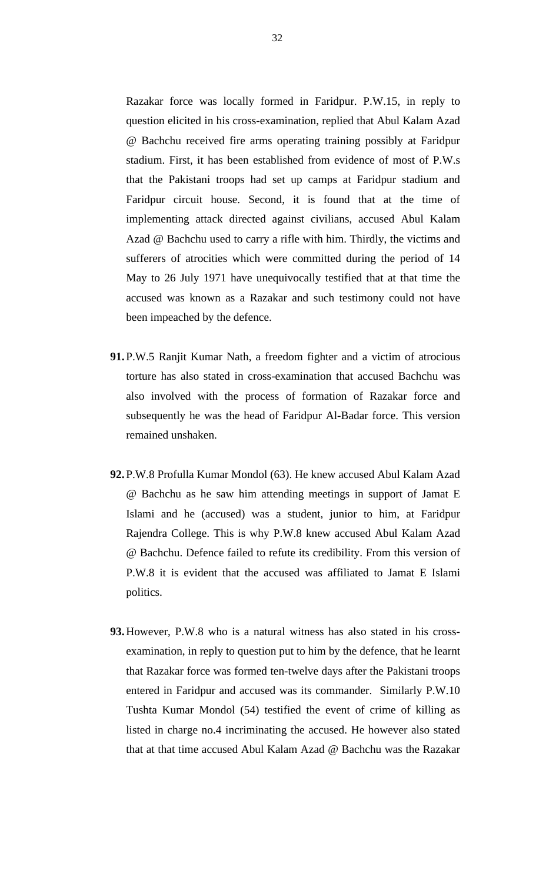Razakar force was locally formed in Faridpur. P.W.15, in reply to question elicited in his cross-examination, replied that Abul Kalam Azad @ Bachchu received fire arms operating training possibly at Faridpur stadium. First, it has been established from evidence of most of P.W.s that the Pakistani troops had set up camps at Faridpur stadium and Faridpur circuit house. Second, it is found that at the time of implementing attack directed against civilians, accused Abul Kalam Azad @ Bachchu used to carry a rifle with him. Thirdly, the victims and sufferers of atrocities which were committed during the period of 14 May to 26 July 1971 have unequivocally testified that at that time the accused was known as a Razakar and such testimony could not have been impeached by the defence.

**91.** P.W.5 Ranjit Kumar Nath, a freedom fighter and a victim of atrocious torture has also stated in cross-examination that accused Bachchu was also involved with the process of formation of Razakar force and subsequently he was the head of Faridpur Al-Badar force. This version remained unshaken.

**92.** P.W.8 Profulla Kumar Mondol (63). He knew accused Abul Kalam Azad @ Bachchu as he saw him attending meetings in support of Jamat E Islami and he (accused) was a student, junior to him, at Faridpur Rajendra College. This is why P.W.8 knew accused Abul Kalam Azad @ Bachchu. Defence failed to refute its credibility. From this version of P.W.8 it is evident that the accused was affiliated to Jamat E Islami politics.

**93.** However, P.W.8 who is a natural witness has also stated in his cross-examination, in reply to question put to him by the defence, that he learnt that Razakar force was formed ten-twelve days after the Pakistani troops entered in Faridpur and accused was its commander. Similarly P.W.10 Tushta Kumar Mondol (54) testified the event of crime of killing as listed in charge no.4 incriminating the accused. He however also stated that at that time accused Abul Kalam Azad @ Bachchu was the Razakar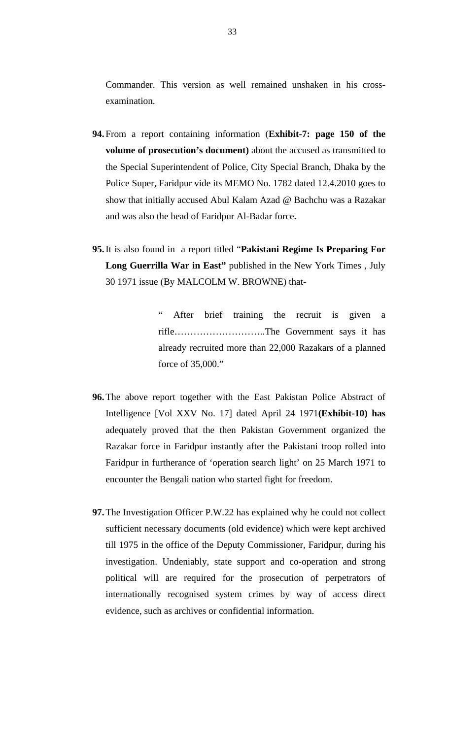Commander. This version as well remained unshaken in his cross-examination.

**94.** From a report containing information (**Exhibit-7: page 150 of the volume of prosecution's document)** about the accused as transmitted to the Special Superintendent of Police, City Special Branch, Dhaka by the Police Super, Faridpur vide its MEMO No. 1782 dated 12.4.2010 goes to show that initially accused Abul Kalam Azad @ Bachchu was a Razakar and was also the head of Faridpur Al-Badar force**.**

**95.** It is also found in a report titled "**Pakistani Regime Is Preparing For Long Guerrilla War in East"** published in the New York Times , July 30 1971 issue (By MALCOLM W. BROWNE) that-

> " After brief training the recruit is given a rifle………………………..The Government says it has already recruited more than 22,000 Razakars of a planned force of 35,000."

**96.** The above report together with the East Pakistan Police Abstract of Intelligence [Vol XXV No. 17] dated April 24 1971**(Exhibit-10) has** adequately proved that the then Pakistan Government organized the Razakar force in Faridpur instantly after the Pakistani troop rolled into Faridpur in furtherance of 'operation search light' on 25 March 1971 to encounter the Bengali nation who started fight for freedom.

**97.** The Investigation Officer P.W.22 has explained why he could not collect sufficient necessary documents (old evidence) which were kept archived till 1975 in the office of the Deputy Commissioner, Faridpur, during his investigation. Undeniably, state support and co-operation and strong political will are required for the prosecution of perpetrators of internationally recognised system crimes by way of access direct evidence, such as archives or confidential information.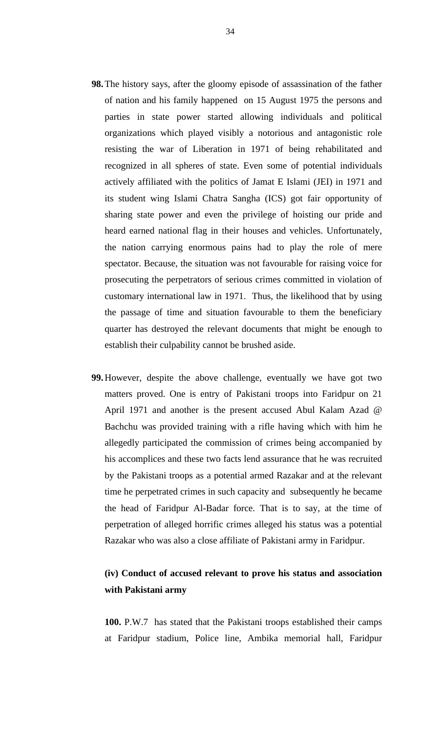**98.** The history says, after the gloomy episode of assassination of the father of nation and his family happened on 15 August 1975 the persons and parties in state power started allowing individuals and political organizations which played visibly a notorious and antagonistic role resisting the war of Liberation in 1971 of being rehabilitated and recognized in all spheres of state. Even some of potential individuals actively affiliated with the politics of Jamat E Islami (JEI) in 1971 and its student wing Islami Chatra Sangha (ICS) got fair opportunity of sharing state power and even the privilege of hoisting our pride and heard earned national flag in their houses and vehicles. Unfortunately, the nation carrying enormous pains had to play the role of mere spectator. Because, the situation was not favourable for raising voice for prosecuting the perpetrators of serious crimes committed in violation of customary international law in 1971. Thus, the likelihood that by using the passage of time and situation favourable to them the beneficiary quarter has destroyed the relevant documents that might be enough to establish their culpability cannot be brushed aside.

**99.** However, despite the above challenge, eventually we have got two matters proved. One is entry of Pakistani troops into Faridpur on 21 April 1971 and another is the present accused Abul Kalam Azad @ Bachchu was provided training with a rifle having which with him he allegedly participated the commission of crimes being accompanied by his accomplices and these two facts lend assurance that he was recruited by the Pakistani troops as a potential armed Razakar and at the relevant time he perpetrated crimes in such capacity and subsequently he became the head of Faridpur Al-Badar force. That is to say, at the time of perpetration of alleged horrific crimes alleged his status was a potential Razakar who was also a close affiliate of Pakistani army in Faridpur.

**(iv) Conduct of accused relevant to prove his status and association with Pakistani army**

**100.** P.W.7 has stated that the Pakistani troops established their camps at Faridpur stadium, Police line, Ambika memorial hall, Faridpur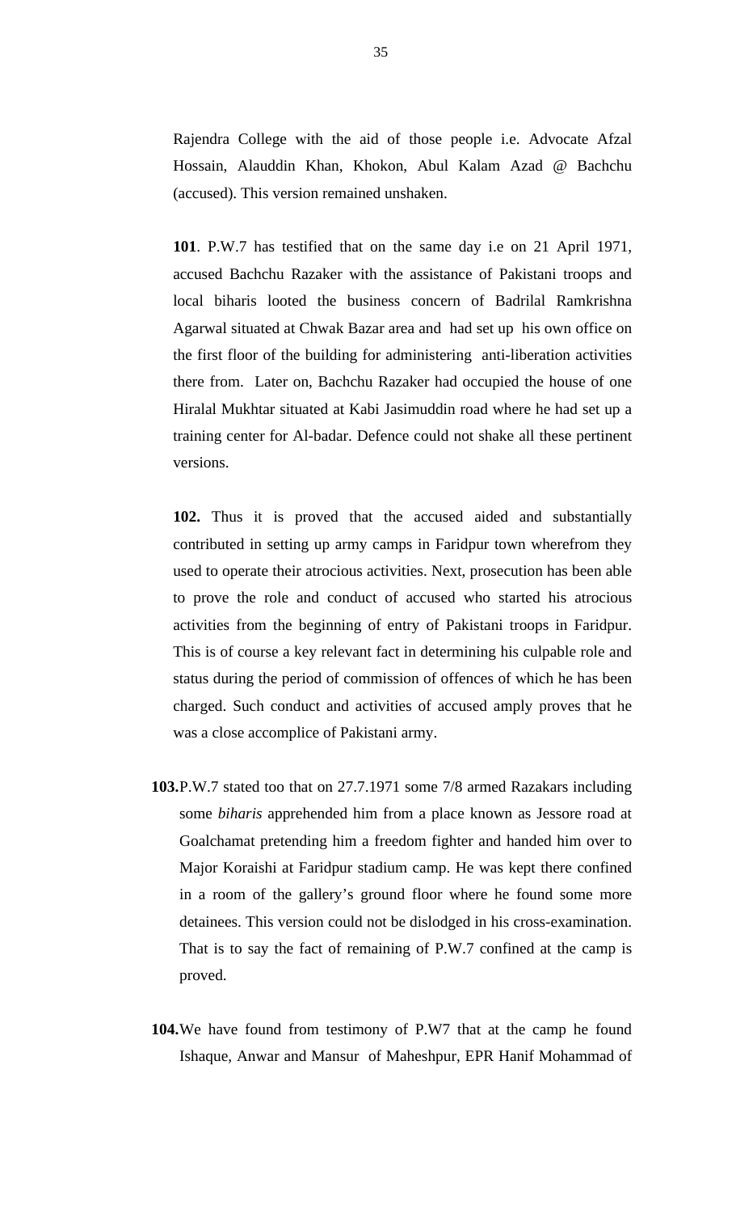Rajendra College with the aid of those people i.e. Advocate Afzal Hossain, Alauddin Khan, Khokon, Abul Kalam Azad @ Bachchu (accused). This version remained unshaken.

**101**. P.W.7 has testified that on the same day i.e on 21 April 1971, accused Bachchu Razaker with the assistance of Pakistani troops and local biharis looted the business concern of Badrilal Ramkrishna Agarwal situated at Chwak Bazar area and had set up his own office on the first floor of the building for administering anti-liberation activities there from. Later on, Bachchu Razaker had occupied the house of one Hiralal Mukhtar situated at Kabi Jasimuddin road where he had set up a training center for Al-badar. Defence could not shake all these pertinent versions.

**102.** Thus it is proved that the accused aided and substantially contributed in setting up army camps in Faridpur town wherefrom they used to operate their atrocious activities. Next, prosecution has been able to prove the role and conduct of accused who started his atrocious activities from the beginning of entry of Pakistani troops in Faridpur. This is of course a key relevant fact in determining his culpable role and status during the period of commission of offences of which he has been charged. Such conduct and activities of accused amply proves that he was a close accomplice of Pakistani army.

**103.** P.W.7 stated too that on 27.7.1971 some 7/8 armed Razakars including some *biharis* apprehended him from a place known as Jessore road at Goalchamat pretending him a freedom fighter and handed him over to Major Koraishi at Faridpur stadium camp. He was kept there confined in a room of the gallery's ground floor where he found some more detainees. This version could not be dislodged in his cross-examination. That is to say the fact of remaining of P.W.7 confined at the camp is proved.

**104.** We have found from testimony of P.W7 that at the camp he found Ishaque, Anwar and Mansur of Maheshpur, EPR Hanif Mohammad of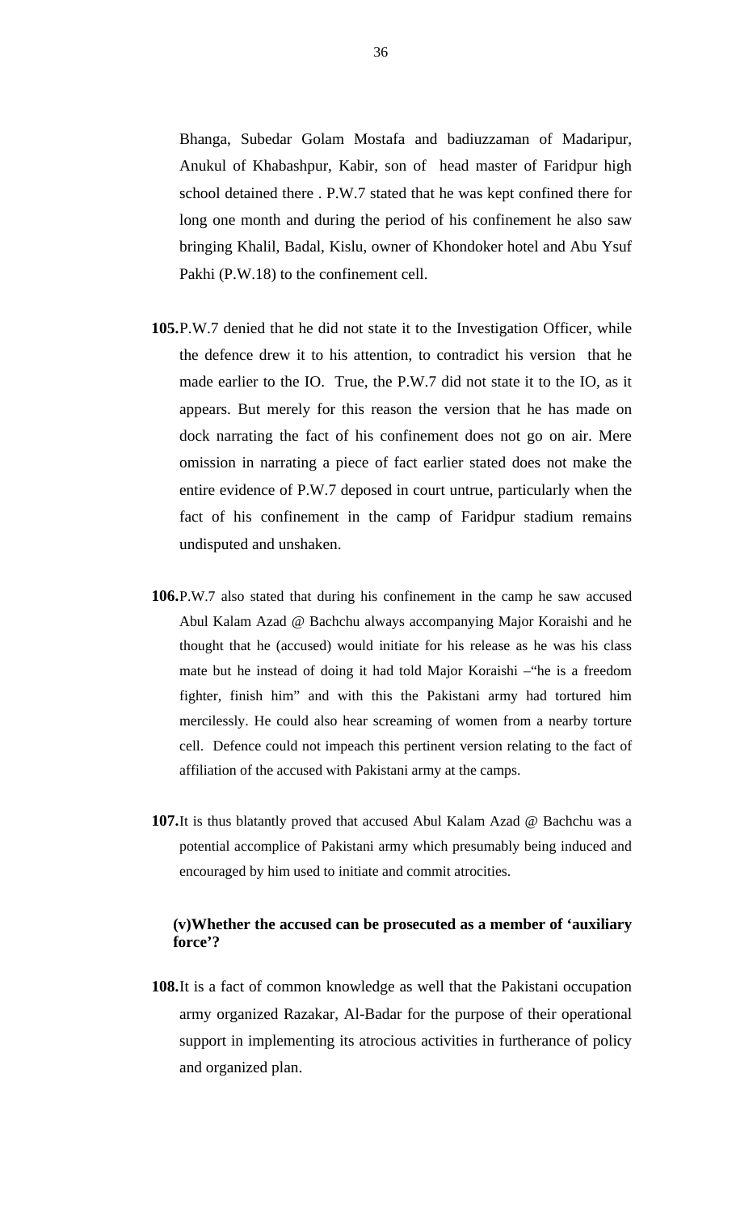Bhanga, Subedar Golam Mostafa and badiuzzaman of Madaripur, Anukul of Khabashpur, Kabir, son of head master of Faridpur high school detained there . P.W.7 stated that he was kept confined there for long one month and during the period of his confinement he also saw bringing Khalil, Badal, Kislu, owner of Khondoker hotel and Abu Ysuf Pakhi (P.W.18) to the confinement cell.

**105.** P.W.7 denied that he did not state it to the Investigation Officer, while the defence drew it to his attention, to contradict his version that he made earlier to the IO. True, the P.W.7 did not state it to the IO, as it appears. But merely for this reason the version that he has made on dock narrating the fact of his confinement does not go on air. Mere omission in narrating a piece of fact earlier stated does not make the entire evidence of P.W.7 deposed in court untrue, particularly when the fact of his confinement in the camp of Faridpur stadium remains undisputed and unshaken.

**106.** P.W.7 also stated that during his confinement in the camp he saw accused Abul Kalam Azad @ Bachchu always accompanying Major Koraishi and he thought that he (accused) would initiate for his release as he was his class mate but he instead of doing it had told Major Koraishi –"he is a freedom fighter, finish him" and with this the Pakistani army had tortured him mercilessly. He could also hear screaming of women from a nearby torture cell. Defence could not impeach this pertinent version relating to the fact of affiliation of the accused with Pakistani army at the camps.

**107.** It is thus blatantly proved that accused Abul Kalam Azad @ Bachchu was a potential accomplice of Pakistani army which presumably being induced and encouraged by him used to initiate and commit atrocities.

**(v)Whether the accused can be prosecuted as a member of 'auxiliary force'?**

**108.** It is a fact of common knowledge as well that the Pakistani occupation army organized Razakar, Al-Badar for the purpose of their operational support in implementing its atrocious activities in furtherance of policy and organized plan.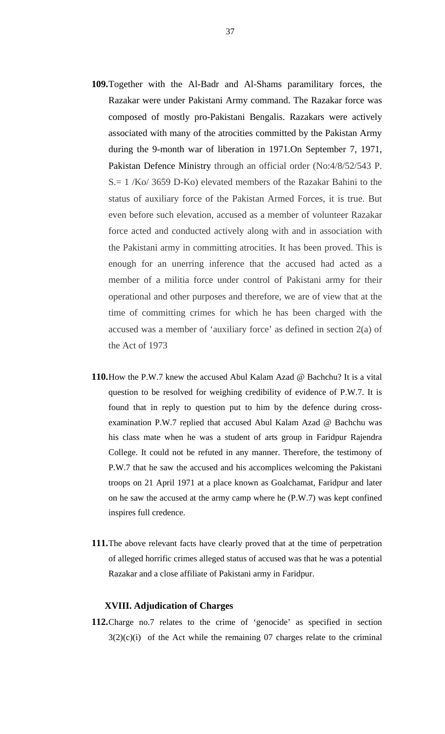**109.** Together with the Al-Badr and Al-Shams paramilitary forces, the Razakar were under Pakistani Army command. The Razakar force was composed of mostly pro-Pakistani Bengalis. Razakars were actively associated with many of the atrocities committed by the Pakistan Army during the 9-month war of liberation in 1971.On September 7, 1971, Pakistan Defence Ministry through an official order (No:4/8/52/543 P. S.= 1 /Ko/ 3659 D-Ko) elevated members of the Razakar Bahini to the status of auxiliary force of the Pakistan Armed Forces, it is true. But even before such elevation, accused as a member of volunteer Razakar force acted and conducted actively along with and in association with the Pakistani army in committing atrocities. It has been proved. This is enough for an unerring inference that the accused had acted as a member of a militia force under control of Pakistani army for their operational and other purposes and therefore, we are of view that at the time of committing crimes for which he has been charged with the accused was a member of 'auxiliary force' as defined in section 2(a) of the Act of 1973

**110.** How the P.W.7 knew the accused Abul Kalam Azad @ Bachchu? It is a vital question to be resolved for weighing credibility of evidence of P.W.7. It is found that in reply to question put to him by the defence during cross-examination P.W.7 replied that accused Abul Kalam Azad @ Bachchu was his class mate when he was a student of arts group in Faridpur Rajendra College. It could not be refuted in any manner. Therefore, the testimony of P.W.7 that he saw the accused and his accomplices welcoming the Pakistani troops on 21 April 1971 at a place known as Goalchamat, Faridpur and later on he saw the accused at the army camp where he (P.W.7) was kept confined inspires full credence.

**111.** The above relevant facts have clearly proved that at the time of perpetration of alleged horrific crimes alleged status of accused was that he was a potential Razakar and a close affiliate of Pakistani army in Faridpur.

## XVIII. Adjudication of Charges

**112.** Charge no.7 relates to the crime of 'genocide' as specified in section 3(2)(c)(i) of the Act while the remaining 07 charges relate to the criminal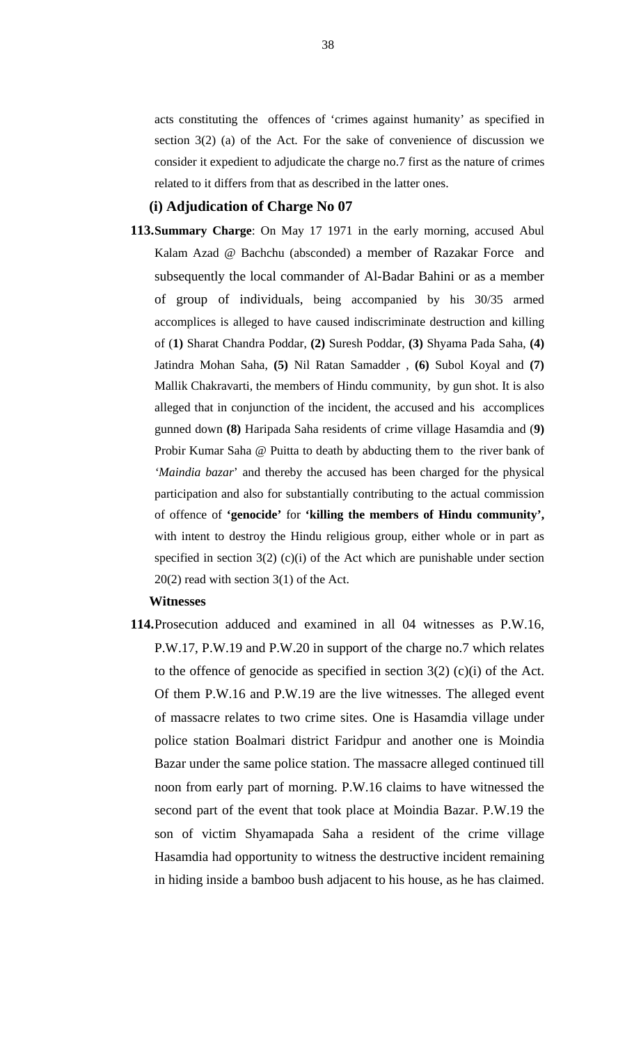acts constituting the offences of 'crimes against humanity' as specified in section 3(2) (a) of the Act. For the sake of convenience of discussion we consider it expedient to adjudicate the charge no.7 first as the nature of crimes related to it differs from that as described in the latter ones.

### (i) Adjudication of Charge No 07

**113.** **Summary Charge**: On May 17 1971 in the early morning, accused Abul Kalam Azad @ Bachchu (absconded) a member of Razakar Force and subsequently the local commander of Al-Badar Bahini or as a member of group of individuals, being accompanied by his 30/35 armed accomplices is alleged to have caused indiscriminate destruction and killing of (**1)** Sharat Chandra Poddar, **(2)** Suresh Poddar, **(3)** Shyama Pada Saha, **(4)** Jatindra Mohan Saha, **(5)** Nil Ratan Samadder , **(6)** Subol Koyal and **(7)** Mallik Chakravarti, the members of Hindu community, by gun shot. It is also alleged that in conjunction of the incident, the accused and his accomplices gunned down **(8)** Haripada Saha residents of crime village Hasamdia and (**9)** Probir Kumar Saha @ Puitta to death by abducting them to the river bank of '*Maindia bazar*' and thereby the accused has been charged for the physical participation and also for substantially contributing to the actual commission of offence of **'genocide'** for **'killing the members of Hindu community',** with intent to destroy the Hindu religious group, either whole or in part as specified in section 3(2) (c)(i) of the Act which are punishable under section 20(2) read with section 3(1) of the Act.

**Witnesses**

**114.** Prosecution adduced and examined in all 04 witnesses as P.W.16, P.W.17, P.W.19 and P.W.20 in support of the charge no.7 which relates to the offence of genocide as specified in section 3(2) (c)(i) of the Act. Of them P.W.16 and P.W.19 are the live witnesses. The alleged event of massacre relates to two crime sites. One is Hasamdia village under police station Boalmari district Faridpur and another one is Moindia Bazar under the same police station. The massacre alleged continued till noon from early part of morning. P.W.16 claims to have witnessed the second part of the event that took place at Moindia Bazar. P.W.19 the son of victim Shyamapada Saha a resident of the crime village Hasamdia had opportunity to witness the destructive incident remaining in hiding inside a bamboo bush adjacent to his house, as he has claimed.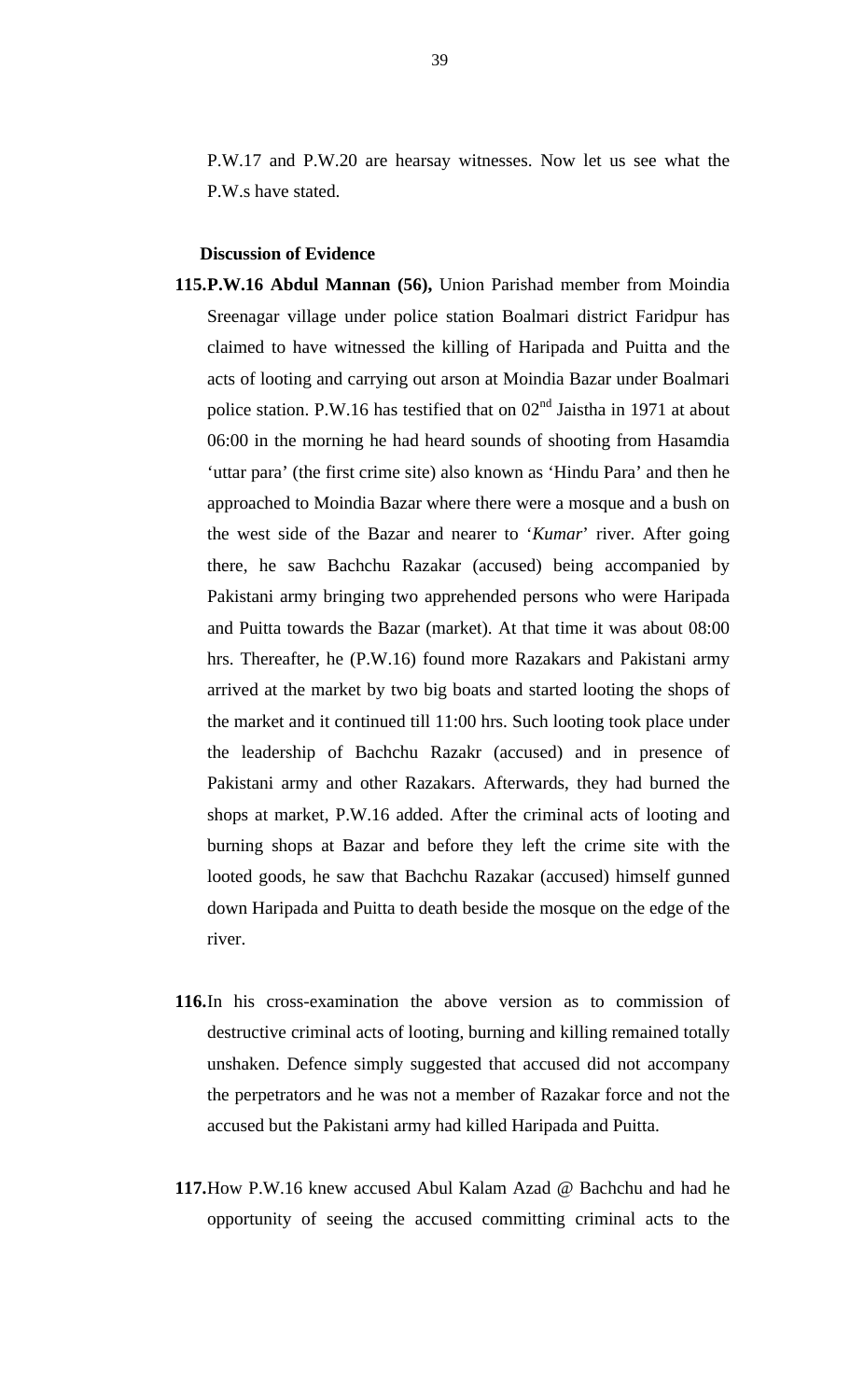P.W.17 and P.W.20 are hearsay witnesses. Now let us see what the P.W.s have stated.

**Discussion of Evidence**

**115.P.W.16 Abdul Mannan (56),** Union Parishad member from Moindia Sreenagar village under police station Boalmari district Faridpur has claimed to have witnessed the killing of Haripada and Puitta and the acts of looting and carrying out arson at Moindia Bazar under Boalmari police station. P.W.16 has testified that on 02nd Jaistha in 1971 at about 06:00 in the morning he had heard sounds of shooting from Hasamdia 'uttar para' (the first crime site) also known as 'Hindu Para' and then he approached to Moindia Bazar where there were a mosque and a bush on the west side of the Bazar and nearer to '*Kumar*' river. After going there, he saw Bachchu Razakar (accused) being accompanied by Pakistani army bringing two apprehended persons who were Haripada and Puitta towards the Bazar (market). At that time it was about 08:00 hrs. Thereafter, he (P.W.16) found more Razakars and Pakistani army arrived at the market by two big boats and started looting the shops of the market and it continued till 11:00 hrs. Such looting took place under the leadership of Bachchu Razakr (accused) and in presence of Pakistani army and other Razakars. Afterwards, they had burned the shops at market, P.W.16 added. After the criminal acts of looting and burning shops at Bazar and before they left the crime site with the looted goods, he saw that Bachchu Razakar (accused) himself gunned down Haripada and Puitta to death beside the mosque on the edge of the river.

**116.**In his cross-examination the above version as to commission of destructive criminal acts of looting, burning and killing remained totally unshaken. Defence simply suggested that accused did not accompany the perpetrators and he was not a member of Razakar force and not the accused but the Pakistani army had killed Haripada and Puitta.

**117.**How P.W.16 knew accused Abul Kalam Azad @ Bachchu and had he opportunity of seeing the accused committing criminal acts to the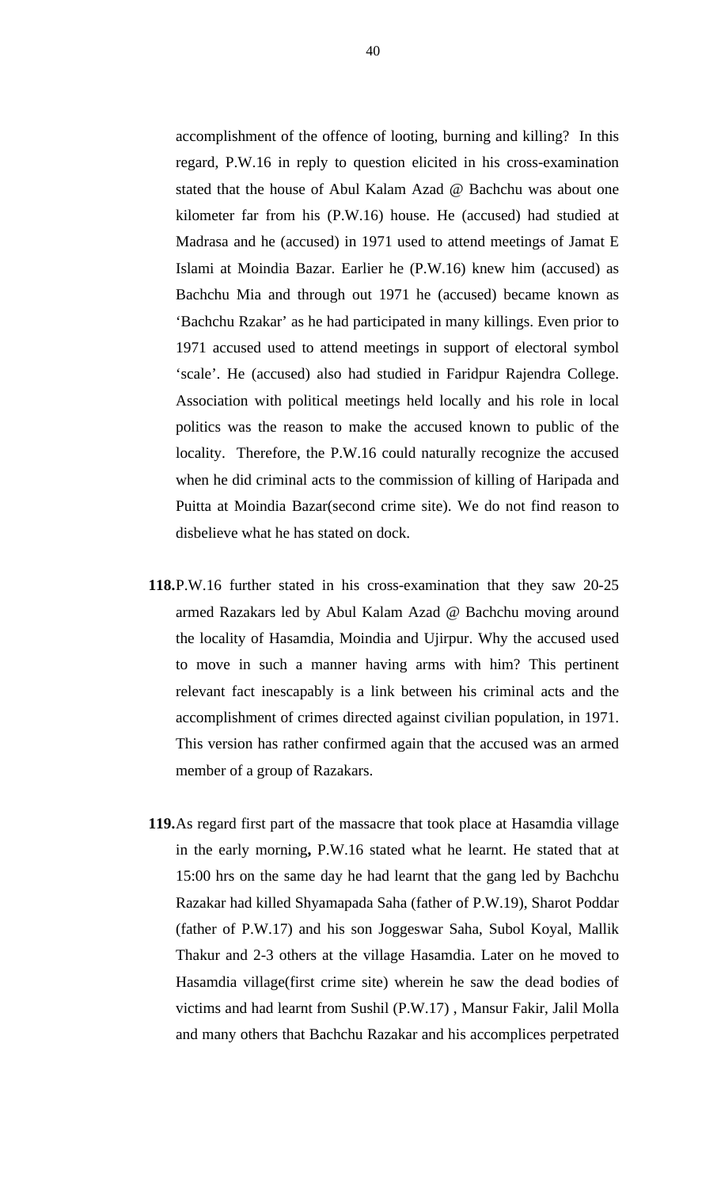accomplishment of the offence of looting, burning and killing? In this regard, P.W.16 in reply to question elicited in his cross-examination stated that the house of Abul Kalam Azad @ Bachchu was about one kilometer far from his (P.W.16) house. He (accused) had studied at Madrasa and he (accused) in 1971 used to attend meetings of Jamat E Islami at Moindia Bazar. Earlier he (P.W.16) knew him (accused) as Bachchu Mia and through out 1971 he (accused) became known as 'Bachchu Rzakar' as he had participated in many killings. Even prior to 1971 accused used to attend meetings in support of electoral symbol 'scale'. He (accused) also had studied in Faridpur Rajendra College. Association with political meetings held locally and his role in local politics was the reason to make the accused known to public of the locality. Therefore, the P.W.16 could naturally recognize the accused when he did criminal acts to the commission of killing of Haripada and Puitta at Moindia Bazar(second crime site). We do not find reason to disbelieve what he has stated on dock.

**118.** P.W.16 further stated in his cross-examination that they saw 20-25 armed Razakars led by Abul Kalam Azad @ Bachchu moving around the locality of Hasamdia, Moindia and Ujirpur. Why the accused used to move in such a manner having arms with him? This pertinent relevant fact inescapably is a link between his criminal acts and the accomplishment of crimes directed against civilian population, in 1971. This version has rather confirmed again that the accused was an armed member of a group of Razakars.

**119.** As regard first part of the massacre that took place at Hasamdia village in the early morning**,** P.W.16 stated what he learnt. He stated that at 15:00 hrs on the same day he had learnt that the gang led by Bachchu Razakar had killed Shyamapada Saha (father of P.W.19), Sharot Poddar (father of P.W.17) and his son Joggeswar Saha, Subol Koyal, Mallik Thakur and 2-3 others at the village Hasamdia. Later on he moved to Hasamdia village(first crime site) wherein he saw the dead bodies of victims and had learnt from Sushil (P.W.17) , Mansur Fakir, Jalil Molla and many others that Bachchu Razakar and his accomplices perpetrated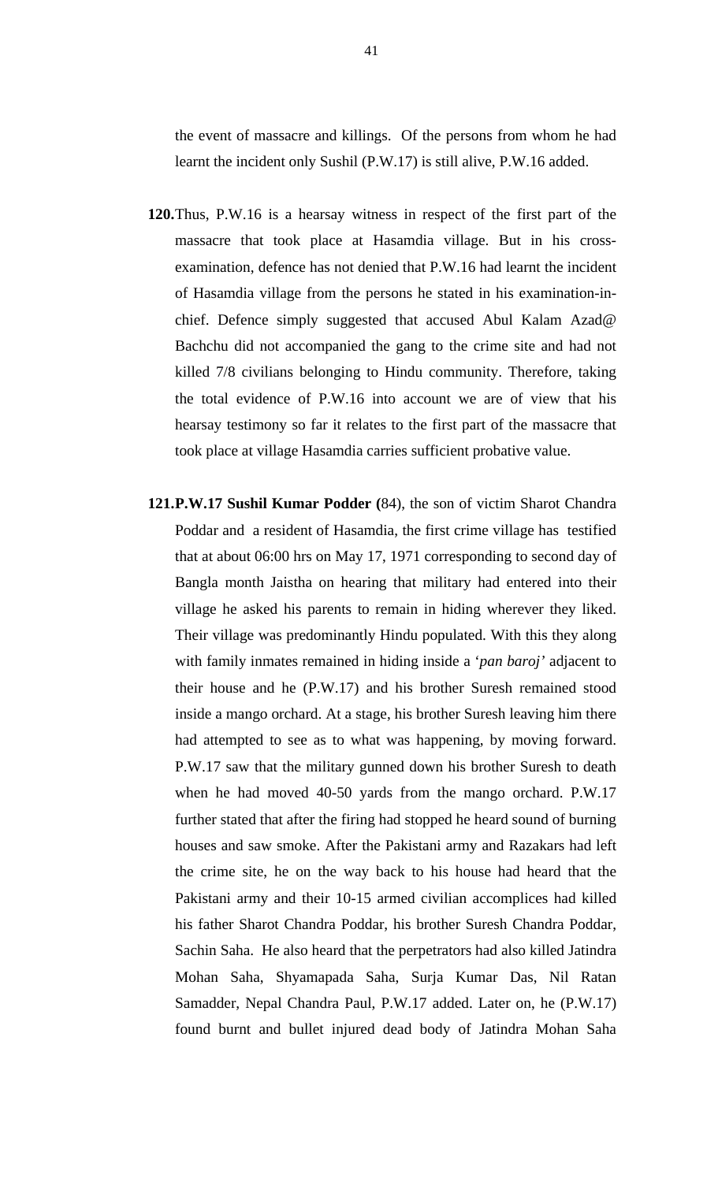the event of massacre and killings. Of the persons from whom he had learnt the incident only Sushil (P.W.17) is still alive, P.W.16 added.

**120.** Thus, P.W.16 is a hearsay witness in respect of the first part of the massacre that took place at Hasamdia village. But in his cross-examination, defence has not denied that P.W.16 had learnt the incident of Hasamdia village from the persons he stated in his examination-in-chief. Defence simply suggested that accused Abul Kalam Azad@ Bachchu did not accompanied the gang to the crime site and had not killed 7/8 civilians belonging to Hindu community. Therefore, taking the total evidence of P.W.16 into account we are of view that his hearsay testimony so far it relates to the first part of the massacre that took place at village Hasamdia carries sufficient probative value.

**121. P.W.17 Sushil Kumar Podder (**84), the son of victim Sharot Chandra Poddar and a resident of Hasamdia, the first crime village has testified that at about 06:00 hrs on May 17, 1971 corresponding to second day of Bangla month Jaistha on hearing that military had entered into their village he asked his parents to remain in hiding wherever they liked. Their village was predominantly Hindu populated. With this they along with family inmates remained in hiding inside a '*pan baroj*' adjacent to their house and he (P.W.17) and his brother Suresh remained stood inside a mango orchard. At a stage, his brother Suresh leaving him there had attempted to see as to what was happening, by moving forward. P.W.17 saw that the military gunned down his brother Suresh to death when he had moved 40-50 yards from the mango orchard. P.W.17 further stated that after the firing had stopped he heard sound of burning houses and saw smoke. After the Pakistani army and Razakars had left the crime site, he on the way back to his house had heard that the Pakistani army and their 10-15 armed civilian accomplices had killed his father Sharot Chandra Poddar, his brother Suresh Chandra Poddar, Sachin Saha. He also heard that the perpetrators had also killed Jatindra Mohan Saha, Shyamapada Saha, Surja Kumar Das, Nil Ratan Samadder, Nepal Chandra Paul, P.W.17 added. Later on, he (P.W.17) found burnt and bullet injured dead body of Jatindra Mohan Saha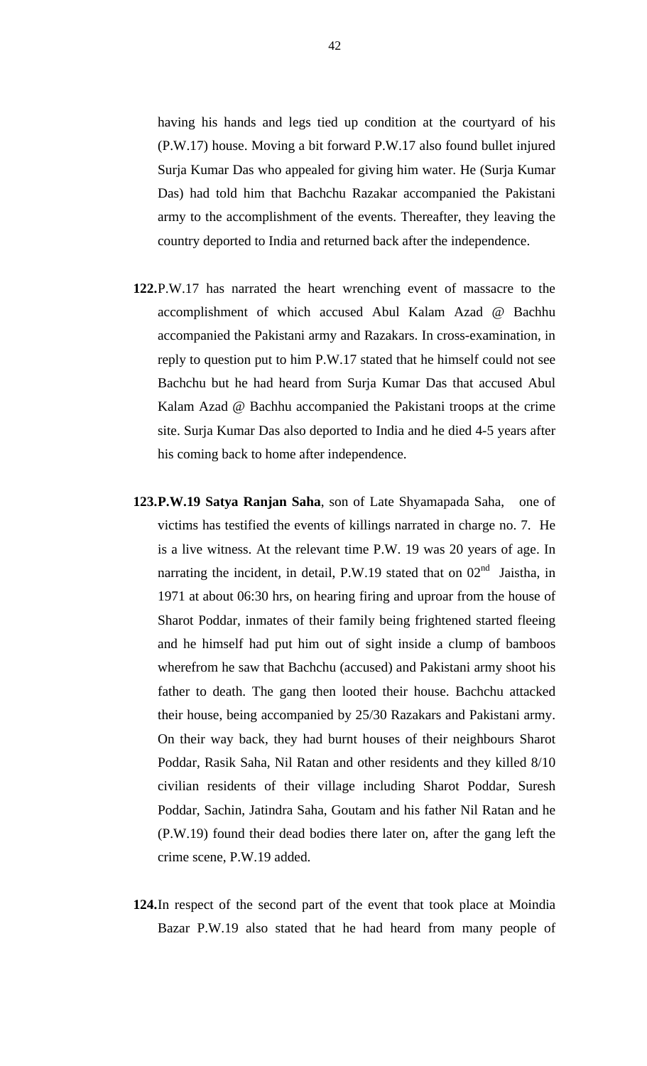having his hands and legs tied up condition at the courtyard of his (P.W.17) house. Moving a bit forward P.W.17 also found bullet injured Surja Kumar Das who appealed for giving him water. He (Surja Kumar Das) had told him that Bachchu Razakar accompanied the Pakistani army to the accomplishment of the events. Thereafter, they leaving the country deported to India and returned back after the independence.

**122.** P.W.17 has narrated the heart wrenching event of massacre to the accomplishment of which accused Abul Kalam Azad @ Bachhu accompanied the Pakistani army and Razakars. In cross-examination, in reply to question put to him P.W.17 stated that he himself could not see Bachchu but he had heard from Surja Kumar Das that accused Abul Kalam Azad @ Bachhu accompanied the Pakistani troops at the crime site. Surja Kumar Das also deported to India and he died 4-5 years after his coming back to home after independence.

**123. P.W.19 Satya Ranjan Saha**, son of Late Shyamapada Saha, one of victims has testified the events of killings narrated in charge no. 7. He is a live witness. At the relevant time P.W. 19 was 20 years of age. In narrating the incident, in detail, P.W.19 stated that on 02nd Jaistha, in 1971 at about 06:30 hrs, on hearing firing and uproar from the house of Sharot Poddar, inmates of their family being frightened started fleeing and he himself had put him out of sight inside a clump of bamboos wherefrom he saw that Bachchu (accused) and Pakistani army shoot his father to death. The gang then looted their house. Bachchu attacked their house, being accompanied by 25/30 Razakars and Pakistani army. On their way back, they had burnt houses of their neighbours Sharot Poddar, Rasik Saha, Nil Ratan and other residents and they killed 8/10 civilian residents of their village including Sharot Poddar, Suresh Poddar, Sachin, Jatindra Saha, Goutam and his father Nil Ratan and he (P.W.19) found their dead bodies there later on, after the gang left the crime scene, P.W.19 added.

**124.** In respect of the second part of the event that took place at Moindia Bazar P.W.19 also stated that he had heard from many people of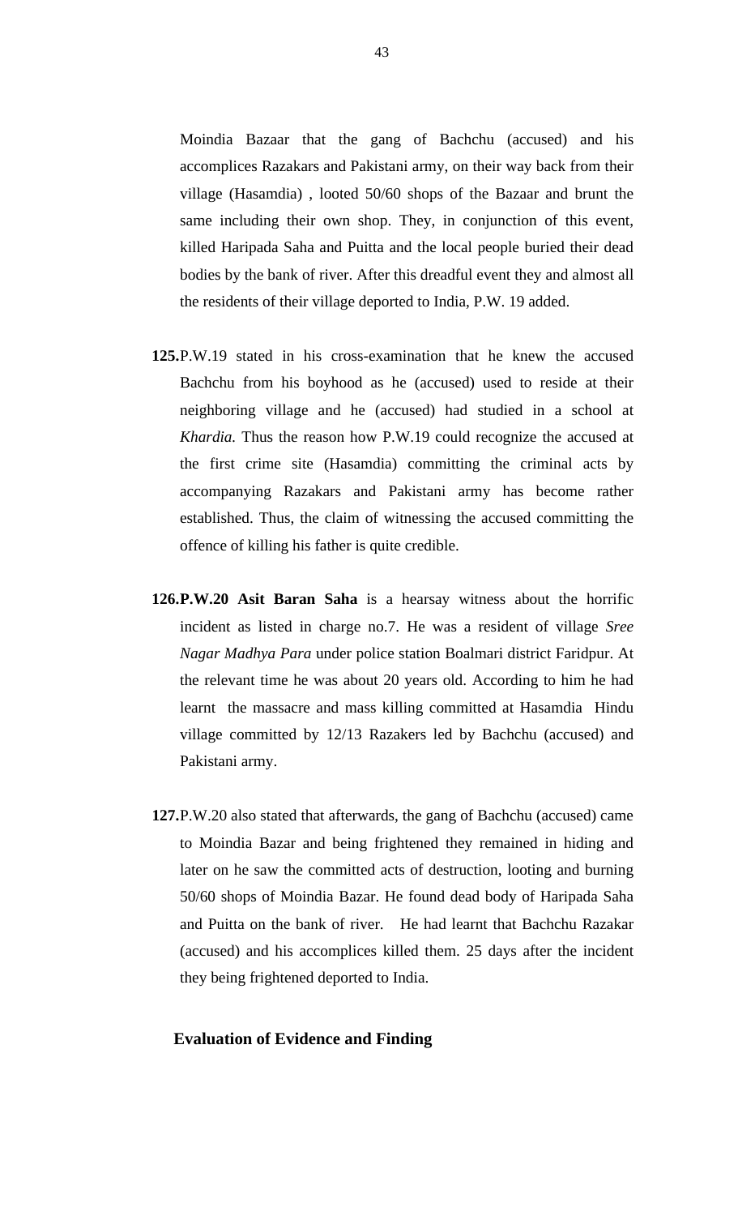Moindia Bazaar that the gang of Bachchu (accused) and his accomplices Razakars and Pakistani army, on their way back from their village (Hasamdia) , looted 50/60 shops of the Bazaar and brunt the same including their own shop. They, in conjunction of this event, killed Haripada Saha and Puitta and the local people buried their dead bodies by the bank of river. After this dreadful event they and almost all the residents of their village deported to India, P.W. 19 added.

**125.** P.W.19 stated in his cross-examination that he knew the accused Bachchu from his boyhood as he (accused) used to reside at their neighboring village and he (accused) had studied in a school at *Khardia.* Thus the reason how P.W.19 could recognize the accused at the first crime site (Hasamdia) committing the criminal acts by accompanying Razakars and Pakistani army has become rather established. Thus, the claim of witnessing the accused committing the offence of killing his father is quite credible.

**126. P.W.20 Asit Baran Saha** is a hearsay witness about the horrific incident as listed in charge no.7. He was a resident of village *Sree Nagar Madhya Para* under police station Boalmari district Faridpur. At the relevant time he was about 20 years old. According to him he had learnt the massacre and mass killing committed at Hasamdia Hindu village committed by 12/13 Razakers led by Bachchu (accused) and Pakistani army.

**127.** P.W.20 also stated that afterwards, the gang of Bachchu (accused) came to Moindia Bazar and being frightened they remained in hiding and later on he saw the committed acts of destruction, looting and burning 50/60 shops of Moindia Bazar. He found dead body of Haripada Saha and Puitta on the bank of river. He had learnt that Bachchu Razakar (accused) and his accomplices killed them. 25 days after the incident they being frightened deported to India.

**Evaluation of Evidence and Finding**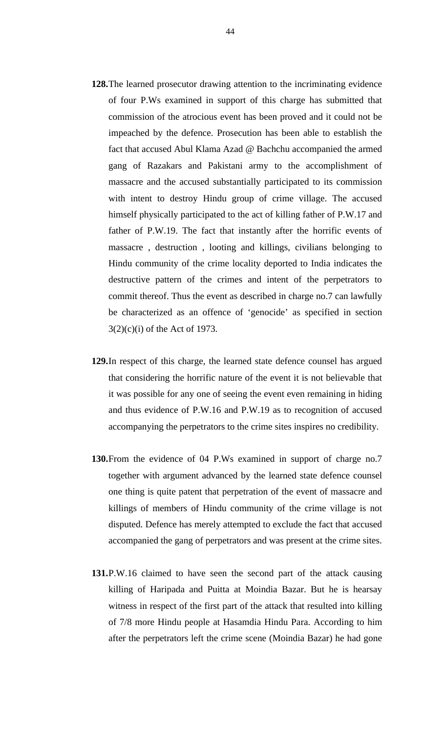**128.** The learned prosecutor drawing attention to the incriminating evidence of four P.Ws examined in support of this charge has submitted that commission of the atrocious event has been proved and it could not be impeached by the defence. Prosecution has been able to establish the fact that accused Abul Klama Azad @ Bachchu accompanied the armed gang of Razakars and Pakistani army to the accomplishment of massacre and the accused substantially participated to its commission with intent to destroy Hindu group of crime village. The accused himself physically participated to the act of killing father of P.W.17 and father of P.W.19. The fact that instantly after the horrific events of massacre , destruction , looting and killings, civilians belonging to Hindu community of the crime locality deported to India indicates the destructive pattern of the crimes and intent of the perpetrators to commit thereof. Thus the event as described in charge no.7 can lawfully be characterized as an offence of 'genocide' as specified in section 3(2)(c)(i) of the Act of 1973.

**129.** In respect of this charge, the learned state defence counsel has argued that considering the horrific nature of the event it is not believable that it was possible for any one of seeing the event even remaining in hiding and thus evidence of P.W.16 and P.W.19 as to recognition of accused accompanying the perpetrators to the crime sites inspires no credibility.

**130.** From the evidence of 04 P.Ws examined in support of charge no.7 together with argument advanced by the learned state defence counsel one thing is quite patent that perpetration of the event of massacre and killings of members of Hindu community of the crime village is not disputed. Defence has merely attempted to exclude the fact that accused accompanied the gang of perpetrators and was present at the crime sites.

**131.** P.W.16 claimed to have seen the second part of the attack causing killing of Haripada and Puitta at Moindia Bazar. But he is hearsay witness in respect of the first part of the attack that resulted into killing of 7/8 more Hindu people at Hasamdia Hindu Para. According to him after the perpetrators left the crime scene (Moindia Bazar) he had gone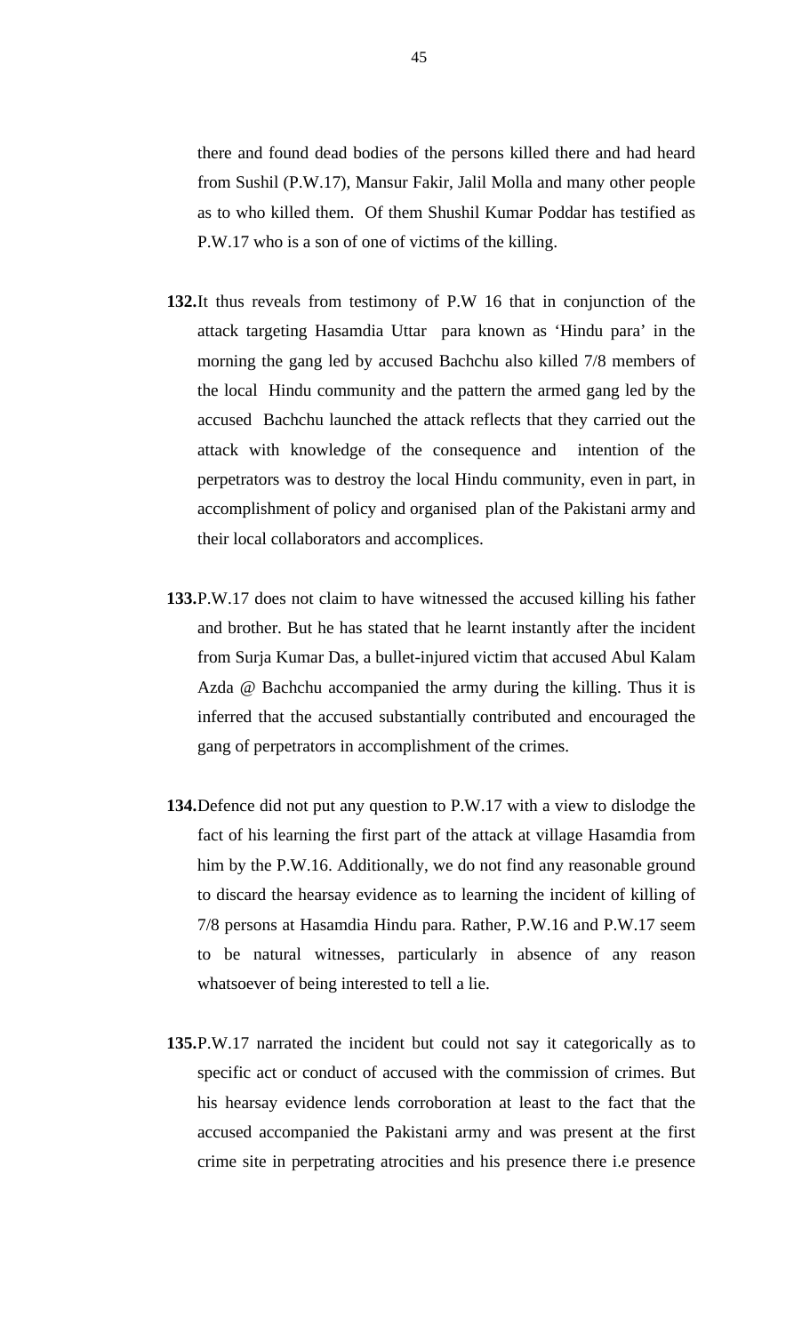there and found dead bodies of the persons killed there and had heard from Sushil (P.W.17), Mansur Fakir, Jalil Molla and many other people as to who killed them. Of them Shushil Kumar Poddar has testified as P.W.17 who is a son of one of victims of the killing.

**132.** It thus reveals from testimony of P.W 16 that in conjunction of the attack targeting Hasamdia Uttar para known as 'Hindu para' in the morning the gang led by accused Bachchu also killed 7/8 members of the local Hindu community and the pattern the armed gang led by the accused Bachchu launched the attack reflects that they carried out the attack with knowledge of the consequence and intention of the perpetrators was to destroy the local Hindu community, even in part, in accomplishment of policy and organised plan of the Pakistani army and their local collaborators and accomplices.

**133.** P.W.17 does not claim to have witnessed the accused killing his father and brother. But he has stated that he learnt instantly after the incident from Surja Kumar Das, a bullet-injured victim that accused Abul Kalam Azda @ Bachchu accompanied the army during the killing. Thus it is inferred that the accused substantially contributed and encouraged the gang of perpetrators in accomplishment of the crimes.

**134.** Defence did not put any question to P.W.17 with a view to dislodge the fact of his learning the first part of the attack at village Hasamdia from him by the P.W.16. Additionally, we do not find any reasonable ground to discard the hearsay evidence as to learning the incident of killing of 7/8 persons at Hasamdia Hindu para. Rather, P.W.16 and P.W.17 seem to be natural witnesses, particularly in absence of any reason whatsoever of being interested to tell a lie.

**135.** P.W.17 narrated the incident but could not say it categorically as to specific act or conduct of accused with the commission of crimes. But his hearsay evidence lends corroboration at least to the fact that the accused accompanied the Pakistani army and was present at the first crime site in perpetrating atrocities and his presence there i.e presence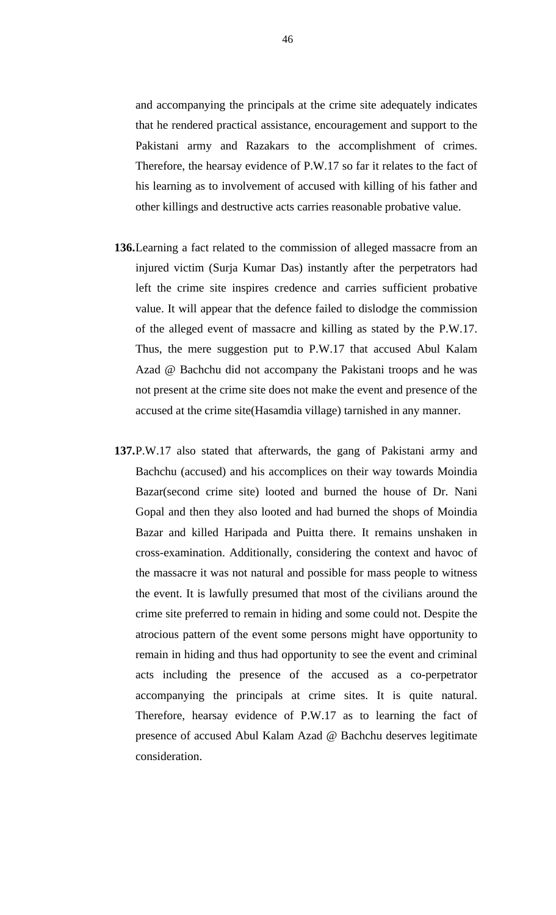and accompanying the principals at the crime site adequately indicates that he rendered practical assistance, encouragement and support to the Pakistani army and Razakars to the accomplishment of crimes. Therefore, the hearsay evidence of P.W.17 so far it relates to the fact of his learning as to involvement of accused with killing of his father and other killings and destructive acts carries reasonable probative value.

**136.** Learning a fact related to the commission of alleged massacre from an injured victim (Surja Kumar Das) instantly after the perpetrators had left the crime site inspires credence and carries sufficient probative value. It will appear that the defence failed to dislodge the commission of the alleged event of massacre and killing as stated by the P.W.17. Thus, the mere suggestion put to P.W.17 that accused Abul Kalam Azad @ Bachchu did not accompany the Pakistani troops and he was not present at the crime site does not make the event and presence of the accused at the crime site(Hasamdia village) tarnished in any manner.

**137.** P.W.17 also stated that afterwards, the gang of Pakistani army and Bachchu (accused) and his accomplices on their way towards Moindia Bazar(second crime site) looted and burned the house of Dr. Nani Gopal and then they also looted and had burned the shops of Moindia Bazar and killed Haripada and Puitta there. It remains unshaken in cross-examination. Additionally, considering the context and havoc of the massacre it was not natural and possible for mass people to witness the event. It is lawfully presumed that most of the civilians around the crime site preferred to remain in hiding and some could not. Despite the atrocious pattern of the event some persons might have opportunity to remain in hiding and thus had opportunity to see the event and criminal acts including the presence of the accused as a co-perpetrator accompanying the principals at crime sites. It is quite natural. Therefore, hearsay evidence of P.W.17 as to learning the fact of presence of accused Abul Kalam Azad @ Bachchu deserves legitimate consideration.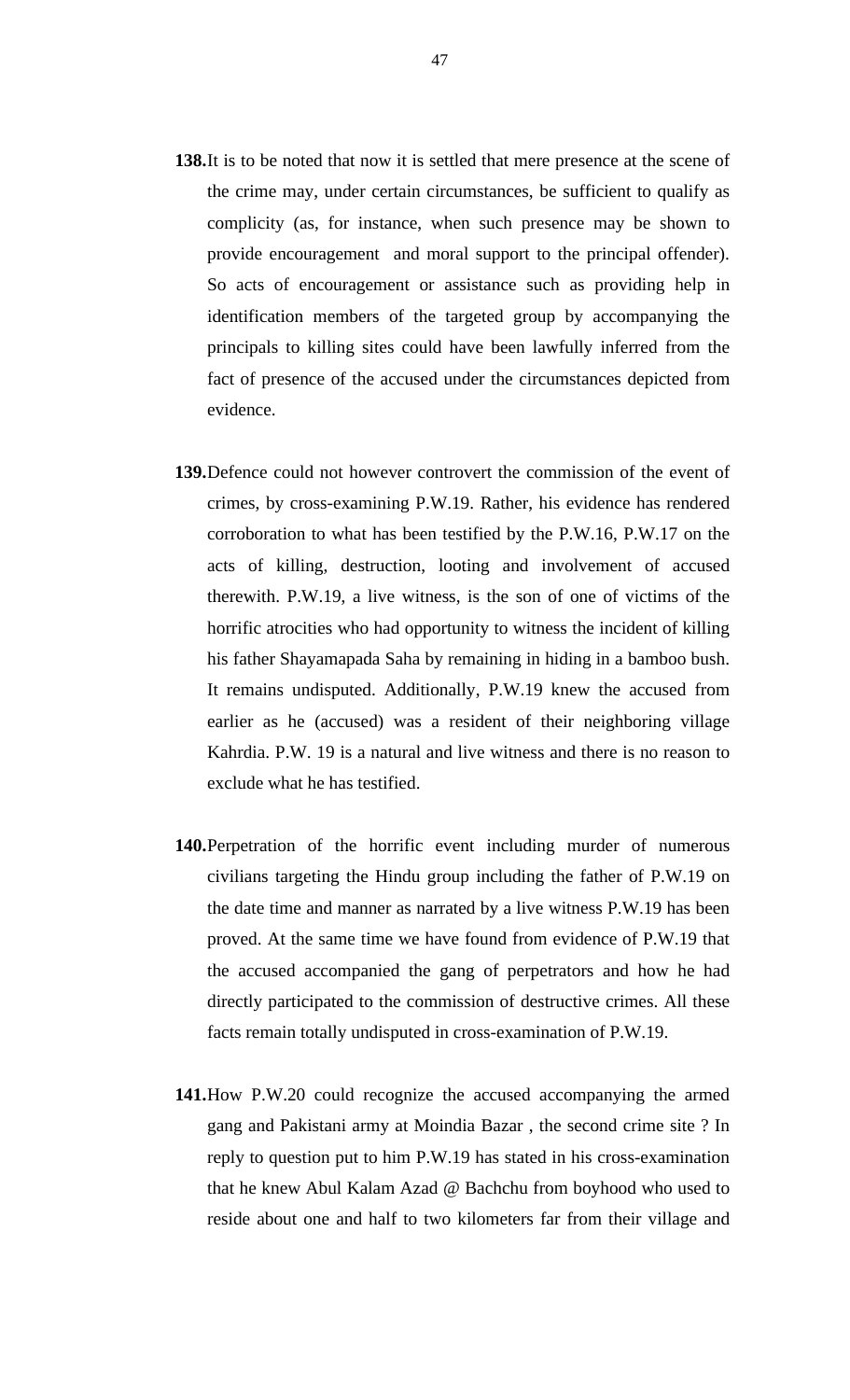**138.** It is to be noted that now it is settled that mere presence at the scene of the crime may, under certain circumstances, be sufficient to qualify as complicity (as, for instance, when such presence may be shown to provide encouragement and moral support to the principal offender). So acts of encouragement or assistance such as providing help in identification members of the targeted group by accompanying the principals to killing sites could have been lawfully inferred from the fact of presence of the accused under the circumstances depicted from evidence.

**139.** Defence could not however controvert the commission of the event of crimes, by cross-examining P.W.19. Rather, his evidence has rendered corroboration to what has been testified by the P.W.16, P.W.17 on the acts of killing, destruction, looting and involvement of accused therewith. P.W.19, a live witness, is the son of one of victims of the horrific atrocities who had opportunity to witness the incident of killing his father Shayamapada Saha by remaining in hiding in a bamboo bush. It remains undisputed. Additionally, P.W.19 knew the accused from earlier as he (accused) was a resident of their neighboring village Kahrdia. P.W. 19 is a natural and live witness and there is no reason to exclude what he has testified.

**140.** Perpetration of the horrific event including murder of numerous civilians targeting the Hindu group including the father of P.W.19 on the date time and manner as narrated by a live witness P.W.19 has been proved. At the same time we have found from evidence of P.W.19 that the accused accompanied the gang of perpetrators and how he had directly participated to the commission of destructive crimes. All these facts remain totally undisputed in cross-examination of P.W.19.

**141.** How P.W.20 could recognize the accused accompanying the armed gang and Pakistani army at Moindia Bazar , the second crime site ? In reply to question put to him P.W.19 has stated in his cross-examination that he knew Abul Kalam Azad @ Bachchu from boyhood who used to reside about one and half to two kilometers far from their village and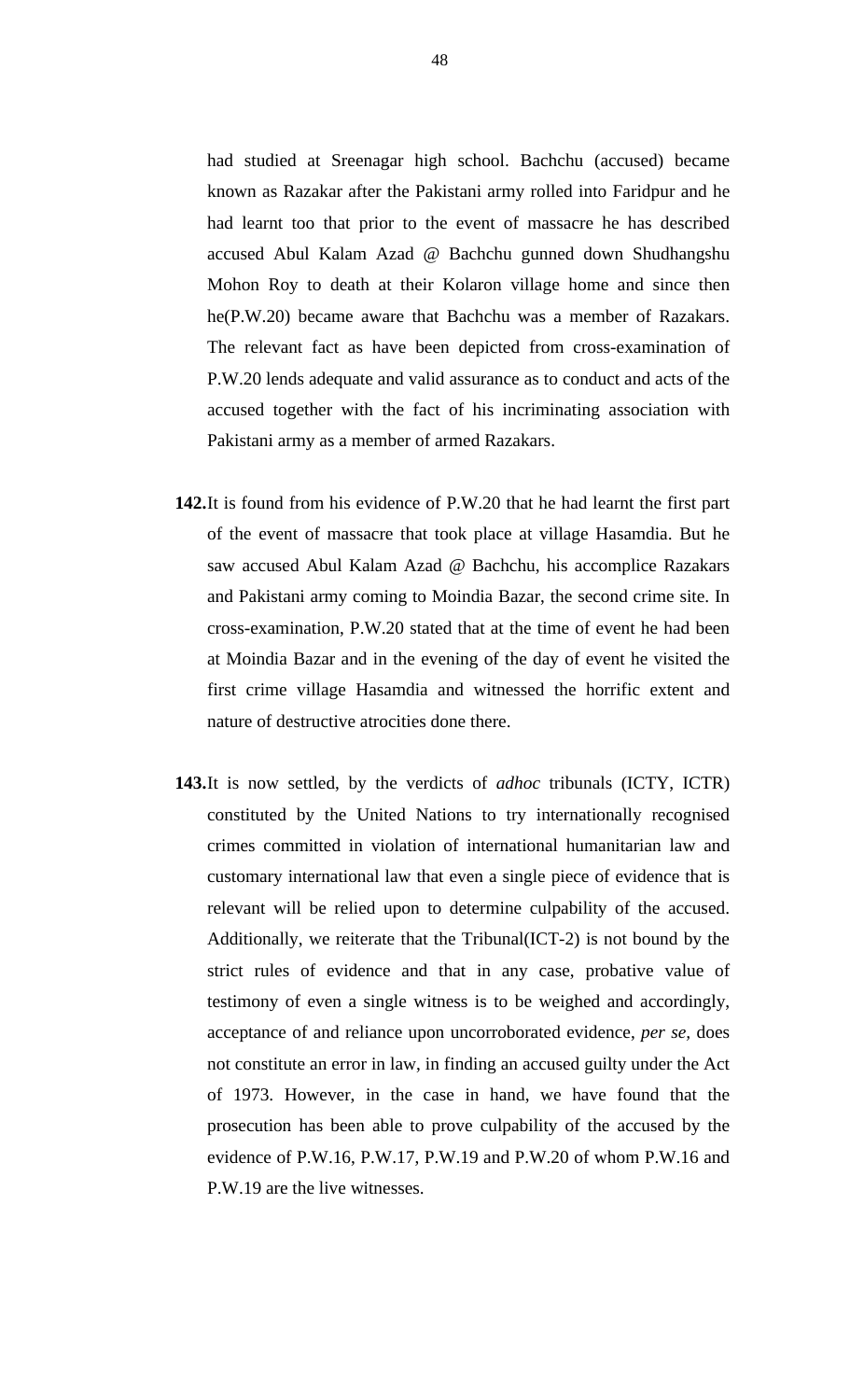had studied at Sreenagar high school. Bachchu (accused) became known as Razakar after the Pakistani army rolled into Faridpur and he had learnt too that prior to the event of massacre he has described accused Abul Kalam Azad @ Bachchu gunned down Shudhangshu Mohon Roy to death at their Kolaron village home and since then he(P.W.20) became aware that Bachchu was a member of Razakars. The relevant fact as have been depicted from cross-examination of P.W.20 lends adequate and valid assurance as to conduct and acts of the accused together with the fact of his incriminating association with Pakistani army as a member of armed Razakars.

**142.** It is found from his evidence of P.W.20 that he had learnt the first part of the event of massacre that took place at village Hasamdia. But he saw accused Abul Kalam Azad @ Bachchu, his accomplice Razakars and Pakistani army coming to Moindia Bazar, the second crime site. In cross-examination, P.W.20 stated that at the time of event he had been at Moindia Bazar and in the evening of the day of event he visited the first crime village Hasamdia and witnessed the horrific extent and nature of destructive atrocities done there.

**143.** It is now settled, by the verdicts of *adhoc* tribunals (ICTY, ICTR) constituted by the United Nations to try internationally recognised crimes committed in violation of international humanitarian law and customary international law that even a single piece of evidence that is relevant will be relied upon to determine culpability of the accused. Additionally, we reiterate that the Tribunal(ICT-2) is not bound by the strict rules of evidence and that in any case, probative value of testimony of even a single witness is to be weighed and accordingly, acceptance of and reliance upon uncorroborated evidence, *per se,* does not constitute an error in law, in finding an accused guilty under the Act of 1973. However, in the case in hand, we have found that the prosecution has been able to prove culpability of the accused by the evidence of P.W.16, P.W.17, P.W.19 and P.W.20 of whom P.W.16 and P.W.19 are the live witnesses.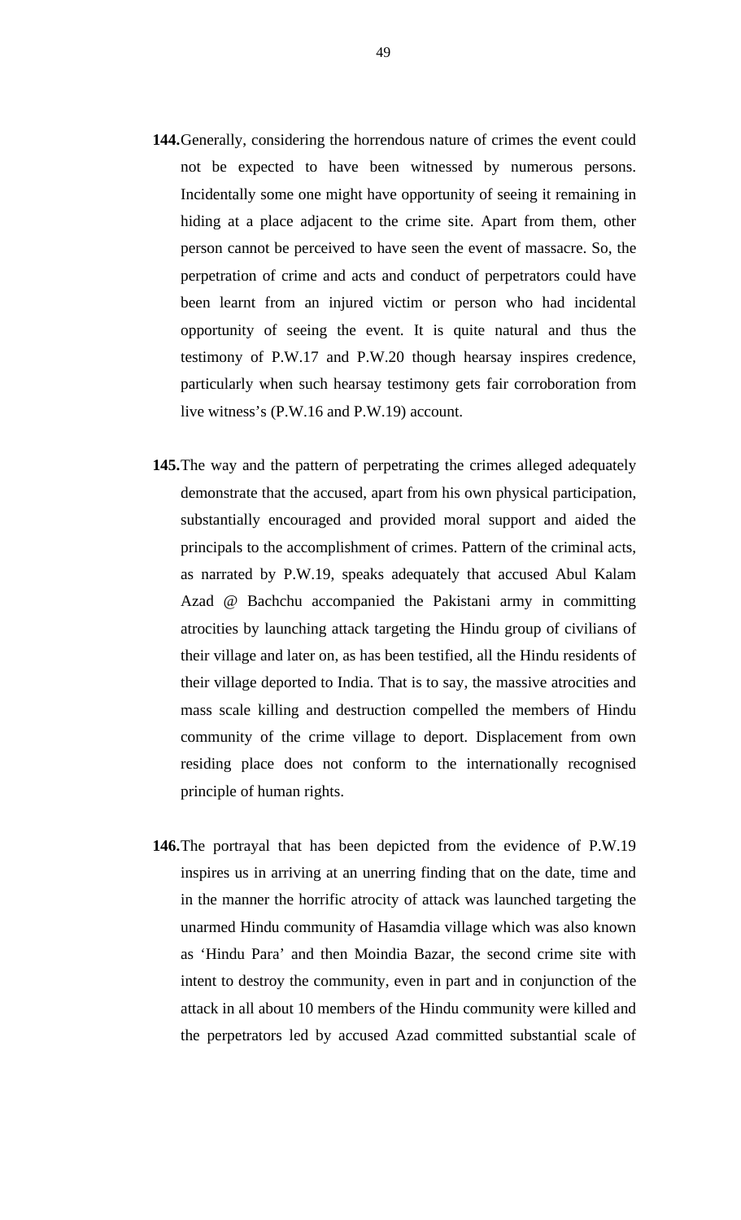**144.** Generally, considering the horrendous nature of crimes the event could not be expected to have been witnessed by numerous persons. Incidentally some one might have opportunity of seeing it remaining in hiding at a place adjacent to the crime site. Apart from them, other person cannot be perceived to have seen the event of massacre. So, the perpetration of crime and acts and conduct of perpetrators could have been learnt from an injured victim or person who had incidental opportunity of seeing the event. It is quite natural and thus the testimony of P.W.17 and P.W.20 though hearsay inspires credence, particularly when such hearsay testimony gets fair corroboration from live witness's (P.W.16 and P.W.19) account.

**145.** The way and the pattern of perpetrating the crimes alleged adequately demonstrate that the accused, apart from his own physical participation, substantially encouraged and provided moral support and aided the principals to the accomplishment of crimes. Pattern of the criminal acts, as narrated by P.W.19, speaks adequately that accused Abul Kalam Azad @ Bachchu accompanied the Pakistani army in committing atrocities by launching attack targeting the Hindu group of civilians of their village and later on, as has been testified, all the Hindu residents of their village deported to India. That is to say, the massive atrocities and mass scale killing and destruction compelled the members of Hindu community of the crime village to deport. Displacement from own residing place does not conform to the internationally recognised principle of human rights.

**146.** The portrayal that has been depicted from the evidence of P.W.19 inspires us in arriving at an unerring finding that on the date, time and in the manner the horrific atrocity of attack was launched targeting the unarmed Hindu community of Hasamdia village which was also known as 'Hindu Para' and then Moindia Bazar, the second crime site with intent to destroy the community, even in part and in conjunction of the attack in all about 10 members of the Hindu community were killed and the perpetrators led by accused Azad committed substantial scale of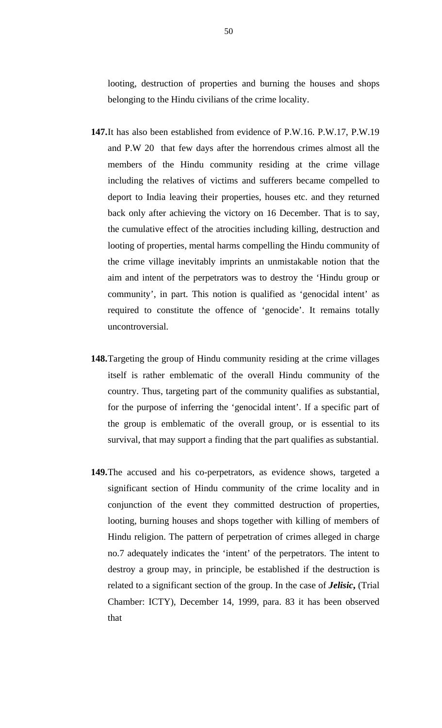looting, destruction of properties and burning the houses and shops belonging to the Hindu civilians of the crime locality.

**147.** It has also been established from evidence of P.W.16. P.W.17, P.W.19 and P.W 20 that few days after the horrendous crimes almost all the members of the Hindu community residing at the crime village including the relatives of victims and sufferers became compelled to deport to India leaving their properties, houses etc. and they returned back only after achieving the victory on 16 December. That is to say, the cumulative effect of the atrocities including killing, destruction and looting of properties, mental harms compelling the Hindu community of the crime village inevitably imprints an unmistakable notion that the aim and intent of the perpetrators was to destroy the 'Hindu group or community', in part. This notion is qualified as 'genocidal intent' as required to constitute the offence of 'genocide'. It remains totally uncontroversial.

**148.** Targeting the group of Hindu community residing at the crime villages itself is rather emblematic of the overall Hindu community of the country. Thus, targeting part of the community qualifies as substantial, for the purpose of inferring the 'genocidal intent'. If a specific part of the group is emblematic of the overall group, or is essential to its survival, that may support a finding that the part qualifies as substantial.

**149.** The accused and his co-perpetrators, as evidence shows, targeted a significant section of Hindu community of the crime locality and in conjunction of the event they committed destruction of properties, looting, burning houses and shops together with killing of members of Hindu religion. The pattern of perpetration of crimes alleged in charge no.7 adequately indicates the 'intent' of the perpetrators. The intent to destroy a group may, in principle, be established if the destruction is related to a significant section of the group. In the case of ***Jelisic,*** (Trial Chamber: ICTY), December 14, 1999, para. 83 it has been observed that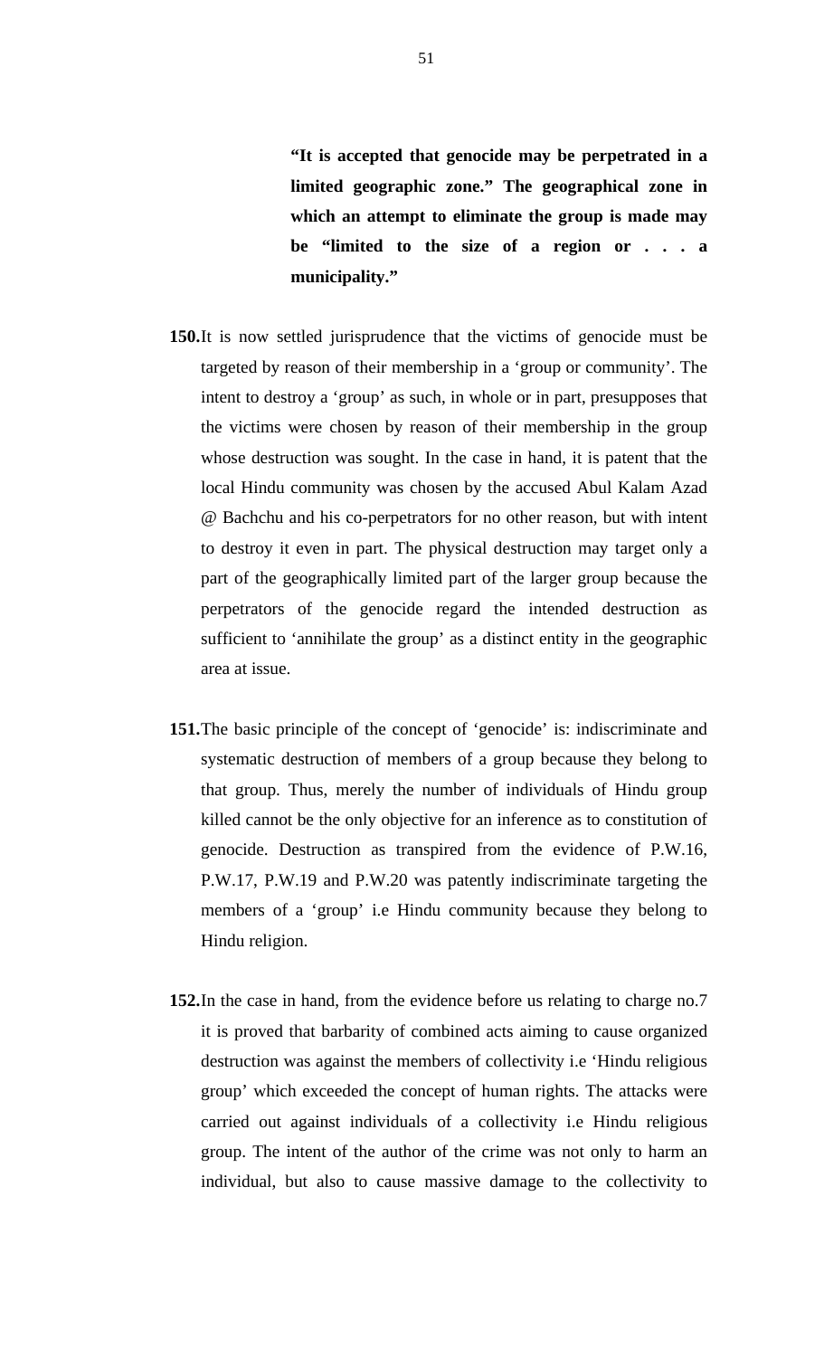**"It is accepted that genocide may be perpetrated in a limited geographic zone." The geographical zone in which an attempt to eliminate the group is made may be "limited to the size of a region or . . . a municipality."**

**150.** It is now settled jurisprudence that the victims of genocide must be targeted by reason of their membership in a 'group or community'. The intent to destroy a 'group' as such, in whole or in part, presupposes that the victims were chosen by reason of their membership in the group whose destruction was sought. In the case in hand, it is patent that the local Hindu community was chosen by the accused Abul Kalam Azad @ Bachchu and his co-perpetrators for no other reason, but with intent to destroy it even in part. The physical destruction may target only a part of the geographically limited part of the larger group because the perpetrators of the genocide regard the intended destruction as sufficient to 'annihilate the group' as a distinct entity in the geographic area at issue.

**151.** The basic principle of the concept of 'genocide' is: indiscriminate and systematic destruction of members of a group because they belong to that group. Thus, merely the number of individuals of Hindu group killed cannot be the only objective for an inference as to constitution of genocide. Destruction as transpired from the evidence of P.W.16, P.W.17, P.W.19 and P.W.20 was patently indiscriminate targeting the members of a 'group' i.e Hindu community because they belong to Hindu religion.

**152.** In the case in hand, from the evidence before us relating to charge no.7 it is proved that barbarity of combined acts aiming to cause organized destruction was against the members of collectivity i.e 'Hindu religious group' which exceeded the concept of human rights. The attacks were carried out against individuals of a collectivity i.e Hindu religious group. The intent of the author of the crime was not only to harm an individual, but also to cause massive damage to the collectivity to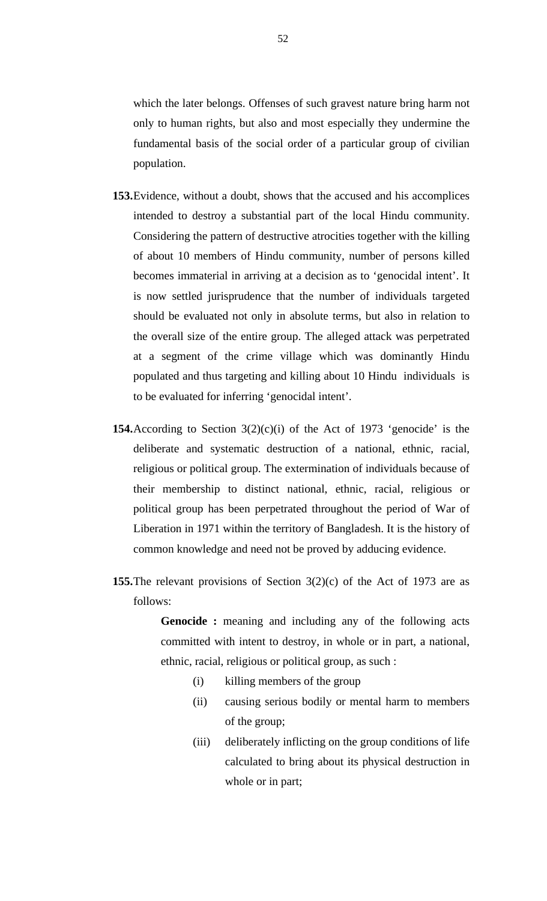which the later belongs. Offenses of such gravest nature bring harm not only to human rights, but also and most especially they undermine the fundamental basis of the social order of a particular group of civilian population.

**153.** Evidence, without a doubt, shows that the accused and his accomplices intended to destroy a substantial part of the local Hindu community. Considering the pattern of destructive atrocities together with the killing of about 10 members of Hindu community, number of persons killed becomes immaterial in arriving at a decision as to 'genocidal intent'. It is now settled jurisprudence that the number of individuals targeted should be evaluated not only in absolute terms, but also in relation to the overall size of the entire group. The alleged attack was perpetrated at a segment of the crime village which was dominantly Hindu populated and thus targeting and killing about 10 Hindu individuals is to be evaluated for inferring 'genocidal intent'.

**154.** According to Section 3(2)(c)(i) of the Act of 1973 'genocide' is the deliberate and systematic destruction of a national, ethnic, racial, religious or political group. The extermination of individuals because of their membership to distinct national, ethnic, racial, religious or political group has been perpetrated throughout the period of War of Liberation in 1971 within the territory of Bangladesh. It is the history of common knowledge and need not be proved by adducing evidence.

**155.** The relevant provisions of Section 3(2)(c) of the Act of 1973 are as follows:

> **Genocide :** meaning and including any of the following acts committed with intent to destroy, in whole or in part, a national, ethnic, racial, religious or political group, as such :
>
> (i) killing members of the group
>
> (ii) causing serious bodily or mental harm to members of the group;
>
> (iii) deliberately inflicting on the group conditions of life calculated to bring about its physical destruction in whole or in part;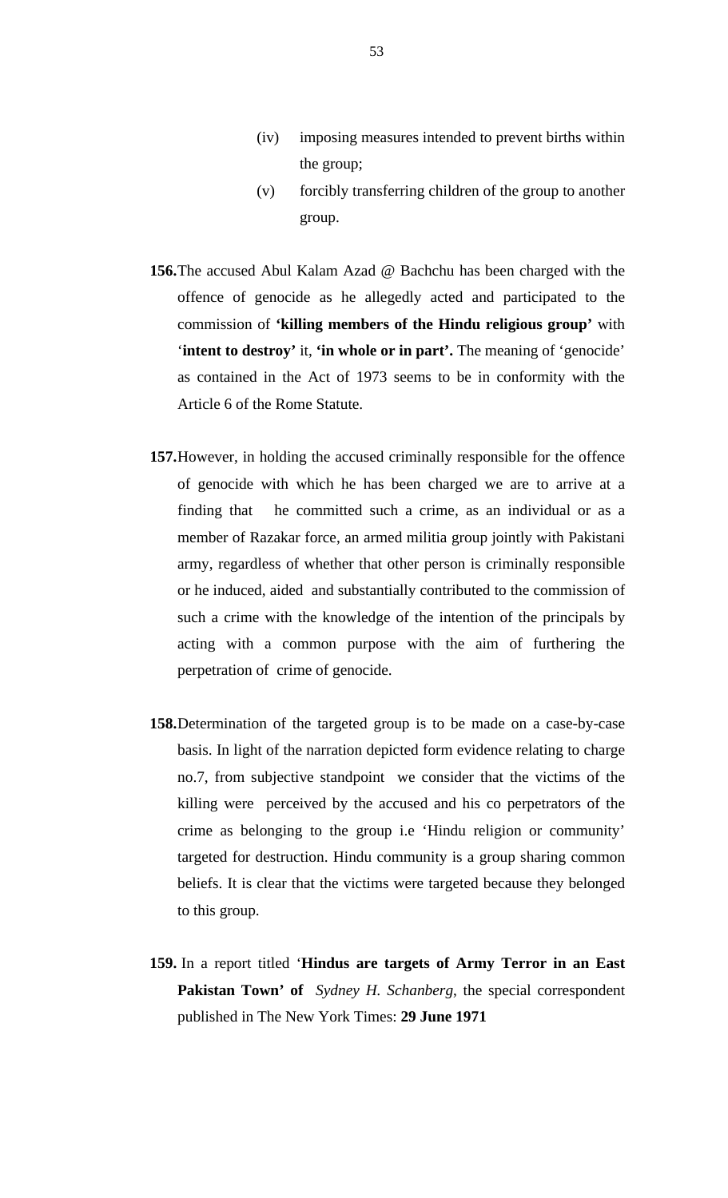(iv) imposing measures intended to prevent births within the group;

(v) forcibly transferring children of the group to another group.

**156.** The accused Abul Kalam Azad @ Bachchu has been charged with the offence of genocide as he allegedly acted and participated to the commission of **'killing members of the Hindu religious group'** with '**intent to destroy'** it, **'in whole or in part'.** The meaning of 'genocide' as contained in the Act of 1973 seems to be in conformity with the Article 6 of the Rome Statute.

**157.** However, in holding the accused criminally responsible for the offence of genocide with which he has been charged we are to arrive at a finding that he committed such a crime, as an individual or as a member of Razakar force, an armed militia group jointly with Pakistani army, regardless of whether that other person is criminally responsible or he induced, aided and substantially contributed to the commission of such a crime with the knowledge of the intention of the principals by acting with a common purpose with the aim of furthering the perpetration of crime of genocide.

**158.** Determination of the targeted group is to be made on a case-by-case basis. In light of the narration depicted form evidence relating to charge no.7, from subjective standpoint we consider that the victims of the killing were perceived by the accused and his co perpetrators of the crime as belonging to the group i.e 'Hindu religion or community' targeted for destruction. Hindu community is a group sharing common beliefs. It is clear that the victims were targeted because they belonged to this group.

**159.** In a report titled '**Hindus are targets of Army Terror in an East Pakistan Town' of** *Sydney H. Schanberg*, the special correspondent published in The New York Times: **29 June 1971**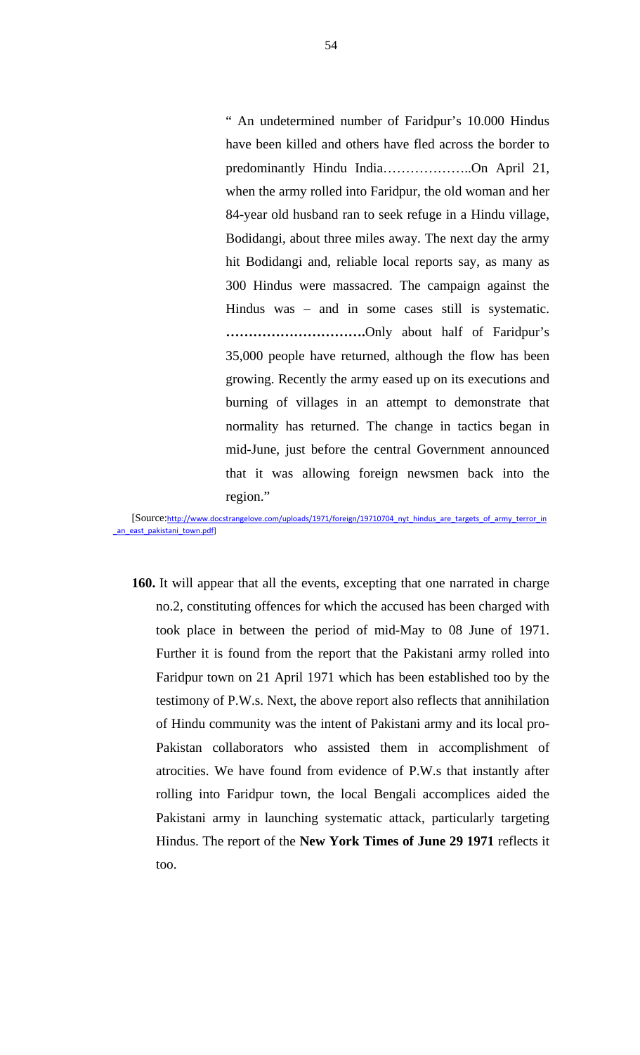> " An undetermined number of Faridpur's 10.000 Hindus have been killed and others have fled across the border to predominantly Hindu India………………..On April 21, when the army rolled into Faridpur, the old woman and her 84-year old husband ran to seek refuge in a Hindu village, Bodidangi, about three miles away. The next day the army hit Bodidangi and, reliable local reports say, as many as 300 Hindus were massacred. The campaign against the Hindus was – and in some cases still is systematic. **………………………….**Only about half of Faridpur's 35,000 people have returned, although the flow has been growing. Recently the army eased up on its executions and burning of villages in an attempt to demonstrate that normality has returned. The change in tactics began in mid-June, just before the central Government announced that it was allowing foreign newsmen back into the region."

[Source:http://www.docstrangelove.com/uploads/1971/foreign/19710704_nyt_hindus_are_targets_of_army_terror_in_an_east_pakistani_town.pdf]

**160.** It will appear that all the events, excepting that one narrated in charge no.2, constituting offences for which the accused has been charged with took place in between the period of mid-May to 08 June of 1971. Further it is found from the report that the Pakistani army rolled into Faridpur town on 21 April 1971 which has been established too by the testimony of P.W.s. Next, the above report also reflects that annihilation of Hindu community was the intent of Pakistani army and its local pro-Pakistan collaborators who assisted them in accomplishment of atrocities. We have found from evidence of P.W.s that instantly after rolling into Faridpur town, the local Bengali accomplices aided the Pakistani army in launching systematic attack, particularly targeting Hindus. The report of the **New York Times of June 29 1971** reflects it too.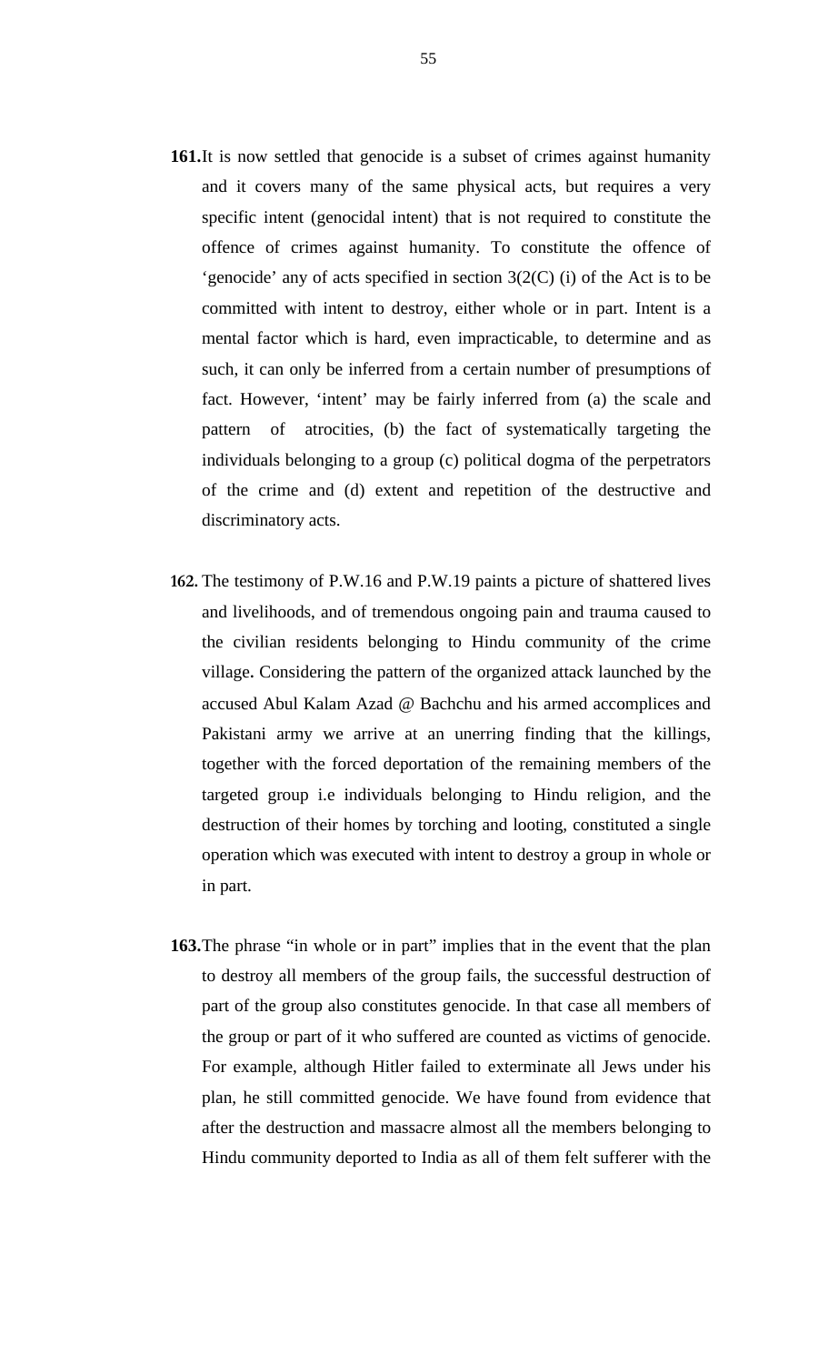**161.** It is now settled that genocide is a subset of crimes against humanity and it covers many of the same physical acts, but requires a very specific intent (genocidal intent) that is not required to constitute the offence of crimes against humanity. To constitute the offence of 'genocide' any of acts specified in section 3(2(C) (i) of the Act is to be committed with intent to destroy, either whole or in part. Intent is a mental factor which is hard, even impracticable, to determine and as such, it can only be inferred from a certain number of presumptions of fact. However, 'intent' may be fairly inferred from (a) the scale and pattern of atrocities, (b) the fact of systematically targeting the individuals belonging to a group (c) political dogma of the perpetrators of the crime and (d) extent and repetition of the destructive and discriminatory acts.

**162.** The testimony of P.W.16 and P.W.19 paints a picture of shattered lives and livelihoods, and of tremendous ongoing pain and trauma caused to the civilian residents belonging to Hindu community of the crime village. Considering the pattern of the organized attack launched by the accused Abul Kalam Azad @ Bachchu and his armed accomplices and Pakistani army we arrive at an unerring finding that the killings, together with the forced deportation of the remaining members of the targeted group i.e individuals belonging to Hindu religion, and the destruction of their homes by torching and looting, constituted a single operation which was executed with intent to destroy a group in whole or in part.

**163.** The phrase "in whole or in part" implies that in the event that the plan to destroy all members of the group fails, the successful destruction of part of the group also constitutes genocide. In that case all members of the group or part of it who suffered are counted as victims of genocide. For example, although Hitler failed to exterminate all Jews under his plan, he still committed genocide. We have found from evidence that after the destruction and massacre almost all the members belonging to Hindu community deported to India as all of them felt sufferer with the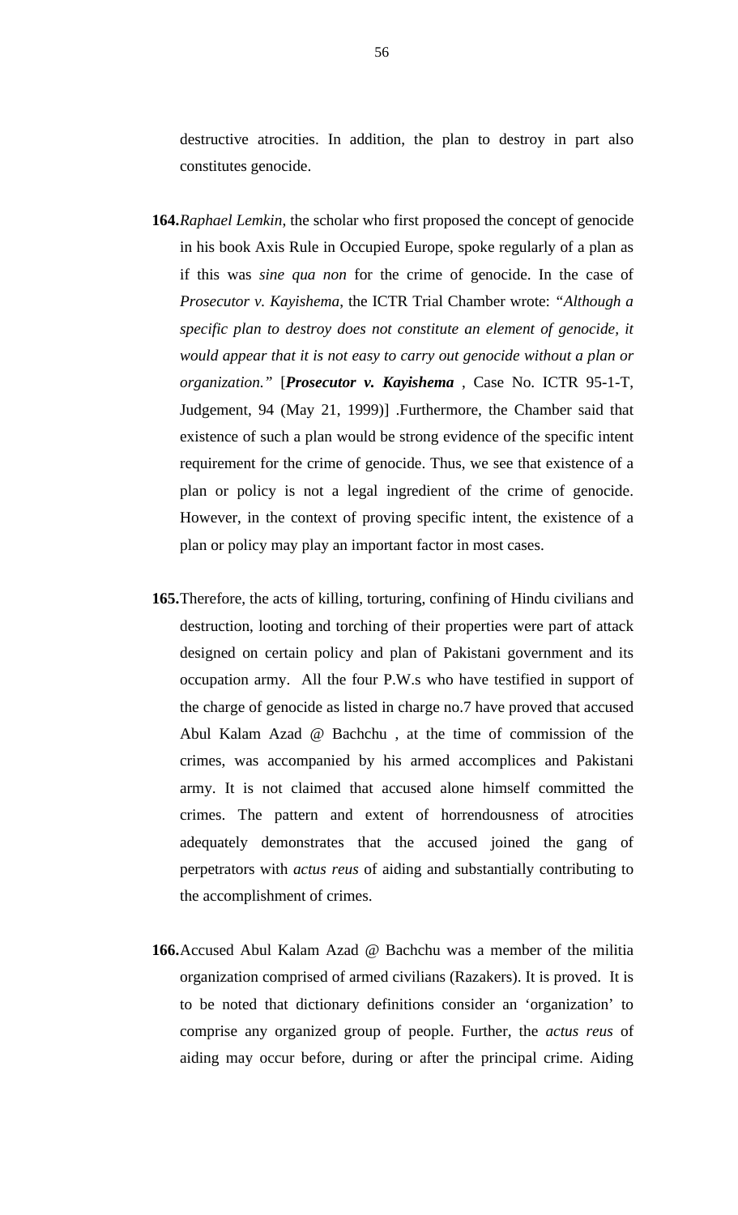destructive atrocities. In addition, the plan to destroy in part also constitutes genocide.

**164.** *Raphael Lemkin*, the scholar who first proposed the concept of genocide in his book Axis Rule in Occupied Europe, spoke regularly of a plan as if this was *sine qua non* for the crime of genocide. In the case of *Prosecutor v. Kayishema*, the ICTR Trial Chamber wrote: *"Although a specific plan to destroy does not constitute an element of genocide, it would appear that it is not easy to carry out genocide without a plan or organization."* [***Prosecutor v. Kayishema*** , Case No. ICTR 95-1-T, Judgement, 94 (May 21, 1999)] .Furthermore, the Chamber said that existence of such a plan would be strong evidence of the specific intent requirement for the crime of genocide. Thus, we see that existence of a plan or policy is not a legal ingredient of the crime of genocide. However, in the context of proving specific intent, the existence of a plan or policy may play an important factor in most cases.

**165.** Therefore, the acts of killing, torturing, confining of Hindu civilians and destruction, looting and torching of their properties were part of attack designed on certain policy and plan of Pakistani government and its occupation army. All the four P.W.s who have testified in support of the charge of genocide as listed in charge no.7 have proved that accused Abul Kalam Azad @ Bachchu , at the time of commission of the crimes, was accompanied by his armed accomplices and Pakistani army. It is not claimed that accused alone himself committed the crimes. The pattern and extent of horrendousness of atrocities adequately demonstrates that the accused joined the gang of perpetrators with *actus reus* of aiding and substantially contributing to the accomplishment of crimes.

**166.** Accused Abul Kalam Azad @ Bachchu was a member of the militia organization comprised of armed civilians (Razakers). It is proved. It is to be noted that dictionary definitions consider an 'organization' to comprise any organized group of people. Further, the *actus reus* of aiding may occur before, during or after the principal crime. Aiding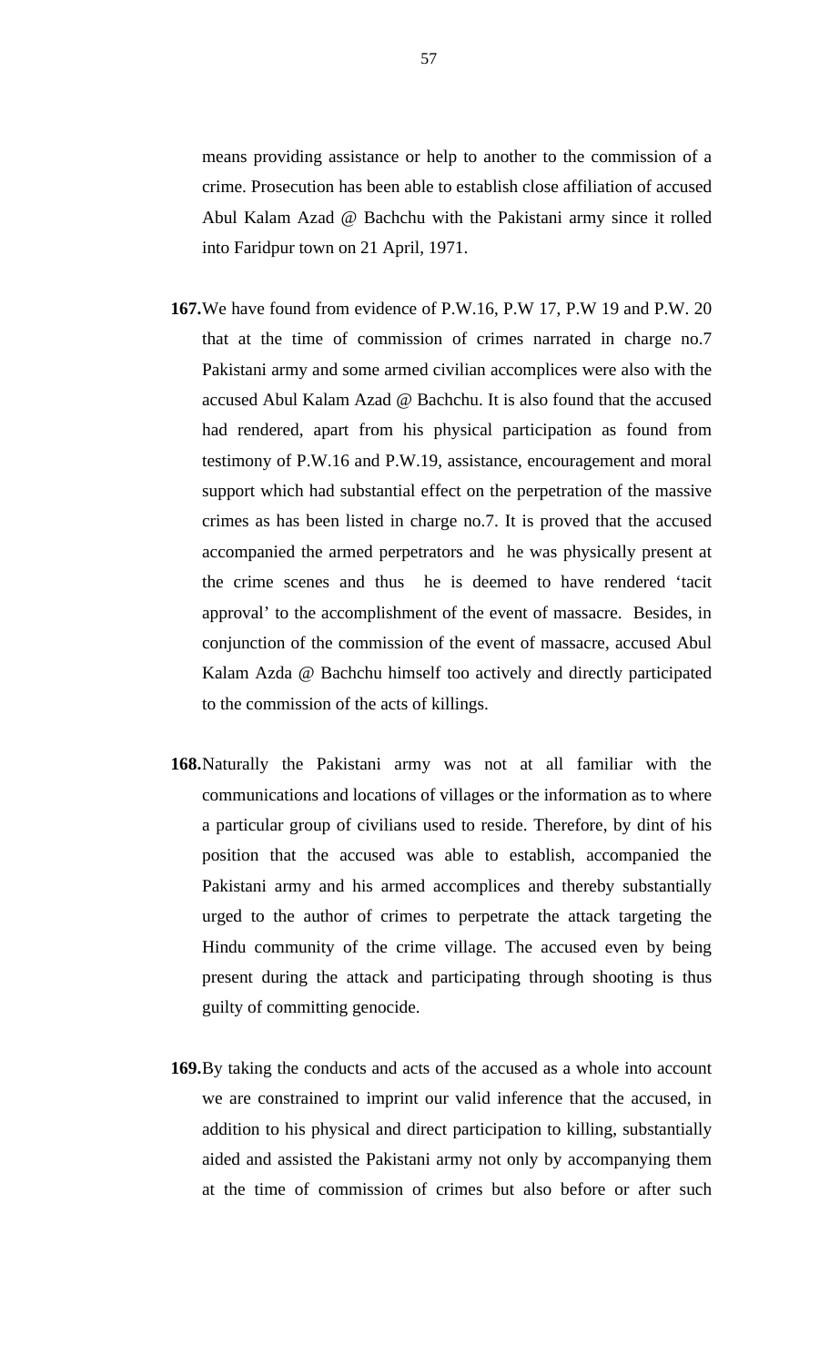means providing assistance or help to another to the commission of a crime. Prosecution has been able to establish close affiliation of accused Abul Kalam Azad @ Bachchu with the Pakistani army since it rolled into Faridpur town on 21 April, 1971.

**167.** We have found from evidence of P.W.16, P.W 17, P.W 19 and P.W. 20 that at the time of commission of crimes narrated in charge no.7 Pakistani army and some armed civilian accomplices were also with the accused Abul Kalam Azad @ Bachchu. It is also found that the accused had rendered, apart from his physical participation as found from testimony of P.W.16 and P.W.19, assistance, encouragement and moral support which had substantial effect on the perpetration of the massive crimes as has been listed in charge no.7. It is proved that the accused accompanied the armed perpetrators and he was physically present at the crime scenes and thus he is deemed to have rendered 'tacit approval' to the accomplishment of the event of massacre. Besides, in conjunction of the commission of the event of massacre, accused Abul Kalam Azda @ Bachchu himself too actively and directly participated to the commission of the acts of killings.

**168.** Naturally the Pakistani army was not at all familiar with the communications and locations of villages or the information as to where a particular group of civilians used to reside. Therefore, by dint of his position that the accused was able to establish, accompanied the Pakistani army and his armed accomplices and thereby substantially urged to the author of crimes to perpetrate the attack targeting the Hindu community of the crime village. The accused even by being present during the attack and participating through shooting is thus guilty of committing genocide.

**169.** By taking the conducts and acts of the accused as a whole into account we are constrained to imprint our valid inference that the accused, in addition to his physical and direct participation to killing, substantially aided and assisted the Pakistani army not only by accompanying them at the time of commission of crimes but also before or after such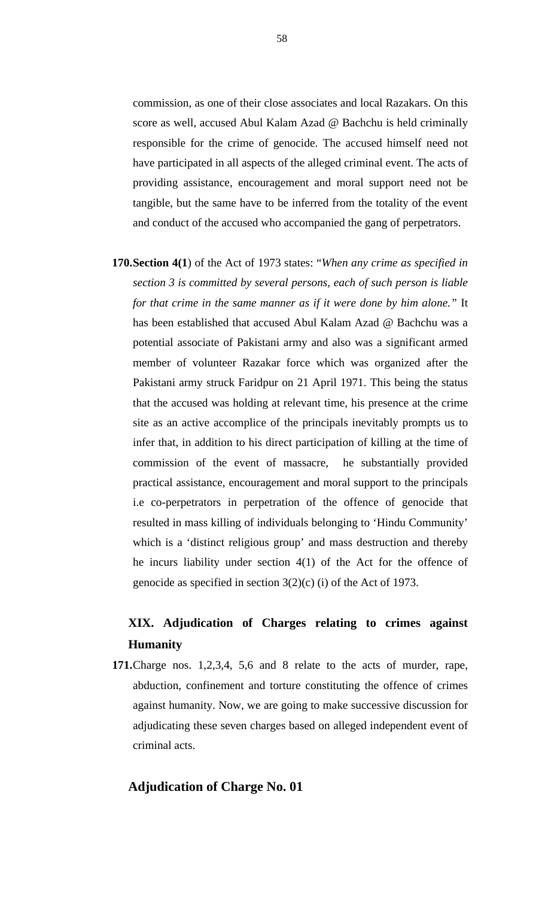commission, as one of their close associates and local Razakars. On this score as well, accused Abul Kalam Azad @ Bachchu is held criminally responsible for the crime of genocide. The accused himself need not have participated in all aspects of the alleged criminal event. The acts of providing assistance, encouragement and moral support need not be tangible, but the same have to be inferred from the totality of the event and conduct of the accused who accompanied the gang of perpetrators.

**170.Section 4(1**) of the Act of 1973 states: "*When any crime as specified in section 3 is committed by several persons, each of such person is liable for that crime in the same manner as if it were done by him alone.*" It has been established that accused Abul Kalam Azad @ Bachchu was a potential associate of Pakistani army and also was a significant armed member of volunteer Razakar force which was organized after the Pakistani army struck Faridpur on 21 April 1971. This being the status that the accused was holding at relevant time, his presence at the crime site as an active accomplice of the principals inevitably prompts us to infer that, in addition to his direct participation of killing at the time of commission of the event of massacre, he substantially provided practical assistance, encouragement and moral support to the principals i.e co-perpetrators in perpetration of the offence of genocide that resulted in mass killing of individuals belonging to 'Hindu Community' which is a 'distinct religious group' and mass destruction and thereby he incurs liability under section 4(1) of the Act for the offence of genocide as specified in section 3(2)(c) (i) of the Act of 1973.

## XIX. Adjudication of Charges relating to crimes against Humanity

**171.**Charge nos. 1,2,3,4, 5,6 and 8 relate to the acts of murder, rape, abduction, confinement and torture constituting the offence of crimes against humanity. Now, we are going to make successive discussion for adjudicating these seven charges based on alleged independent event of criminal acts.

### Adjudication of Charge No. 01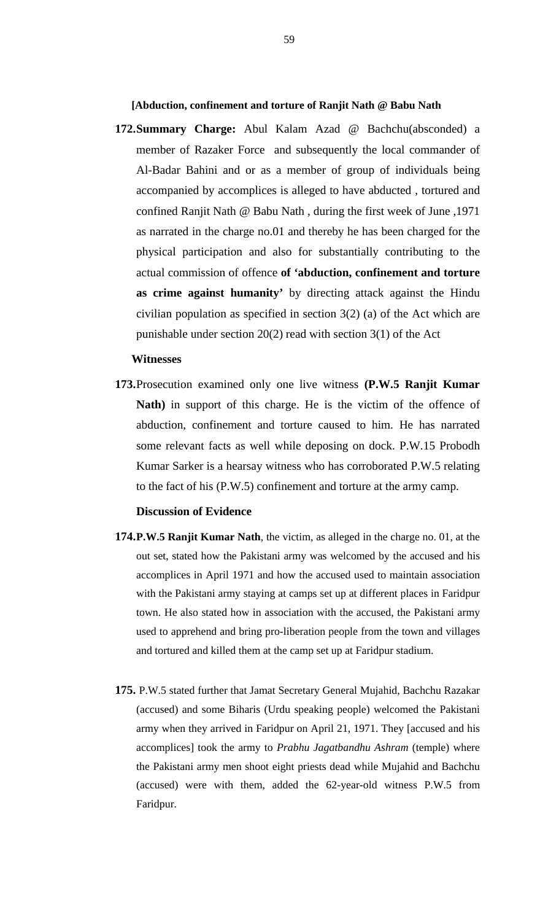**[Abduction, confinement and torture of Ranjit Nath @ Babu Nath**

**172. Summary Charge:** Abul Kalam Azad @ Bachchu(absconded) a member of Razaker Force and subsequently the local commander of Al-Badar Bahini and or as a member of group of individuals being accompanied by accomplices is alleged to have abducted , tortured and confined Ranjit Nath @ Babu Nath , during the first week of June ,1971 as narrated in the charge no.01 and thereby he has been charged for the physical participation and also for substantially contributing to the actual commission of offence **of 'abduction, confinement and torture as crime against humanity'** by directing attack against the Hindu civilian population as specified in section 3(2) (a) of the Act which are punishable under section 20(2) read with section 3(1) of the Act

**Witnesses**

**173.** Prosecution examined only one live witness **(P.W.5 Ranjit Kumar Nath)** in support of this charge. He is the victim of the offence of abduction, confinement and torture caused to him. He has narrated some relevant facts as well while deposing on dock. P.W.15 Probodh Kumar Sarker is a hearsay witness who has corroborated P.W.5 relating to the fact of his (P.W.5) confinement and torture at the army camp.

**Discussion of Evidence**

**174. P.W.5 Ranjit Kumar Nath**, the victim, as alleged in the charge no. 01, at the out set, stated how the Pakistani army was welcomed by the accused and his accomplices in April 1971 and how the accused used to maintain association with the Pakistani army staying at camps set up at different places in Faridpur town. He also stated how in association with the accused, the Pakistani army used to apprehend and bring pro-liberation people from the town and villages and tortured and killed them at the camp set up at Faridpur stadium.

**175.** P.W.5 stated further that Jamat Secretary General Mujahid, Bachchu Razakar (accused) and some Biharis (Urdu speaking people) welcomed the Pakistani army when they arrived in Faridpur on April 21, 1971. They [accused and his accomplices] took the army to *Prabhu Jagatbandhu Ashram* (temple) where the Pakistani army men shoot eight priests dead while Mujahid and Bachchu (accused) were with them, added the 62-year-old witness P.W.5 from Faridpur.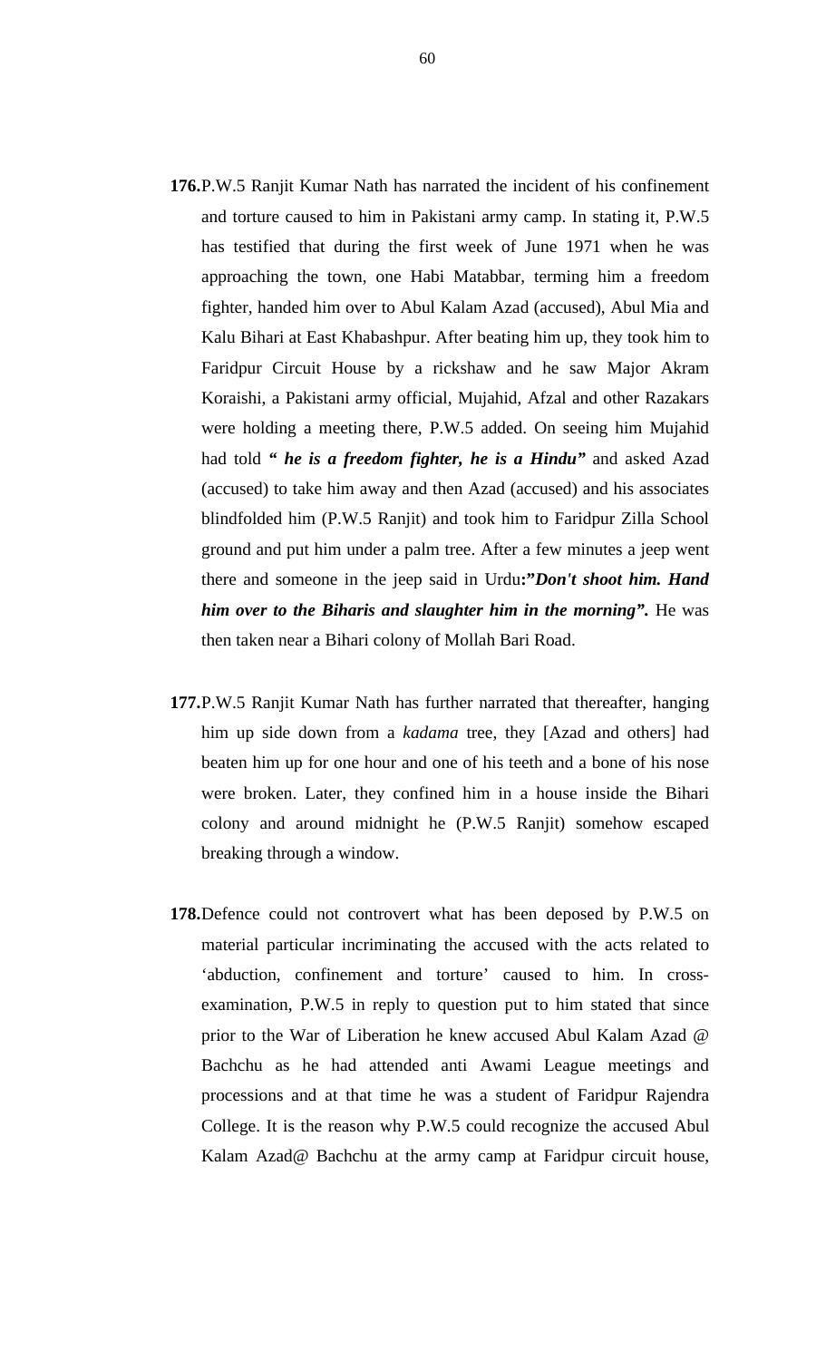**176.** P.W.5 Ranjit Kumar Nath has narrated the incident of his confinement and torture caused to him in Pakistani army camp. In stating it, P.W.5 has testified that during the first week of June 1971 when he was approaching the town, one Habi Matabbar, terming him a freedom fighter, handed him over to Abul Kalam Azad (accused), Abul Mia and Kalu Bihari at East Khabashpur. After beating him up, they took him to Faridpur Circuit House by a rickshaw and he saw Major Akram Koraishi, a Pakistani army official, Mujahid, Afzal and other Razakars were holding a meeting there, P.W.5 added. On seeing him Mujahid had told ***" he is a freedom fighter, he is a Hindu"*** and asked Azad (accused) to take him away and then Azad (accused) and his associates blindfolded him (P.W.5 Ranjit) and took him to Faridpur Zilla School ground and put him under a palm tree. After a few minutes a jeep went there and someone in the jeep said in Urdu**:"*Don't shoot him. Hand him over to the Biharis and slaughter him in the morning".*** He was then taken near a Bihari colony of Mollah Bari Road.

**177.** P.W.5 Ranjit Kumar Nath has further narrated that thereafter, hanging him up side down from a *kadama* tree, they [Azad and others] had beaten him up for one hour and one of his teeth and a bone of his nose were broken. Later, they confined him in a house inside the Bihari colony and around midnight he (P.W.5 Ranjit) somehow escaped breaking through a window.

**178.** Defence could not controvert what has been deposed by P.W.5 on material particular incriminating the accused with the acts related to 'abduction, confinement and torture' caused to him. In cross-examination, P.W.5 in reply to question put to him stated that since prior to the War of Liberation he knew accused Abul Kalam Azad @ Bachchu as he had attended anti Awami League meetings and processions and at that time he was a student of Faridpur Rajendra College. It is the reason why P.W.5 could recognize the accused Abul Kalam Azad@ Bachchu at the army camp at Faridpur circuit house,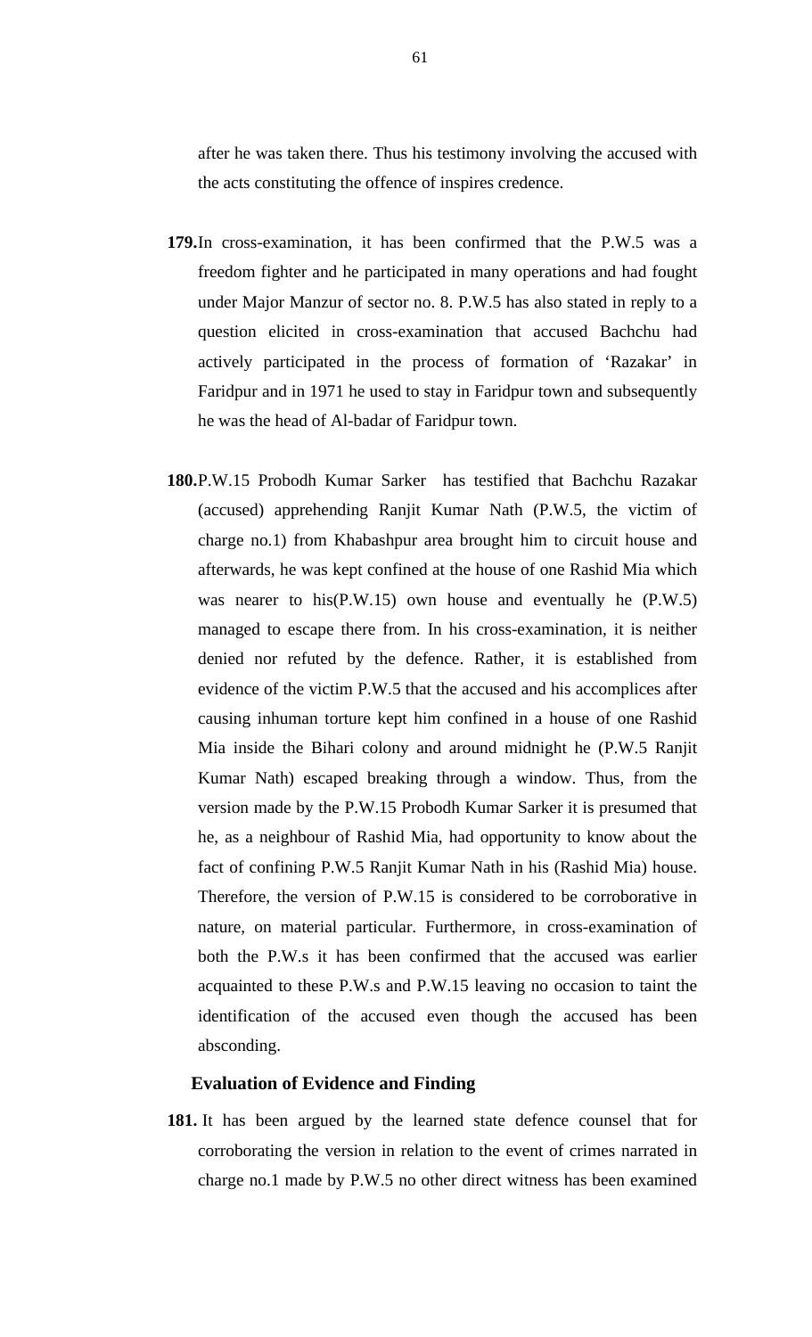after he was taken there. Thus his testimony involving the accused with the acts constituting the offence of inspires credence.

**179.** In cross-examination, it has been confirmed that the P.W.5 was a freedom fighter and he participated in many operations and had fought under Major Manzur of sector no. 8. P.W.5 has also stated in reply to a question elicited in cross-examination that accused Bachchu had actively participated in the process of formation of 'Razakar' in Faridpur and in 1971 he used to stay in Faridpur town and subsequently he was the head of Al-badar of Faridpur town.

**180.** P.W.15 Probodh Kumar Sarker has testified that Bachchu Razakar (accused) apprehending Ranjit Kumar Nath (P.W.5, the victim of charge no.1) from Khabashpur area brought him to circuit house and afterwards, he was kept confined at the house of one Rashid Mia which was nearer to his(P.W.15) own house and eventually he (P.W.5) managed to escape there from. In his cross-examination, it is neither denied nor refuted by the defence. Rather, it is established from evidence of the victim P.W.5 that the accused and his accomplices after causing inhuman torture kept him confined in a house of one Rashid Mia inside the Bihari colony and around midnight he (P.W.5 Ranjit Kumar Nath) escaped breaking through a window. Thus, from the version made by the P.W.15 Probodh Kumar Sarker it is presumed that he, as a neighbour of Rashid Mia, had opportunity to know about the fact of confining P.W.5 Ranjit Kumar Nath in his (Rashid Mia) house. Therefore, the version of P.W.15 is considered to be corroborative in nature, on material particular. Furthermore, in cross-examination of both the P.W.s it has been confirmed that the accused was earlier acquainted to these P.W.s and P.W.15 leaving no occasion to taint the identification of the accused even though the accused has been absconding.

**Evaluation of Evidence and Finding**

**181.** It has been argued by the learned state defence counsel that for corroborating the version in relation to the event of crimes narrated in charge no.1 made by P.W.5 no other direct witness has been examined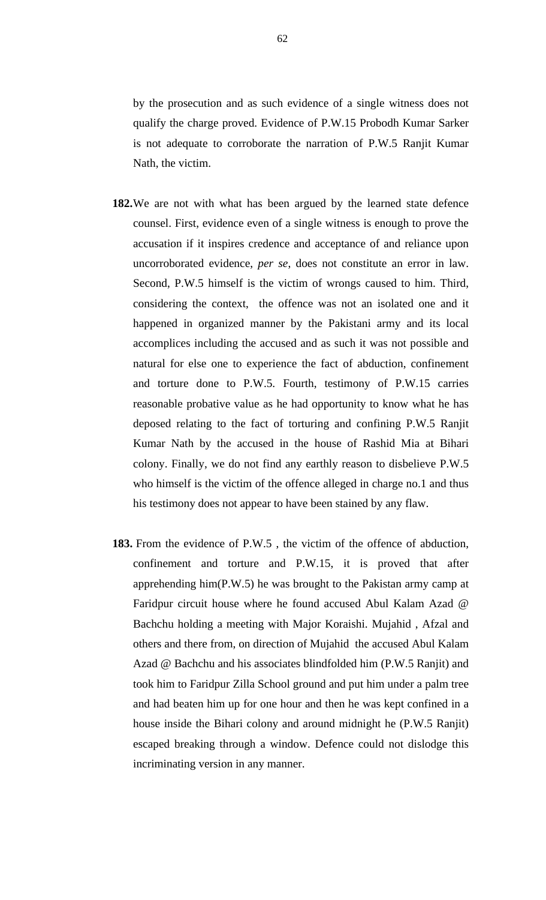by the prosecution and as such evidence of a single witness does not qualify the charge proved. Evidence of P.W.15 Probodh Kumar Sarker is not adequate to corroborate the narration of P.W.5 Ranjit Kumar Nath, the victim.

**182.** We are not with what has been argued by the learned state defence counsel. First, evidence even of a single witness is enough to prove the accusation if it inspires credence and acceptance of and reliance upon uncorroborated evidence, *per se*, does not constitute an error in law. Second, P.W.5 himself is the victim of wrongs caused to him. Third, considering the context, the offence was not an isolated one and it happened in organized manner by the Pakistani army and its local accomplices including the accused and as such it was not possible and natural for else one to experience the fact of abduction, confinement and torture done to P.W.5. Fourth, testimony of P.W.15 carries reasonable probative value as he had opportunity to know what he has deposed relating to the fact of torturing and confining P.W.5 Ranjit Kumar Nath by the accused in the house of Rashid Mia at Bihari colony. Finally, we do not find any earthly reason to disbelieve P.W.5 who himself is the victim of the offence alleged in charge no.1 and thus his testimony does not appear to have been stained by any flaw.

**183.** From the evidence of P.W.5 , the victim of the offence of abduction, confinement and torture and P.W.15, it is proved that after apprehending him(P.W.5) he was brought to the Pakistan army camp at Faridpur circuit house where he found accused Abul Kalam Azad @ Bachchu holding a meeting with Major Koraishi. Mujahid , Afzal and others and there from, on direction of Mujahid the accused Abul Kalam Azad @ Bachchu and his associates blindfolded him (P.W.5 Ranjit) and took him to Faridpur Zilla School ground and put him under a palm tree and had beaten him up for one hour and then he was kept confined in a house inside the Bihari colony and around midnight he (P.W.5 Ranjit) escaped breaking through a window. Defence could not dislodge this incriminating version in any manner.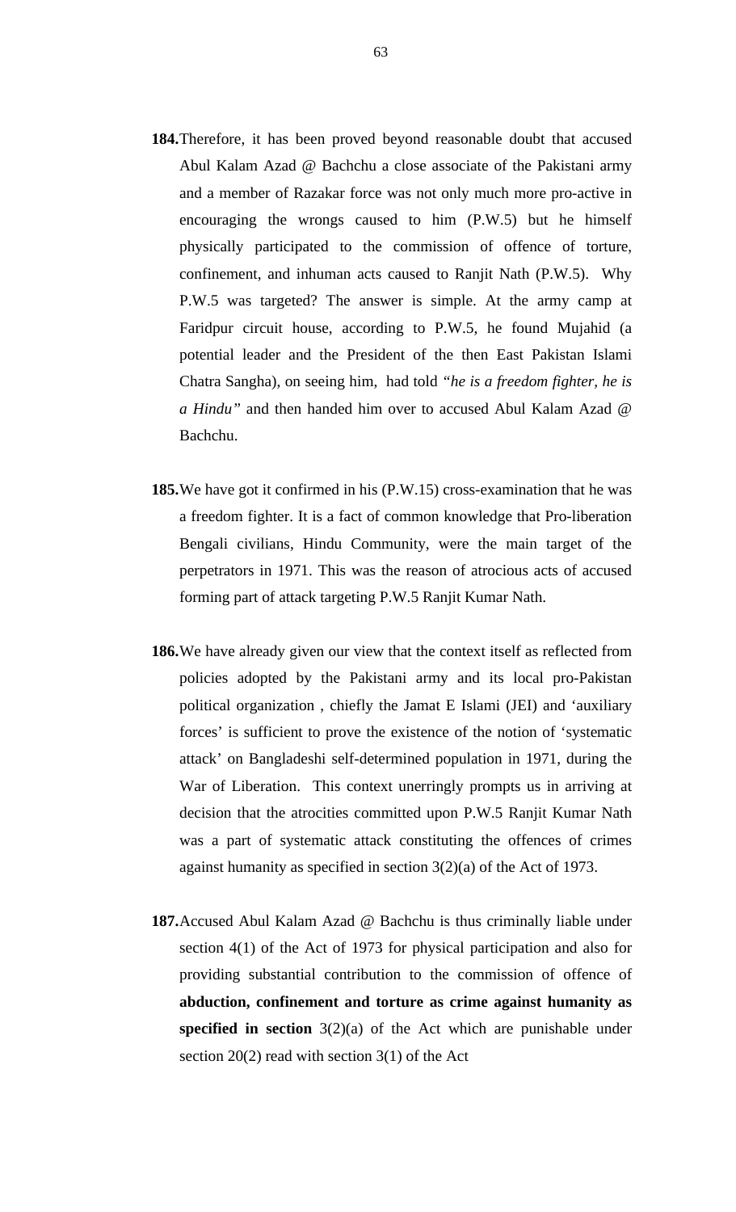**184.** Therefore, it has been proved beyond reasonable doubt that accused Abul Kalam Azad @ Bachchu a close associate of the Pakistani army and a member of Razakar force was not only much more pro-active in encouraging the wrongs caused to him (P.W.5) but he himself physically participated to the commission of offence of torture, confinement, and inhuman acts caused to Ranjit Nath (P.W.5). Why P.W.5 was targeted? The answer is simple. At the army camp at Faridpur circuit house, according to P.W.5, he found Mujahid (a potential leader and the President of the then East Pakistan Islami Chatra Sangha), on seeing him, had told *"he is a freedom fighter, he is a Hindu"* and then handed him over to accused Abul Kalam Azad @ Bachchu.

**185.** We have got it confirmed in his (P.W.15) cross-examination that he was a freedom fighter. It is a fact of common knowledge that Pro-liberation Bengali civilians, Hindu Community, were the main target of the perpetrators in 1971. This was the reason of atrocious acts of accused forming part of attack targeting P.W.5 Ranjit Kumar Nath.

**186.** We have already given our view that the context itself as reflected from policies adopted by the Pakistani army and its local pro-Pakistan political organization , chiefly the Jamat E Islami (JEI) and 'auxiliary forces' is sufficient to prove the existence of the notion of 'systematic attack' on Bangladeshi self-determined population in 1971, during the War of Liberation. This context unerringly prompts us in arriving at decision that the atrocities committed upon P.W.5 Ranjit Kumar Nath was a part of systematic attack constituting the offences of crimes against humanity as specified in section 3(2)(a) of the Act of 1973.

**187.** Accused Abul Kalam Azad @ Bachchu is thus criminally liable under section 4(1) of the Act of 1973 for physical participation and also for providing substantial contribution to the commission of offence of **abduction, confinement and torture as crime against humanity as specified in section** 3(2)(a) of the Act which are punishable under section 20(2) read with section 3(1) of the Act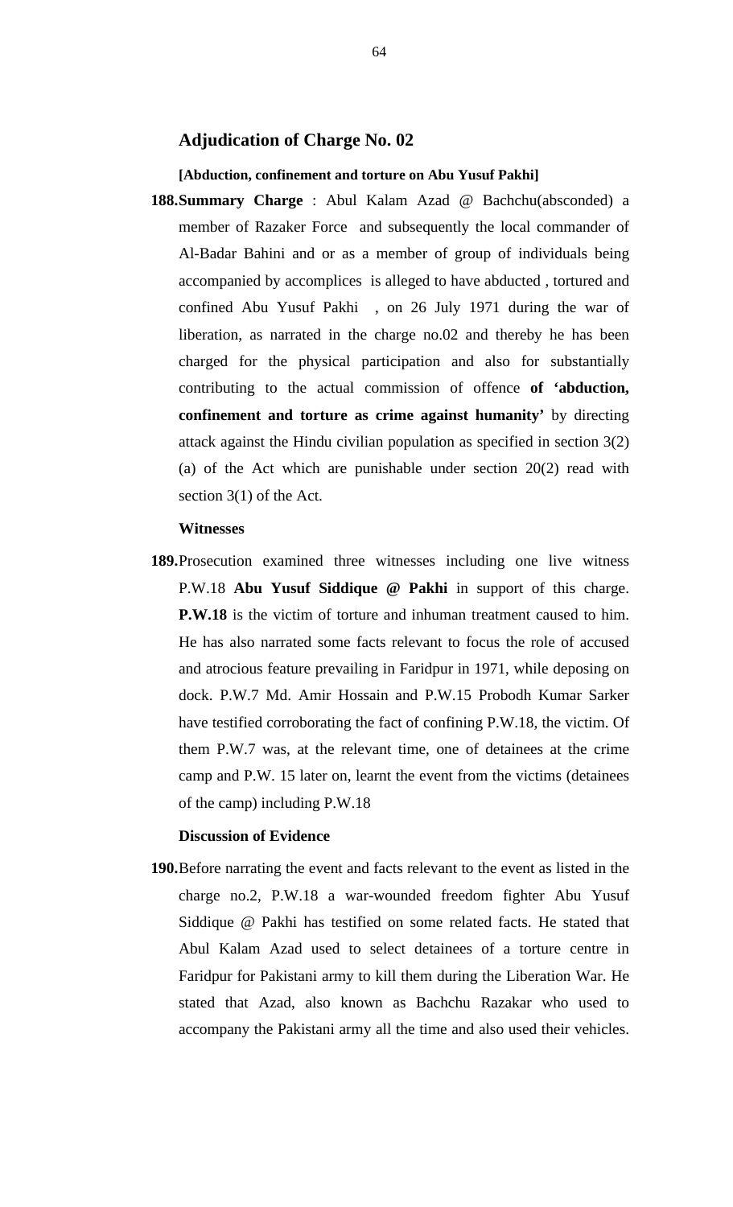## Adjudication of Charge No. 02

**[Abduction, confinement and torture on Abu Yusuf Pakhi]**

**188.Summary Charge** : Abul Kalam Azad @ Bachchu(absconded) a member of Razaker Force and subsequently the local commander of Al-Badar Bahini and or as a member of group of individuals being accompanied by accomplices is alleged to have abducted , tortured and confined Abu Yusuf Pakhi , on 26 July 1971 during the war of liberation, as narrated in the charge no.02 and thereby he has been charged for the physical participation and also for substantially contributing to the actual commission of offence **of 'abduction, confinement and torture as crime against humanity'** by directing attack against the Hindu civilian population as specified in section 3(2) (a) of the Act which are punishable under section 20(2) read with section 3(1) of the Act.

**Witnesses**

**189.**Prosecution examined three witnesses including one live witness P.W.18 **Abu Yusuf Siddique @ Pakhi** in support of this charge. **P.W.18** is the victim of torture and inhuman treatment caused to him. He has also narrated some facts relevant to focus the role of accused and atrocious feature prevailing in Faridpur in 1971, while deposing on dock. P.W.7 Md. Amir Hossain and P.W.15 Probodh Kumar Sarker have testified corroborating the fact of confining P.W.18, the victim. Of them P.W.7 was, at the relevant time, one of detainees at the crime camp and P.W. 15 later on, learnt the event from the victims (detainees of the camp) including P.W.18

**Discussion of Evidence**

**190.**Before narrating the event and facts relevant to the event as listed in the charge no.2, P.W.18 a war-wounded freedom fighter Abu Yusuf Siddique @ Pakhi has testified on some related facts. He stated that Abul Kalam Azad used to select detainees of a torture centre in Faridpur for Pakistani army to kill them during the Liberation War. He stated that Azad, also known as Bachchu Razakar who used to accompany the Pakistani army all the time and also used their vehicles.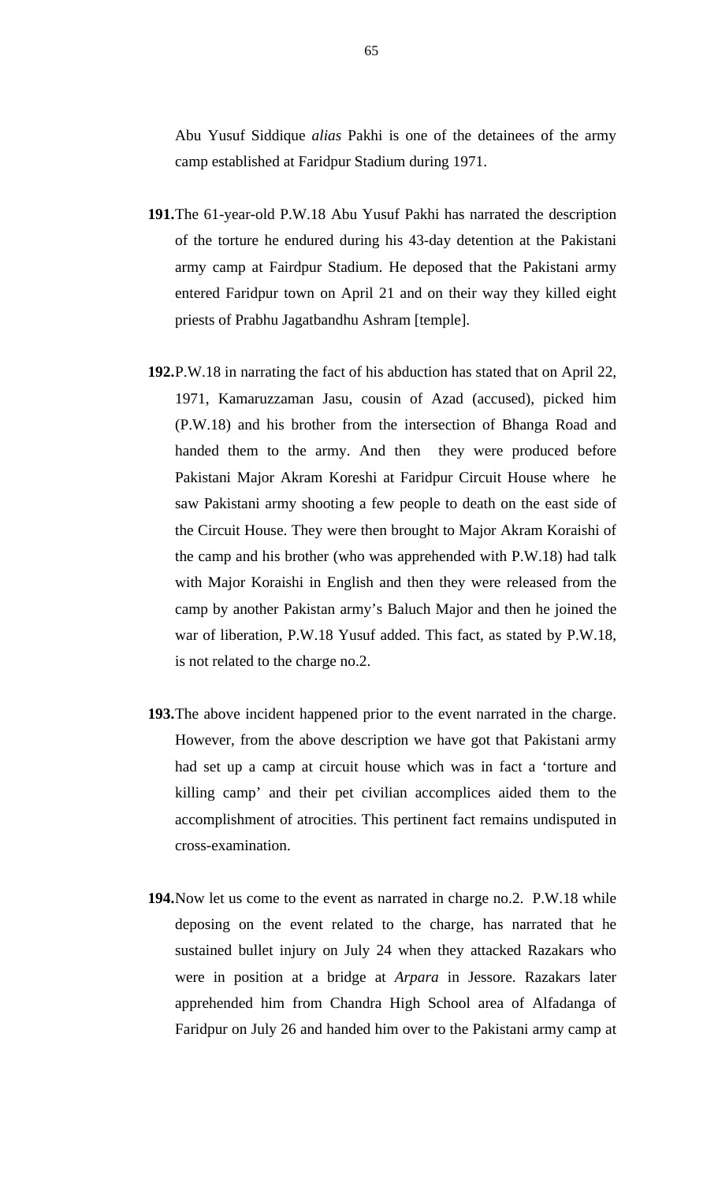Abu Yusuf Siddique *alias* Pakhi is one of the detainees of the army camp established at Faridpur Stadium during 1971.

**191.** The 61-year-old P.W.18 Abu Yusuf Pakhi has narrated the description of the torture he endured during his 43-day detention at the Pakistani army camp at Fairdpur Stadium. He deposed that the Pakistani army entered Faridpur town on April 21 and on their way they killed eight priests of Prabhu Jagatbandhu Ashram [temple].

**192.** P.W.18 in narrating the fact of his abduction has stated that on April 22, 1971, Kamaruzzaman Jasu, cousin of Azad (accused), picked him (P.W.18) and his brother from the intersection of Bhanga Road and handed them to the army. And then they were produced before Pakistani Major Akram Koreshi at Faridpur Circuit House where he saw Pakistani army shooting a few people to death on the east side of the Circuit House. They were then brought to Major Akram Koraishi of the camp and his brother (who was apprehended with P.W.18) had talk with Major Koraishi in English and then they were released from the camp by another Pakistan army's Baluch Major and then he joined the war of liberation, P.W.18 Yusuf added. This fact, as stated by P.W.18, is not related to the charge no.2.

**193.** The above incident happened prior to the event narrated in the charge. However, from the above description we have got that Pakistani army had set up a camp at circuit house which was in fact a 'torture and killing camp' and their pet civilian accomplices aided them to the accomplishment of atrocities. This pertinent fact remains undisputed in cross-examination.

**194.** Now let us come to the event as narrated in charge no.2. P.W.18 while deposing on the event related to the charge, has narrated that he sustained bullet injury on July 24 when they attacked Razakars who were in position at a bridge at *Arpara* in Jessore. Razakars later apprehended him from Chandra High School area of Alfadanga of Faridpur on July 26 and handed him over to the Pakistani army camp at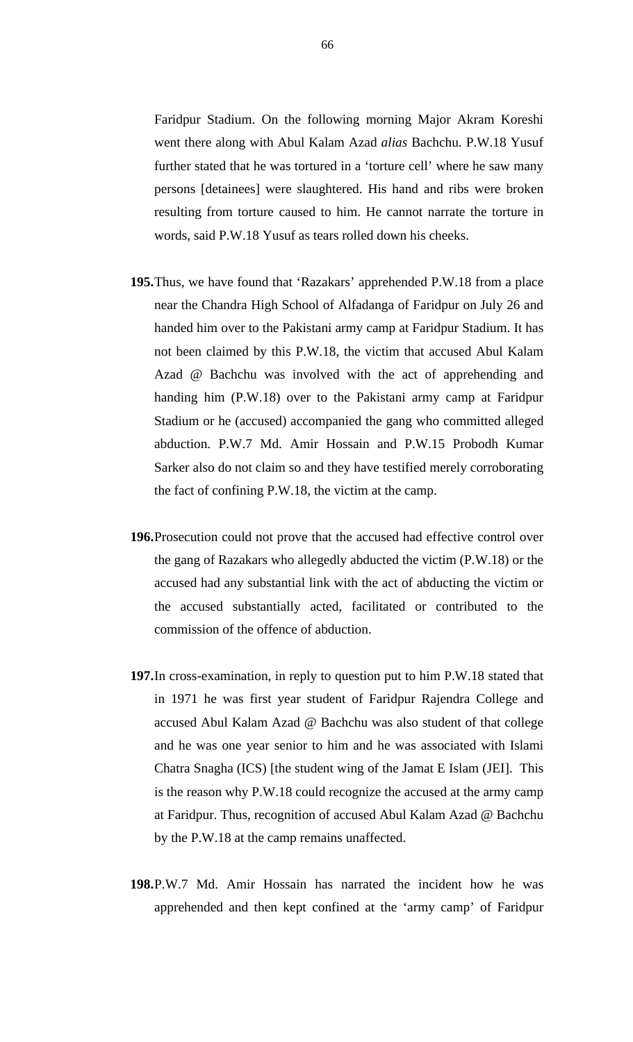Faridpur Stadium. On the following morning Major Akram Koreshi went there along with Abul Kalam Azad *alias* Bachchu. P.W.18 Yusuf further stated that he was tortured in a 'torture cell' where he saw many persons [detainees] were slaughtered. His hand and ribs were broken resulting from torture caused to him. He cannot narrate the torture in words, said P.W.18 Yusuf as tears rolled down his cheeks.

**195.** Thus, we have found that 'Razakars' apprehended P.W.18 from a place near the Chandra High School of Alfadanga of Faridpur on July 26 and handed him over to the Pakistani army camp at Faridpur Stadium. It has not been claimed by this P.W.18, the victim that accused Abul Kalam Azad @ Bachchu was involved with the act of apprehending and handing him (P.W.18) over to the Pakistani army camp at Faridpur Stadium or he (accused) accompanied the gang who committed alleged abduction. P.W.7 Md. Amir Hossain and P.W.15 Probodh Kumar Sarker also do not claim so and they have testified merely corroborating the fact of confining P.W.18, the victim at the camp.

**196.** Prosecution could not prove that the accused had effective control over the gang of Razakars who allegedly abducted the victim (P.W.18) or the accused had any substantial link with the act of abducting the victim or the accused substantially acted, facilitated or contributed to the commission of the offence of abduction.

**197.** In cross-examination, in reply to question put to him P.W.18 stated that in 1971 he was first year student of Faridpur Rajendra College and accused Abul Kalam Azad @ Bachchu was also student of that college and he was one year senior to him and he was associated with Islami Chatra Snagha (ICS) [the student wing of the Jamat E Islam (JEI]. This is the reason why P.W.18 could recognize the accused at the army camp at Faridpur. Thus, recognition of accused Abul Kalam Azad @ Bachchu by the P.W.18 at the camp remains unaffected.

**198.** P.W.7 Md. Amir Hossain has narrated the incident how he was apprehended and then kept confined at the 'army camp' of Faridpur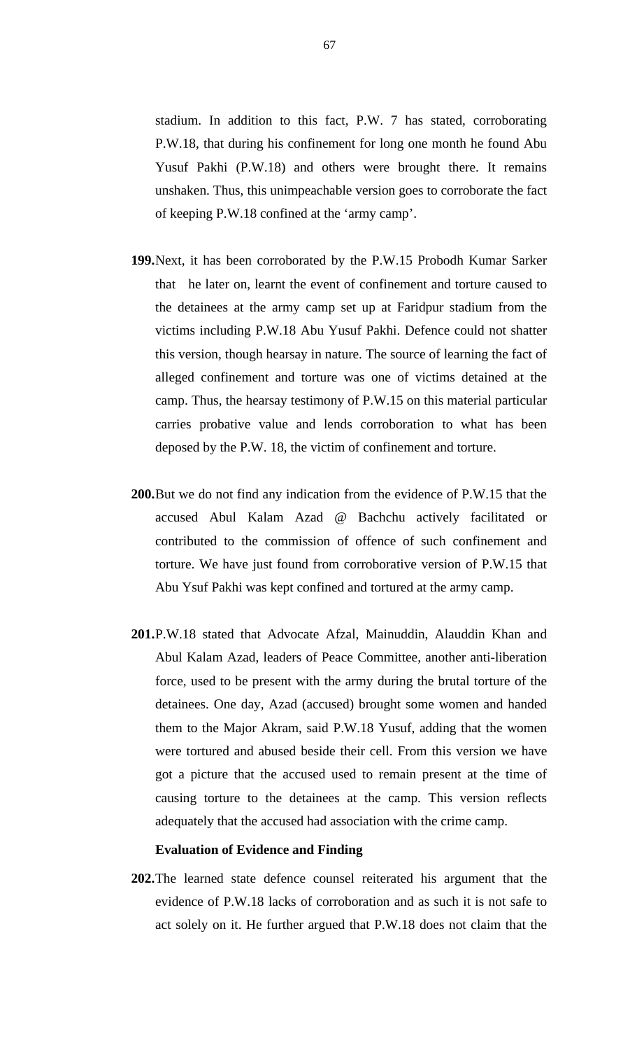stadium. In addition to this fact, P.W. 7 has stated, corroborating P.W.18, that during his confinement for long one month he found Abu Yusuf Pakhi (P.W.18) and others were brought there. It remains unshaken. Thus, this unimpeachable version goes to corroborate the fact of keeping P.W.18 confined at the 'army camp'.

**199.** Next, it has been corroborated by the P.W.15 Probodh Kumar Sarker that he later on, learnt the event of confinement and torture caused to the detainees at the army camp set up at Faridpur stadium from the victims including P.W.18 Abu Yusuf Pakhi. Defence could not shatter this version, though hearsay in nature. The source of learning the fact of alleged confinement and torture was one of victims detained at the camp. Thus, the hearsay testimony of P.W.15 on this material particular carries probative value and lends corroboration to what has been deposed by the P.W. 18, the victim of confinement and torture.

**200.** But we do not find any indication from the evidence of P.W.15 that the accused Abul Kalam Azad @ Bachchu actively facilitated or contributed to the commission of offence of such confinement and torture. We have just found from corroborative version of P.W.15 that Abu Ysuf Pakhi was kept confined and tortured at the army camp.

**201.** P.W.18 stated that Advocate Afzal, Mainuddin, Alauddin Khan and Abul Kalam Azad, leaders of Peace Committee, another anti-liberation force, used to be present with the army during the brutal torture of the detainees. One day, Azad (accused) brought some women and handed them to the Major Akram, said P.W.18 Yusuf, adding that the women were tortured and abused beside their cell. From this version we have got a picture that the accused used to remain present at the time of causing torture to the detainees at the camp. This version reflects adequately that the accused had association with the crime camp.

**Evaluation of Evidence and Finding**

**202.** The learned state defence counsel reiterated his argument that the evidence of P.W.18 lacks of corroboration and as such it is not safe to act solely on it. He further argued that P.W.18 does not claim that the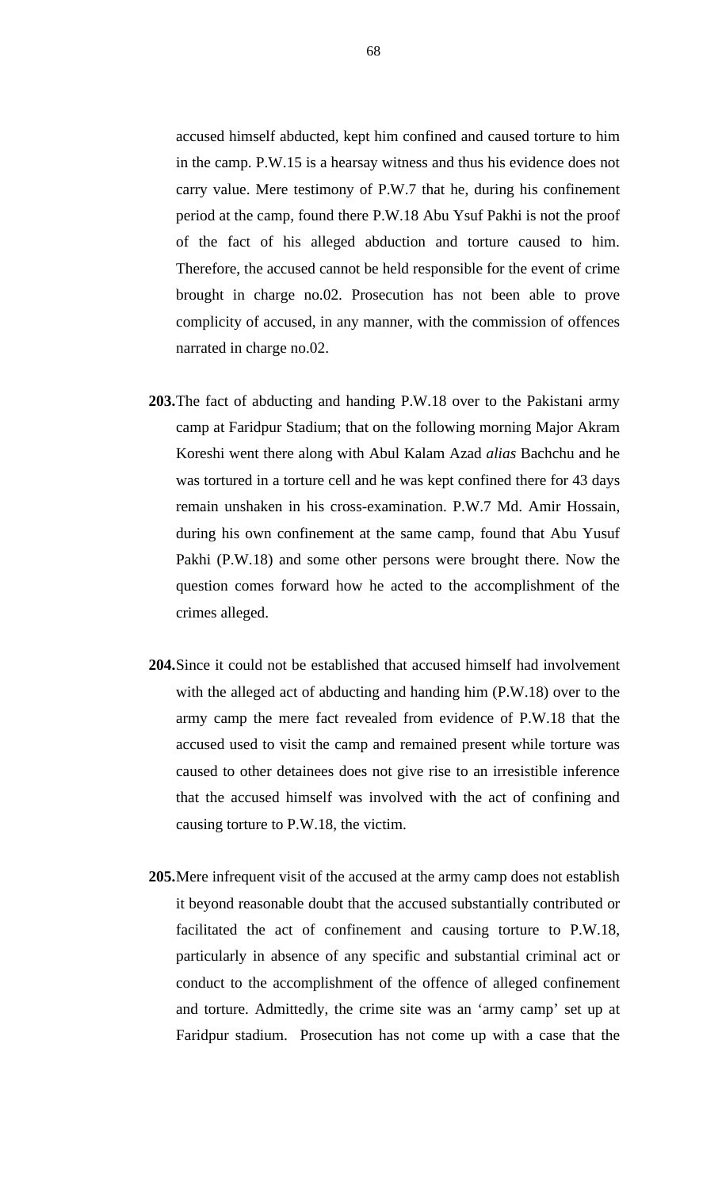accused himself abducted, kept him confined and caused torture to him in the camp. P.W.15 is a hearsay witness and thus his evidence does not carry value. Mere testimony of P.W.7 that he, during his confinement period at the camp, found there P.W.18 Abu Ysuf Pakhi is not the proof of the fact of his alleged abduction and torture caused to him. Therefore, the accused cannot be held responsible for the event of crime brought in charge no.02. Prosecution has not been able to prove complicity of accused, in any manner, with the commission of offences narrated in charge no.02.

**203.** The fact of abducting and handing P.W.18 over to the Pakistani army camp at Faridpur Stadium; that on the following morning Major Akram Koreshi went there along with Abul Kalam Azad *alias* Bachchu and he was tortured in a torture cell and he was kept confined there for 43 days remain unshaken in his cross-examination. P.W.7 Md. Amir Hossain, during his own confinement at the same camp, found that Abu Yusuf Pakhi (P.W.18) and some other persons were brought there. Now the question comes forward how he acted to the accomplishment of the crimes alleged.

**204.** Since it could not be established that accused himself had involvement with the alleged act of abducting and handing him (P.W.18) over to the army camp the mere fact revealed from evidence of P.W.18 that the accused used to visit the camp and remained present while torture was caused to other detainees does not give rise to an irresistible inference that the accused himself was involved with the act of confining and causing torture to P.W.18, the victim.

**205.** Mere infrequent visit of the accused at the army camp does not establish it beyond reasonable doubt that the accused substantially contributed or facilitated the act of confinement and causing torture to P.W.18, particularly in absence of any specific and substantial criminal act or conduct to the accomplishment of the offence of alleged confinement and torture. Admittedly, the crime site was an 'army camp' set up at Faridpur stadium. Prosecution has not come up with a case that the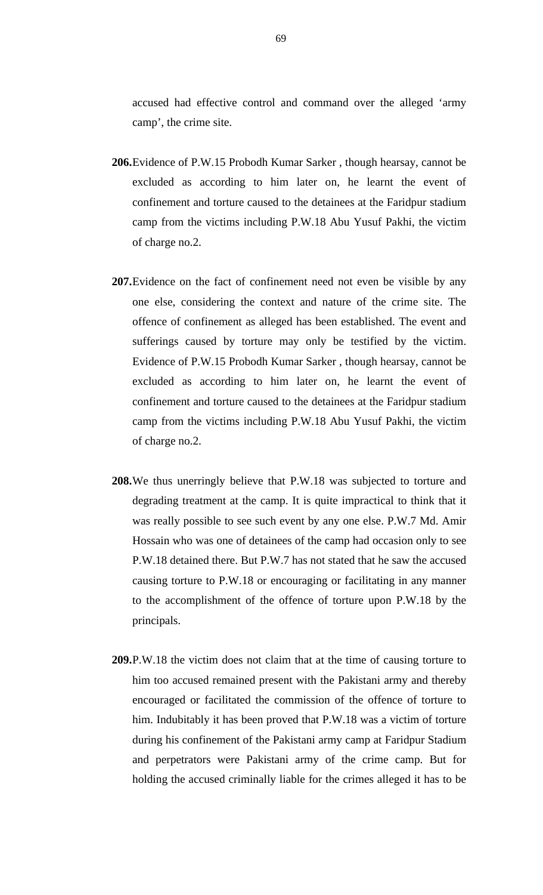accused had effective control and command over the alleged 'army camp', the crime site.

**206.** Evidence of P.W.15 Probodh Kumar Sarker , though hearsay, cannot be excluded as according to him later on, he learnt the event of confinement and torture caused to the detainees at the Faridpur stadium camp from the victims including P.W.18 Abu Yusuf Pakhi, the victim of charge no.2.

**207.** Evidence on the fact of confinement need not even be visible by any one else, considering the context and nature of the crime site. The offence of confinement as alleged has been established. The event and sufferings caused by torture may only be testified by the victim. Evidence of P.W.15 Probodh Kumar Sarker , though hearsay, cannot be excluded as according to him later on, he learnt the event of confinement and torture caused to the detainees at the Faridpur stadium camp from the victims including P.W.18 Abu Yusuf Pakhi, the victim of charge no.2.

**208.** We thus unerringly believe that P.W.18 was subjected to torture and degrading treatment at the camp. It is quite impractical to think that it was really possible to see such event by any one else. P.W.7 Md. Amir Hossain who was one of detainees of the camp had occasion only to see P.W.18 detained there. But P.W.7 has not stated that he saw the accused causing torture to P.W.18 or encouraging or facilitating in any manner to the accomplishment of the offence of torture upon P.W.18 by the principals.

**209.** P.W.18 the victim does not claim that at the time of causing torture to him too accused remained present with the Pakistani army and thereby encouraged or facilitated the commission of the offence of torture to him. Indubitably it has been proved that P.W.18 was a victim of torture during his confinement of the Pakistani army camp at Faridpur Stadium and perpetrators were Pakistani army of the crime camp. But for holding the accused criminally liable for the crimes alleged it has to be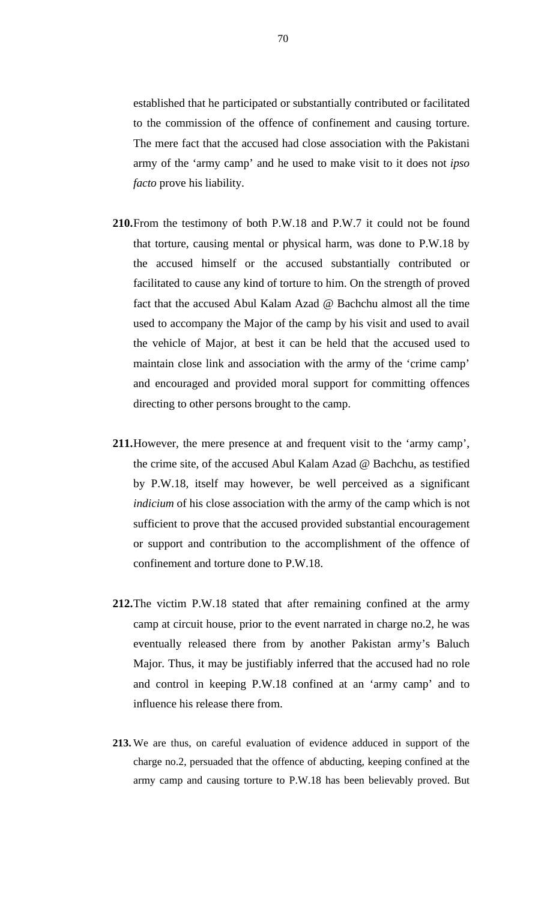established that he participated or substantially contributed or facilitated to the commission of the offence of confinement and causing torture. The mere fact that the accused had close association with the Pakistani army of the 'army camp' and he used to make visit to it does not *ipso facto* prove his liability.

**210.** From the testimony of both P.W.18 and P.W.7 it could not be found that torture, causing mental or physical harm, was done to P.W.18 by the accused himself or the accused substantially contributed or facilitated to cause any kind of torture to him. On the strength of proved fact that the accused Abul Kalam Azad @ Bachchu almost all the time used to accompany the Major of the camp by his visit and used to avail the vehicle of Major, at best it can be held that the accused used to maintain close link and association with the army of the 'crime camp' and encouraged and provided moral support for committing offences directing to other persons brought to the camp.

**211.** However, the mere presence at and frequent visit to the 'army camp', the crime site, of the accused Abul Kalam Azad @ Bachchu, as testified by P.W.18, itself may however, be well perceived as a significant *indicium* of his close association with the army of the camp which is not sufficient to prove that the accused provided substantial encouragement or support and contribution to the accomplishment of the offence of confinement and torture done to P.W.18.

**212.** The victim P.W.18 stated that after remaining confined at the army camp at circuit house, prior to the event narrated in charge no.2, he was eventually released there from by another Pakistan army's Baluch Major. Thus, it may be justifiably inferred that the accused had no role and control in keeping P.W.18 confined at an 'army camp' and to influence his release there from.

**213.** We are thus, on careful evaluation of evidence adduced in support of the charge no.2, persuaded that the offence of abducting, keeping confined at the army camp and causing torture to P.W.18 has been believably proved. But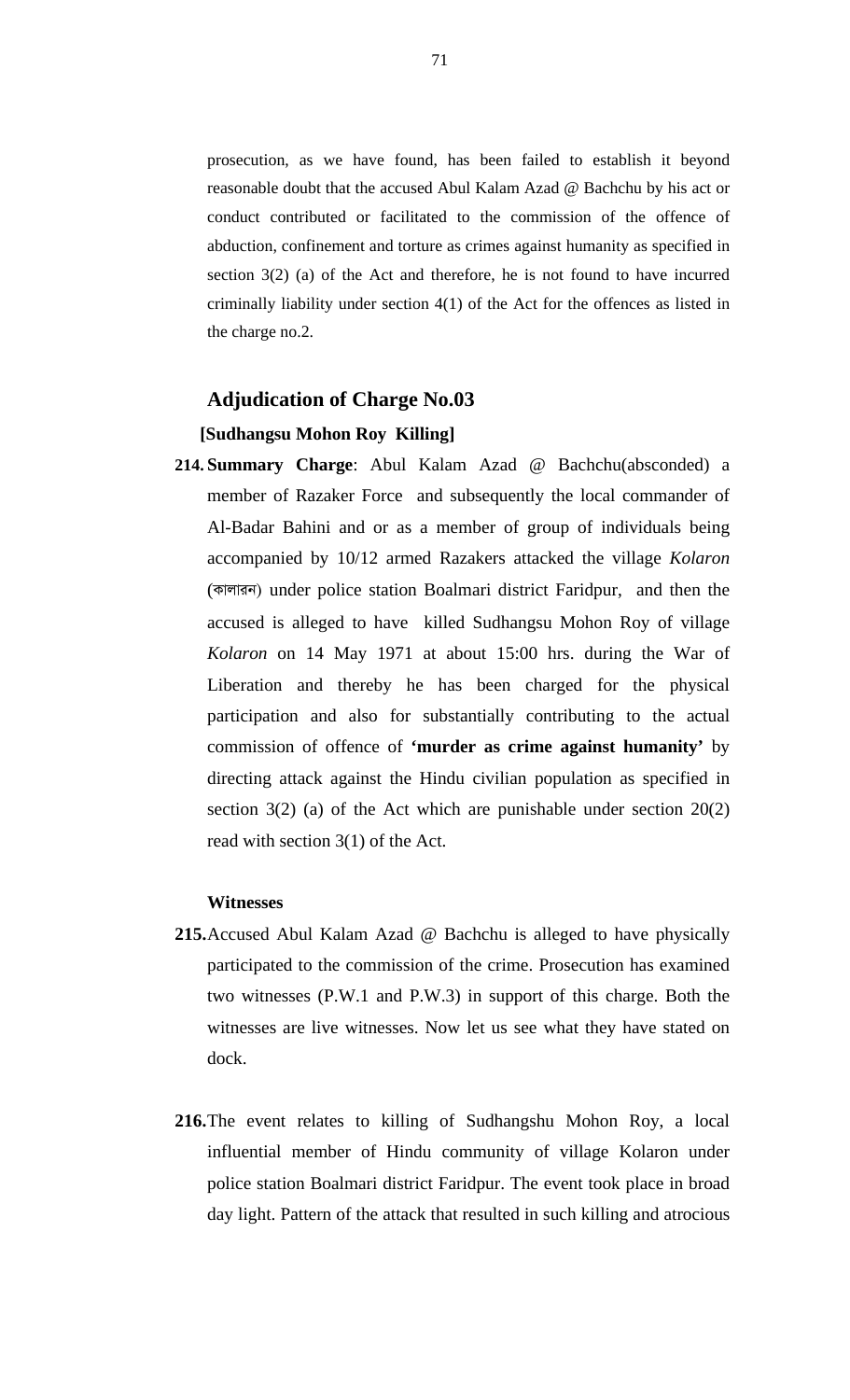prosecution, as we have found, has been failed to establish it beyond reasonable doubt that the accused Abul Kalam Azad @ Bachchu by his act or conduct contributed or facilitated to the commission of the offence of abduction, confinement and torture as crimes against humanity as specified in section 3(2) (a) of the Act and therefore, he is not found to have incurred criminally liability under section 4(1) of the Act for the offences as listed in the charge no.2.

## Adjudication of Charge No.03

**[Sudhangsu Mohon Roy Killing]**

**214. Summary Charge**: Abul Kalam Azad @ Bachchu(absconded) a member of Razaker Force and subsequently the local commander of Al-Badar Bahini and or as a member of group of individuals being accompanied by 10/12 armed Razakers attacked the village *Kolaron* (কালারন) under police station Boalmari district Faridpur, and then the accused is alleged to have killed Sudhangsu Mohon Roy of village *Kolaron* on 14 May 1971 at about 15:00 hrs. during the War of Liberation and thereby he has been charged for the physical participation and also for substantially contributing to the actual commission of offence of **'murder as crime against humanity'** by directing attack against the Hindu civilian population as specified in section 3(2) (a) of the Act which are punishable under section 20(2) read with section 3(1) of the Act.

**Witnesses**

**215.** Accused Abul Kalam Azad @ Bachchu is alleged to have physically participated to the commission of the crime. Prosecution has examined two witnesses (P.W.1 and P.W.3) in support of this charge. Both the witnesses are live witnesses. Now let us see what they have stated on dock.

**216.** The event relates to killing of Sudhangshu Mohon Roy, a local influential member of Hindu community of village Kolaron under police station Boalmari district Faridpur. The event took place in broad day light. Pattern of the attack that resulted in such killing and atrocious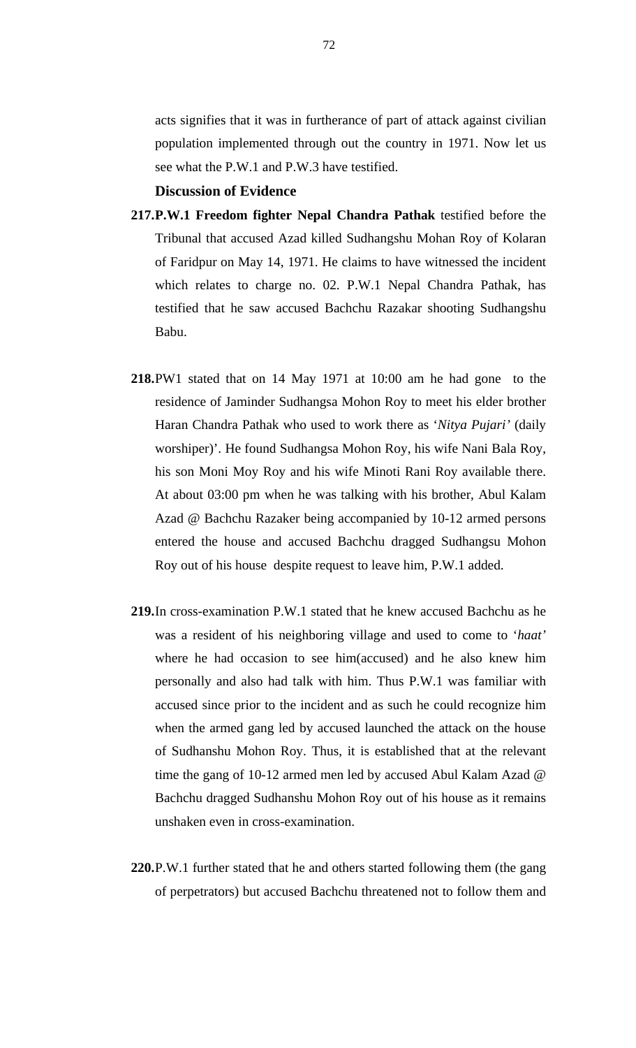acts signifies that it was in furtherance of part of attack against civilian population implemented through out the country in 1971. Now let us see what the P.W.1 and P.W.3 have testified.

**Discussion of Evidence**

**217.P.W.1 Freedom fighter Nepal Chandra Pathak** testified before the Tribunal that accused Azad killed Sudhangshu Mohan Roy of Kolaran of Faridpur on May 14, 1971. He claims to have witnessed the incident which relates to charge no. 02. P.W.1 Nepal Chandra Pathak, has testified that he saw accused Bachchu Razakar shooting Sudhangshu Babu.

**218.**PW1 stated that on 14 May 1971 at 10:00 am he had gone to the residence of Jaminder Sudhangsa Mohon Roy to meet his elder brother Haran Chandra Pathak who used to work there as '*Nitya Pujari'* (daily worshiper)'. He found Sudhangsa Mohon Roy, his wife Nani Bala Roy, his son Moni Moy Roy and his wife Minoti Rani Roy available there. At about 03:00 pm when he was talking with his brother, Abul Kalam Azad @ Bachchu Razaker being accompanied by 10-12 armed persons entered the house and accused Bachchu dragged Sudhangsu Mohon Roy out of his house despite request to leave him, P.W.1 added.

**219.**In cross-examination P.W.1 stated that he knew accused Bachchu as he was a resident of his neighboring village and used to come to '*haat*' where he had occasion to see him(accused) and he also knew him personally and also had talk with him. Thus P.W.1 was familiar with accused since prior to the incident and as such he could recognize him when the armed gang led by accused launched the attack on the house of Sudhanshu Mohon Roy. Thus, it is established that at the relevant time the gang of 10-12 armed men led by accused Abul Kalam Azad @ Bachchu dragged Sudhanshu Mohon Roy out of his house as it remains unshaken even in cross-examination.

**220.**P.W.1 further stated that he and others started following them (the gang of perpetrators) but accused Bachchu threatened not to follow them and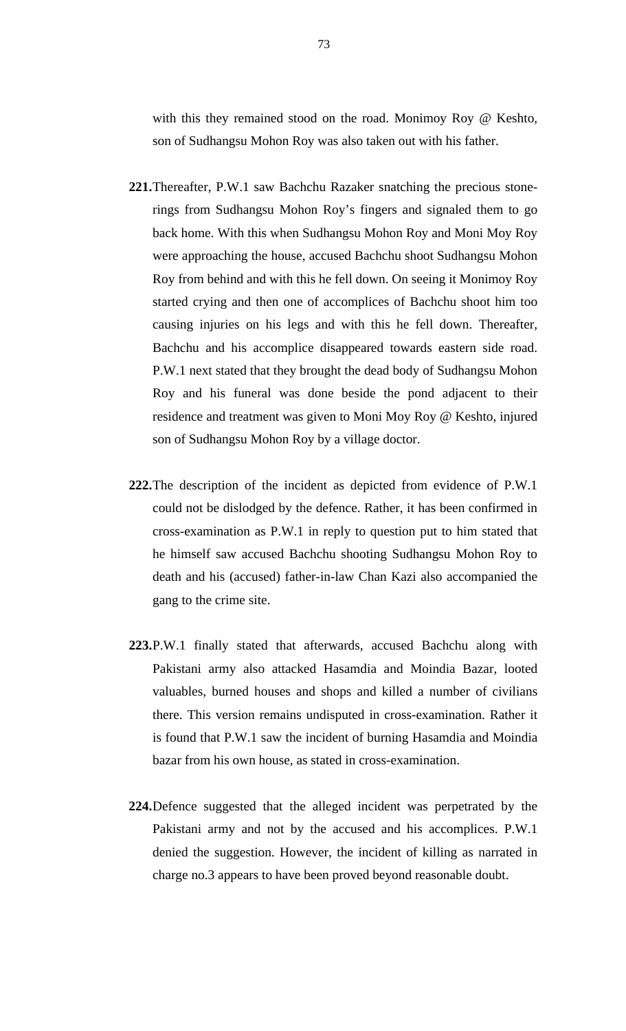with this they remained stood on the road. Monimoy Roy @ Keshto, son of Sudhangsu Mohon Roy was also taken out with his father.

**221.** Thereafter, P.W.1 saw Bachchu Razaker snatching the precious stone-rings from Sudhangsu Mohon Roy's fingers and signaled them to go back home. With this when Sudhangsu Mohon Roy and Moni Moy Roy were approaching the house, accused Bachchu shoot Sudhangsu Mohon Roy from behind and with this he fell down. On seeing it Monimoy Roy started crying and then one of accomplices of Bachchu shoot him too causing injuries on his legs and with this he fell down. Thereafter, Bachchu and his accomplice disappeared towards eastern side road. P.W.1 next stated that they brought the dead body of Sudhangsu Mohon Roy and his funeral was done beside the pond adjacent to their residence and treatment was given to Moni Moy Roy @ Keshto, injured son of Sudhangsu Mohon Roy by a village doctor.

**222.** The description of the incident as depicted from evidence of P.W.1 could not be dislodged by the defence. Rather, it has been confirmed in cross-examination as P.W.1 in reply to question put to him stated that he himself saw accused Bachchu shooting Sudhangsu Mohon Roy to death and his (accused) father-in-law Chan Kazi also accompanied the gang to the crime site.

**223.** P.W.1 finally stated that afterwards, accused Bachchu along with Pakistani army also attacked Hasamdia and Moindia Bazar, looted valuables, burned houses and shops and killed a number of civilians there. This version remains undisputed in cross-examination. Rather it is found that P.W.1 saw the incident of burning Hasamdia and Moindia bazar from his own house, as stated in cross-examination.

**224.** Defence suggested that the alleged incident was perpetrated by the Pakistani army and not by the accused and his accomplices. P.W.1 denied the suggestion. However, the incident of killing as narrated in charge no.3 appears to have been proved beyond reasonable doubt.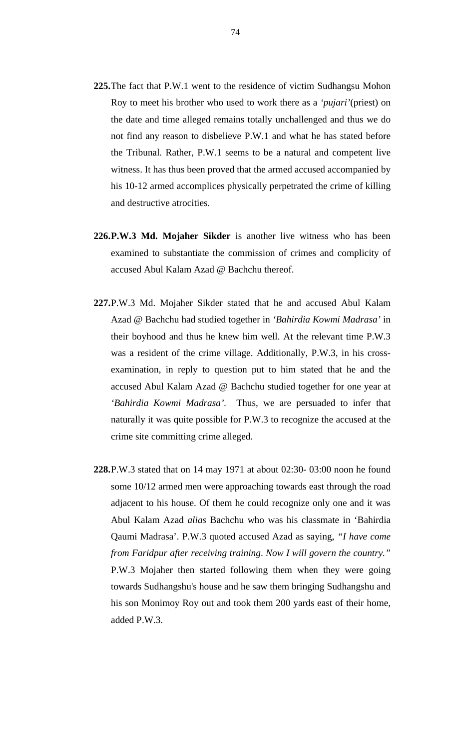**225.** The fact that P.W.1 went to the residence of victim Sudhangsu Mohon Roy to meet his brother who used to work there as a *'pujari'*(priest) on the date and time alleged remains totally unchallenged and thus we do not find any reason to disbelieve P.W.1 and what he has stated before the Tribunal. Rather, P.W.1 seems to be a natural and competent live witness. It has thus been proved that the armed accused accompanied by his 10-12 armed accomplices physically perpetrated the crime of killing and destructive atrocities.

**226. P.W.3 Md. Mojaher Sikder** is another live witness who has been examined to substantiate the commission of crimes and complicity of accused Abul Kalam Azad @ Bachchu thereof.

**227.** P.W.3 Md. Mojaher Sikder stated that he and accused Abul Kalam Azad @ Bachchu had studied together in *'Bahirdia Kowmi Madrasa'* in their boyhood and thus he knew him well. At the relevant time P.W.3 was a resident of the crime village. Additionally, P.W.3, in his cross-examination, in reply to question put to him stated that he and the accused Abul Kalam Azad @ Bachchu studied together for one year at *'Bahirdia Kowmi Madrasa'*. Thus, we are persuaded to infer that naturally it was quite possible for P.W.3 to recognize the accused at the crime site committing crime alleged.

**228.** P.W.3 stated that on 14 may 1971 at about 02:30- 03:00 noon he found some 10/12 armed men were approaching towards east through the road adjacent to his house. Of them he could recognize only one and it was Abul Kalam Azad *alias* Bachchu who was his classmate in 'Bahirdia Qaumi Madrasa'. P.W.3 quoted accused Azad as saying, "*I have come from Faridpur after receiving training*. *Now I will govern the country.*" P.W.3 Mojaher then started following them when they were going towards Sudhangshu's house and he saw them bringing Sudhangshu and his son Monimoy Roy out and took them 200 yards east of their home, added P.W.3.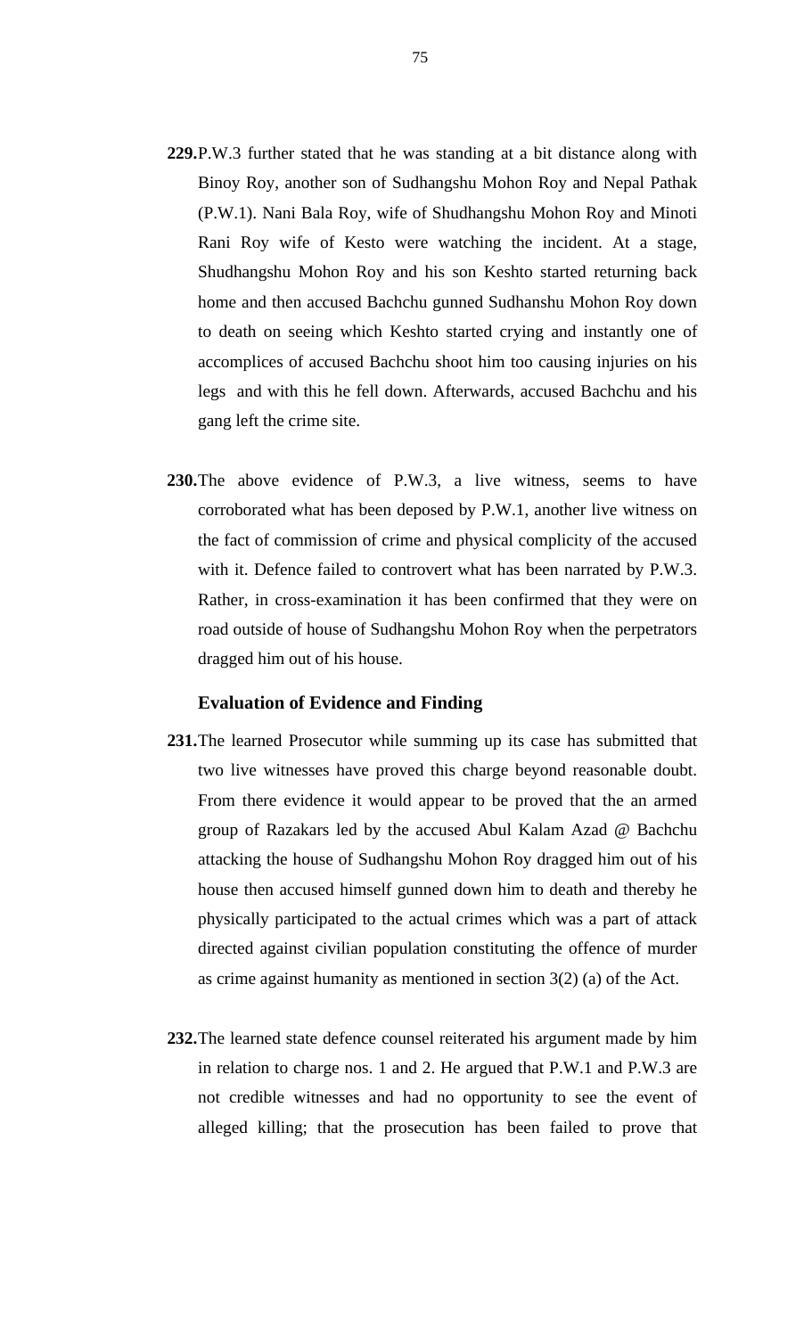**229.** P.W.3 further stated that he was standing at a bit distance along with Binoy Roy, another son of Sudhangshu Mohon Roy and Nepal Pathak (P.W.1). Nani Bala Roy, wife of Shudhangshu Mohon Roy and Minoti Rani Roy wife of Kesto were watching the incident. At a stage, Shudhangshu Mohon Roy and his son Keshto started returning back home and then accused Bachchu gunned Sudhanshu Mohon Roy down to death on seeing which Keshto started crying and instantly one of accomplices of accused Bachchu shoot him too causing injuries on his legs and with this he fell down. Afterwards, accused Bachchu and his gang left the crime site.

**230.** The above evidence of P.W.3, a live witness, seems to have corroborated what has been deposed by P.W.1, another live witness on the fact of commission of crime and physical complicity of the accused with it. Defence failed to controvert what has been narrated by P.W.3. Rather, in cross-examination it has been confirmed that they were on road outside of house of Sudhangshu Mohon Roy when the perpetrators dragged him out of his house.

**Evaluation of Evidence and Finding**

**231.** The learned Prosecutor while summing up its case has submitted that two live witnesses have proved this charge beyond reasonable doubt. From there evidence it would appear to be proved that the an armed group of Razakars led by the accused Abul Kalam Azad @ Bachchu attacking the house of Sudhangshu Mohon Roy dragged him out of his house then accused himself gunned down him to death and thereby he physically participated to the actual crimes which was a part of attack directed against civilian population constituting the offence of murder as crime against humanity as mentioned in section 3(2) (a) of the Act.

**232.** The learned state defence counsel reiterated his argument made by him in relation to charge nos. 1 and 2. He argued that P.W.1 and P.W.3 are not credible witnesses and had no opportunity to see the event of alleged killing; that the prosecution has been failed to prove that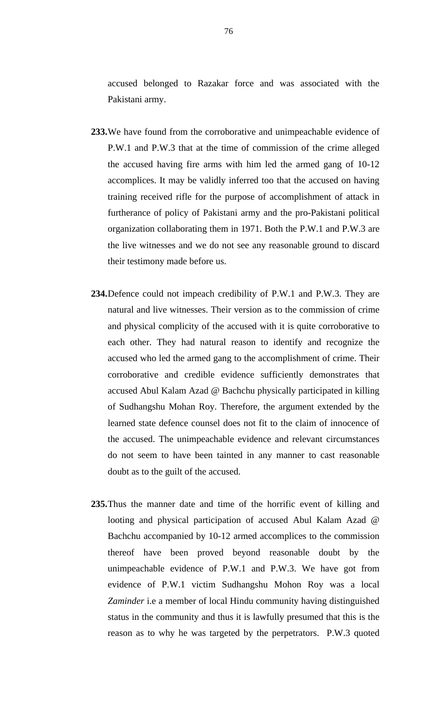accused belonged to Razakar force and was associated with the Pakistani army.

**233.** We have found from the corroborative and unimpeachable evidence of P.W.1 and P.W.3 that at the time of commission of the crime alleged the accused having fire arms with him led the armed gang of 10-12 accomplices. It may be validly inferred too that the accused on having training received rifle for the purpose of accomplishment of attack in furtherance of policy of Pakistani army and the pro-Pakistani political organization collaborating them in 1971. Both the P.W.1 and P.W.3 are the live witnesses and we do not see any reasonable ground to discard their testimony made before us.

**234.** Defence could not impeach credibility of P.W.1 and P.W.3. They are natural and live witnesses. Their version as to the commission of crime and physical complicity of the accused with it is quite corroborative to each other. They had natural reason to identify and recognize the accused who led the armed gang to the accomplishment of crime. Their corroborative and credible evidence sufficiently demonstrates that accused Abul Kalam Azad @ Bachchu physically participated in killing of Sudhangshu Mohan Roy. Therefore, the argument extended by the learned state defence counsel does not fit to the claim of innocence of the accused. The unimpeachable evidence and relevant circumstances do not seem to have been tainted in any manner to cast reasonable doubt as to the guilt of the accused.

**235.** Thus the manner date and time of the horrific event of killing and looting and physical participation of accused Abul Kalam Azad @ Bachchu accompanied by 10-12 armed accomplices to the commission thereof have been proved beyond reasonable doubt by the unimpeachable evidence of P.W.1 and P.W.3. We have got from evidence of P.W.1 victim Sudhangshu Mohon Roy was a local *Zaminder* i.e a member of local Hindu community having distinguished status in the community and thus it is lawfully presumed that this is the reason as to why he was targeted by the perpetrators. P.W.3 quoted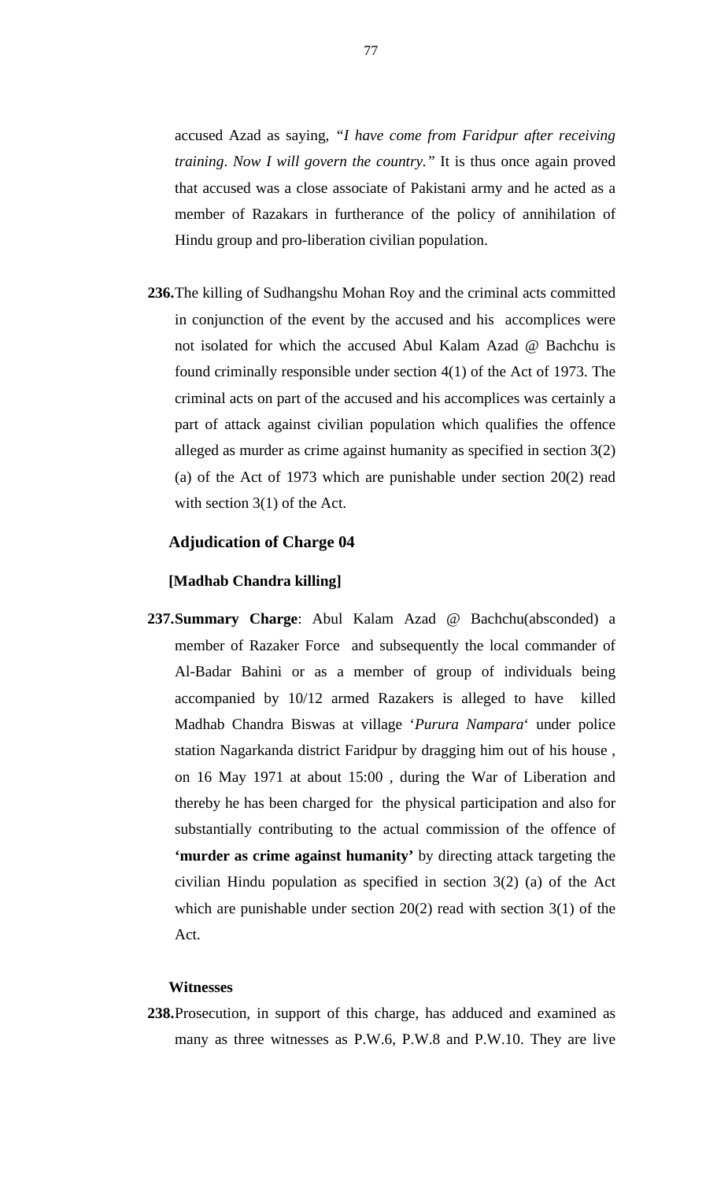accused Azad as saying, *"I have come from Faridpur after receiving training. Now I will govern the country."* It is thus once again proved that accused was a close associate of Pakistani army and he acted as a member of Razakars in furtherance of the policy of annihilation of Hindu group and pro-liberation civilian population.

**236.** The killing of Sudhangshu Mohan Roy and the criminal acts committed in conjunction of the event by the accused and his accomplices were not isolated for which the accused Abul Kalam Azad @ Bachchu is found criminally responsible under section 4(1) of the Act of 1973. The criminal acts on part of the accused and his accomplices was certainly a part of attack against civilian population which qualifies the offence alleged as murder as crime against humanity as specified in section 3(2) (a) of the Act of 1973 which are punishable under section 20(2) read with section 3(1) of the Act.

### Adjudication of Charge 04

**[Madhab Chandra killing]**

**237. Summary Charge**: Abul Kalam Azad @ Bachchu(absconded) a member of Razaker Force and subsequently the local commander of Al-Badar Bahini or as a member of group of individuals being accompanied by 10/12 armed Razakers is alleged to have killed Madhab Chandra Biswas at village '*Purura Nampara*' under police station Nagarkanda district Faridpur by dragging him out of his house , on 16 May 1971 at about 15:00 , during the War of Liberation and thereby he has been charged for the physical participation and also for substantially contributing to the actual commission of the offence of **'murder as crime against humanity'** by directing attack targeting the civilian Hindu population as specified in section 3(2) (a) of the Act which are punishable under section 20(2) read with section 3(1) of the Act.

**Witnesses**

**238.** Prosecution, in support of this charge, has adduced and examined as many as three witnesses as P.W.6, P.W.8 and P.W.10. They are live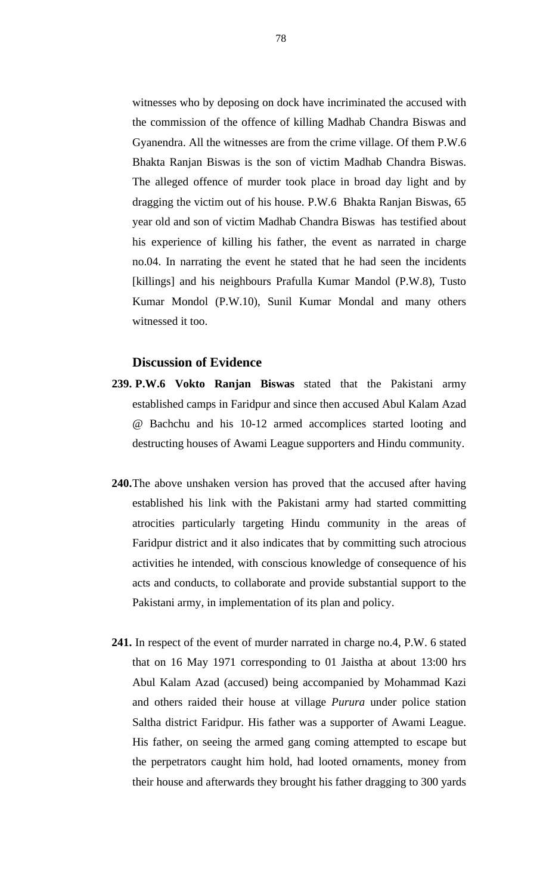witnesses who by deposing on dock have incriminated the accused with the commission of the offence of killing Madhab Chandra Biswas and Gyanendra. All the witnesses are from the crime village. Of them P.W.6 Bhakta Ranjan Biswas is the son of victim Madhab Chandra Biswas. The alleged offence of murder took place in broad day light and by dragging the victim out of his house. P.W.6 Bhakta Ranjan Biswas, 65 year old and son of victim Madhab Chandra Biswas has testified about his experience of killing his father, the event as narrated in charge no.04. In narrating the event he stated that he had seen the incidents [killings] and his neighbours Prafulla Kumar Mandol (P.W.8), Tusto Kumar Mondol (P.W.10), Sunil Kumar Mondal and many others witnessed it too.

### Discussion of Evidence

**239. P.W.6 Vokto Ranjan Biswas** stated that the Pakistani army established camps in Faridpur and since then accused Abul Kalam Azad @ Bachchu and his 10-12 armed accomplices started looting and destructing houses of Awami League supporters and Hindu community.

**240.** The above unshaken version has proved that the accused after having established his link with the Pakistani army had started committing atrocities particularly targeting Hindu community in the areas of Faridpur district and it also indicates that by committing such atrocious activities he intended, with conscious knowledge of consequence of his acts and conducts, to collaborate and provide substantial support to the Pakistani army, in implementation of its plan and policy.

**241.** In respect of the event of murder narrated in charge no.4, P.W. 6 stated that on 16 May 1971 corresponding to 01 Jaistha at about 13:00 hrs Abul Kalam Azad (accused) being accompanied by Mohammad Kazi and others raided their house at village *Purura* under police station Saltha district Faridpur. His father was a supporter of Awami League. His father, on seeing the armed gang coming attempted to escape but the perpetrators caught him hold, had looted ornaments, money from their house and afterwards they brought his father dragging to 300 yards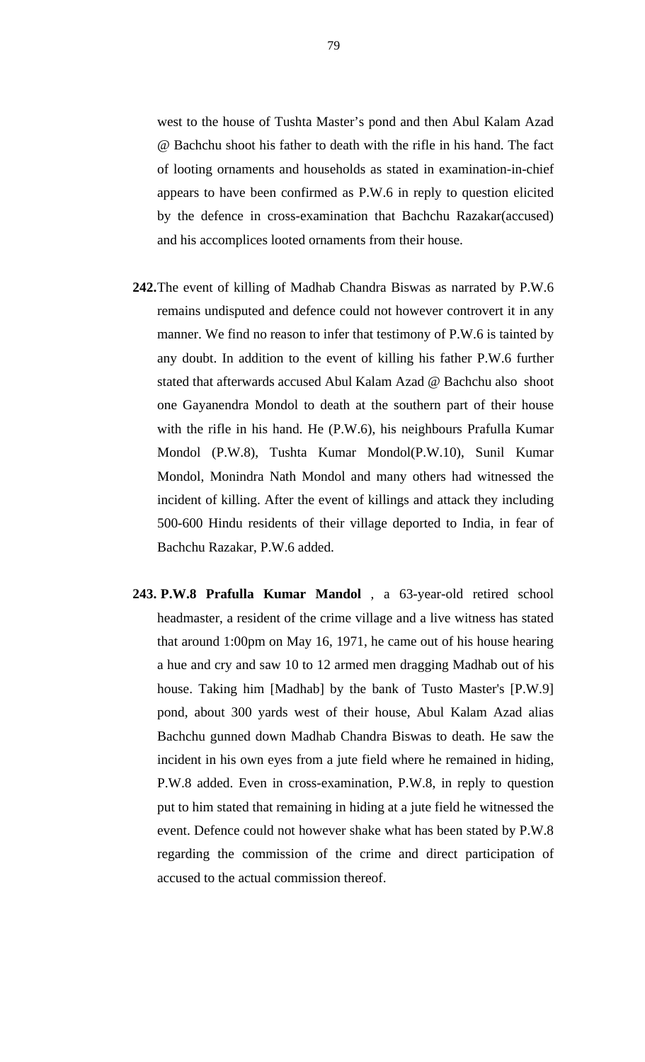west to the house of Tushta Master's pond and then Abul Kalam Azad @ Bachchu shoot his father to death with the rifle in his hand. The fact of looting ornaments and households as stated in examination-in-chief appears to have been confirmed as P.W.6 in reply to question elicited by the defence in cross-examination that Bachchu Razakar(accused) and his accomplices looted ornaments from their house.

**242.** The event of killing of Madhab Chandra Biswas as narrated by P.W.6 remains undisputed and defence could not however controvert it in any manner. We find no reason to infer that testimony of P.W.6 is tainted by any doubt. In addition to the event of killing his father P.W.6 further stated that afterwards accused Abul Kalam Azad @ Bachchu also shoot one Gayanendra Mondol to death at the southern part of their house with the rifle in his hand. He (P.W.6), his neighbours Prafulla Kumar Mondol (P.W.8), Tushta Kumar Mondol(P.W.10), Sunil Kumar Mondol, Monindra Nath Mondol and many others had witnessed the incident of killing. After the event of killings and attack they including 500-600 Hindu residents of their village deported to India, in fear of Bachchu Razakar, P.W.6 added.

**243. P.W.8 Prafulla Kumar Mandol** , a 63-year-old retired school headmaster, a resident of the crime village and a live witness has stated that around 1:00pm on May 16, 1971, he came out of his house hearing a hue and cry and saw 10 to 12 armed men dragging Madhab out of his house. Taking him [Madhab] by the bank of Tusto Master's [P.W.9] pond, about 300 yards west of their house, Abul Kalam Azad alias Bachchu gunned down Madhab Chandra Biswas to death. He saw the incident in his own eyes from a jute field where he remained in hiding, P.W.8 added. Even in cross-examination, P.W.8, in reply to question put to him stated that remaining in hiding at a jute field he witnessed the event. Defence could not however shake what has been stated by P.W.8 regarding the commission of the crime and direct participation of accused to the actual commission thereof.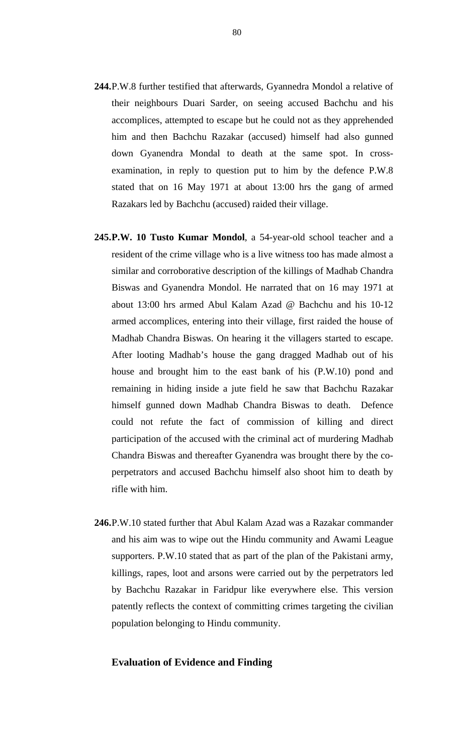**244.** P.W.8 further testified that afterwards, Gyannedra Mondol a relative of their neighbours Duari Sarder, on seeing accused Bachchu and his accomplices, attempted to escape but he could not as they apprehended him and then Bachchu Razakar (accused) himself had also gunned down Gyanendra Mondal to death at the same spot. In cross-examination, in reply to question put to him by the defence P.W.8 stated that on 16 May 1971 at about 13:00 hrs the gang of armed Razakars led by Bachchu (accused) raided their village.

**245. P.W. 10 Tusto Kumar Mondol**, a 54-year-old school teacher and a resident of the crime village who is a live witness too has made almost a similar and corroborative description of the killings of Madhab Chandra Biswas and Gyanendra Mondol. He narrated that on 16 may 1971 at about 13:00 hrs armed Abul Kalam Azad @ Bachchu and his 10-12 armed accomplices, entering into their village, first raided the house of Madhab Chandra Biswas. On hearing it the villagers started to escape. After looting Madhab's house the gang dragged Madhab out of his house and brought him to the east bank of his (P.W.10) pond and remaining in hiding inside a jute field he saw that Bachchu Razakar himself gunned down Madhab Chandra Biswas to death. Defence could not refute the fact of commission of killing and direct participation of the accused with the criminal act of murdering Madhab Chandra Biswas and thereafter Gyanendra was brought there by the co-perpetrators and accused Bachchu himself also shoot him to death by rifle with him.

**246.** P.W.10 stated further that Abul Kalam Azad was a Razakar commander and his aim was to wipe out the Hindu community and Awami League supporters. P.W.10 stated that as part of the plan of the Pakistani army, killings, rapes, loot and arsons were carried out by the perpetrators led by Bachchu Razakar in Faridpur like everywhere else. This version patently reflects the context of committing crimes targeting the civilian population belonging to Hindu community.

**Evaluation of Evidence and Finding**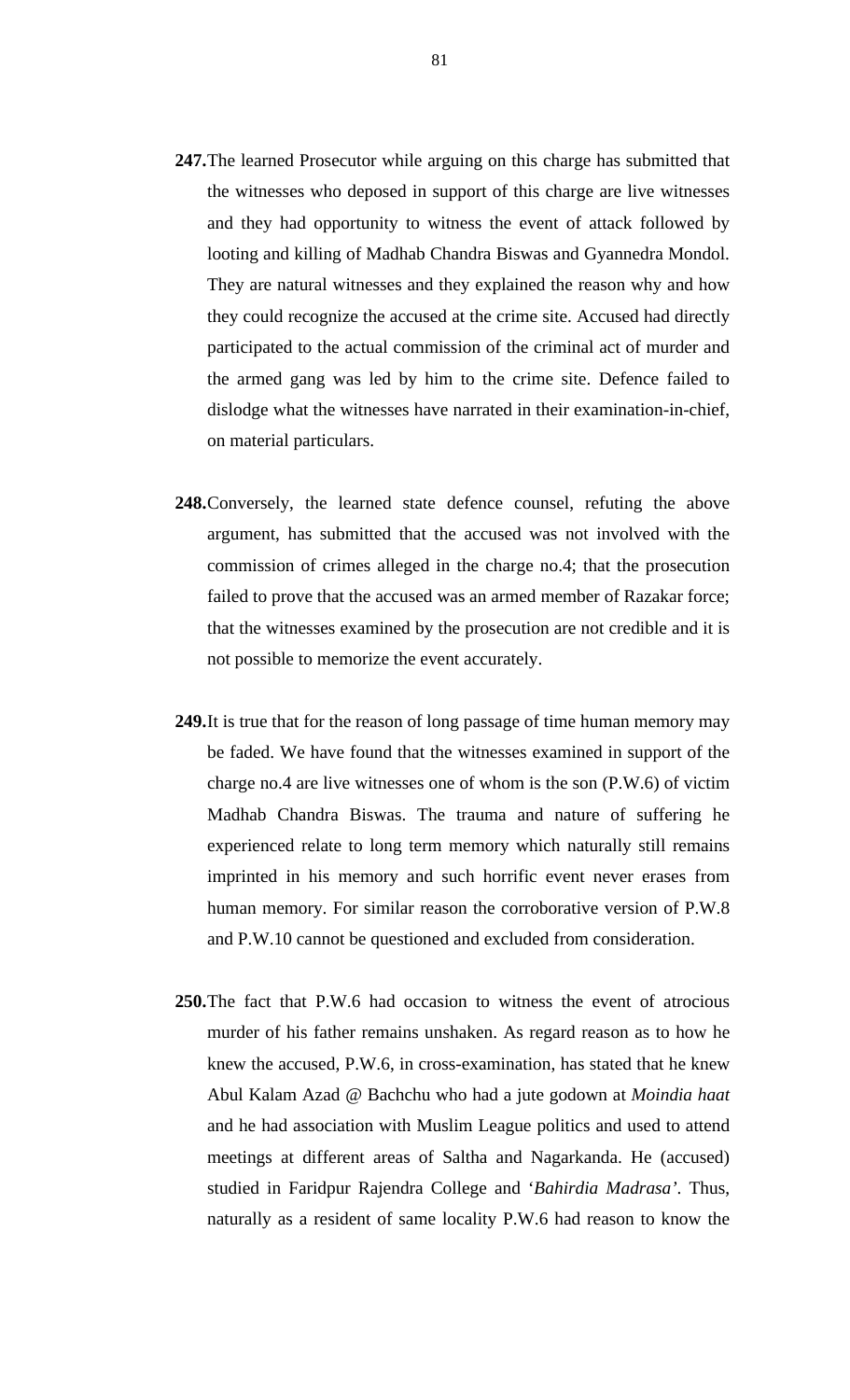**247.** The learned Prosecutor while arguing on this charge has submitted that the witnesses who deposed in support of this charge are live witnesses and they had opportunity to witness the event of attack followed by looting and killing of Madhab Chandra Biswas and Gyannedra Mondol. They are natural witnesses and they explained the reason why and how they could recognize the accused at the crime site. Accused had directly participated to the actual commission of the criminal act of murder and the armed gang was led by him to the crime site. Defence failed to dislodge what the witnesses have narrated in their examination-in-chief, on material particulars.

**248.** Conversely, the learned state defence counsel, refuting the above argument, has submitted that the accused was not involved with the commission of crimes alleged in the charge no.4; that the prosecution failed to prove that the accused was an armed member of Razakar force; that the witnesses examined by the prosecution are not credible and it is not possible to memorize the event accurately.

**249.** It is true that for the reason of long passage of time human memory may be faded. We have found that the witnesses examined in support of the charge no.4 are live witnesses one of whom is the son (P.W.6) of victim Madhab Chandra Biswas. The trauma and nature of suffering he experienced relate to long term memory which naturally still remains imprinted in his memory and such horrific event never erases from human memory. For similar reason the corroborative version of P.W.8 and P.W.10 cannot be questioned and excluded from consideration.

**250.** The fact that P.W.6 had occasion to witness the event of atrocious murder of his father remains unshaken. As regard reason as to how he knew the accused, P.W.6, in cross-examination, has stated that he knew Abul Kalam Azad @ Bachchu who had a jute godown at *Moindia haat* and he had association with Muslim League politics and used to attend meetings at different areas of Saltha and Nagarkanda. He (accused) studied in Faridpur Rajendra College and '*Bahirdia Madrasa'*. Thus, naturally as a resident of same locality P.W.6 had reason to know the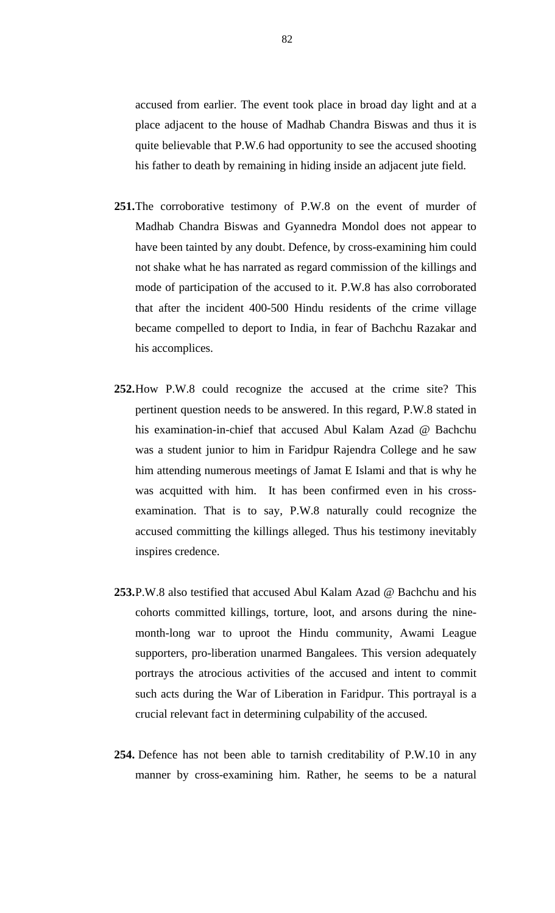accused from earlier. The event took place in broad day light and at a place adjacent to the house of Madhab Chandra Biswas and thus it is quite believable that P.W.6 had opportunity to see the accused shooting his father to death by remaining in hiding inside an adjacent jute field.

**251.** The corroborative testimony of P.W.8 on the event of murder of Madhab Chandra Biswas and Gyannedra Mondol does not appear to have been tainted by any doubt. Defence, by cross-examining him could not shake what he has narrated as regard commission of the killings and mode of participation of the accused to it. P.W.8 has also corroborated that after the incident 400-500 Hindu residents of the crime village became compelled to deport to India, in fear of Bachchu Razakar and his accomplices.

**252.** How P.W.8 could recognize the accused at the crime site? This pertinent question needs to be answered. In this regard, P.W.8 stated in his examination-in-chief that accused Abul Kalam Azad @ Bachchu was a student junior to him in Faridpur Rajendra College and he saw him attending numerous meetings of Jamat E Islami and that is why he was acquitted with him. It has been confirmed even in his cross-examination. That is to say, P.W.8 naturally could recognize the accused committing the killings alleged. Thus his testimony inevitably inspires credence.

**253.** P.W.8 also testified that accused Abul Kalam Azad @ Bachchu and his cohorts committed killings, torture, loot, and arsons during the nine-month-long war to uproot the Hindu community, Awami League supporters, pro-liberation unarmed Bangalees. This version adequately portrays the atrocious activities of the accused and intent to commit such acts during the War of Liberation in Faridpur. This portrayal is a crucial relevant fact in determining culpability of the accused.

**254.** Defence has not been able to tarnish creditability of P.W.10 in any manner by cross-examining him. Rather, he seems to be a natural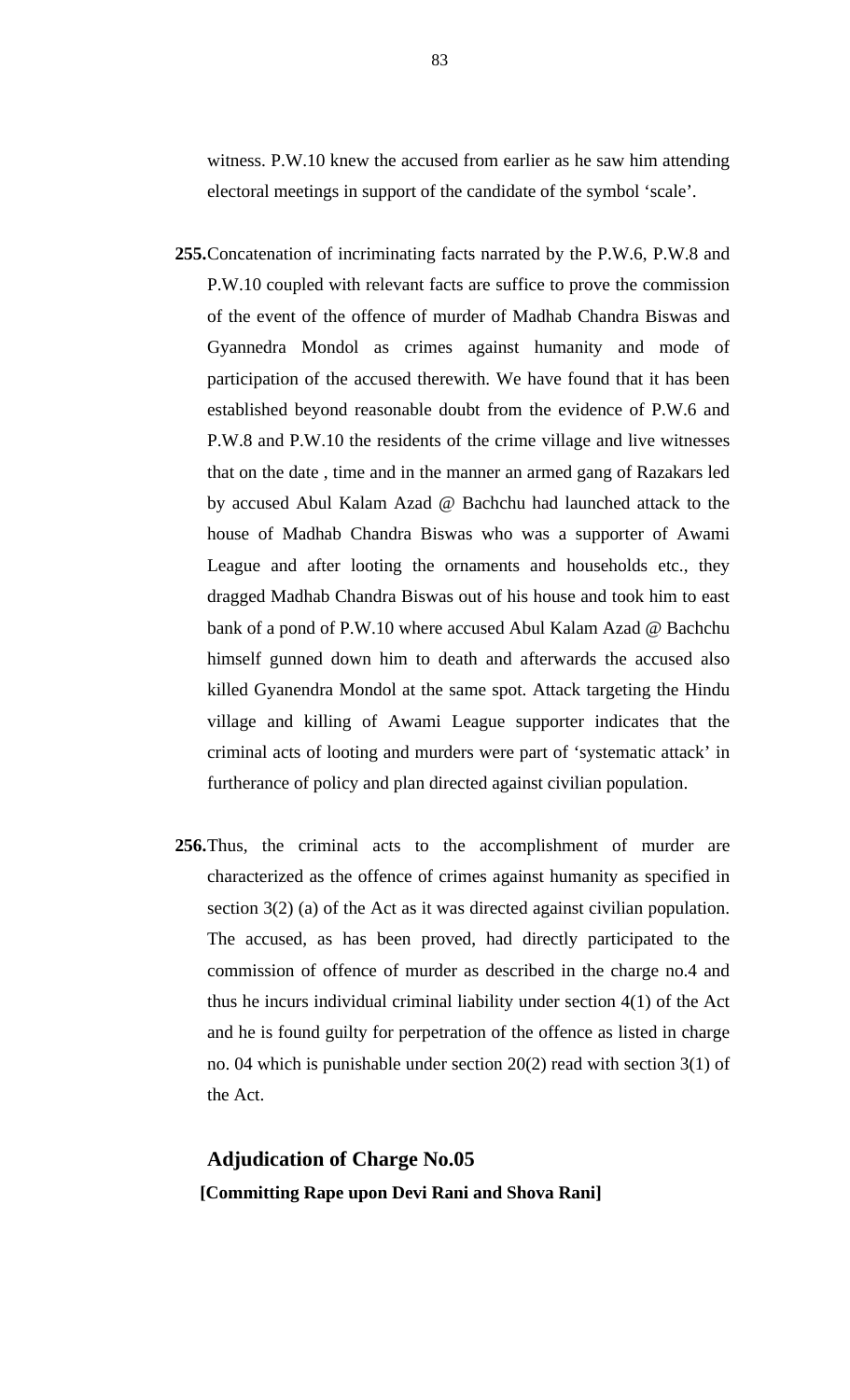witness. P.W.10 knew the accused from earlier as he saw him attending electoral meetings in support of the candidate of the symbol 'scale'.

**255.** Concatenation of incriminating facts narrated by the P.W.6, P.W.8 and P.W.10 coupled with relevant facts are suffice to prove the commission of the event of the offence of murder of Madhab Chandra Biswas and Gyannedra Mondol as crimes against humanity and mode of participation of the accused therewith. We have found that it has been established beyond reasonable doubt from the evidence of P.W.6 and P.W.8 and P.W.10 the residents of the crime village and live witnesses that on the date , time and in the manner an armed gang of Razakars led by accused Abul Kalam Azad @ Bachchu had launched attack to the house of Madhab Chandra Biswas who was a supporter of Awami League and after looting the ornaments and households etc., they dragged Madhab Chandra Biswas out of his house and took him to east bank of a pond of P.W.10 where accused Abul Kalam Azad @ Bachchu himself gunned down him to death and afterwards the accused also killed Gyanendra Mondol at the same spot. Attack targeting the Hindu village and killing of Awami League supporter indicates that the criminal acts of looting and murders were part of 'systematic attack' in furtherance of policy and plan directed against civilian population.

**256.** Thus, the criminal acts to the accomplishment of murder are characterized as the offence of crimes against humanity as specified in section 3(2) (a) of the Act as it was directed against civilian population. The accused, as has been proved, had directly participated to the commission of offence of murder as described in the charge no.4 and thus he incurs individual criminal liability under section 4(1) of the Act and he is found guilty for perpetration of the offence as listed in charge no. 04 which is punishable under section 20(2) read with section 3(1) of the Act.

### Adjudication of Charge No.05

**[Committing Rape upon Devi Rani and Shova Rani]**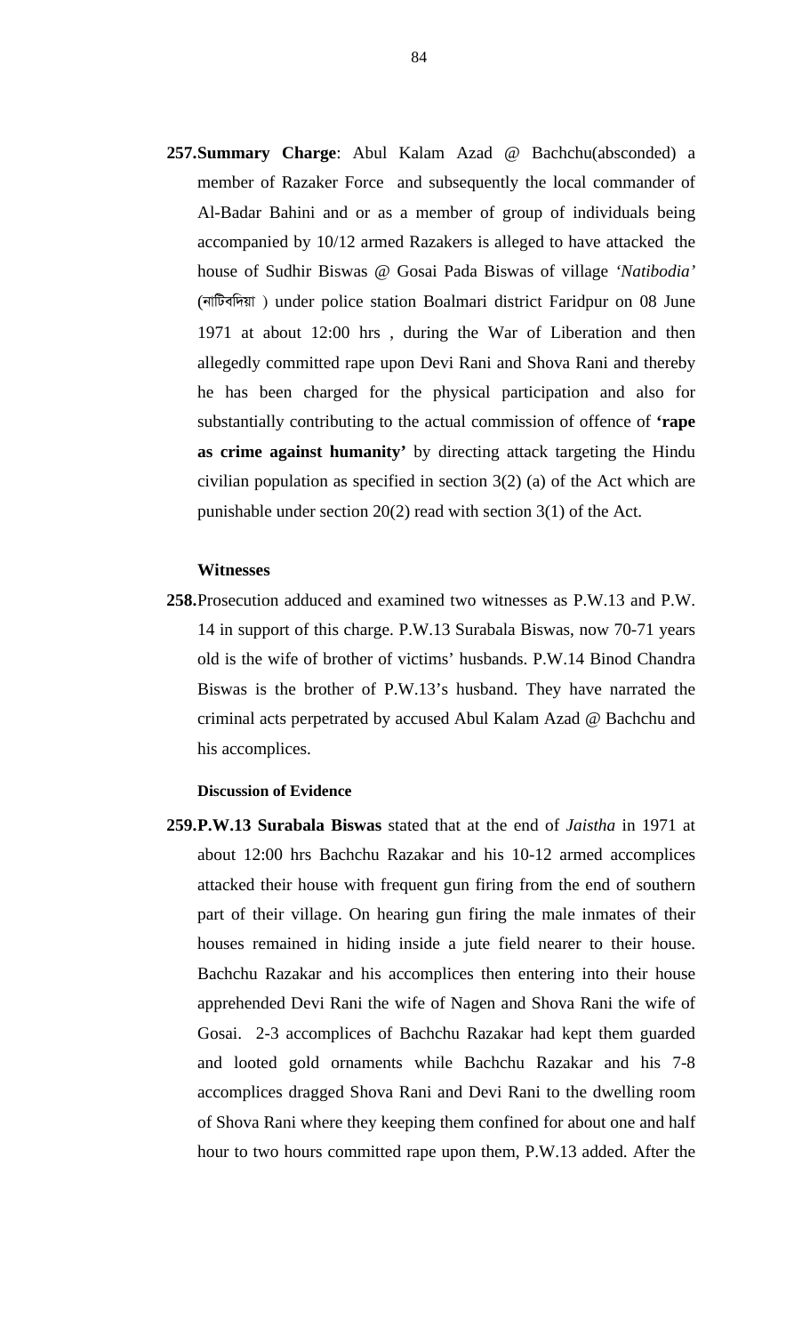**257. Summary Charge**: Abul Kalam Azad @ Bachchu(absconded) a member of Razaker Force and subsequently the local commander of Al-Badar Bahini and or as a member of group of individuals being accompanied by 10/12 armed Razakers is alleged to have attacked the house of Sudhir Biswas @ Gosai Pada Biswas of village *'Natibodia'* (নাটিবদিয়া ) under police station Boalmari district Faridpur on 08 June 1971 at about 12:00 hrs , during the War of Liberation and then allegedly committed rape upon Devi Rani and Shova Rani and thereby he has been charged for the physical participation and also for substantially contributing to the actual commission of offence of **'rape as crime against humanity'** by directing attack targeting the Hindu civilian population as specified in section 3(2) (a) of the Act which are punishable under section 20(2) read with section 3(1) of the Act.

**Witnesses**

**258.** Prosecution adduced and examined two witnesses as P.W.13 and P.W. 14 in support of this charge. P.W.13 Surabala Biswas, now 70-71 years old is the wife of brother of victims' husbands. P.W.14 Binod Chandra Biswas is the brother of P.W.13's husband. They have narrated the criminal acts perpetrated by accused Abul Kalam Azad @ Bachchu and his accomplices.

**Discussion of Evidence**

**259. P.W.13 Surabala Biswas** stated that at the end of *Jaistha* in 1971 at about 12:00 hrs Bachchu Razakar and his 10-12 armed accomplices attacked their house with frequent gun firing from the end of southern part of their village. On hearing gun firing the male inmates of their houses remained in hiding inside a jute field nearer to their house. Bachchu Razakar and his accomplices then entering into their house apprehended Devi Rani the wife of Nagen and Shova Rani the wife of Gosai. 2-3 accomplices of Bachchu Razakar had kept them guarded and looted gold ornaments while Bachchu Razakar and his 7-8 accomplices dragged Shova Rani and Devi Rani to the dwelling room of Shova Rani where they keeping them confined for about one and half hour to two hours committed rape upon them, P.W.13 added. After the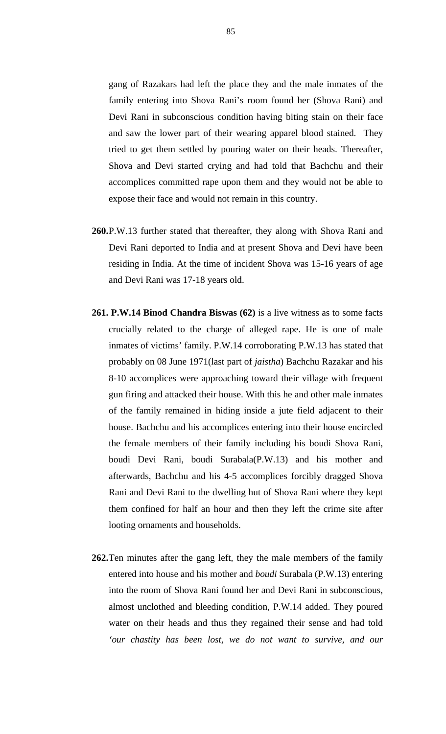gang of Razakars had left the place they and the male inmates of the family entering into Shova Rani's room found her (Shova Rani) and Devi Rani in subconscious condition having biting stain on their face and saw the lower part of their wearing apparel blood stained. They tried to get them settled by pouring water on their heads. Thereafter, Shova and Devi started crying and had told that Bachchu and their accomplices committed rape upon them and they would not be able to expose their face and would not remain in this country.

**260.** P.W.13 further stated that thereafter, they along with Shova Rani and Devi Rani deported to India and at present Shova and Devi have been residing in India. At the time of incident Shova was 15-16 years of age and Devi Rani was 17-18 years old.

**261. P.W.14 Binod Chandra Biswas (62)** is a live witness as to some facts crucially related to the charge of alleged rape. He is one of male inmates of victims' family. P.W.14 corroborating P.W.13 has stated that probably on 08 June 1971(last part of *jaistha*) Bachchu Razakar and his 8-10 accomplices were approaching toward their village with frequent gun firing and attacked their house. With this he and other male inmates of the family remained in hiding inside a jute field adjacent to their house. Bachchu and his accomplices entering into their house encircled the female members of their family including his boudi Shova Rani, boudi Devi Rani, boudi Surabala(P.W.13) and his mother and afterwards, Bachchu and his 4-5 accomplices forcibly dragged Shova Rani and Devi Rani to the dwelling hut of Shova Rani where they kept them confined for half an hour and then they left the crime site after looting ornaments and households.

**262.** Ten minutes after the gang left, they the male members of the family entered into house and his mother and *boudi* Surabala (P.W.13) entering into the room of Shova Rani found her and Devi Rani in subconscious, almost unclothed and bleeding condition, P.W.14 added. They poured water on their heads and thus they regained their sense and had told *'our chastity has been lost, we do not want to survive, and our*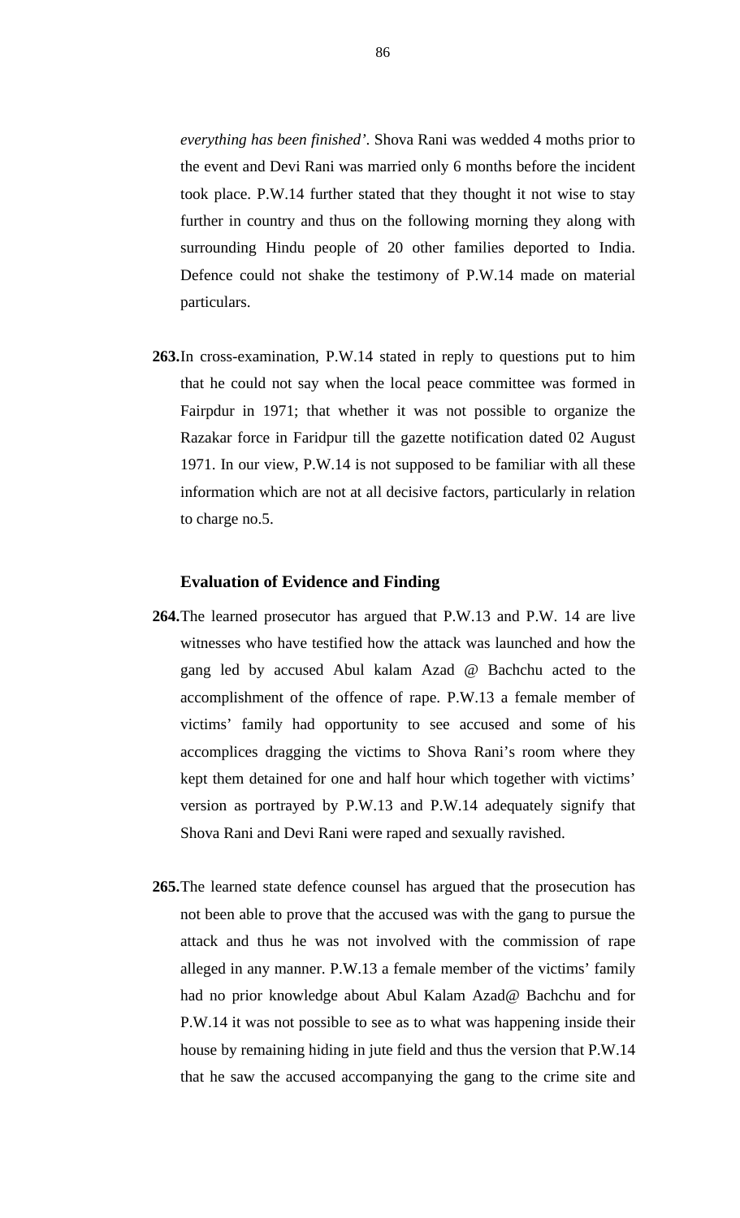*everything has been finished'*. Shova Rani was wedded 4 moths prior to the event and Devi Rani was married only 6 months before the incident took place. P.W.14 further stated that they thought it not wise to stay further in country and thus on the following morning they along with surrounding Hindu people of 20 other families deported to India. Defence could not shake the testimony of P.W.14 made on material particulars.

**263.** In cross-examination, P.W.14 stated in reply to questions put to him that he could not say when the local peace committee was formed in Fairpdur in 1971; that whether it was not possible to organize the Razakar force in Faridpur till the gazette notification dated 02 August 1971. In our view, P.W.14 is not supposed to be familiar with all these information which are not at all decisive factors, particularly in relation to charge no.5.

**Evaluation of Evidence and Finding**

**264.** The learned prosecutor has argued that P.W.13 and P.W. 14 are live witnesses who have testified how the attack was launched and how the gang led by accused Abul kalam Azad @ Bachchu acted to the accomplishment of the offence of rape. P.W.13 a female member of victims' family had opportunity to see accused and some of his accomplices dragging the victims to Shova Rani's room where they kept them detained for one and half hour which together with victims' version as portrayed by P.W.13 and P.W.14 adequately signify that Shova Rani and Devi Rani were raped and sexually ravished.

**265.** The learned state defence counsel has argued that the prosecution has not been able to prove that the accused was with the gang to pursue the attack and thus he was not involved with the commission of rape alleged in any manner. P.W.13 a female member of the victims' family had no prior knowledge about Abul Kalam Azad@ Bachchu and for P.W.14 it was not possible to see as to what was happening inside their house by remaining hiding in jute field and thus the version that P.W.14 that he saw the accused accompanying the gang to the crime site and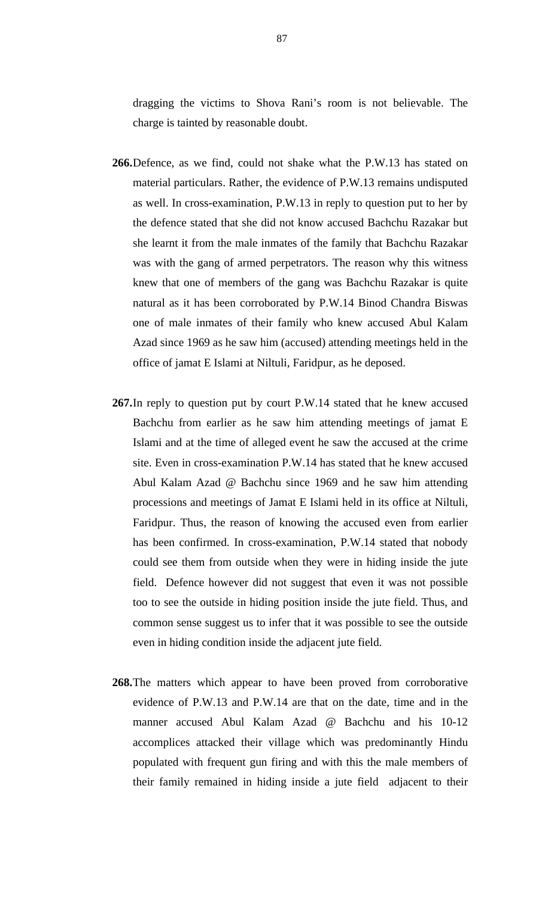dragging the victims to Shova Rani's room is not believable. The charge is tainted by reasonable doubt.

**266.** Defence, as we find, could not shake what the P.W.13 has stated on material particulars. Rather, the evidence of P.W.13 remains undisputed as well. In cross-examination, P.W.13 in reply to question put to her by the defence stated that she did not know accused Bachchu Razakar but she learnt it from the male inmates of the family that Bachchu Razakar was with the gang of armed perpetrators. The reason why this witness knew that one of members of the gang was Bachchu Razakar is quite natural as it has been corroborated by P.W.14 Binod Chandra Biswas one of male inmates of their family who knew accused Abul Kalam Azad since 1969 as he saw him (accused) attending meetings held in the office of jamat E Islami at Niltuli, Faridpur, as he deposed.

**267.** In reply to question put by court P.W.14 stated that he knew accused Bachchu from earlier as he saw him attending meetings of jamat E Islami and at the time of alleged event he saw the accused at the crime site. Even in cross-examination P.W.14 has stated that he knew accused Abul Kalam Azad @ Bachchu since 1969 and he saw him attending processions and meetings of Jamat E Islami held in its office at Niltuli, Faridpur. Thus, the reason of knowing the accused even from earlier has been confirmed. In cross-examination, P.W.14 stated that nobody could see them from outside when they were in hiding inside the jute field. Defence however did not suggest that even it was not possible too to see the outside in hiding position inside the jute field. Thus, and common sense suggest us to infer that it was possible to see the outside even in hiding condition inside the adjacent jute field.

**268.** The matters which appear to have been proved from corroborative evidence of P.W.13 and P.W.14 are that on the date, time and in the manner accused Abul Kalam Azad @ Bachchu and his 10-12 accomplices attacked their village which was predominantly Hindu populated with frequent gun firing and with this the male members of their family remained in hiding inside a jute field adjacent to their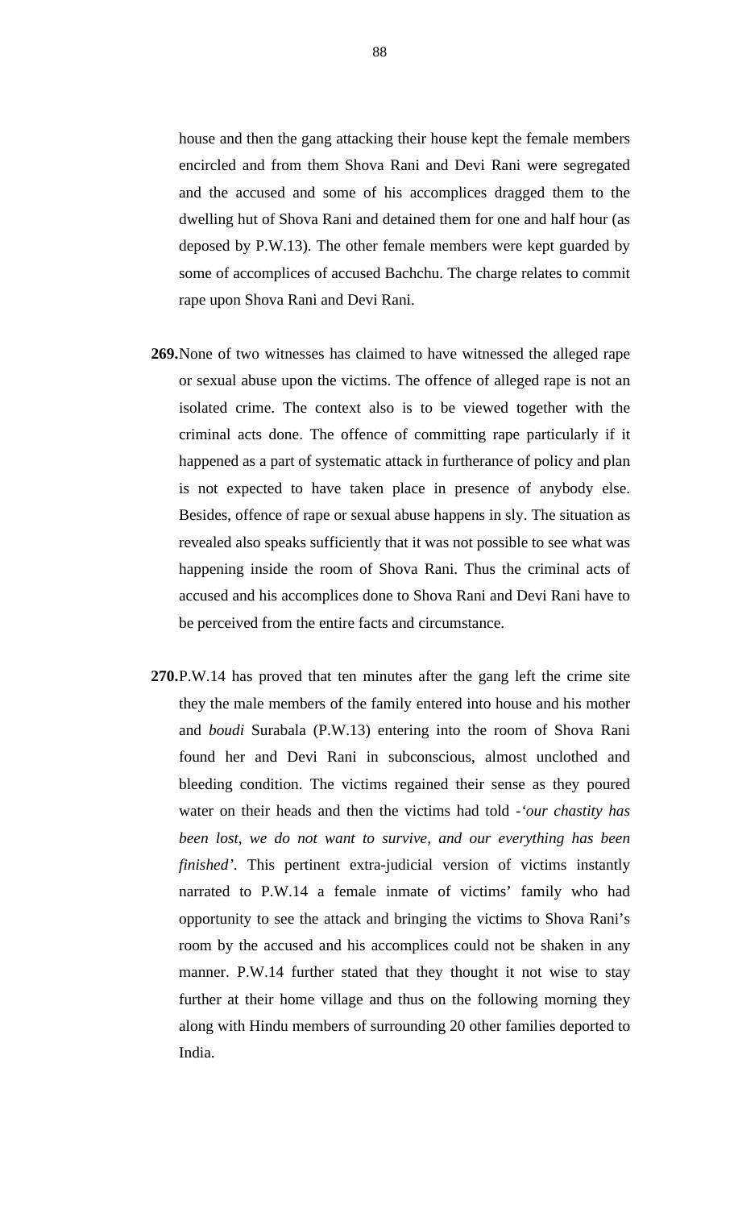house and then the gang attacking their house kept the female members encircled and from them Shova Rani and Devi Rani were segregated and the accused and some of his accomplices dragged them to the dwelling hut of Shova Rani and detained them for one and half hour (as deposed by P.W.13). The other female members were kept guarded by some of accomplices of accused Bachchu. The charge relates to commit rape upon Shova Rani and Devi Rani.

**269.** None of two witnesses has claimed to have witnessed the alleged rape or sexual abuse upon the victims. The offence of alleged rape is not an isolated crime. The context also is to be viewed together with the criminal acts done. The offence of committing rape particularly if it happened as a part of systematic attack in furtherance of policy and plan is not expected to have taken place in presence of anybody else. Besides, offence of rape or sexual abuse happens in sly. The situation as revealed also speaks sufficiently that it was not possible to see what was happening inside the room of Shova Rani. Thus the criminal acts of accused and his accomplices done to Shova Rani and Devi Rani have to be perceived from the entire facts and circumstance.

**270.** P.W.14 has proved that ten minutes after the gang left the crime site they the male members of the family entered into house and his mother and *boudi* Surabala (P.W.13) entering into the room of Shova Rani found her and Devi Rani in subconscious, almost unclothed and bleeding condition. The victims regained their sense as they poured water on their heads and then the victims had told -*'our chastity has been lost, we do not want to survive, and our everything has been finished'*. This pertinent extra-judicial version of victims instantly narrated to P.W.14 a female inmate of victims' family who had opportunity to see the attack and bringing the victims to Shova Rani's room by the accused and his accomplices could not be shaken in any manner. P.W.14 further stated that they thought it not wise to stay further at their home village and thus on the following morning they along with Hindu members of surrounding 20 other families deported to India.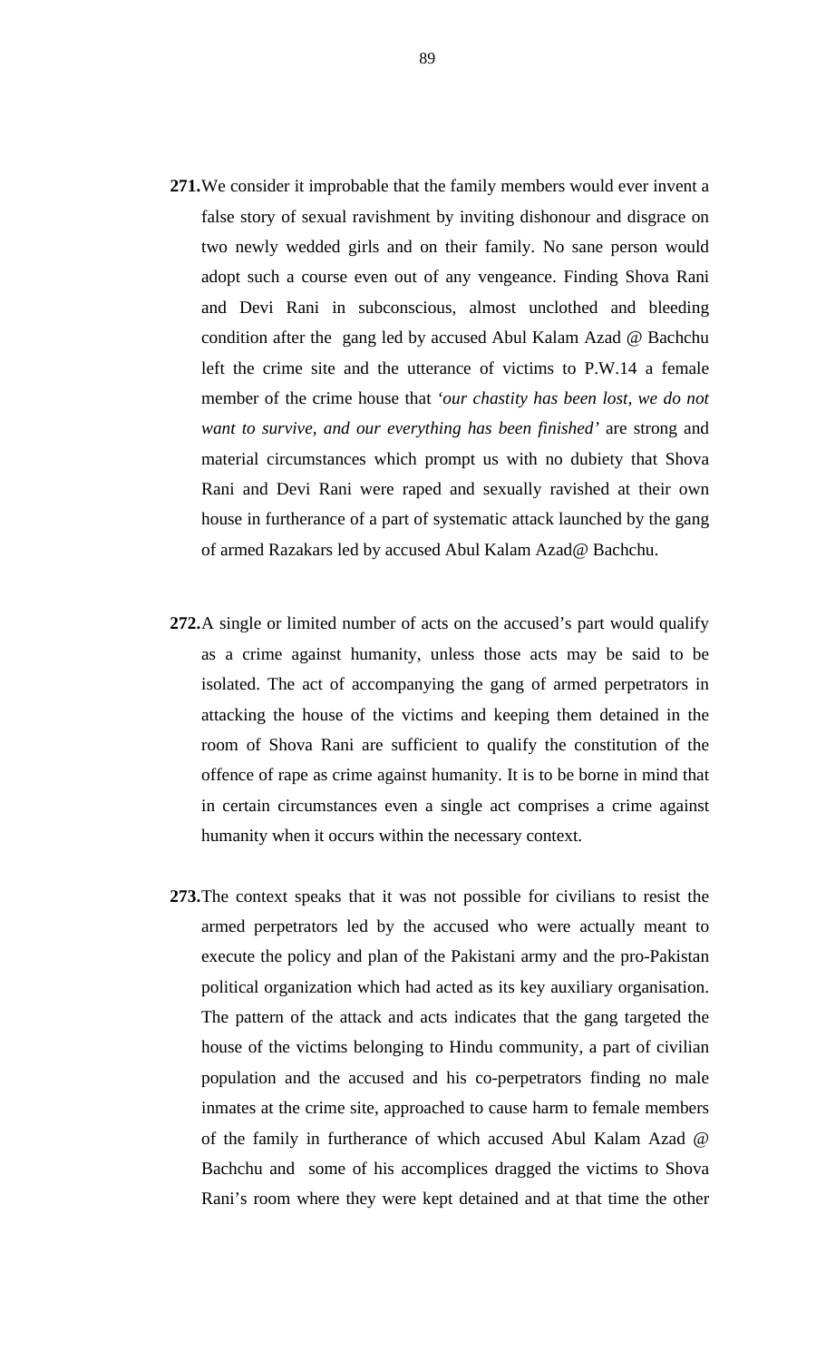**271.**We consider it improbable that the family members would ever invent a false story of sexual ravishment by inviting dishonour and disgrace on two newly wedded girls and on their family. No sane person would adopt such a course even out of any vengeance. Finding Shova Rani and Devi Rani in subconscious, almost unclothed and bleeding condition after the gang led by accused Abul Kalam Azad @ Bachchu left the crime site and the utterance of victims to P.W.14 a female member of the crime house that *'our chastity has been lost, we do not want to survive, and our everything has been finished'* are strong and material circumstances which prompt us with no dubiety that Shova Rani and Devi Rani were raped and sexually ravished at their own house in furtherance of a part of systematic attack launched by the gang of armed Razakars led by accused Abul Kalam Azad@ Bachchu.

**272.**A single or limited number of acts on the accused's part would qualify as a crime against humanity, unless those acts may be said to be isolated. The act of accompanying the gang of armed perpetrators in attacking the house of the victims and keeping them detained in the room of Shova Rani are sufficient to qualify the constitution of the offence of rape as crime against humanity. It is to be borne in mind that in certain circumstances even a single act comprises a crime against humanity when it occurs within the necessary context.

**273.**The context speaks that it was not possible for civilians to resist the armed perpetrators led by the accused who were actually meant to execute the policy and plan of the Pakistani army and the pro-Pakistan political organization which had acted as its key auxiliary organisation. The pattern of the attack and acts indicates that the gang targeted the house of the victims belonging to Hindu community, a part of civilian population and the accused and his co-perpetrators finding no male inmates at the crime site, approached to cause harm to female members of the family in furtherance of which accused Abul Kalam Azad @ Bachchu and some of his accomplices dragged the victims to Shova Rani's room where they were kept detained and at that time the other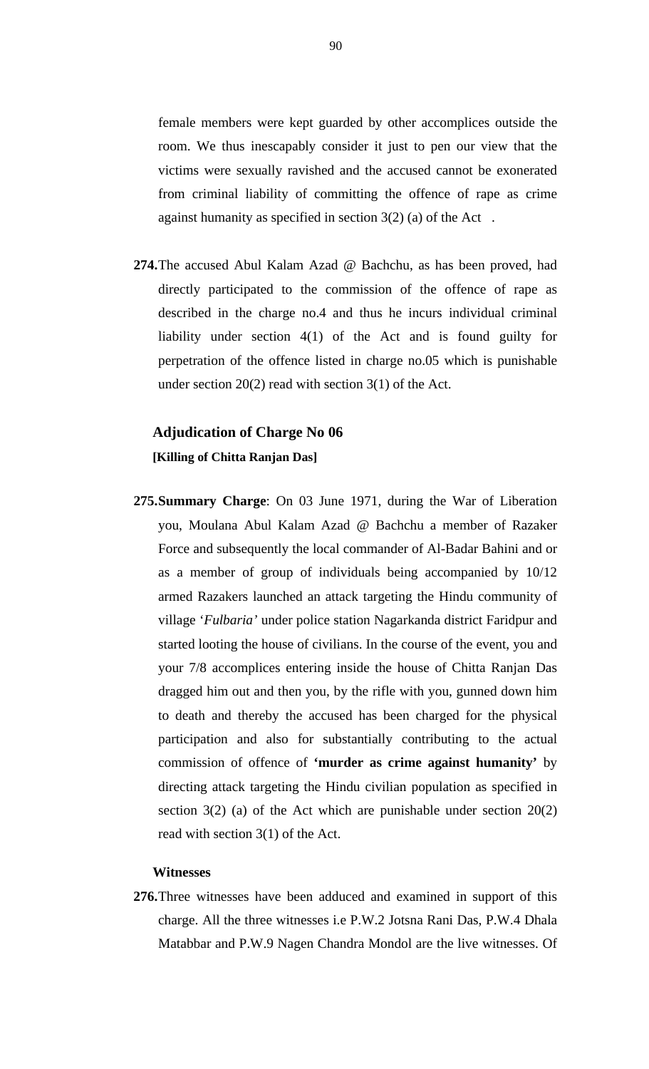female members were kept guarded by other accomplices outside the room. We thus inescapably consider it just to pen our view that the victims were sexually ravished and the accused cannot be exonerated from criminal liability of committing the offence of rape as crime against humanity as specified in section 3(2) (a) of the Act .

**274.** The accused Abul Kalam Azad @ Bachchu, as has been proved, had directly participated to the commission of the offence of rape as described in the charge no.4 and thus he incurs individual criminal liability under section 4(1) of the Act and is found guilty for perpetration of the offence listed in charge no.05 which is punishable under section 20(2) read with section 3(1) of the Act.

## Adjudication of Charge No 06

**[Killing of Chitta Ranjan Das]**

**275. Summary Charge**: On 03 June 1971, during the War of Liberation you, Moulana Abul Kalam Azad @ Bachchu a member of Razaker Force and subsequently the local commander of Al-Badar Bahini and or as a member of group of individuals being accompanied by 10/12 armed Razakers launched an attack targeting the Hindu community of village '*Fulbaria'* under police station Nagarkanda district Faridpur and started looting the house of civilians. In the course of the event, you and your 7/8 accomplices entering inside the house of Chitta Ranjan Das dragged him out and then you, by the rifle with you, gunned down him to death and thereby the accused has been charged for the physical participation and also for substantially contributing to the actual commission of offence of **'murder as crime against humanity'** by directing attack targeting the Hindu civilian population as specified in section 3(2) (a) of the Act which are punishable under section 20(2) read with section 3(1) of the Act.

**Witnesses**

**276.** Three witnesses have been adduced and examined in support of this charge. All the three witnesses i.e P.W.2 Jotsna Rani Das, P.W.4 Dhala Matabbar and P.W.9 Nagen Chandra Mondol are the live witnesses. Of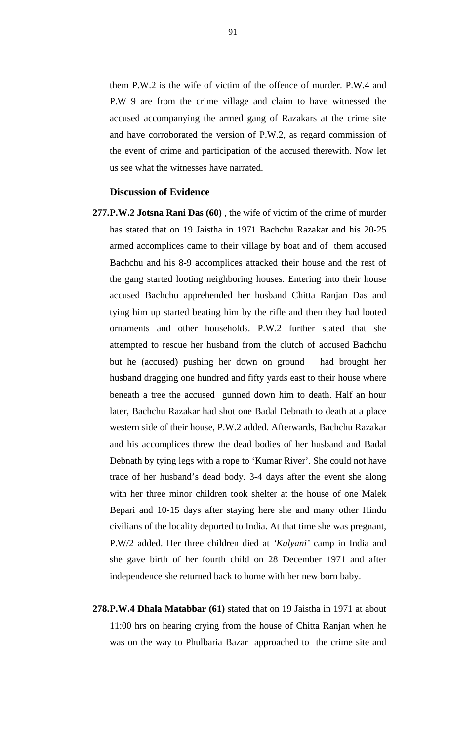them P.W.2 is the wife of victim of the offence of murder. P.W.4 and P.W 9 are from the crime village and claim to have witnessed the accused accompanying the armed gang of Razakars at the crime site and have corroborated the version of P.W.2, as regard commission of the event of crime and participation of the accused therewith. Now let us see what the witnesses have narrated.

**Discussion of Evidence**

**277.P.W.2 Jotsna Rani Das (60)** , the wife of victim of the crime of murder has stated that on 19 Jaistha in 1971 Bachchu Razakar and his 20-25 armed accomplices came to their village by boat and of them accused Bachchu and his 8-9 accomplices attacked their house and the rest of the gang started looting neighboring houses. Entering into their house accused Bachchu apprehended her husband Chitta Ranjan Das and tying him up started beating him by the rifle and then they had looted ornaments and other households. P.W.2 further stated that she attempted to rescue her husband from the clutch of accused Bachchu but he (accused) pushing her down on ground had brought her husband dragging one hundred and fifty yards east to their house where beneath a tree the accused gunned down him to death. Half an hour later, Bachchu Razakar had shot one Badal Debnath to death at a place western side of their house, P.W.2 added. Afterwards, Bachchu Razakar and his accomplices threw the dead bodies of her husband and Badal Debnath by tying legs with a rope to 'Kumar River'. She could not have trace of her husband's dead body. 3-4 days after the event she along with her three minor children took shelter at the house of one Malek Bepari and 10-15 days after staying here she and many other Hindu civilians of the locality deported to India. At that time she was pregnant, P.W/2 added. Her three children died at *'Kalyani'* camp in India and she gave birth of her fourth child on 28 December 1971 and after independence she returned back to home with her new born baby.

**278.P.W.4 Dhala Matabbar (61)** stated that on 19 Jaistha in 1971 at about 11:00 hrs on hearing crying from the house of Chitta Ranjan when he was on the way to Phulbaria Bazar approached to the crime site and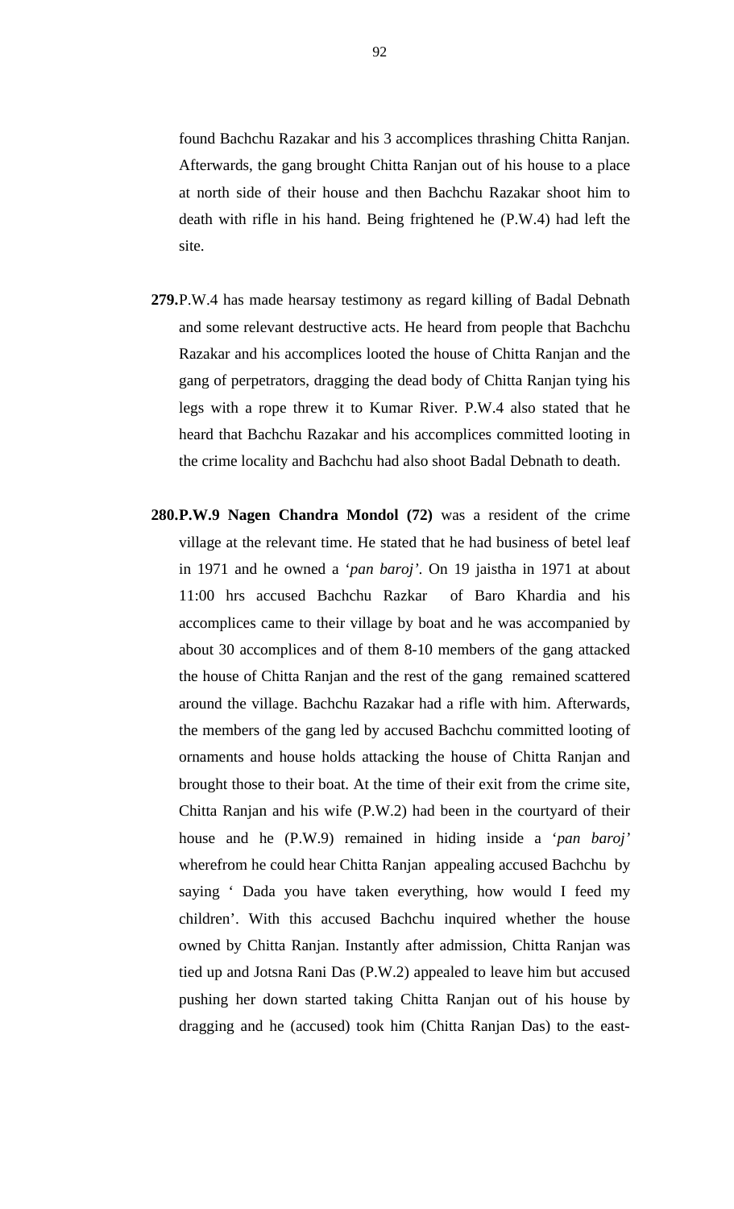found Bachchu Razakar and his 3 accomplices thrashing Chitta Ranjan. Afterwards, the gang brought Chitta Ranjan out of his house to a place at north side of their house and then Bachchu Razakar shoot him to death with rifle in his hand. Being frightened he (P.W.4) had left the site.

**279.** P.W.4 has made hearsay testimony as regard killing of Badal Debnath and some relevant destructive acts. He heard from people that Bachchu Razakar and his accomplices looted the house of Chitta Ranjan and the gang of perpetrators, dragging the dead body of Chitta Ranjan tying his legs with a rope threw it to Kumar River. P.W.4 also stated that he heard that Bachchu Razakar and his accomplices committed looting in the crime locality and Bachchu had also shoot Badal Debnath to death.

**280. P.W.9 Nagen Chandra Mondol (72)** was a resident of the crime village at the relevant time. He stated that he had business of betel leaf in 1971 and he owned a '*pan baroj*'. On 19 jaistha in 1971 at about 11:00 hrs accused Bachchu Razkar of Baro Khardia and his accomplices came to their village by boat and he was accompanied by about 30 accomplices and of them 8-10 members of the gang attacked the house of Chitta Ranjan and the rest of the gang remained scattered around the village. Bachchu Razakar had a rifle with him. Afterwards, the members of the gang led by accused Bachchu committed looting of ornaments and house holds attacking the house of Chitta Ranjan and brought those to their boat. At the time of their exit from the crime site, Chitta Ranjan and his wife (P.W.2) had been in the courtyard of their house and he (P.W.9) remained in hiding inside a '*pan baroj*' wherefrom he could hear Chitta Ranjan appealing accused Bachchu by saying ' Dada you have taken everything, how would I feed my children'. With this accused Bachchu inquired whether the house owned by Chitta Ranjan. Instantly after admission, Chitta Ranjan was tied up and Jotsna Rani Das (P.W.2) appealed to leave him but accused pushing her down started taking Chitta Ranjan out of his house by dragging and he (accused) took him (Chitta Ranjan Das) to the east-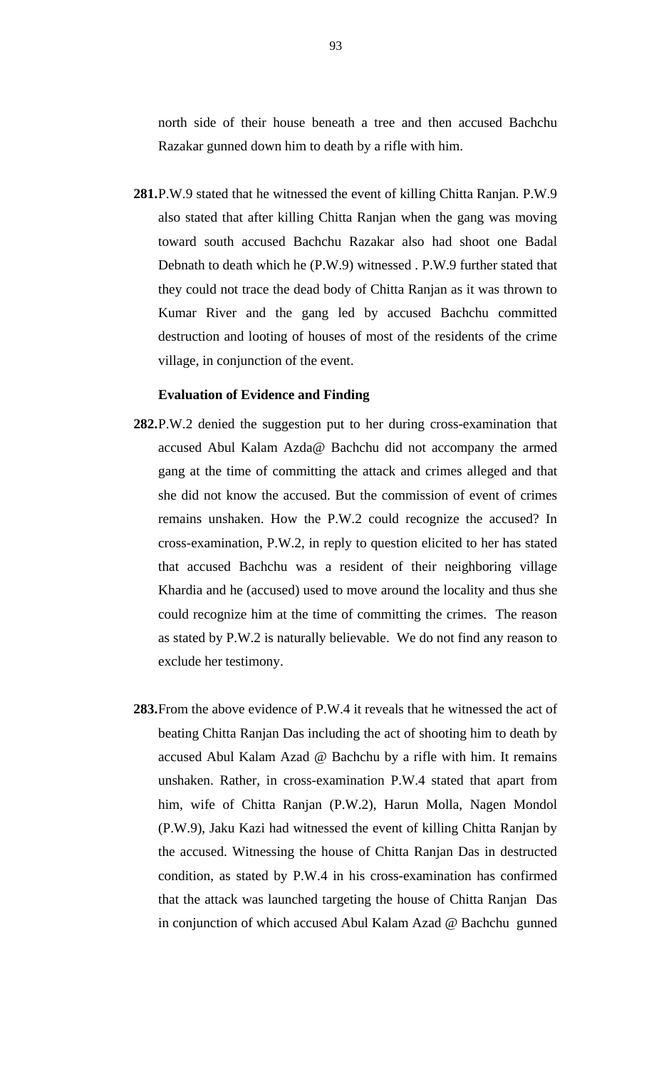north side of their house beneath a tree and then accused Bachchu Razakar gunned down him to death by a rifle with him.

**281.** P.W.9 stated that he witnessed the event of killing Chitta Ranjan. P.W.9 also stated that after killing Chitta Ranjan when the gang was moving toward south accused Bachchu Razakar also had shoot one Badal Debnath to death which he (P.W.9) witnessed . P.W.9 further stated that they could not trace the dead body of Chitta Ranjan as it was thrown to Kumar River and the gang led by accused Bachchu committed destruction and looting of houses of most of the residents of the crime village, in conjunction of the event.

**Evaluation of Evidence and Finding**

**282.** P.W.2 denied the suggestion put to her during cross-examination that accused Abul Kalam Azda@ Bachchu did not accompany the armed gang at the time of committing the attack and crimes alleged and that she did not know the accused. But the commission of event of crimes remains unshaken. How the P.W.2 could recognize the accused? In cross-examination, P.W.2, in reply to question elicited to her has stated that accused Bachchu was a resident of their neighboring village Khardia and he (accused) used to move around the locality and thus she could recognize him at the time of committing the crimes. The reason as stated by P.W.2 is naturally believable. We do not find any reason to exclude her testimony.

**283.** From the above evidence of P.W.4 it reveals that he witnessed the act of beating Chitta Ranjan Das including the act of shooting him to death by accused Abul Kalam Azad @ Bachchu by a rifle with him. It remains unshaken. Rather, in cross-examination P.W.4 stated that apart from him, wife of Chitta Ranjan (P.W.2), Harun Molla, Nagen Mondol (P.W.9), Jaku Kazi had witnessed the event of killing Chitta Ranjan by the accused. Witnessing the house of Chitta Ranjan Das in destructed condition, as stated by P.W.4 in his cross-examination has confirmed that the attack was launched targeting the house of Chitta Ranjan Das in conjunction of which accused Abul Kalam Azad @ Bachchu gunned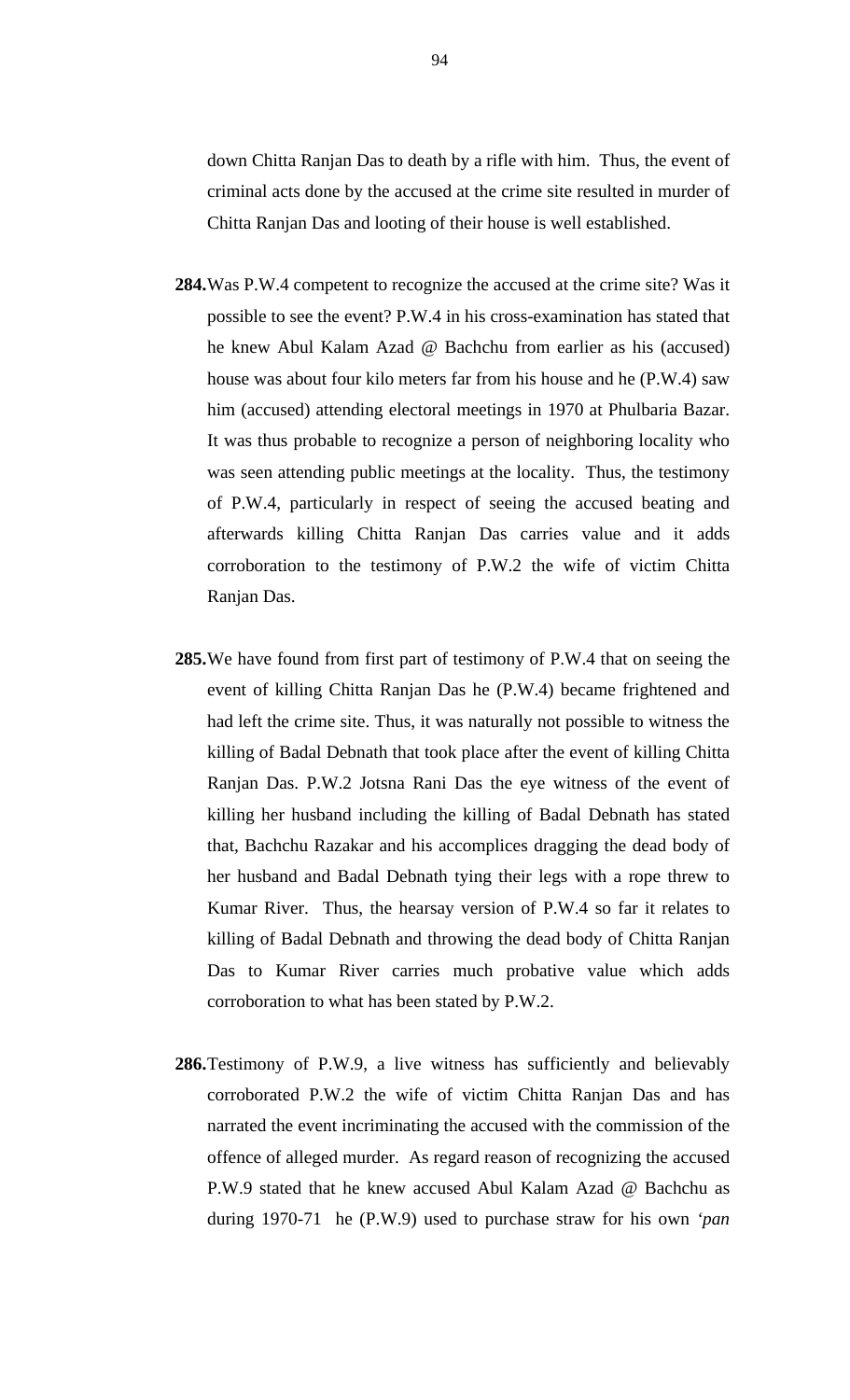down Chitta Ranjan Das to death by a rifle with him. Thus, the event of criminal acts done by the accused at the crime site resulted in murder of Chitta Ranjan Das and looting of their house is well established.

**284.** Was P.W.4 competent to recognize the accused at the crime site? Was it possible to see the event? P.W.4 in his cross-examination has stated that he knew Abul Kalam Azad @ Bachchu from earlier as his (accused) house was about four kilo meters far from his house and he (P.W.4) saw him (accused) attending electoral meetings in 1970 at Phulbaria Bazar. It was thus probable to recognize a person of neighboring locality who was seen attending public meetings at the locality. Thus, the testimony of P.W.4, particularly in respect of seeing the accused beating and afterwards killing Chitta Ranjan Das carries value and it adds corroboration to the testimony of P.W.2 the wife of victim Chitta Ranjan Das.

**285.** We have found from first part of testimony of P.W.4 that on seeing the event of killing Chitta Ranjan Das he (P.W.4) became frightened and had left the crime site. Thus, it was naturally not possible to witness the killing of Badal Debnath that took place after the event of killing Chitta Ranjan Das. P.W.2 Jotsna Rani Das the eye witness of the event of killing her husband including the killing of Badal Debnath has stated that, Bachchu Razakar and his accomplices dragging the dead body of her husband and Badal Debnath tying their legs with a rope threw to Kumar River. Thus, the hearsay version of P.W.4 so far it relates to killing of Badal Debnath and throwing the dead body of Chitta Ranjan Das to Kumar River carries much probative value which adds corroboration to what has been stated by P.W.2.

**286.** Testimony of P.W.9, a live witness has sufficiently and believably corroborated P.W.2 the wife of victim Chitta Ranjan Das and has narrated the event incriminating the accused with the commission of the offence of alleged murder. As regard reason of recognizing the accused P.W.9 stated that he knew accused Abul Kalam Azad @ Bachchu as during 1970-71 he (P.W.9) used to purchase straw for his own *'pan*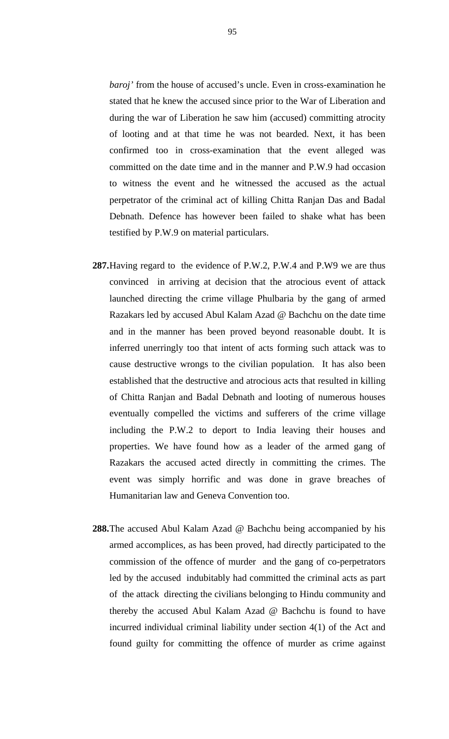*baroj'* from the house of accused's uncle. Even in cross-examination he stated that he knew the accused since prior to the War of Liberation and during the war of Liberation he saw him (accused) committing atrocity of looting and at that time he was not bearded. Next, it has been confirmed too in cross-examination that the event alleged was committed on the date time and in the manner and P.W.9 had occasion to witness the event and he witnessed the accused as the actual perpetrator of the criminal act of killing Chitta Ranjan Das and Badal Debnath. Defence has however been failed to shake what has been testified by P.W.9 on material particulars.

**287.** Having regard to the evidence of P.W.2, P.W.4 and P.W9 we are thus convinced in arriving at decision that the atrocious event of attack launched directing the crime village Phulbaria by the gang of armed Razakars led by accused Abul Kalam Azad @ Bachchu on the date time and in the manner has been proved beyond reasonable doubt. It is inferred unerringly too that intent of acts forming such attack was to cause destructive wrongs to the civilian population. It has also been established that the destructive and atrocious acts that resulted in killing of Chitta Ranjan and Badal Debnath and looting of numerous houses eventually compelled the victims and sufferers of the crime village including the P.W.2 to deport to India leaving their houses and properties. We have found how as a leader of the armed gang of Razakars the accused acted directly in committing the crimes. The event was simply horrific and was done in grave breaches of Humanitarian law and Geneva Convention too.

**288.** The accused Abul Kalam Azad @ Bachchu being accompanied by his armed accomplices, as has been proved, had directly participated to the commission of the offence of murder and the gang of co-perpetrators led by the accused indubitably had committed the criminal acts as part of the attack directing the civilians belonging to Hindu community and thereby the accused Abul Kalam Azad @ Bachchu is found to have incurred individual criminal liability under section 4(1) of the Act and found guilty for committing the offence of murder as crime against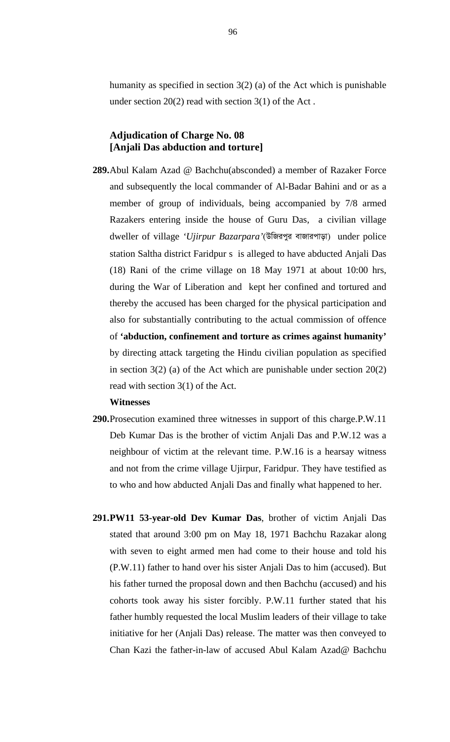humanity as specified in section 3(2) (a) of the Act which is punishable under section 20(2) read with section 3(1) of the Act .

### Adjudication of Charge No. 08
### [Anjali Das abduction and torture]

**289.** Abul Kalam Azad @ Bachchu(absconded) a member of Razaker Force and subsequently the local commander of Al-Badar Bahini and or as a member of group of individuals, being accompanied by 7/8 armed Razakers entering inside the house of Guru Das, a civilian village dweller of village *'Ujirpur Bazarpara'*(উজিরপুর বাজারপাড়া) under police station Saltha district Faridpur s is alleged to have abducted Anjali Das (18) Rani of the crime village on 18 May 1971 at about 10:00 hrs, during the War of Liberation and kept her confined and tortured and thereby the accused has been charged for the physical participation and also for substantially contributing to the actual commission of offence of **'abduction, confinement and torture as crimes against humanity'** by directing attack targeting the Hindu civilian population as specified in section 3(2) (a) of the Act which are punishable under section 20(2) read with section 3(1) of the Act.

**Witnesses**

**290.** Prosecution examined three witnesses in support of this charge.P.W.11 Deb Kumar Das is the brother of victim Anjali Das and P.W.12 was a neighbour of victim at the relevant time. P.W.16 is a hearsay witness and not from the crime village Ujirpur, Faridpur. They have testified as to who and how abducted Anjali Das and finally what happened to her.

**291. PW11 53-year-old Dev Kumar Das**, brother of victim Anjali Das stated that around 3:00 pm on May 18, 1971 Bachchu Razakar along with seven to eight armed men had come to their house and told his (P.W.11) father to hand over his sister Anjali Das to him (accused). But his father turned the proposal down and then Bachchu (accused) and his cohorts took away his sister forcibly. P.W.11 further stated that his father humbly requested the local Muslim leaders of their village to take initiative for her (Anjali Das) release. The matter was then conveyed to Chan Kazi the father-in-law of accused Abul Kalam Azad@ Bachchu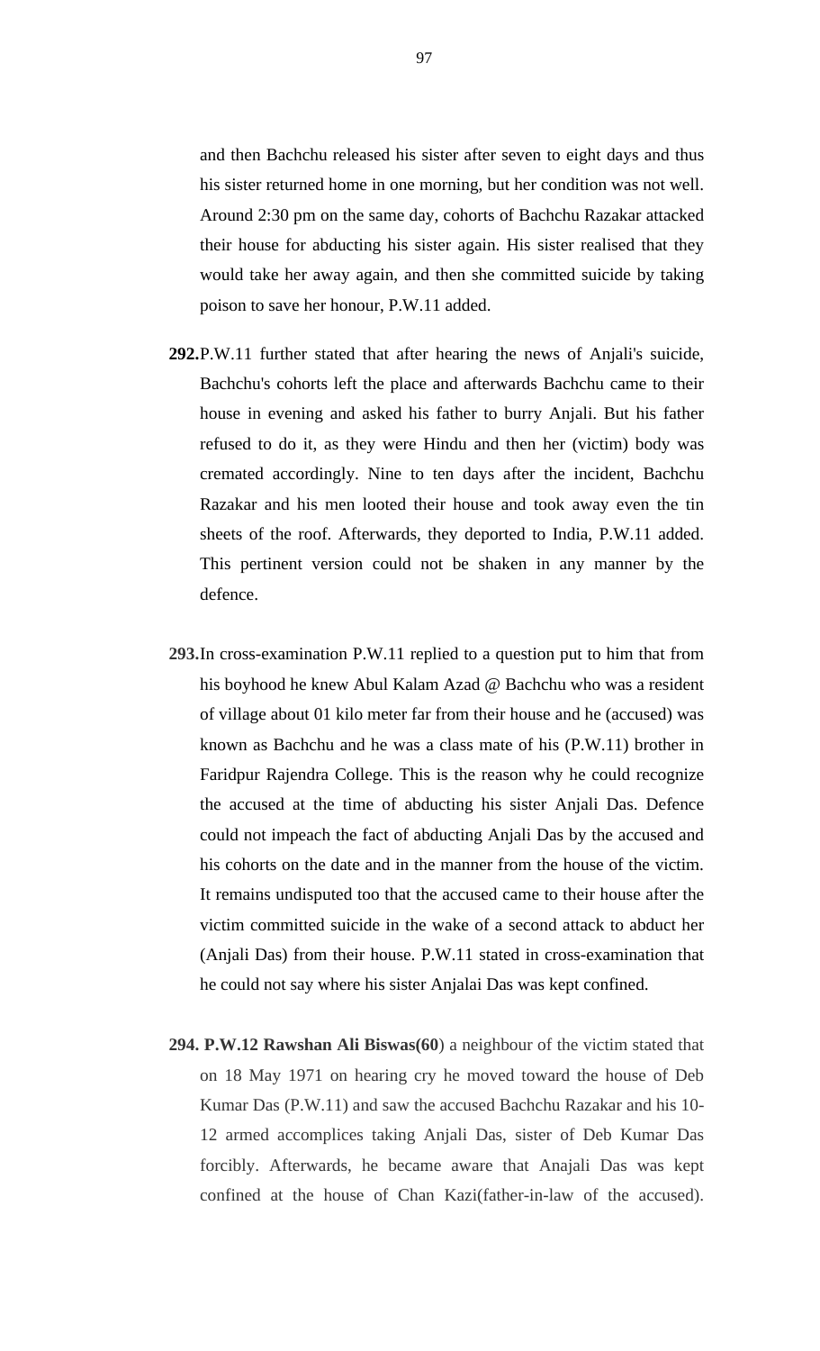and then Bachchu released his sister after seven to eight days and thus his sister returned home in one morning, but her condition was not well. Around 2:30 pm on the same day, cohorts of Bachchu Razakar attacked their house for abducting his sister again. His sister realised that they would take her away again, and then she committed suicide by taking poison to save her honour, P.W.11 added.

**292.** P.W.11 further stated that after hearing the news of Anjali's suicide, Bachchu's cohorts left the place and afterwards Bachchu came to their house in evening and asked his father to burry Anjali. But his father refused to do it, as they were Hindu and then her (victim) body was cremated accordingly. Nine to ten days after the incident, Bachchu Razakar and his men looted their house and took away even the tin sheets of the roof. Afterwards, they deported to India, P.W.11 added. This pertinent version could not be shaken in any manner by the defence.

**293.** In cross-examination P.W.11 replied to a question put to him that from his boyhood he knew Abul Kalam Azad @ Bachchu who was a resident of village about 01 kilo meter far from their house and he (accused) was known as Bachchu and he was a class mate of his (P.W.11) brother in Faridpur Rajendra College. This is the reason why he could recognize the accused at the time of abducting his sister Anjali Das. Defence could not impeach the fact of abducting Anjali Das by the accused and his cohorts on the date and in the manner from the house of the victim. It remains undisputed too that the accused came to their house after the victim committed suicide in the wake of a second attack to abduct her (Anjali Das) from their house. P.W.11 stated in cross-examination that he could not say where his sister Anjalai Das was kept confined.

**294. P.W.12 Rawshan Ali Biswas(60**) a neighbour of the victim stated that on 18 May 1971 on hearing cry he moved toward the house of Deb Kumar Das (P.W.11) and saw the accused Bachchu Razakar and his 10-12 armed accomplices taking Anjali Das, sister of Deb Kumar Das forcibly. Afterwards, he became aware that Anajali Das was kept confined at the house of Chan Kazi(father-in-law of the accused).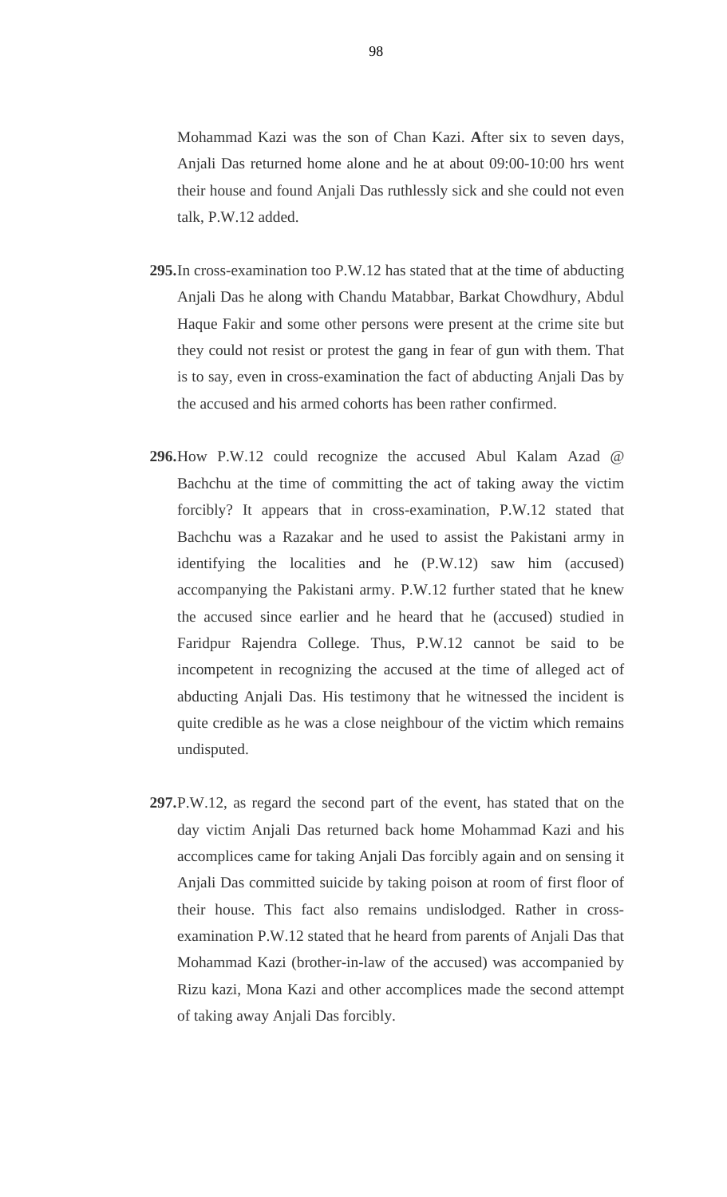Mohammad Kazi was the son of Chan Kazi. **A**fter six to seven days, Anjali Das returned home alone and he at about 09:00-10:00 hrs went their house and found Anjali Das ruthlessly sick and she could not even talk, P.W.12 added.

**295.** In cross-examination too P.W.12 has stated that at the time of abducting Anjali Das he along with Chandu Matabbar, Barkat Chowdhury, Abdul Haque Fakir and some other persons were present at the crime site but they could not resist or protest the gang in fear of gun with them. That is to say, even in cross-examination the fact of abducting Anjali Das by the accused and his armed cohorts has been rather confirmed.

**296.** How P.W.12 could recognize the accused Abul Kalam Azad @ Bachchu at the time of committing the act of taking away the victim forcibly? It appears that in cross-examination, P.W.12 stated that Bachchu was a Razakar and he used to assist the Pakistani army in identifying the localities and he (P.W.12) saw him (accused) accompanying the Pakistani army. P.W.12 further stated that he knew the accused since earlier and he heard that he (accused) studied in Faridpur Rajendra College. Thus, P.W.12 cannot be said to be incompetent in recognizing the accused at the time of alleged act of abducting Anjali Das. His testimony that he witnessed the incident is quite credible as he was a close neighbour of the victim which remains undisputed.

**297.** P.W.12, as regard the second part of the event, has stated that on the day victim Anjali Das returned back home Mohammad Kazi and his accomplices came for taking Anjali Das forcibly again and on sensing it Anjali Das committed suicide by taking poison at room of first floor of their house. This fact also remains undislodged. Rather in cross-examination P.W.12 stated that he heard from parents of Anjali Das that Mohammad Kazi (brother-in-law of the accused) was accompanied by Rizu kazi, Mona Kazi and other accomplices made the second attempt of taking away Anjali Das forcibly.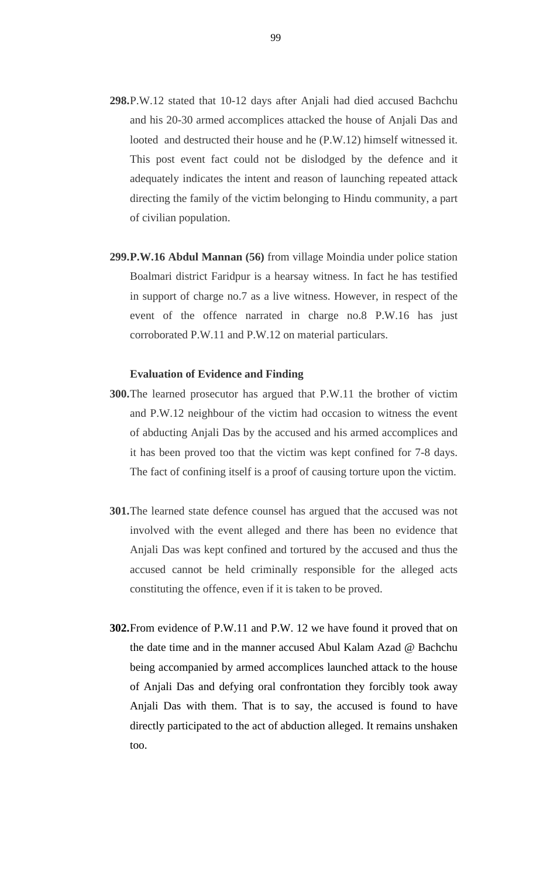**298.** P.W.12 stated that 10-12 days after Anjali had died accused Bachchu and his 20-30 armed accomplices attacked the house of Anjali Das and looted and destructed their house and he (P.W.12) himself witnessed it. This post event fact could not be dislodged by the defence and it adequately indicates the intent and reason of launching repeated attack directing the family of the victim belonging to Hindu community, a part of civilian population.

**299.** **P.W.16 Abdul Mannan (56)** from village Moindia under police station Boalmari district Faridpur is a hearsay witness. In fact he has testified in support of charge no.7 as a live witness. However, in respect of the event of the offence narrated in charge no.8 P.W.16 has just corroborated P.W.11 and P.W.12 on material particulars.

**Evaluation of Evidence and Finding**

**300.** The learned prosecutor has argued that P.W.11 the brother of victim and P.W.12 neighbour of the victim had occasion to witness the event of abducting Anjali Das by the accused and his armed accomplices and it has been proved too that the victim was kept confined for 7-8 days. The fact of confining itself is a proof of causing torture upon the victim.

**301.** The learned state defence counsel has argued that the accused was not involved with the event alleged and there has been no evidence that Anjali Das was kept confined and tortured by the accused and thus the accused cannot be held criminally responsible for the alleged acts constituting the offence, even if it is taken to be proved.

**302.** From evidence of P.W.11 and P.W. 12 we have found it proved that on the date time and in the manner accused Abul Kalam Azad @ Bachchu being accompanied by armed accomplices launched attack to the house of Anjali Das and defying oral confrontation they forcibly took away Anjali Das with them. That is to say, the accused is found to have directly participated to the act of abduction alleged. It remains unshaken too.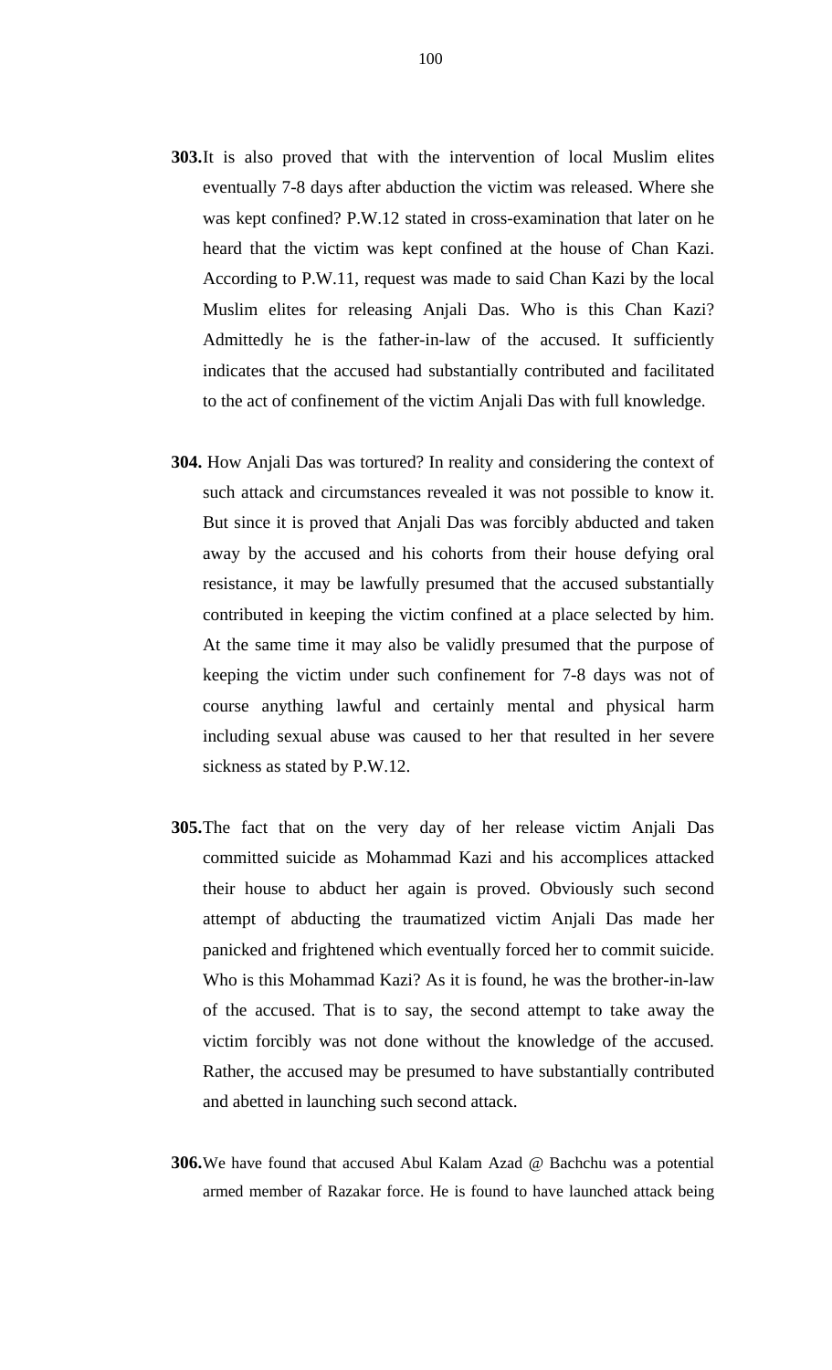**303.** It is also proved that with the intervention of local Muslim elites eventually 7-8 days after abduction the victim was released. Where she was kept confined? P.W.12 stated in cross-examination that later on he heard that the victim was kept confined at the house of Chan Kazi. According to P.W.11, request was made to said Chan Kazi by the local Muslim elites for releasing Anjali Das. Who is this Chan Kazi? Admittedly he is the father-in-law of the accused. It sufficiently indicates that the accused had substantially contributed and facilitated to the act of confinement of the victim Anjali Das with full knowledge.

**304.** How Anjali Das was tortured? In reality and considering the context of such attack and circumstances revealed it was not possible to know it. But since it is proved that Anjali Das was forcibly abducted and taken away by the accused and his cohorts from their house defying oral resistance, it may be lawfully presumed that the accused substantially contributed in keeping the victim confined at a place selected by him. At the same time it may also be validly presumed that the purpose of keeping the victim under such confinement for 7-8 days was not of course anything lawful and certainly mental and physical harm including sexual abuse was caused to her that resulted in her severe sickness as stated by P.W.12.

**305.** The fact that on the very day of her release victim Anjali Das committed suicide as Mohammad Kazi and his accomplices attacked their house to abduct her again is proved. Obviously such second attempt of abducting the traumatized victim Anjali Das made her panicked and frightened which eventually forced her to commit suicide. Who is this Mohammad Kazi? As it is found, he was the brother-in-law of the accused. That is to say, the second attempt to take away the victim forcibly was not done without the knowledge of the accused. Rather, the accused may be presumed to have substantially contributed and abetted in launching such second attack.

**306.** We have found that accused Abul Kalam Azad @ Bachchu was a potential armed member of Razakar force. He is found to have launched attack being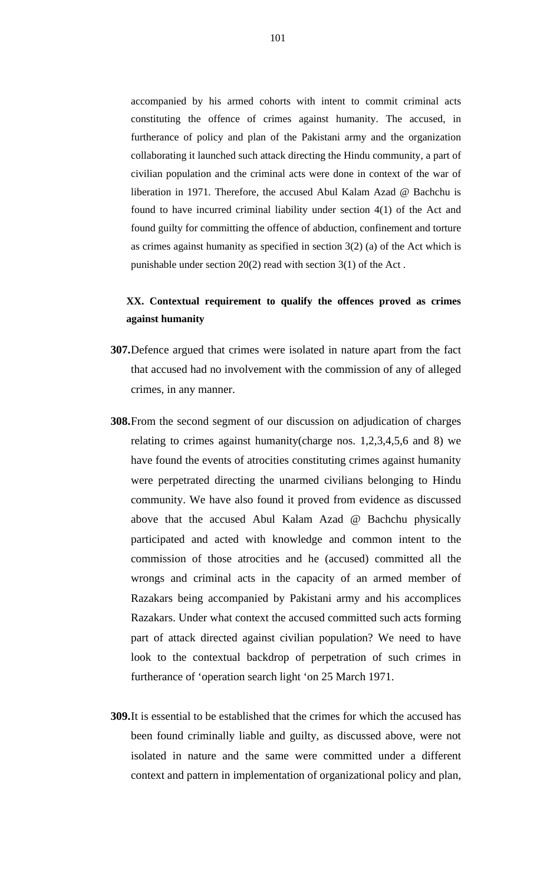accompanied by his armed cohorts with intent to commit criminal acts constituting the offence of crimes against humanity. The accused, in furtherance of policy and plan of the Pakistani army and the organization collaborating it launched such attack directing the Hindu community, a part of civilian population and the criminal acts were done in context of the war of liberation in 1971. Therefore, the accused Abul Kalam Azad @ Bachchu is found to have incurred criminal liability under section 4(1) of the Act and found guilty for committing the offence of abduction, confinement and torture as crimes against humanity as specified in section 3(2) (a) of the Act which is punishable under section 20(2) read with section 3(1) of the Act .

## XX. Contextual requirement to qualify the offences proved as crimes against humanity

**307.** Defence argued that crimes were isolated in nature apart from the fact that accused had no involvement with the commission of any of alleged crimes, in any manner.

**308.** From the second segment of our discussion on adjudication of charges relating to crimes against humanity(charge nos. 1,2,3,4,5,6 and 8) we have found the events of atrocities constituting crimes against humanity were perpetrated directing the unarmed civilians belonging to Hindu community. We have also found it proved from evidence as discussed above that the accused Abul Kalam Azad @ Bachchu physically participated and acted with knowledge and common intent to the commission of those atrocities and he (accused) committed all the wrongs and criminal acts in the capacity of an armed member of Razakars being accompanied by Pakistani army and his accomplices Razakars. Under what context the accused committed such acts forming part of attack directed against civilian population? We need to have look to the contextual backdrop of perpetration of such crimes in furtherance of 'operation search light 'on 25 March 1971.

**309.** It is essential to be established that the crimes for which the accused has been found criminally liable and guilty, as discussed above, were not isolated in nature and the same were committed under a different context and pattern in implementation of organizational policy and plan,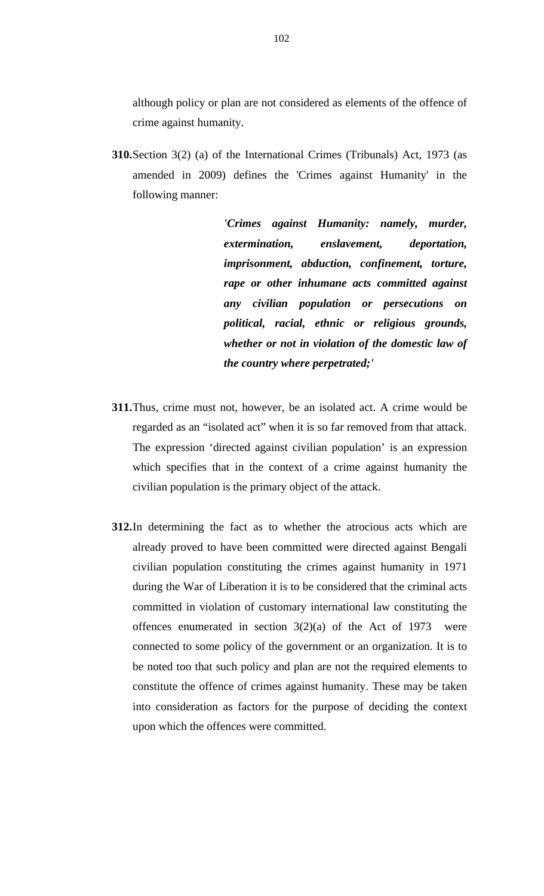although policy or plan are not considered as elements of the offence of crime against humanity.

**310.** Section 3(2) (a) of the International Crimes (Tribunals) Act, 1973 (as amended in 2009) defines the 'Crimes against Humanity' in the following manner:

> ***'Crimes against Humanity: namely, murder, extermination, enslavement, deportation, imprisonment, abduction, confinement, torture, rape or other inhumane acts committed against any civilian population or persecutions on political, racial, ethnic or religious grounds, whether or not in violation of the domestic law of the country where perpetrated;'***

**311.** Thus, crime must not, however, be an isolated act. A crime would be regarded as an "isolated act" when it is so far removed from that attack. The expression 'directed against civilian population' is an expression which specifies that in the context of a crime against humanity the civilian population is the primary object of the attack.

**312.** In determining the fact as to whether the atrocious acts which are already proved to have been committed were directed against Bengali civilian population constituting the crimes against humanity in 1971 during the War of Liberation it is to be considered that the criminal acts committed in violation of customary international law constituting the offences enumerated in section 3(2)(a) of the Act of 1973 were connected to some policy of the government or an organization. It is to be noted too that such policy and plan are not the required elements to constitute the offence of crimes against humanity. These may be taken into consideration as factors for the purpose of deciding the context upon which the offences were committed.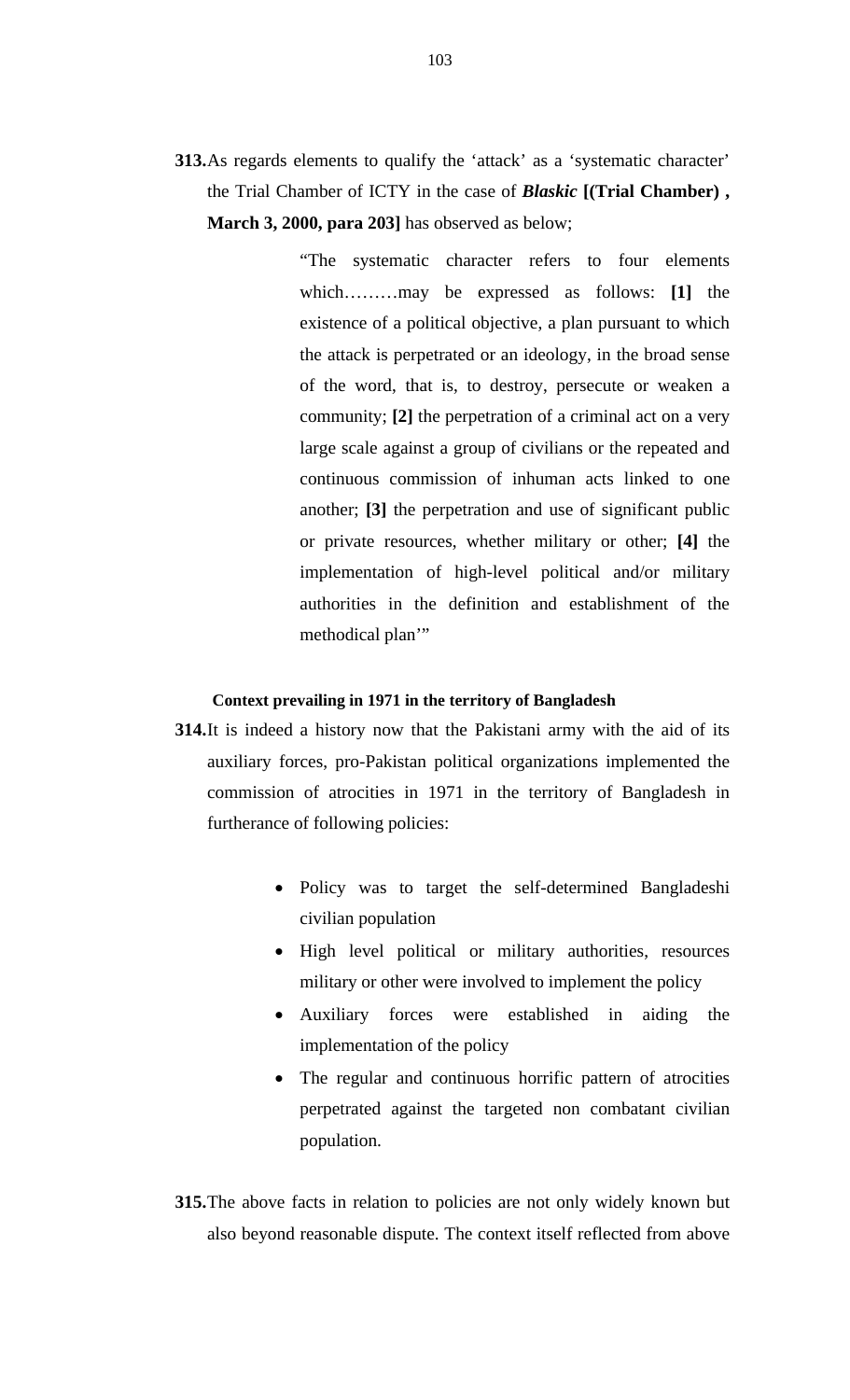**313.** As regards elements to qualify the 'attack' as a 'systematic character' the Trial Chamber of ICTY in the case of ***Blaskic*** **[(Trial Chamber) , March 3, 2000, para 203]** has observed as below;

> "The systematic character refers to four elements which………may be expressed as follows: **[1]** the existence of a political objective, a plan pursuant to which the attack is perpetrated or an ideology, in the broad sense of the word, that is, to destroy, persecute or weaken a community; **[2]** the perpetration of a criminal act on a very large scale against a group of civilians or the repeated and continuous commission of inhuman acts linked to one another; **[3]** the perpetration and use of significant public or private resources, whether military or other; **[4]** the implementation of high-level political and/or military authorities in the definition and establishment of the methodical plan'"

**Context prevailing in 1971 in the territory of Bangladesh**

**314.** It is indeed a history now that the Pakistani army with the aid of its auxiliary forces, pro-Pakistan political organizations implemented the commission of atrocities in 1971 in the territory of Bangladesh in furtherance of following policies:

- Policy was to target the self-determined Bangladeshi civilian population
- High level political or military authorities, resources military or other were involved to implement the policy
- Auxiliary forces were established in aiding the implementation of the policy
- The regular and continuous horrific pattern of atrocities perpetrated against the targeted non combatant civilian population.

**315.** The above facts in relation to policies are not only widely known but also beyond reasonable dispute. The context itself reflected from above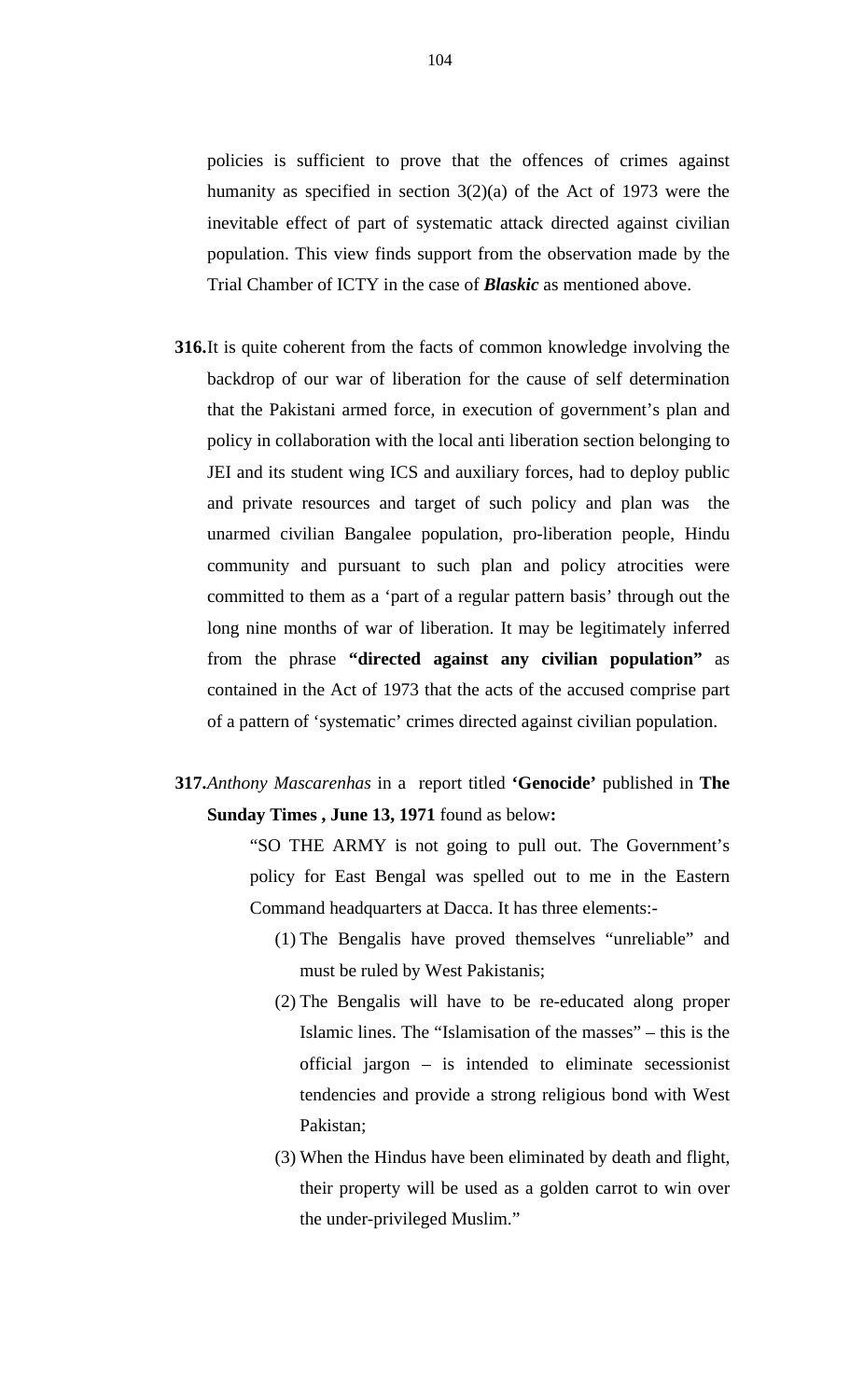policies is sufficient to prove that the offences of crimes against humanity as specified in section 3(2)(a) of the Act of 1973 were the inevitable effect of part of systematic attack directed against civilian population. This view finds support from the observation made by the Trial Chamber of ICTY in the case of ***Blaskic*** as mentioned above.

**316.** It is quite coherent from the facts of common knowledge involving the backdrop of our war of liberation for the cause of self determination that the Pakistani armed force, in execution of government's plan and policy in collaboration with the local anti liberation section belonging to JEI and its student wing ICS and auxiliary forces, had to deploy public and private resources and target of such policy and plan was the unarmed civilian Bangalee population, pro-liberation people, Hindu community and pursuant to such plan and policy atrocities were committed to them as a 'part of a regular pattern basis' through out the long nine months of war of liberation. It may be legitimately inferred from the phrase **"directed against any civilian population"** as contained in the Act of 1973 that the acts of the accused comprise part of a pattern of 'systematic' crimes directed against civilian population.

**317.** *Anthony Mascarenhas* in a report titled **'Genocide'** published in **The Sunday Times , June 13, 1971** found as below**:**

> "SO THE ARMY is not going to pull out. The Government's policy for East Bengal was spelled out to me in the Eastern Command headquarters at Dacca. It has three elements:-
>
> (1) The Bengalis have proved themselves "unreliable" and must be ruled by West Pakistanis;
>
> (2) The Bengalis will have to be re-educated along proper Islamic lines. The "Islamisation of the masses" – this is the official jargon – is intended to eliminate secessionist tendencies and provide a strong religious bond with West Pakistan;
>
> (3) When the Hindus have been eliminated by death and flight, their property will be used as a golden carrot to win over the under-privileged Muslim."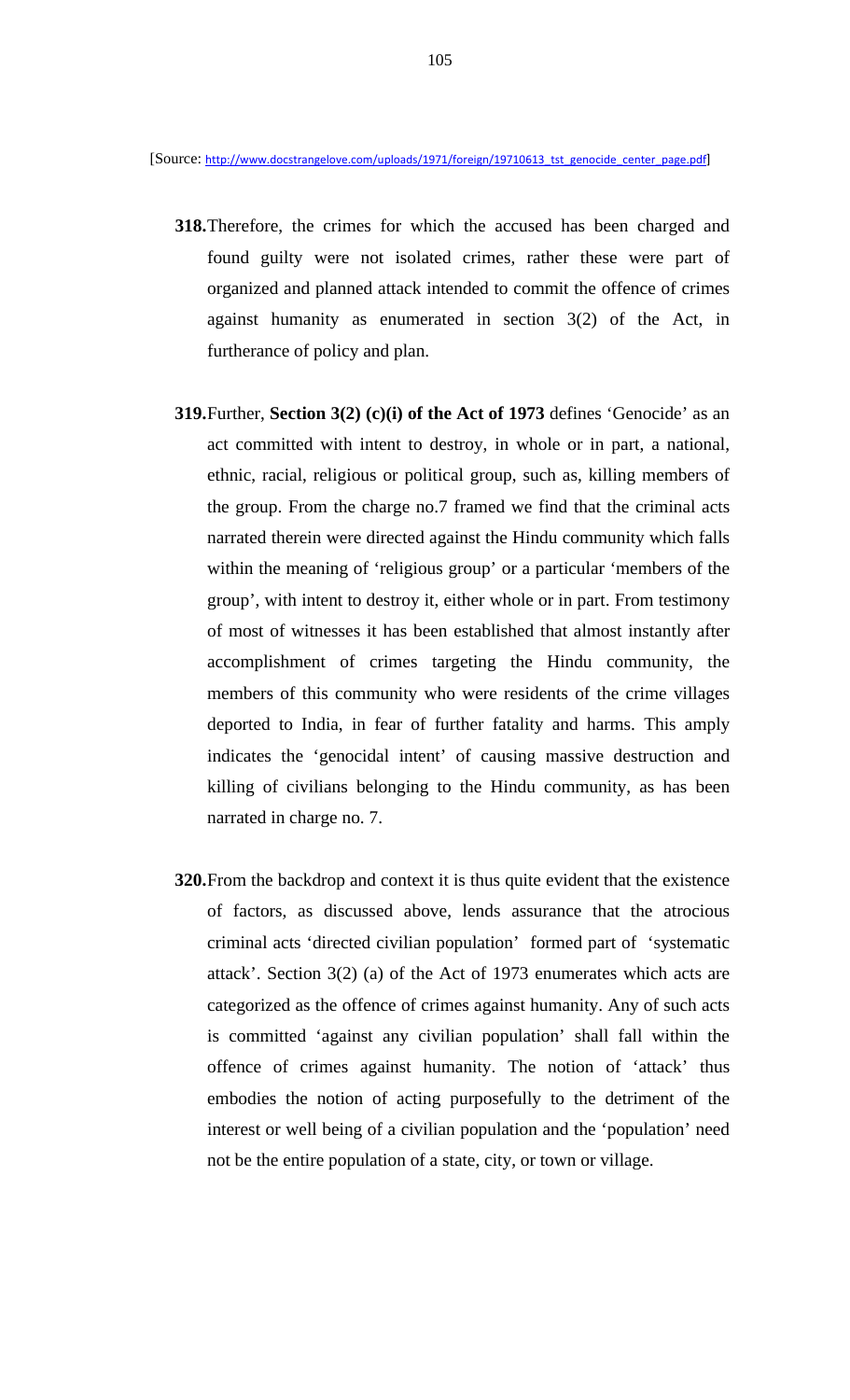[Source: http://www.docstrangelove.com/uploads/1971/foreign/19710613_tst_genocide_center_page.pdf]

**318.** Therefore, the crimes for which the accused has been charged and found guilty were not isolated crimes, rather these were part of organized and planned attack intended to commit the offence of crimes against humanity as enumerated in section 3(2) of the Act, in furtherance of policy and plan.

**319.** Further, **Section 3(2) (c)(i) of the Act of 1973** defines 'Genocide' as an act committed with intent to destroy, in whole or in part, a national, ethnic, racial, religious or political group, such as, killing members of the group. From the charge no.7 framed we find that the criminal acts narrated therein were directed against the Hindu community which falls within the meaning of 'religious group' or a particular 'members of the group', with intent to destroy it, either whole or in part. From testimony of most of witnesses it has been established that almost instantly after accomplishment of crimes targeting the Hindu community, the members of this community who were residents of the crime villages deported to India, in fear of further fatality and harms. This amply indicates the 'genocidal intent' of causing massive destruction and killing of civilians belonging to the Hindu community, as has been narrated in charge no. 7.

**320.** From the backdrop and context it is thus quite evident that the existence of factors, as discussed above, lends assurance that the atrocious criminal acts 'directed civilian population' formed part of 'systematic attack'. Section 3(2) (a) of the Act of 1973 enumerates which acts are categorized as the offence of crimes against humanity. Any of such acts is committed 'against any civilian population' shall fall within the offence of crimes against humanity. The notion of 'attack' thus embodies the notion of acting purposefully to the detriment of the interest or well being of a civilian population and the 'population' need not be the entire population of a state, city, or town or village.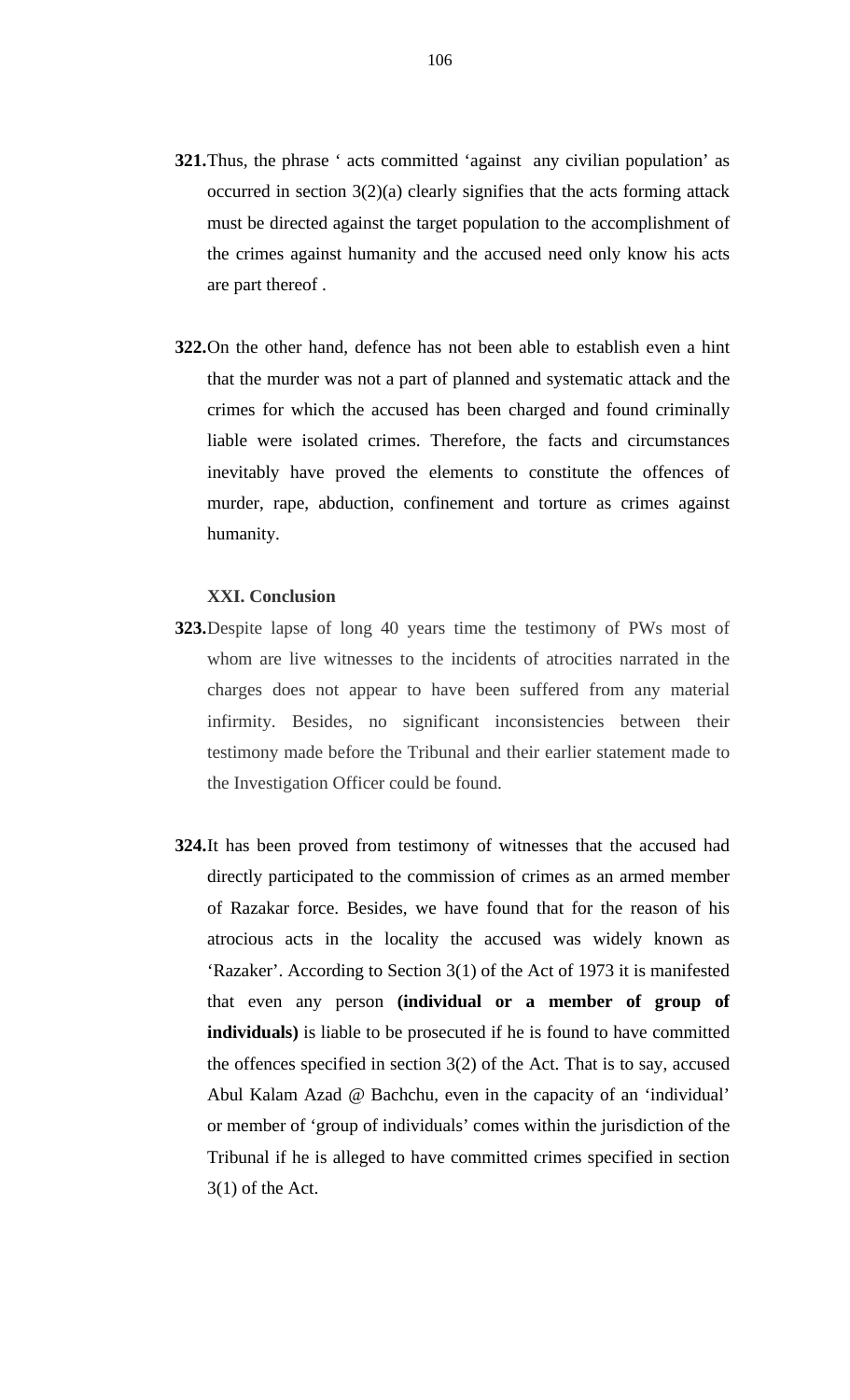**321.** Thus, the phrase ' acts committed 'against any civilian population' as occurred in section 3(2)(a) clearly signifies that the acts forming attack must be directed against the target population to the accomplishment of the crimes against humanity and the accused need only know his acts are part thereof .

**322.** On the other hand, defence has not been able to establish even a hint that the murder was not a part of planned and systematic attack and the crimes for which the accused has been charged and found criminally liable were isolated crimes. Therefore, the facts and circumstances inevitably have proved the elements to constitute the offences of murder, rape, abduction, confinement and torture as crimes against humanity.

**XXI. Conclusion**

**323.** Despite lapse of long 40 years time the testimony of PWs most of whom are live witnesses to the incidents of atrocities narrated in the charges does not appear to have been suffered from any material infirmity. Besides, no significant inconsistencies between their testimony made before the Tribunal and their earlier statement made to the Investigation Officer could be found.

**324.** It has been proved from testimony of witnesses that the accused had directly participated to the commission of crimes as an armed member of Razakar force. Besides, we have found that for the reason of his atrocious acts in the locality the accused was widely known as 'Razaker'. According to Section 3(1) of the Act of 1973 it is manifested that even any person **(individual or a member of group of individuals)** is liable to be prosecuted if he is found to have committed the offences specified in section 3(2) of the Act. That is to say, accused Abul Kalam Azad @ Bachchu, even in the capacity of an 'individual' or member of 'group of individuals' comes within the jurisdiction of the Tribunal if he is alleged to have committed crimes specified in section 3(1) of the Act.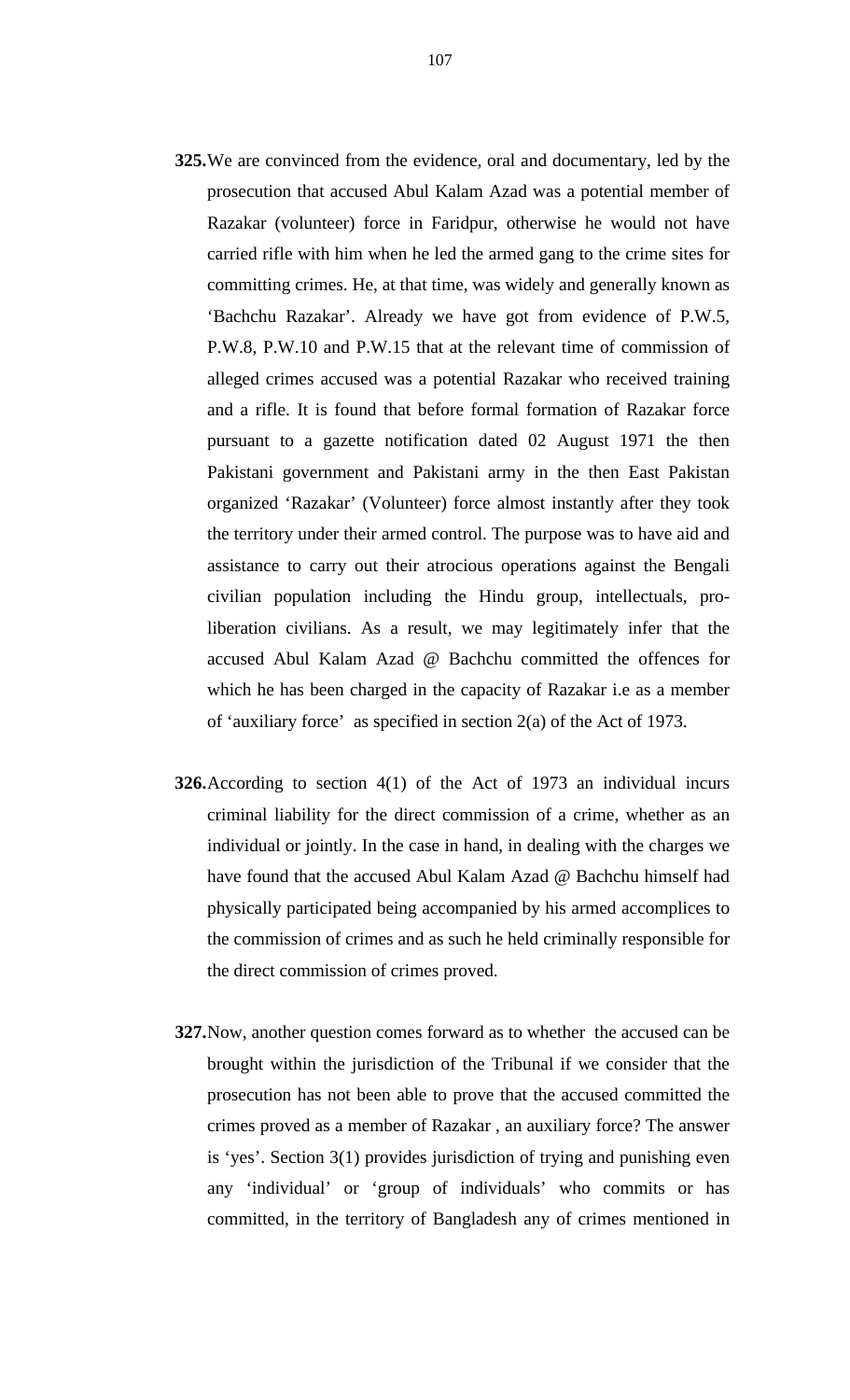**325.** We are convinced from the evidence, oral and documentary, led by the prosecution that accused Abul Kalam Azad was a potential member of Razakar (volunteer) force in Faridpur, otherwise he would not have carried rifle with him when he led the armed gang to the crime sites for committing crimes. He, at that time, was widely and generally known as 'Bachchu Razakar'. Already we have got from evidence of P.W.5, P.W.8, P.W.10 and P.W.15 that at the relevant time of commission of alleged crimes accused was a potential Razakar who received training and a rifle. It is found that before formal formation of Razakar force pursuant to a gazette notification dated 02 August 1971 the then Pakistani government and Pakistani army in the then East Pakistan organized 'Razakar' (Volunteer) force almost instantly after they took the territory under their armed control. The purpose was to have aid and assistance to carry out their atrocious operations against the Bengali civilian population including the Hindu group, intellectuals, pro-liberation civilians. As a result, we may legitimately infer that the accused Abul Kalam Azad @ Bachchu committed the offences for which he has been charged in the capacity of Razakar i.e as a member of 'auxiliary force' as specified in section 2(a) of the Act of 1973.

**326.** According to section 4(1) of the Act of 1973 an individual incurs criminal liability for the direct commission of a crime, whether as an individual or jointly. In the case in hand, in dealing with the charges we have found that the accused Abul Kalam Azad @ Bachchu himself had physically participated being accompanied by his armed accomplices to the commission of crimes and as such he held criminally responsible for the direct commission of crimes proved.

**327.** Now, another question comes forward as to whether the accused can be brought within the jurisdiction of the Tribunal if we consider that the prosecution has not been able to prove that the accused committed the crimes proved as a member of Razakar , an auxiliary force? The answer is 'yes'. Section 3(1) provides jurisdiction of trying and punishing even any 'individual' or 'group of individuals' who commits or has committed, in the territory of Bangladesh any of crimes mentioned in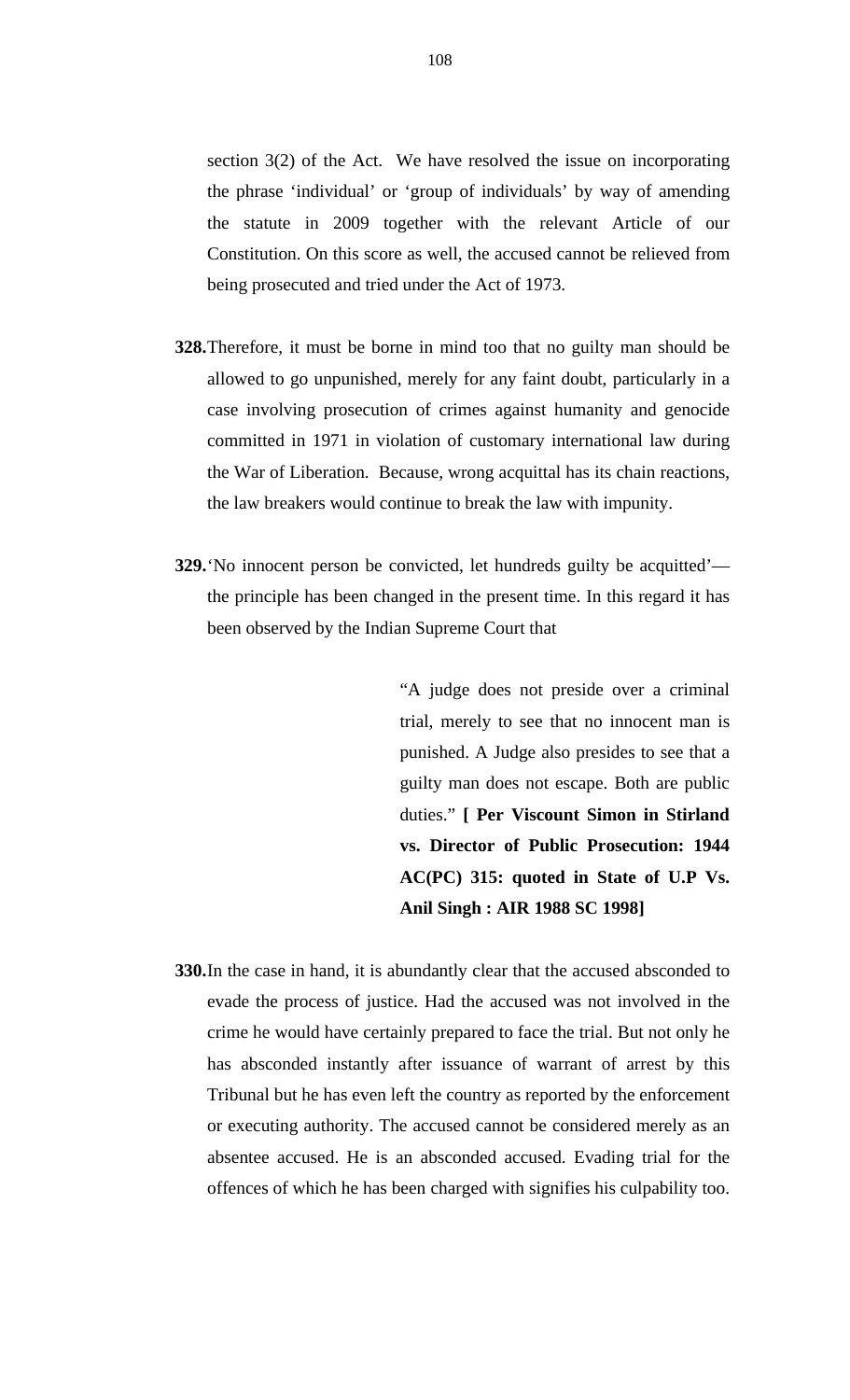section 3(2) of the Act. We have resolved the issue on incorporating the phrase 'individual' or 'group of individuals' by way of amending the statute in 2009 together with the relevant Article of our Constitution. On this score as well, the accused cannot be relieved from being prosecuted and tried under the Act of 1973.

**328.** Therefore, it must be borne in mind too that no guilty man should be allowed to go unpunished, merely for any faint doubt, particularly in a case involving prosecution of crimes against humanity and genocide committed in 1971 in violation of customary international law during the War of Liberation. Because, wrong acquittal has its chain reactions, the law breakers would continue to break the law with impunity.

**329.** 'No innocent person be convicted, let hundreds guilty be acquitted'— the principle has been changed in the present time. In this regard it has been observed by the Indian Supreme Court that

> "A judge does not preside over a criminal trial, merely to see that no innocent man is punished. A Judge also presides to see that a guilty man does not escape. Both are public duties." **[ Per Viscount Simon in Stirland vs. Director of Public Prosecution: 1944 AC(PC) 315: quoted in State of U.P Vs. Anil Singh : AIR 1988 SC 1998]**

**330.** In the case in hand, it is abundantly clear that the accused absconded to evade the process of justice. Had the accused was not involved in the crime he would have certainly prepared to face the trial. But not only he has absconded instantly after issuance of warrant of arrest by this Tribunal but he has even left the country as reported by the enforcement or executing authority. The accused cannot be considered merely as an absentee accused. He is an absconded accused. Evading trial for the offences of which he has been charged with signifies his culpability too.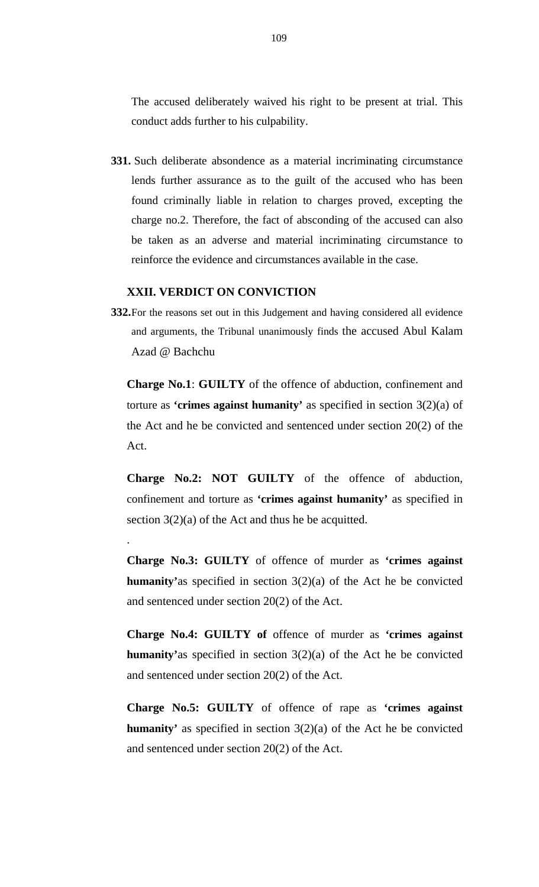The accused deliberately waived his right to be present at trial. This conduct adds further to his culpability.

**331.** Such deliberate absondence as a material incriminating circumstance lends further assurance as to the guilt of the accused who has been found criminally liable in relation to charges proved, excepting the charge no.2. Therefore, the fact of absconding of the accused can also be taken as an adverse and material incriminating circumstance to reinforce the evidence and circumstances available in the case.

## XXII. VERDICT ON CONVICTION

**332.** For the reasons set out in this Judgement and having considered all evidence and arguments, the Tribunal unanimously finds the accused Abul Kalam Azad @ Bachchu

**Charge No.1**: **GUILTY** of the offence of abduction, confinement and torture as **'crimes against humanity'** as specified in section 3(2)(a) of the Act and he be convicted and sentenced under section 20(2) of the Act.

**Charge No.2: NOT GUILTY** of the offence of abduction, confinement and torture as **'crimes against humanity'** as specified in section 3(2)(a) of the Act and thus he be acquitted.

.

**Charge No.3: GUILTY** of offence of murder as **'crimes against humanity'**as specified in section 3(2)(a) of the Act he be convicted and sentenced under section 20(2) of the Act.

**Charge No.4: GUILTY of** offence of murder as **'crimes against humanity'**as specified in section 3(2)(a) of the Act he be convicted and sentenced under section 20(2) of the Act.

**Charge No.5: GUILTY** of offence of rape as **'crimes against humanity'** as specified in section 3(2)(a) of the Act he be convicted and sentenced under section 20(2) of the Act.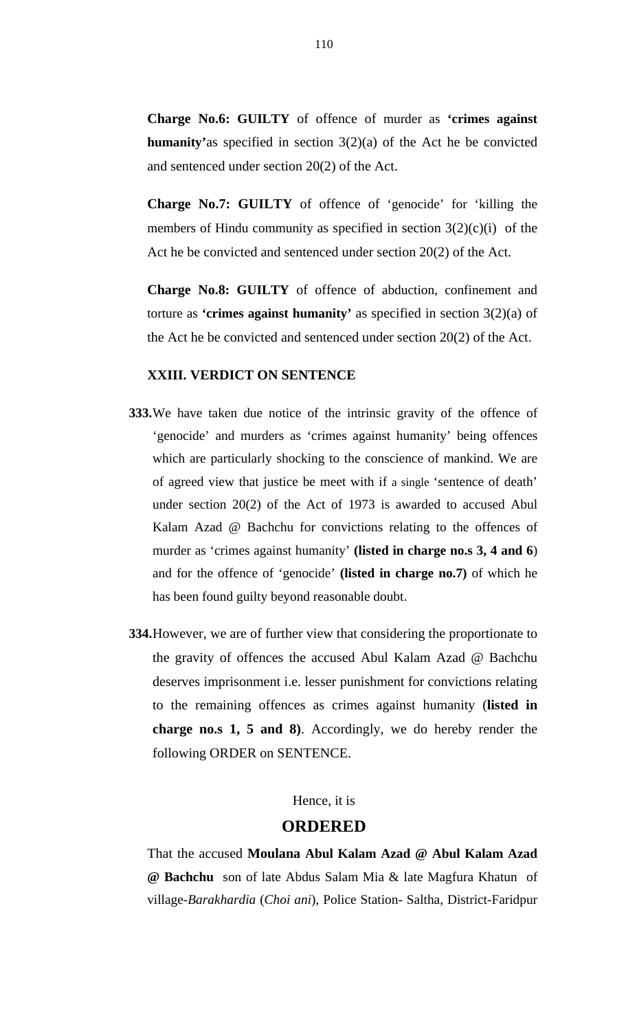**Charge No.6: GUILTY** of offence of murder as **'crimes against humanity'**as specified in section 3(2)(a) of the Act he be convicted and sentenced under section 20(2) of the Act.

**Charge No.7: GUILTY** of offence of 'genocide' for 'killing the members of Hindu community as specified in section 3(2)(c)(i) of the Act he be convicted and sentenced under section 20(2) of the Act.

**Charge No.8: GUILTY** of offence of abduction, confinement and torture as **'crimes against humanity'** as specified in section 3(2)(a) of the Act he be convicted and sentenced under section 20(2) of the Act.

## XXIII. VERDICT ON SENTENCE

**333.** We have taken due notice of the intrinsic gravity of the offence of 'genocide' and murders as 'crimes against humanity' being offences which are particularly shocking to the conscience of mankind. We are of agreed view that justice be meet with if a single 'sentence of death' under section 20(2) of the Act of 1973 is awarded to accused Abul Kalam Azad @ Bachchu for convictions relating to the offences of murder as 'crimes against humanity' **(listed in charge no.s 3, 4 and 6)** and for the offence of 'genocide' **(listed in charge no.7)** of which he has been found guilty beyond reasonable doubt.

**334.** However, we are of further view that considering the proportionate to the gravity of offences the accused Abul Kalam Azad @ Bachchu deserves imprisonment i.e. lesser punishment for convictions relating to the remaining offences as crimes against humanity (**listed in charge no.s 1, 5 and 8)**. Accordingly, we do hereby render the following ORDER on SENTENCE.

Hence, it is

## ORDERED

That the accused **Moulana Abul Kalam Azad @ Abul Kalam Azad @ Bachchu** son of late Abdus Salam Mia & late Magfura Khatun of village-*Barakhardia* (*Choi ani*), Police Station- Saltha, District-Faridpur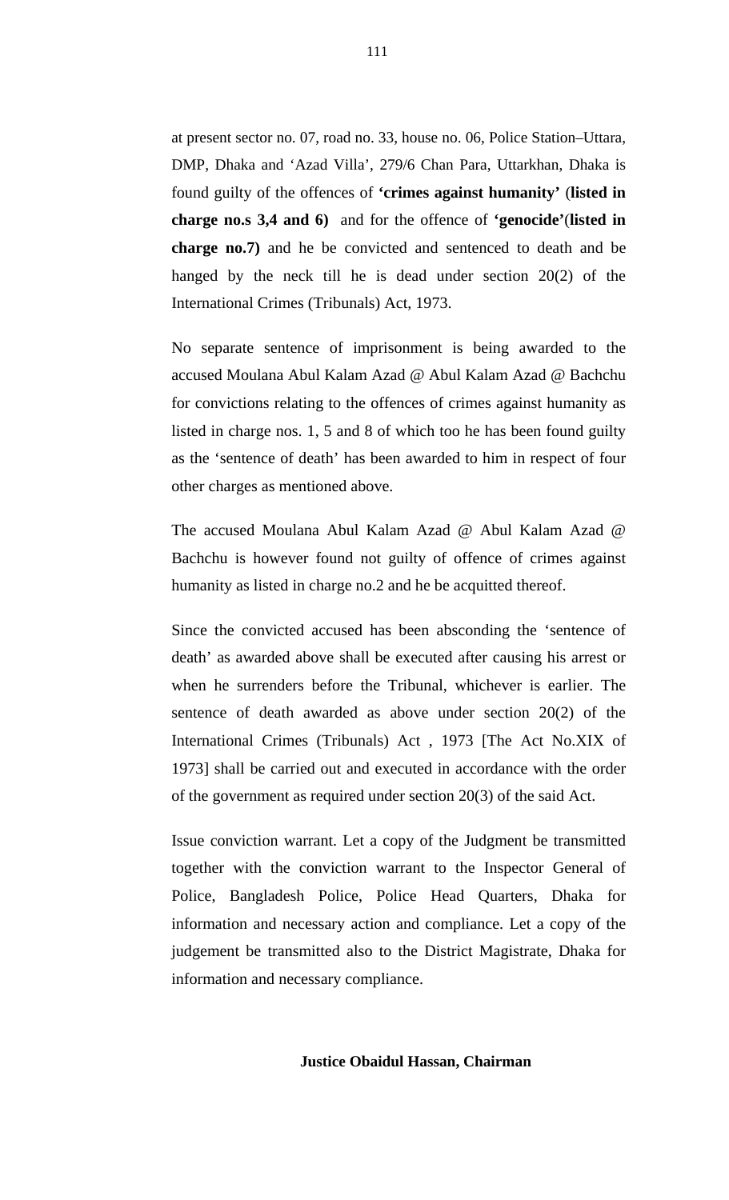at present sector no. 07, road no. 33, house no. 06, Police Station–Uttara, DMP, Dhaka and 'Azad Villa', 279/6 Chan Para, Uttarkhan, Dhaka is found guilty of the offences of **'crimes against humanity'** (**listed in charge no.s 3,4 and 6)** and for the offence of **'genocide'**(**listed in charge no.7)** and he be convicted and sentenced to death and be hanged by the neck till he is dead under section 20(2) of the International Crimes (Tribunals) Act, 1973.

No separate sentence of imprisonment is being awarded to the accused Moulana Abul Kalam Azad @ Abul Kalam Azad @ Bachchu for convictions relating to the offences of crimes against humanity as listed in charge nos. 1, 5 and 8 of which too he has been found guilty as the 'sentence of death' has been awarded to him in respect of four other charges as mentioned above.

The accused Moulana Abul Kalam Azad @ Abul Kalam Azad @ Bachchu is however found not guilty of offence of crimes against humanity as listed in charge no.2 and he be acquitted thereof.

Since the convicted accused has been absconding the 'sentence of death' as awarded above shall be executed after causing his arrest or when he surrenders before the Tribunal, whichever is earlier. The sentence of death awarded as above under section 20(2) of the International Crimes (Tribunals) Act , 1973 [The Act No.XIX of 1973] shall be carried out and executed in accordance with the order of the government as required under section 20(3) of the said Act.

Issue conviction warrant. Let a copy of the Judgment be transmitted together with the conviction warrant to the Inspector General of Police, Bangladesh Police, Police Head Quarters, Dhaka for information and necessary action and compliance. Let a copy of the judgement be transmitted also to the District Magistrate, Dhaka for information and necessary compliance.

**Justice Obaidul Hassan, Chairman**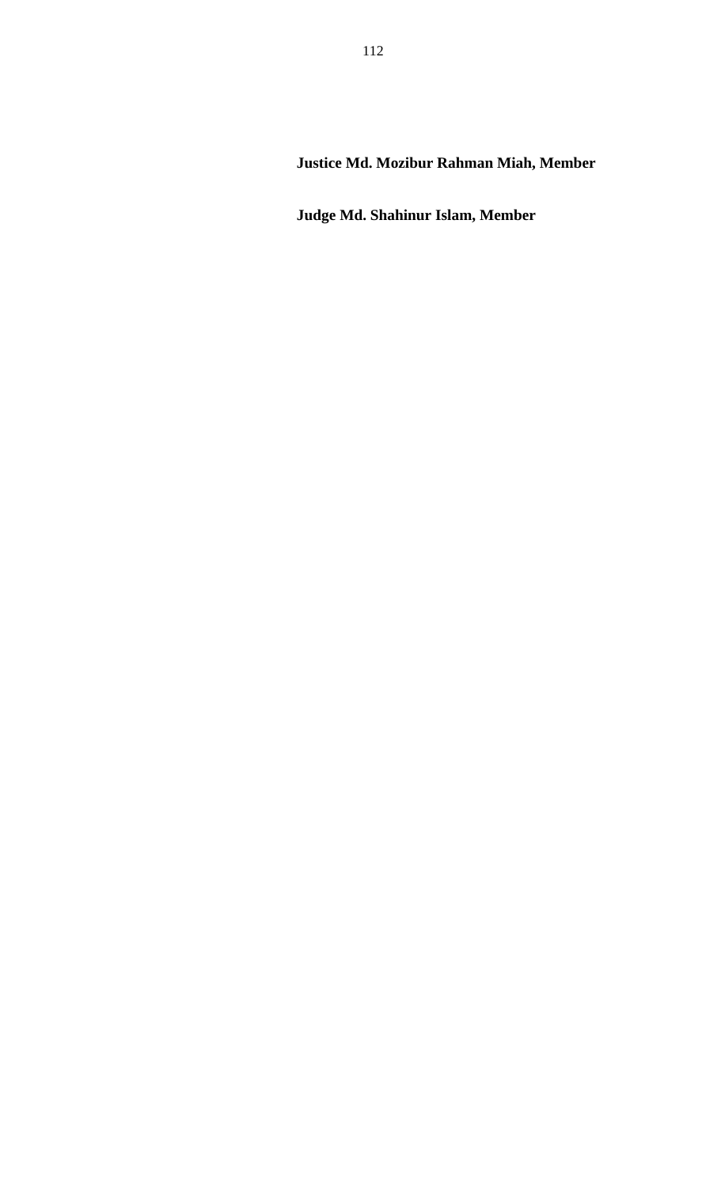**Justice Md. Mozibur Rahman Miah, Member**

**Judge Md. Shahinur Islam, Member**